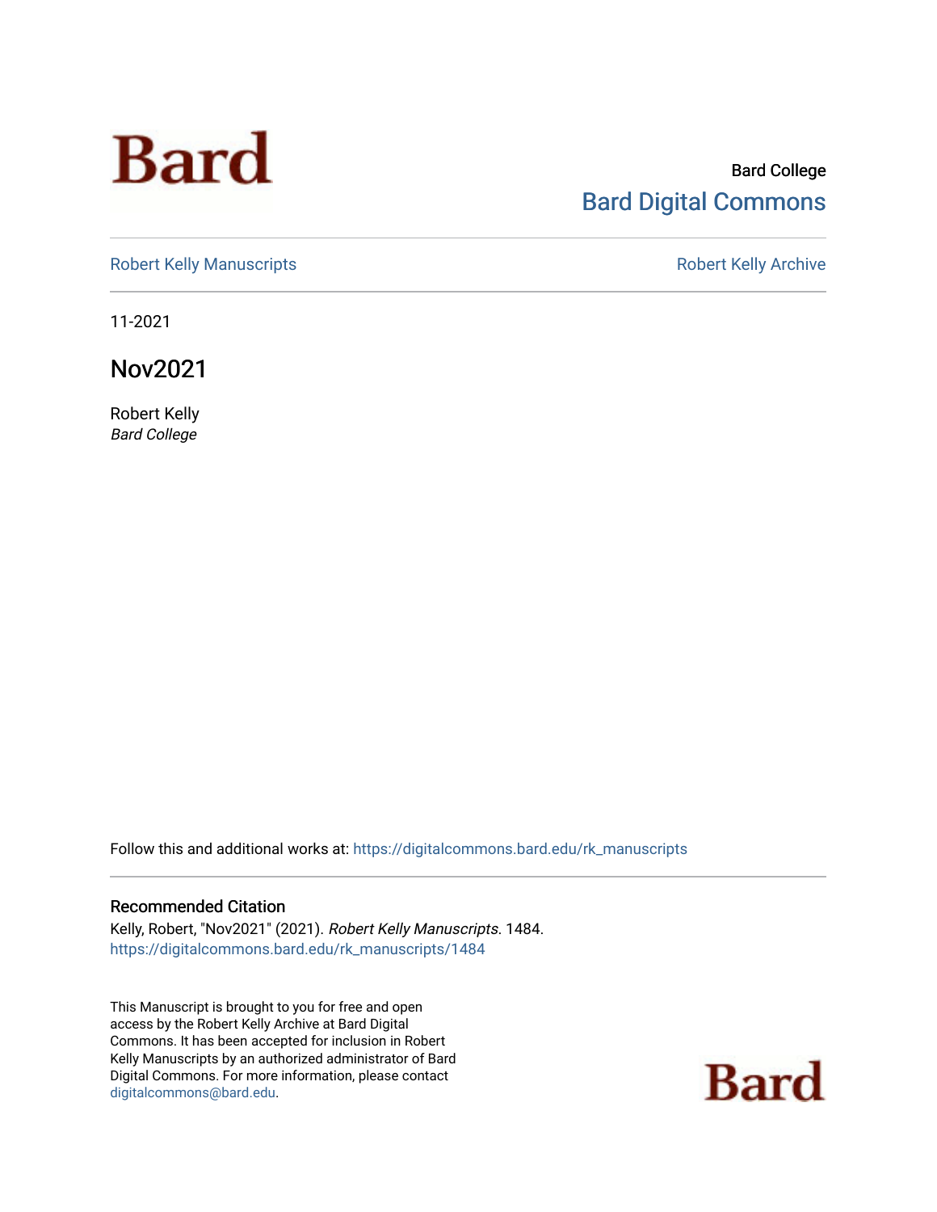Bard

Bard College
Bard Digital Commons

Robert Kelly Manuscripts | Robert Kelly Archive

11-2021

# Nov2021

Robert Kelly
*Bard College*

Follow this and additional works at: https://digitalcommons.bard.edu/rk_manuscripts

### Recommended Citation

Kelly, Robert, "Nov2021" (2021). *Robert Kelly Manuscripts*. 1484.
https://digitalcommons.bard.edu/rk_manuscripts/1484

This Manuscript is brought to you for free and open access by the Robert Kelly Archive at Bard Digital Commons. It has been accepted for inclusion in Robert Kelly Manuscripts by an authorized administrator of Bard Digital Commons. For more information, please contact digitalcommons@bard.edu.

Bard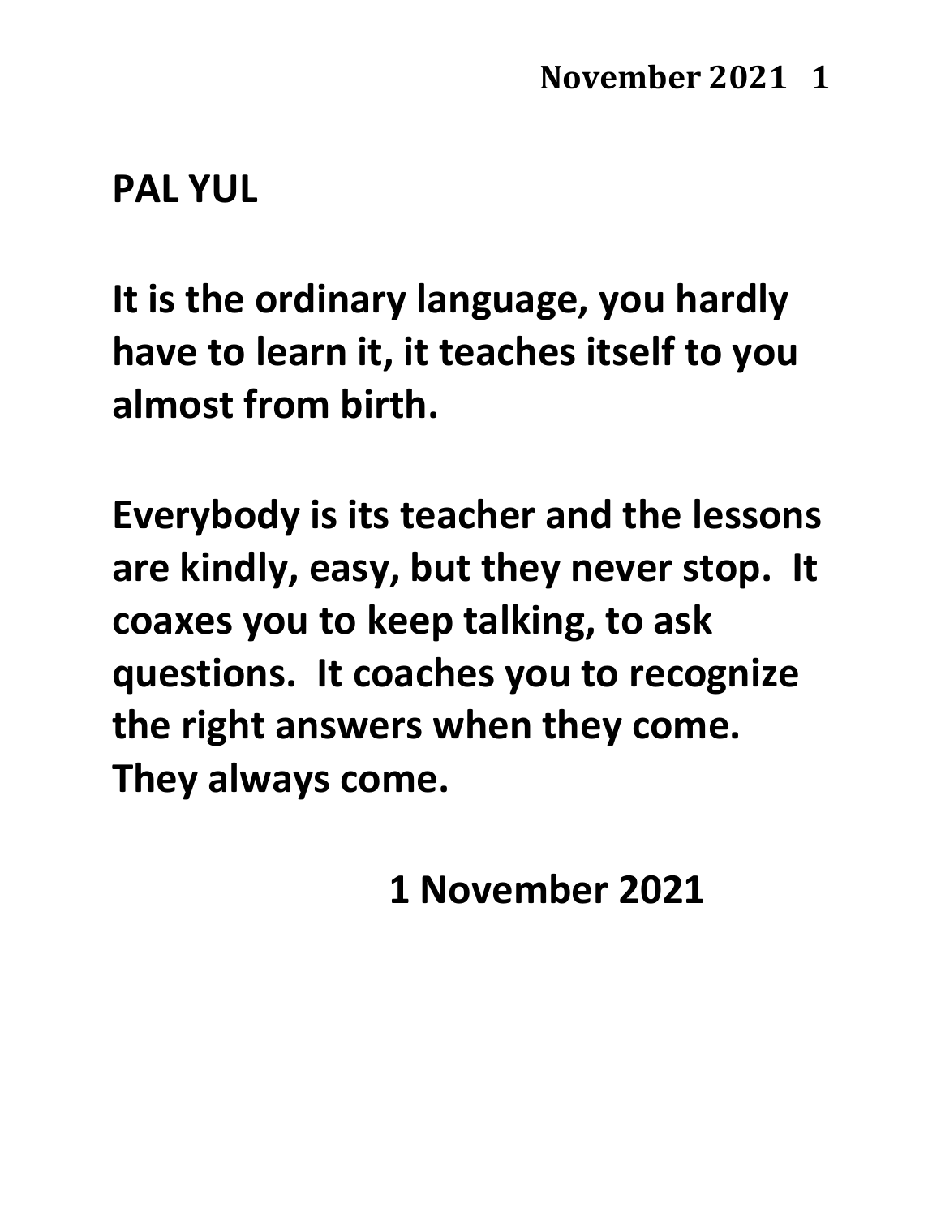**PAL YUL**

**It is the ordinary language, you hardly have to learn it, it teaches itself to you almost from birth.**

**Everybody is its teacher and the lessons are kindly, easy, but they never stop. It coaxes you to keep talking, to ask questions. It coaches you to recognize the right answers when they come. They always come.**

**1 November 2021**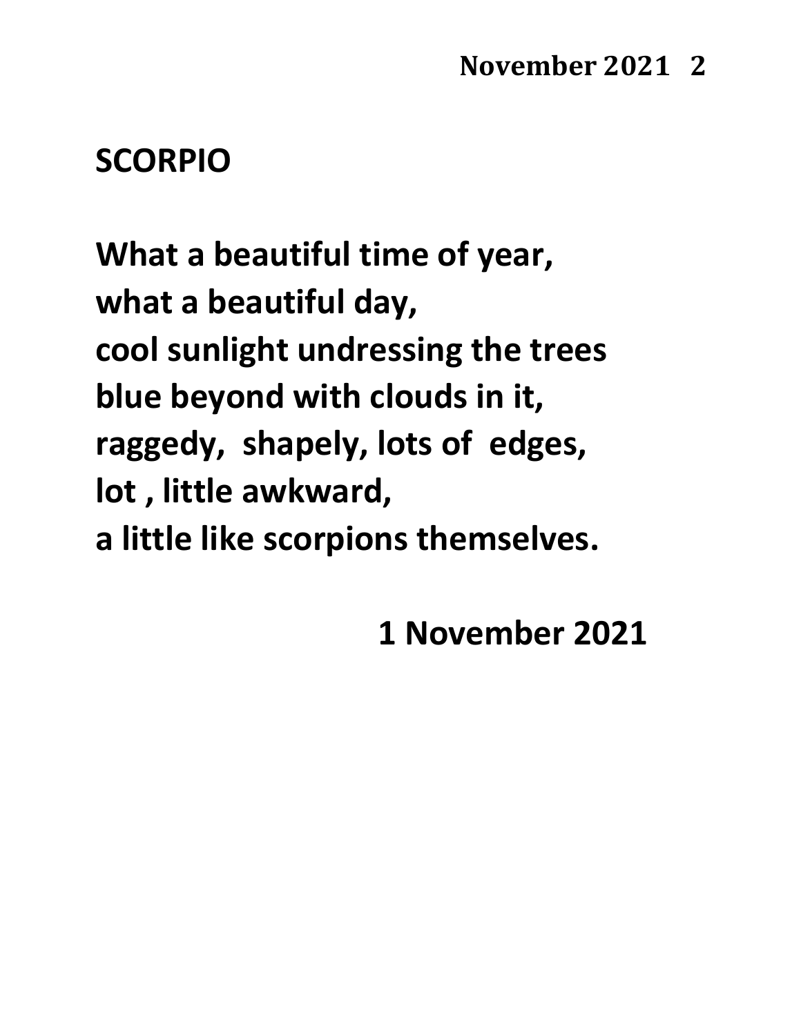## SCORPIO

What a beautiful time of year,  
what a beautiful day,  
cool sunlight undressing the trees  
blue beyond with clouds in it,  
raggedy,  shapely, lots of  edges,  
lot , little awkward,  
a little like scorpions themselves.

1 November 2021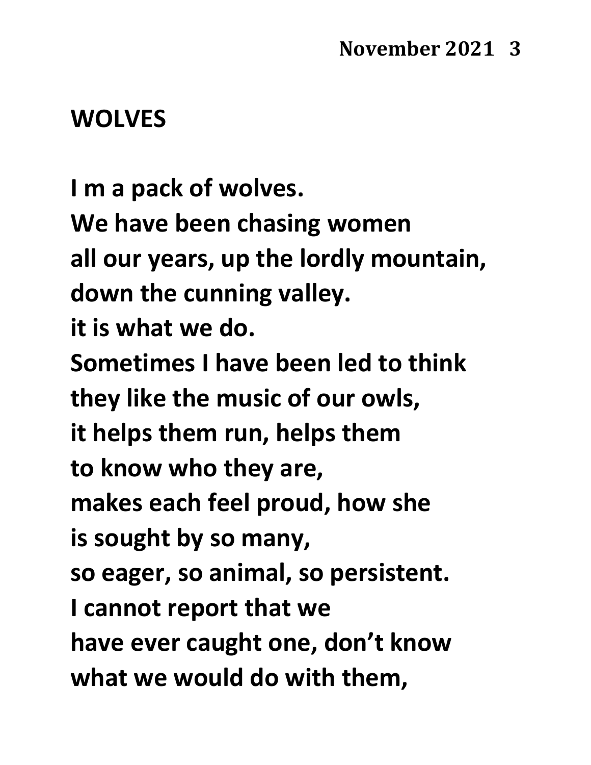## WOLVES

I m a pack of wolves.
We have been chasing women
all our years, up the lordly mountain,
down the cunning valley.
it is what we do.
Sometimes I have been led to think
they like the music of our owls,
it helps them run, helps them
to know who they are,
makes each feel proud, how she
is sought by so many,
so eager, so animal, so persistent.
I cannot report that we
have ever caught one, don't know
what we would do with them,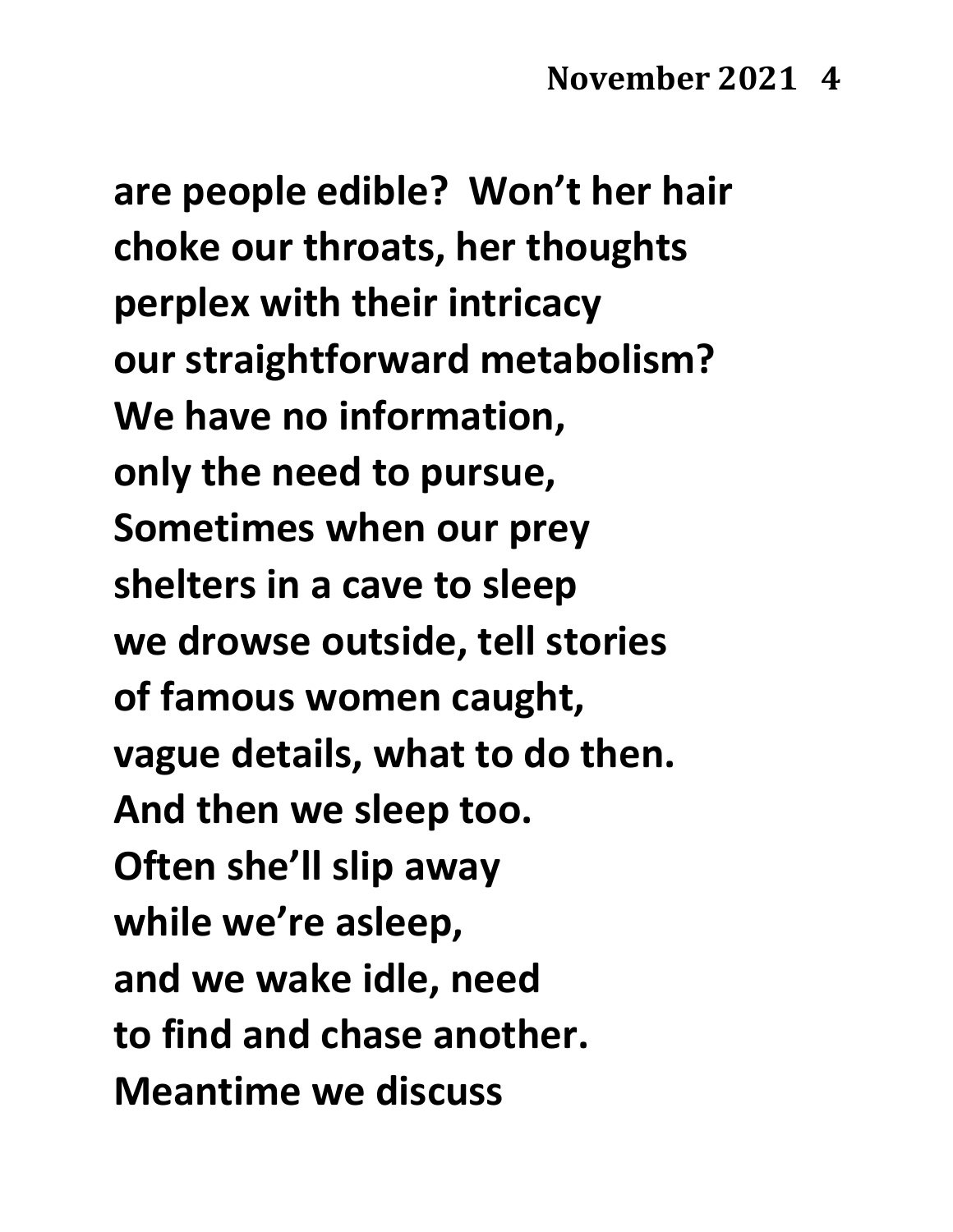are people edible?  Won't her hair
choke our throats, her thoughts
perplex with their intricacy
our straightforward metabolism?
We have no information,
only the need to pursue,
Sometimes when our prey
shelters in a cave to sleep
we drowse outside, tell stories
of famous women caught,
vague details, what to do then.
And then we sleep too.
Often she'll slip away
while we're asleep,
and we wake idle, need
to find and chase another.
Meantime we discuss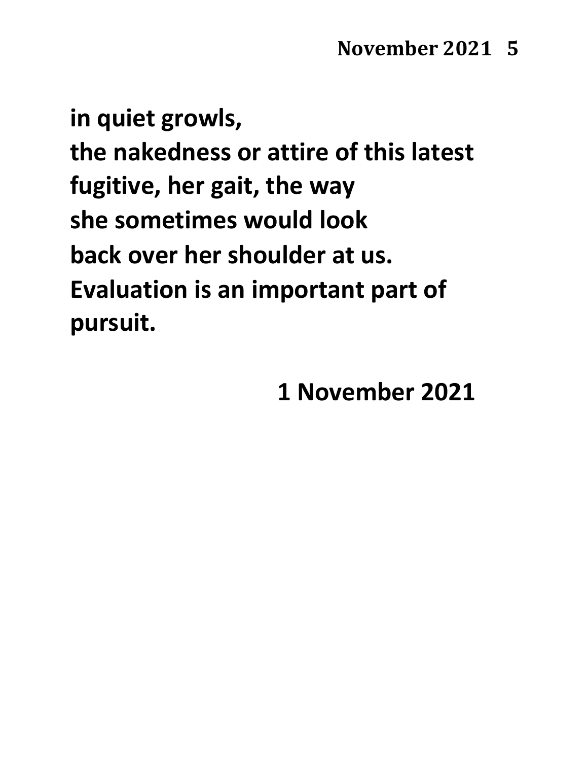**in quiet growls,**
**the nakedness or attire of this latest**
**fugitive, her gait, the way**
**she sometimes would look**
**back over her shoulder at us.**
**Evaluation is an important part of**
**pursuit.**

**1 November 2021**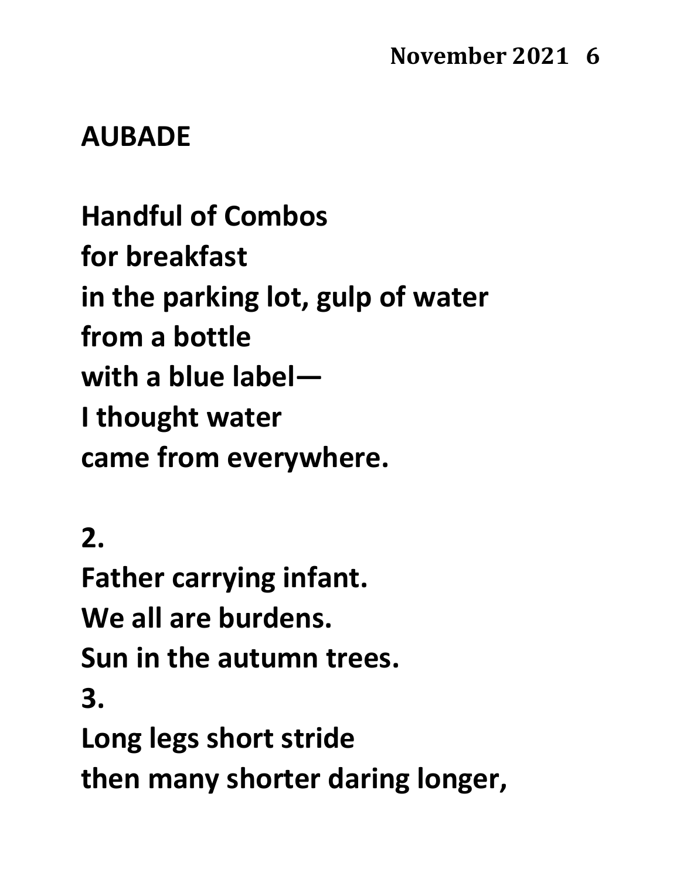## AUBADE

**Handful of Combos**
**for breakfast**
**in the parking lot, gulp of water**
**from a bottle**
**with a blue label—**
**I thought water**
**came from everywhere.**

**2.**
**Father carrying infant.**
**We all are burdens.**
**Sun in the autumn trees.**
**3.**
**Long legs short stride**
**then many shorter daring longer,**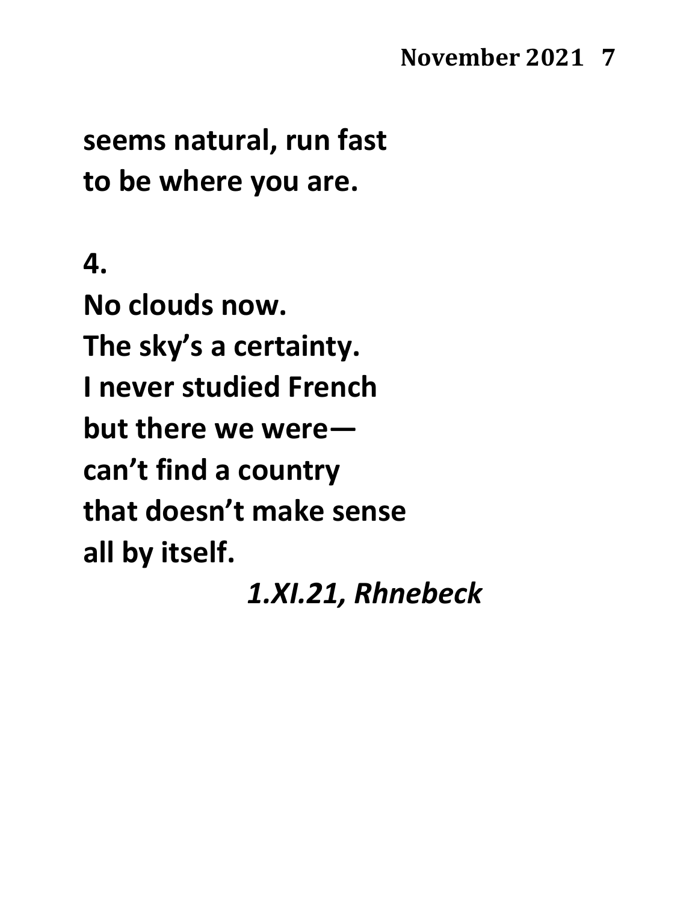**seems natural, run fast**
**to be where you are.**

**4.**

**No clouds now.**
**The sky's a certainty.**
**I never studied French**
**but there we were—**
**can't find a country**
**that doesn't make sense**
**all by itself.**

*1.XI.21, Rhnebeck*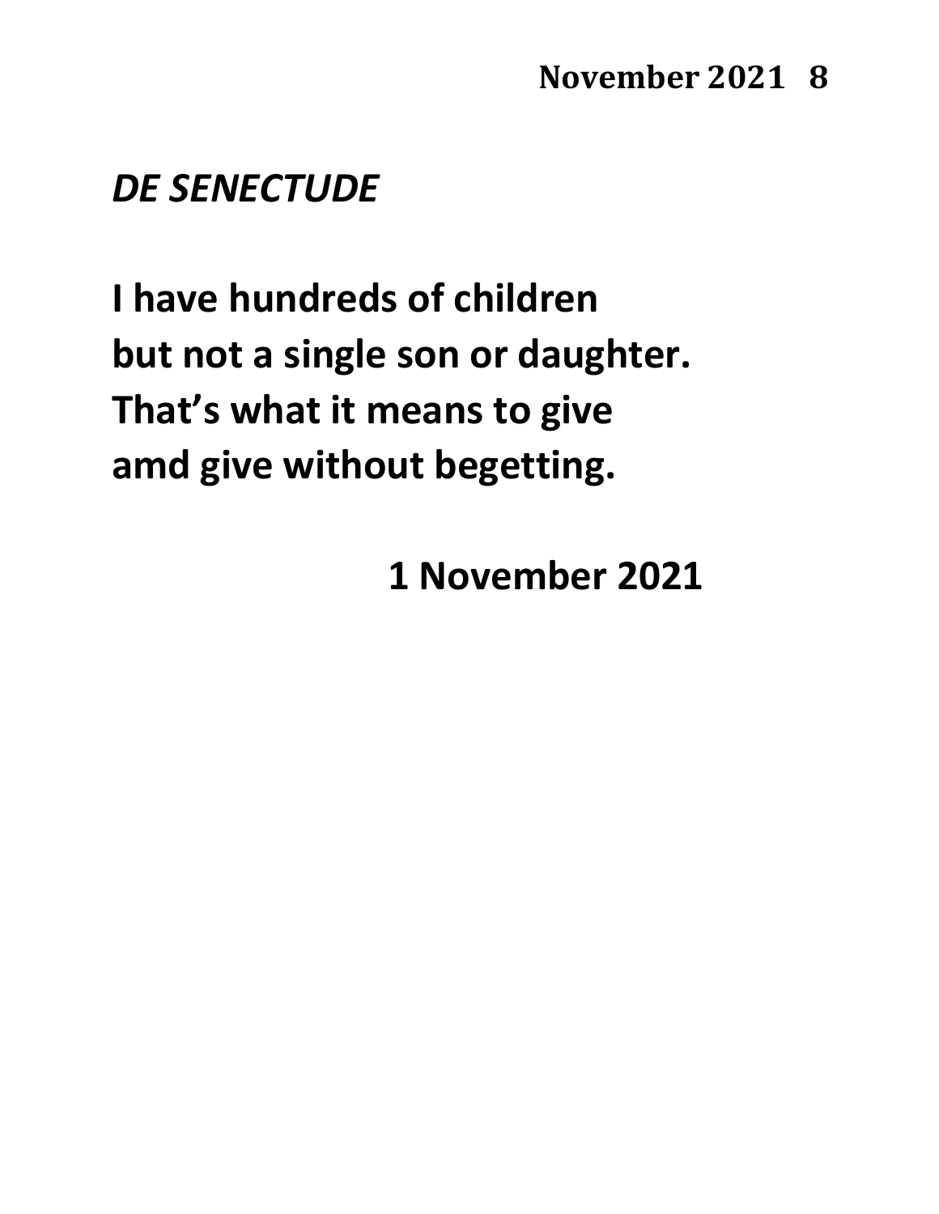*DE SENECTUDE*

**I have hundreds of children**
**but not a single son or daughter.**
**That's what it means to give**
**amd give without begetting.**

**1 November 2021**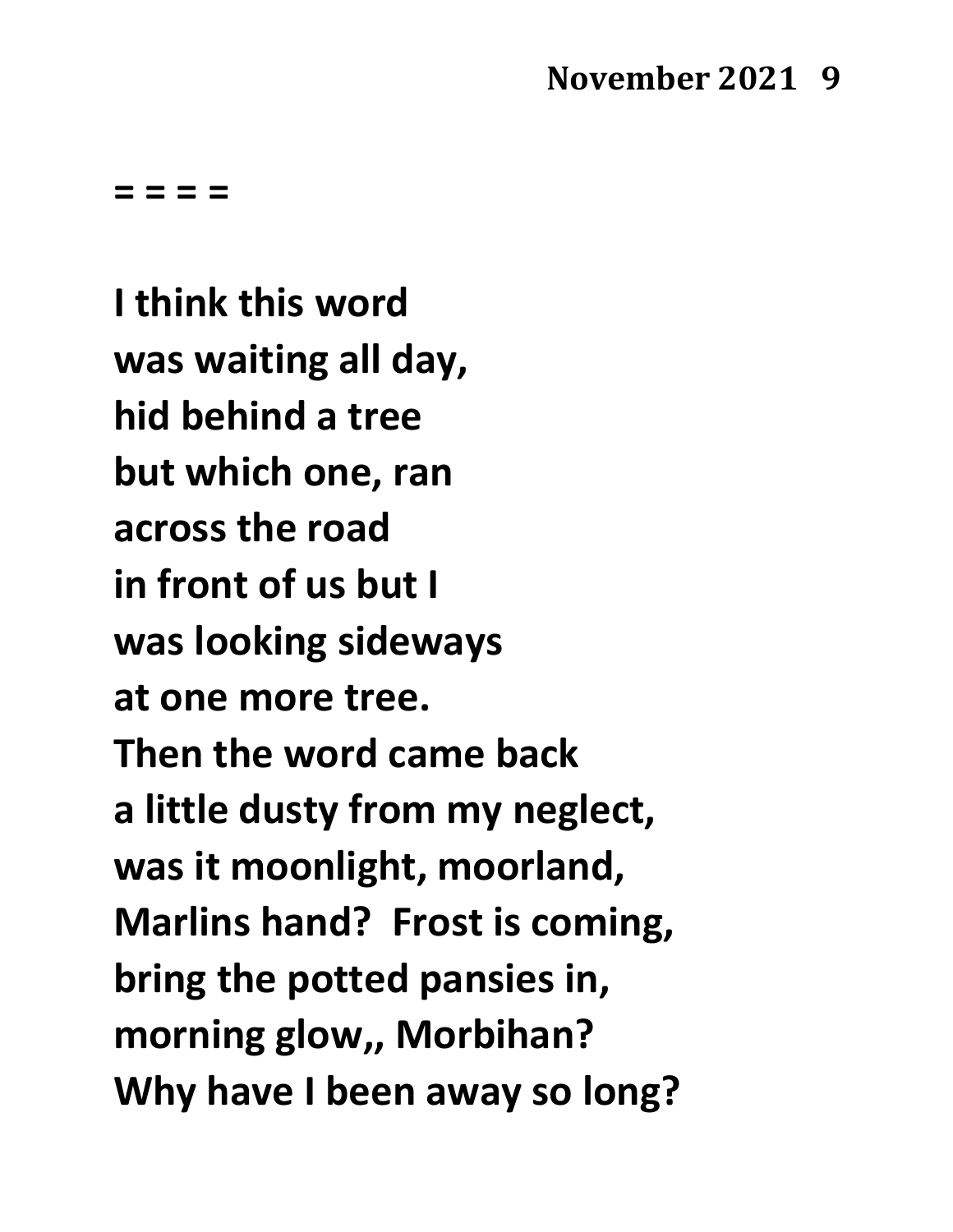= = = =

I think this word  
was waiting all day,  
hid behind a tree  
but which one, ran  
across the road  
in front of us but I  
was looking sideways  
at one more tree.  
Then the word came back  
a little dusty from my neglect,  
was it moonlight, moorland,  
Marlins hand?  Frost is coming,  
bring the potted pansies in,  
morning glow,, Morbihan?  
Why have I been away so long?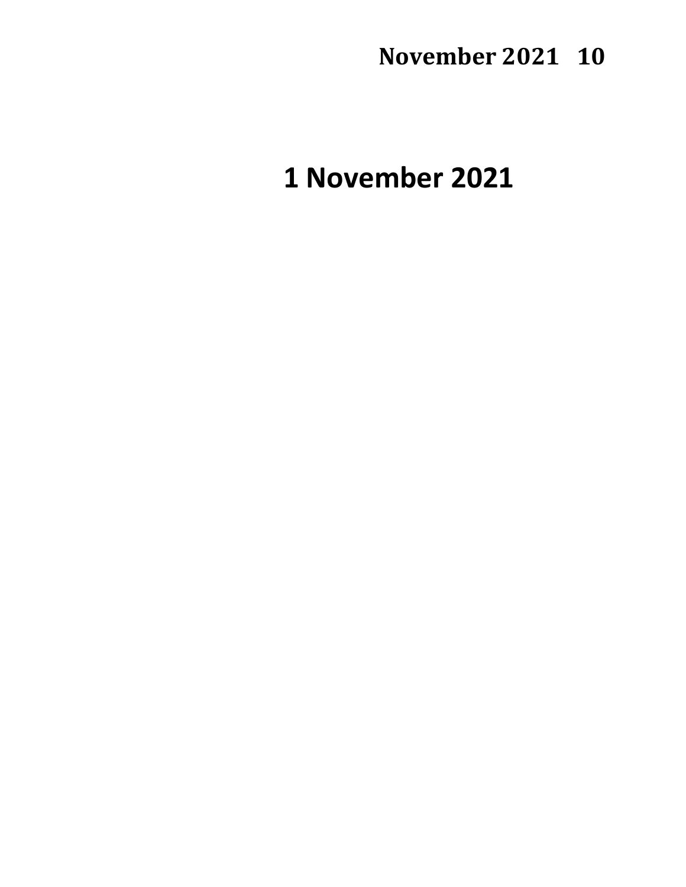# 1 November 2021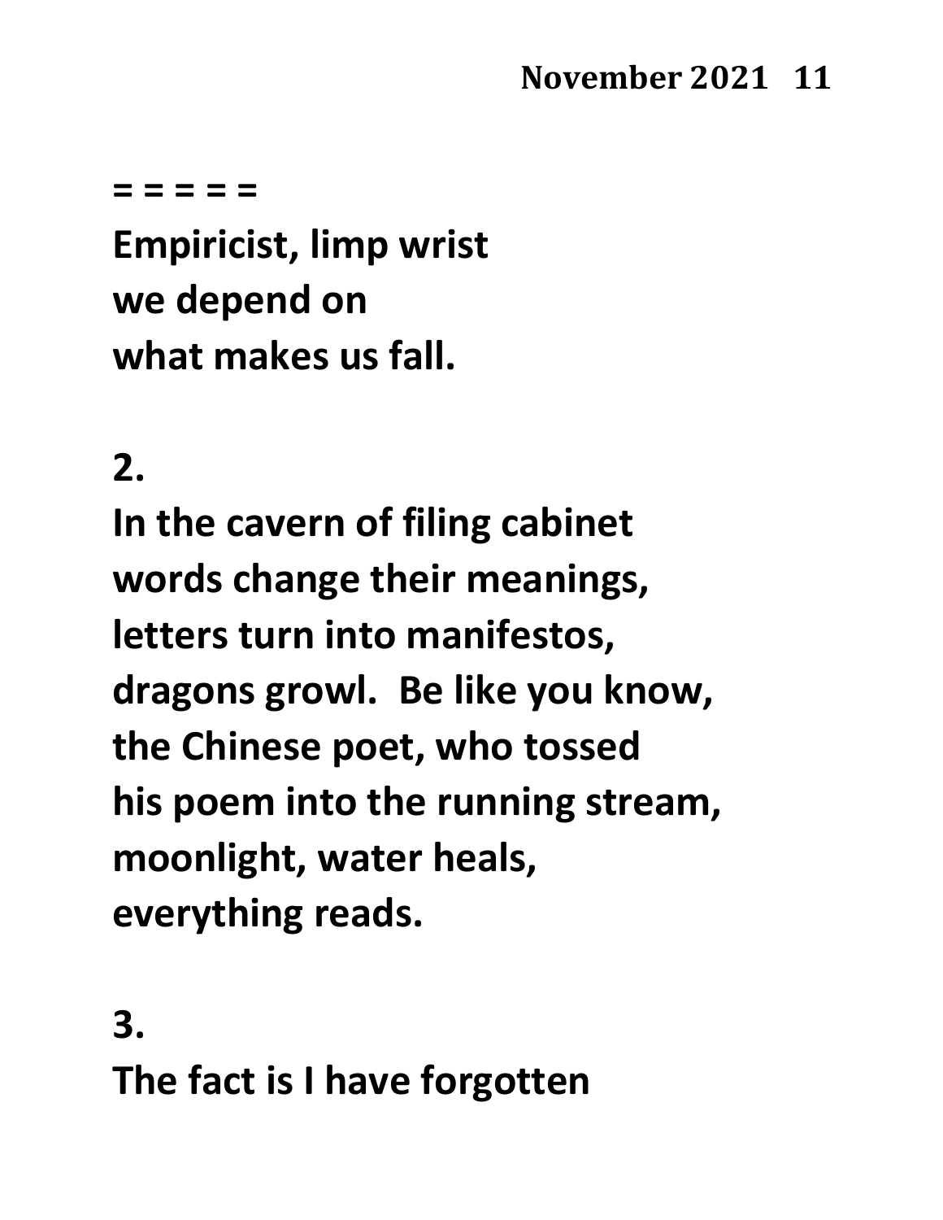= = = = =

Empiricist, limp wrist
we depend on
what makes us fall.

2.

In the cavern of filing cabinet
words change their meanings,
letters turn into manifestos,
dragons growl.  Be like you know,
the Chinese poet, who tossed
his poem into the running stream,
moonlight, water heals,
everything reads.

3.

The fact is I have forgotten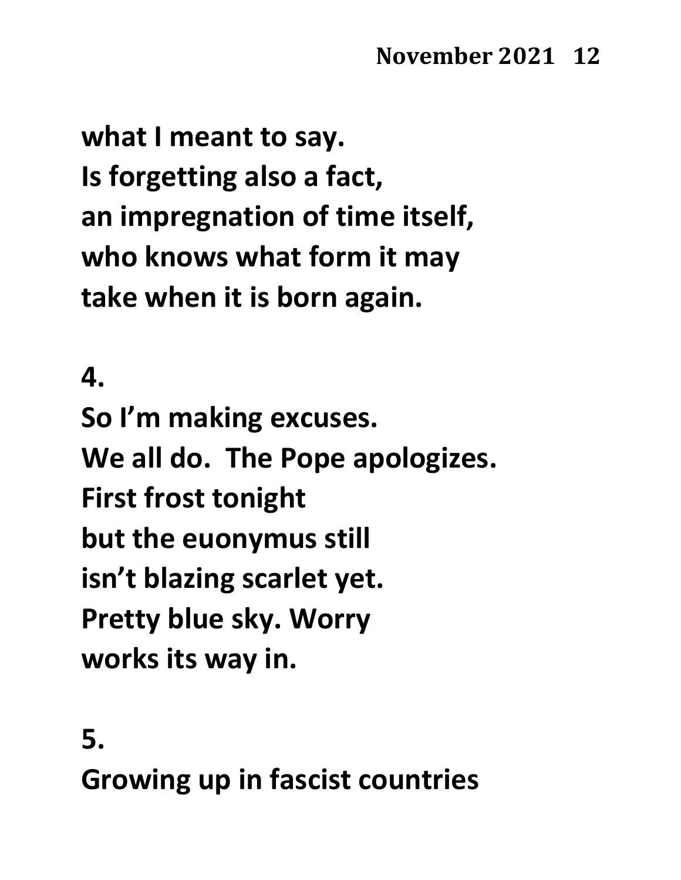what I meant to say.
Is forgetting also a fact,
an impregnation of time itself,
who knows what form it may
take when it is born again.

4.

So I'm making excuses.
We all do.  The Pope apologizes.
First frost tonight
but the euonymus still
isn't blazing scarlet yet.
Pretty blue sky. Worry
works its way in.

5.

Growing up in fascist countries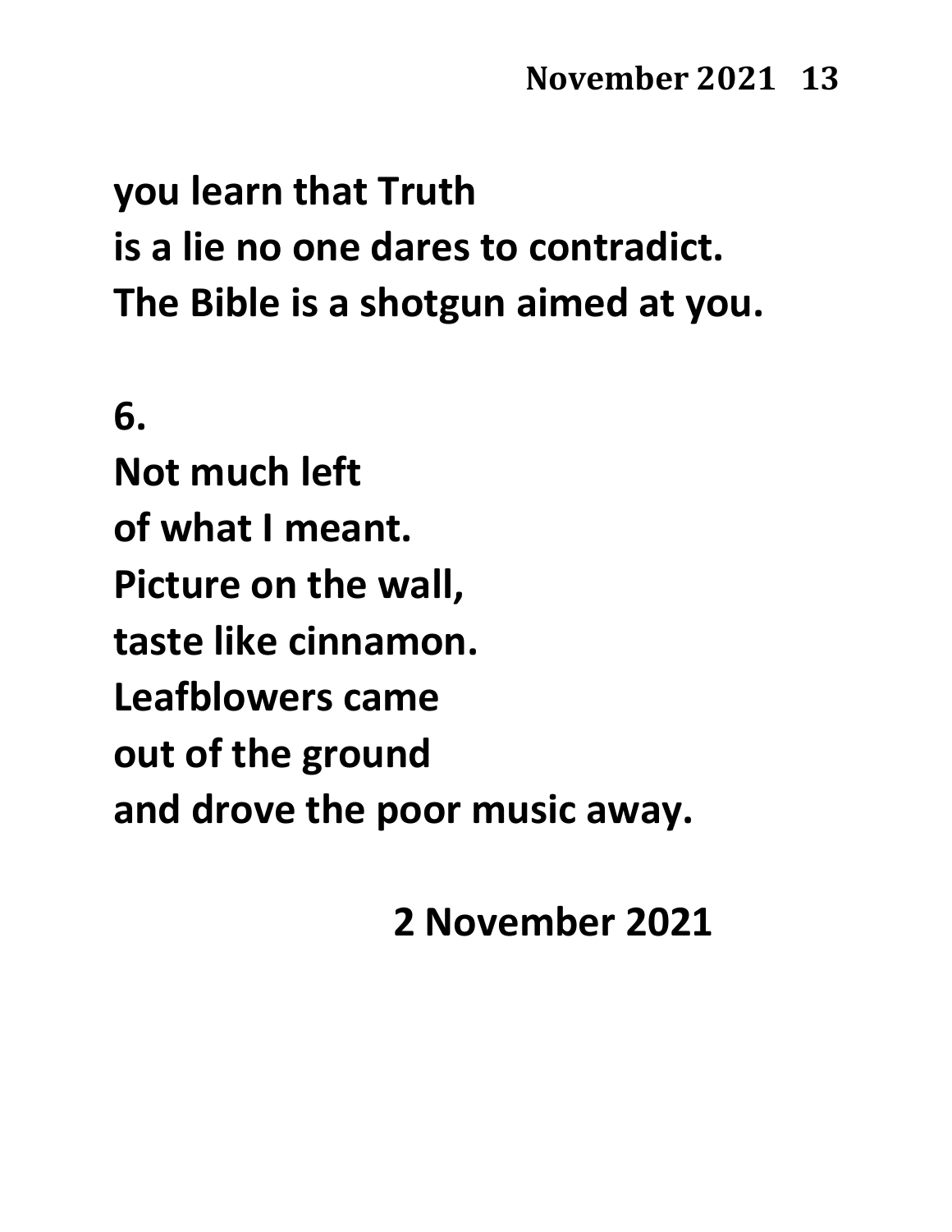you learn that Truth
is a lie no one dares to contradict.
The Bible is a shotgun aimed at you.

6.
Not much left
of what I meant.
Picture on the wall,
taste like cinnamon.
Leafblowers came
out of the ground
and drove the poor music away.

2 November 2021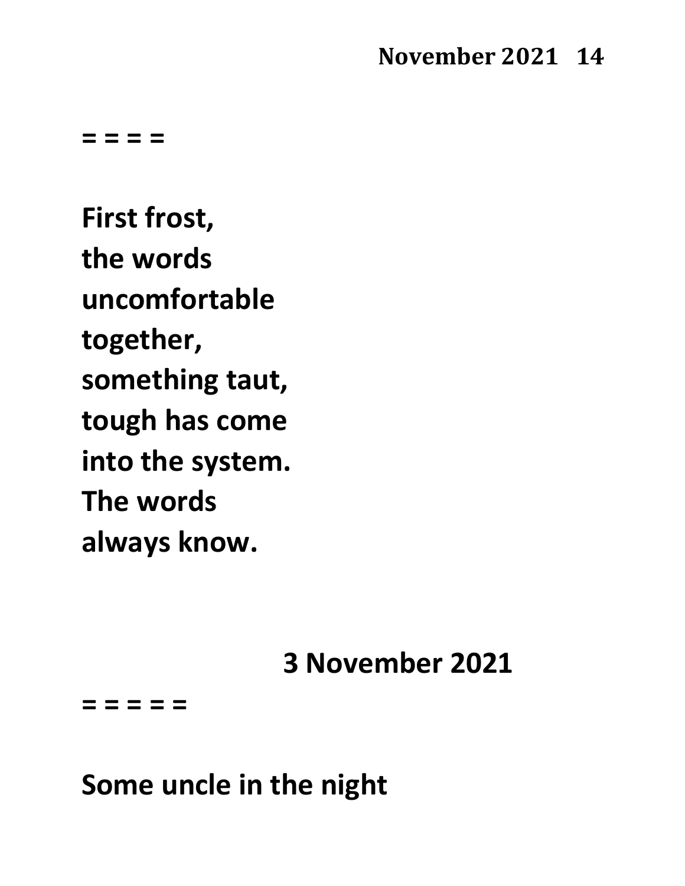**= = = =**

**First frost,**
**the words**
**uncomfortable**
**together,**
**something taut,**
**tough has come**
**into the system.**
**The words**
**always know.**

**3 November 2021**

**= = = = =**

**Some uncle in the night**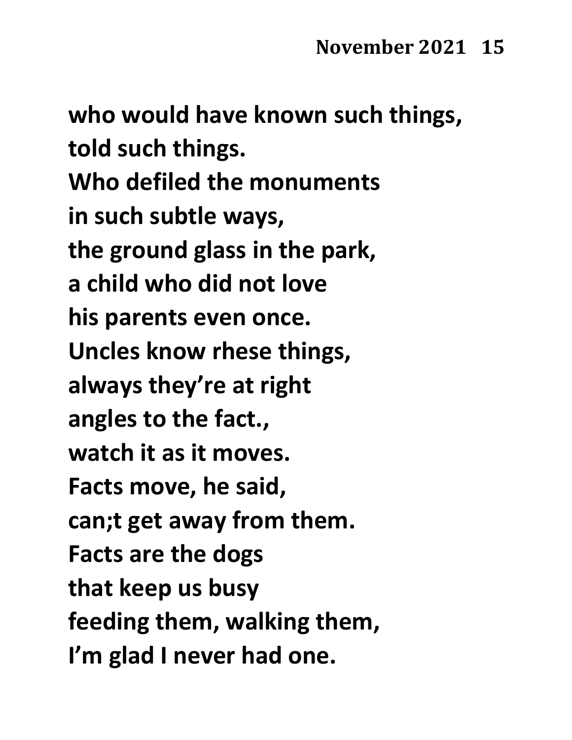**who would have known such things,**
**told such things.**
**Who defiled the monuments**
**in such subtle ways,**
**the ground glass in the park,**
**a child who did not love**
**his parents even once.**
**Uncles know rhese things,**
**always they're at right**
**angles to the fact.,**
**watch it as it moves.**
**Facts move, he said,**
**can;t get away from them.**
**Facts are the dogs**
**that keep us busy**
**feeding them, walking them,**
**I'm glad I never had one.**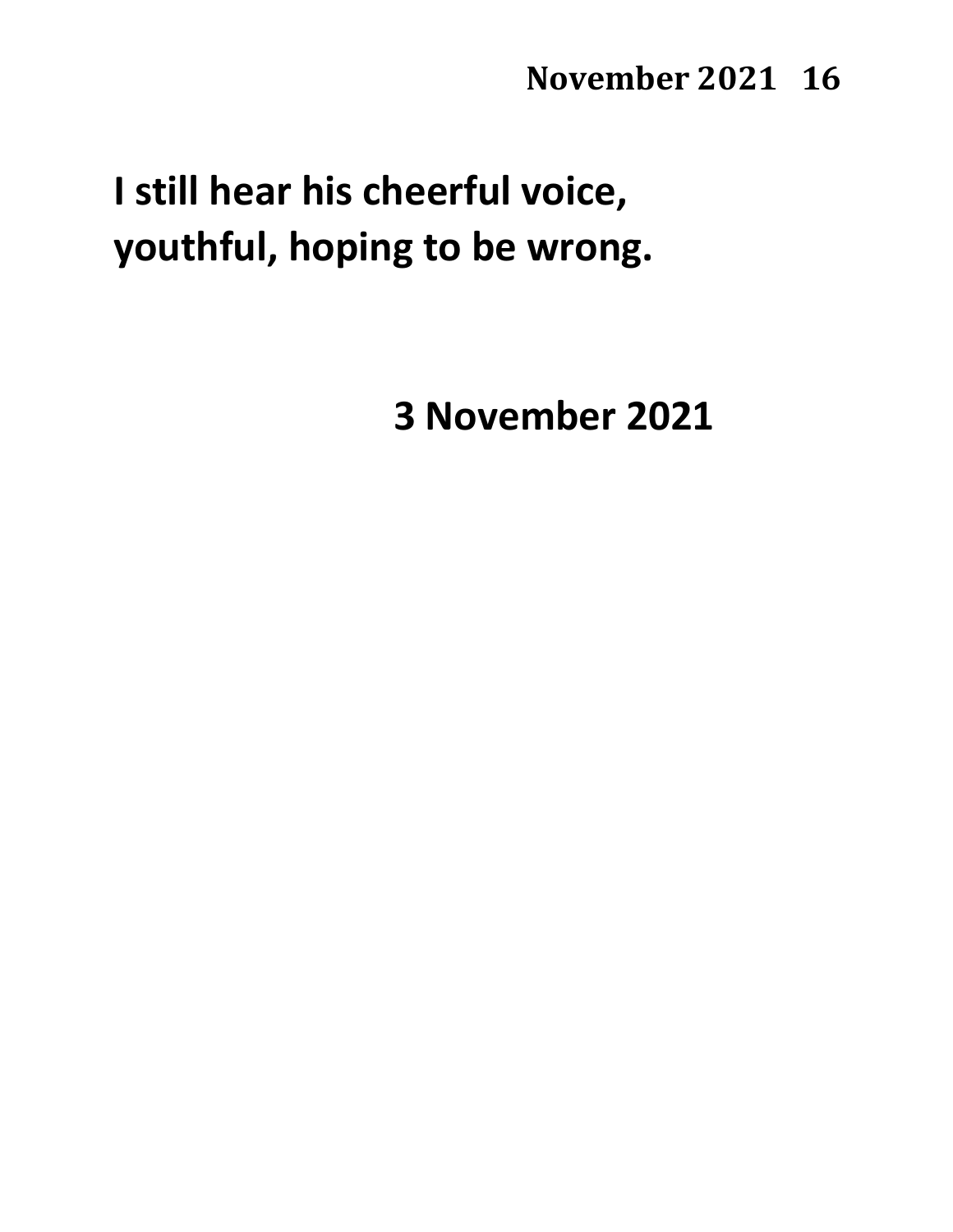**I still hear his cheerful voice,**
**youthful, hoping to be wrong.**

**3 November 2021**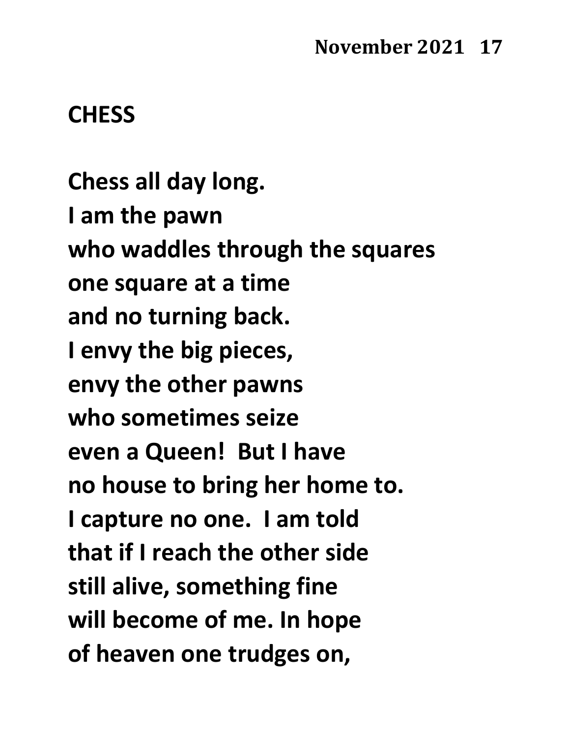## CHESS

Chess all day long.  
I am the pawn  
who waddles through the squares  
one square at a time  
and no turning back.  
I envy the big pieces,  
envy the other pawns  
who sometimes seize  
even a Queen! But I have  
no house to bring her home to.  
I capture no one. I am told  
that if I reach the other side  
still alive, something fine  
will become of me. In hope  
of heaven one trudges on,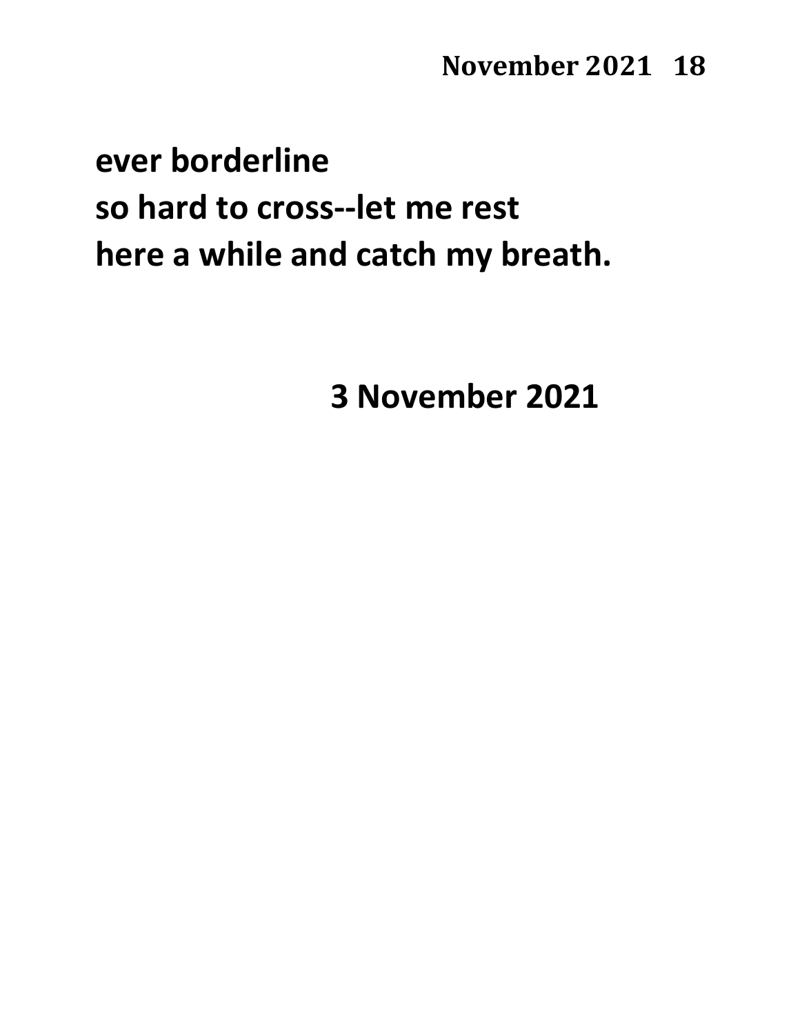**ever borderline**
**so hard to cross--let me rest**
**here a while and catch my breath.**

**3 November 2021**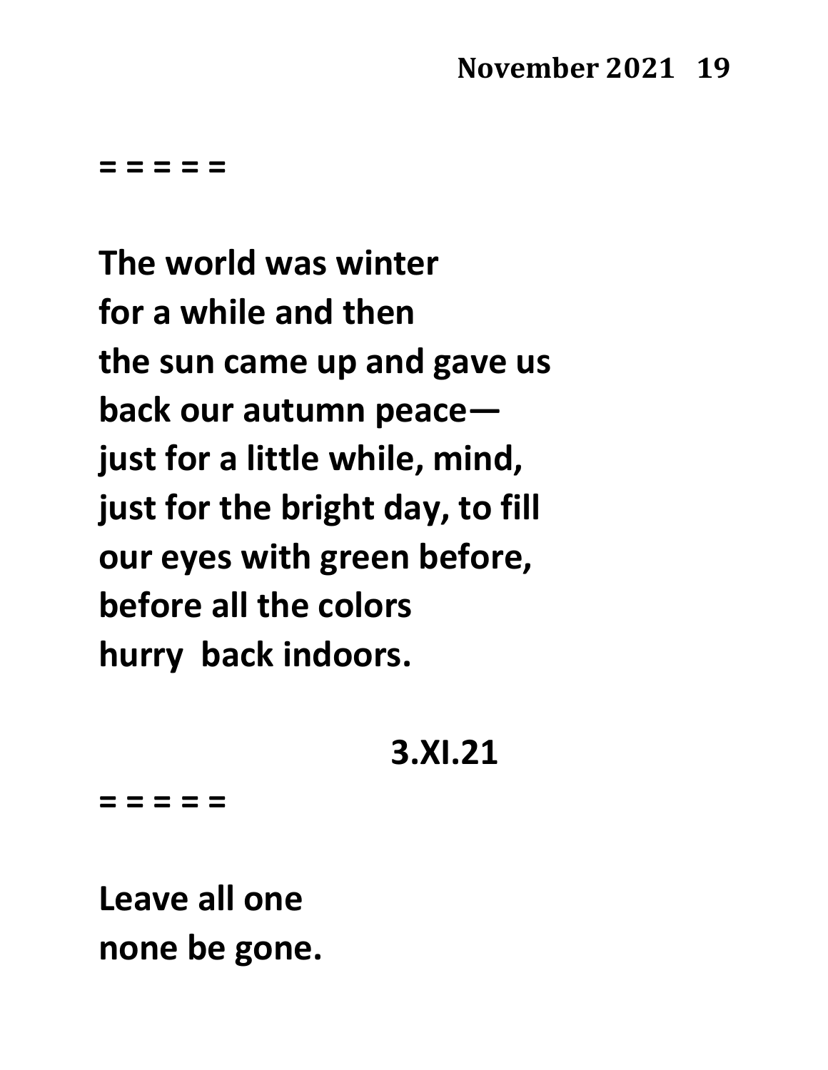= = = = =

**The world was winter**
**for a while and then**
**the sun came up and gave us**
**back our autumn peace—**
**just for a little while, mind,**
**just for the bright day, to fill**
**our eyes with green before,**
**before all the colors**
**hurry back indoors.**

**3.XI.21**

= = = = =

**Leave all one**
**none be gone.**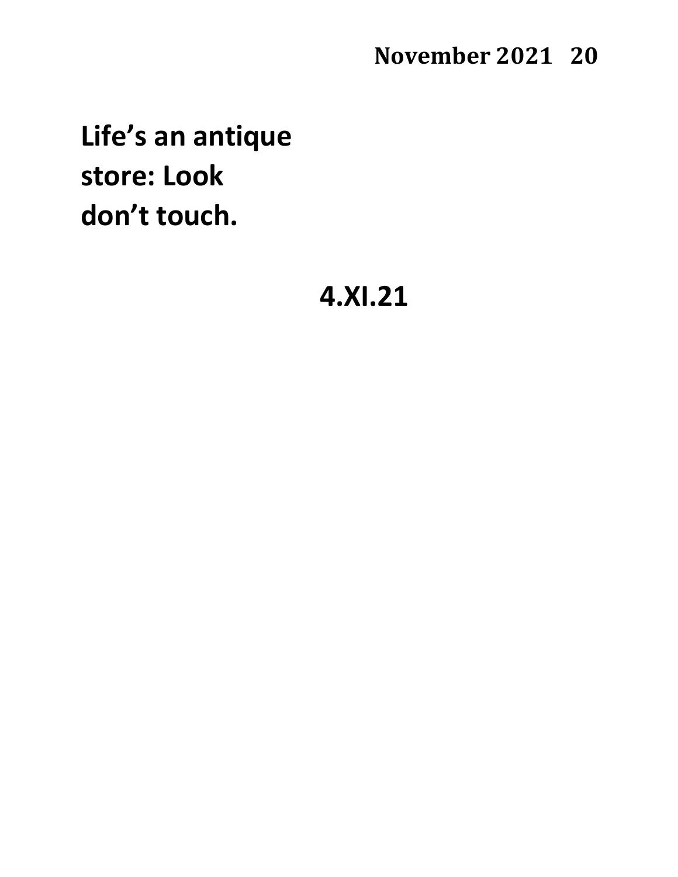**Life's an antique**
**store: Look**
**don't touch.**

**4.XI.21**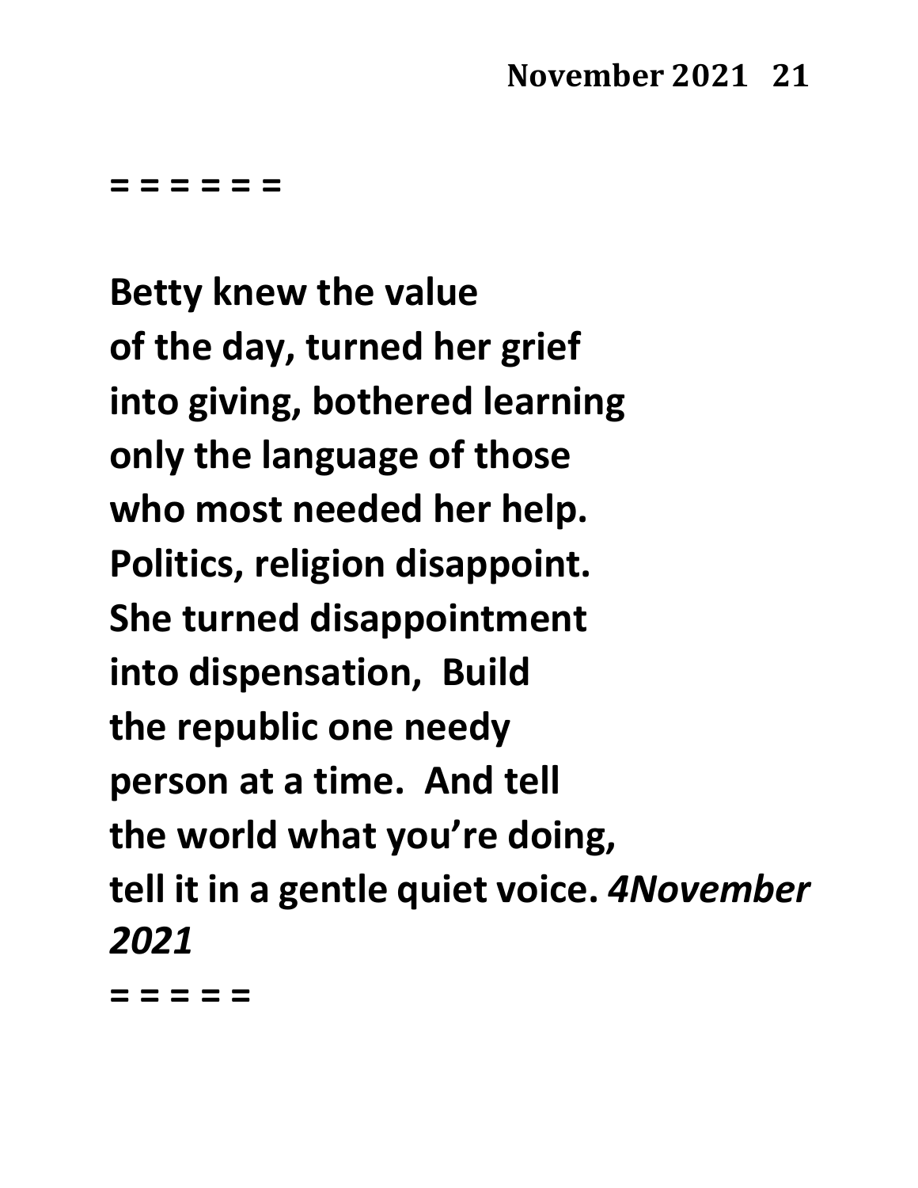= = = = = =

**Betty knew the value**
**of the day, turned her grief**
**into giving, bothered learning**
**only the language of those**
**who most needed her help.**
**Politics, religion disappoint.**
**She turned disappointment**
**into dispensation,  Build**
**the republic one needy**
**person at a time.  And tell**
**the world what you're doing,**
**tell it in a gentle quiet voice.** ***4November 2021***

= = = = =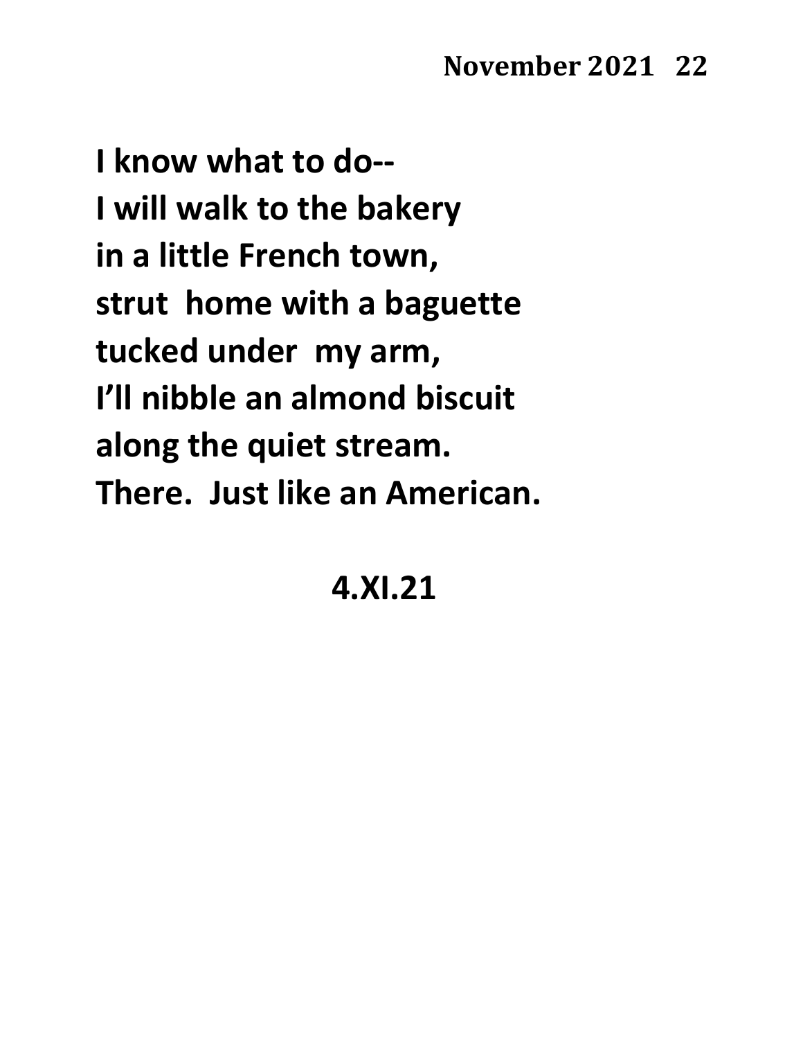I know what to do--
I will walk to the bakery
in a little French town,
strut home with a baguette
tucked under my arm,
I'll nibble an almond biscuit
along the quiet stream.
There. Just like an American.

4.XI.21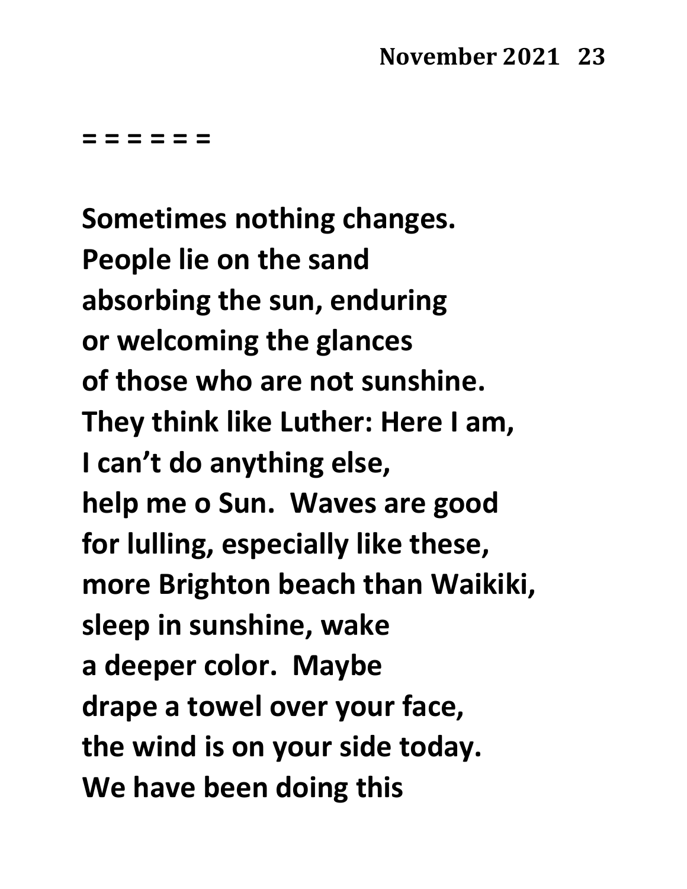= = = = = =

Sometimes nothing changes.
People lie on the sand
absorbing the sun, enduring
or welcoming the glances
of those who are not sunshine.
They think like Luther: Here I am,
I can't do anything else,
help me o Sun. Waves are good
for lulling, especially like these,
more Brighton beach than Waikiki,
sleep in sunshine, wake
a deeper color. Maybe
drape a towel over your face,
the wind is on your side today.
We have been doing this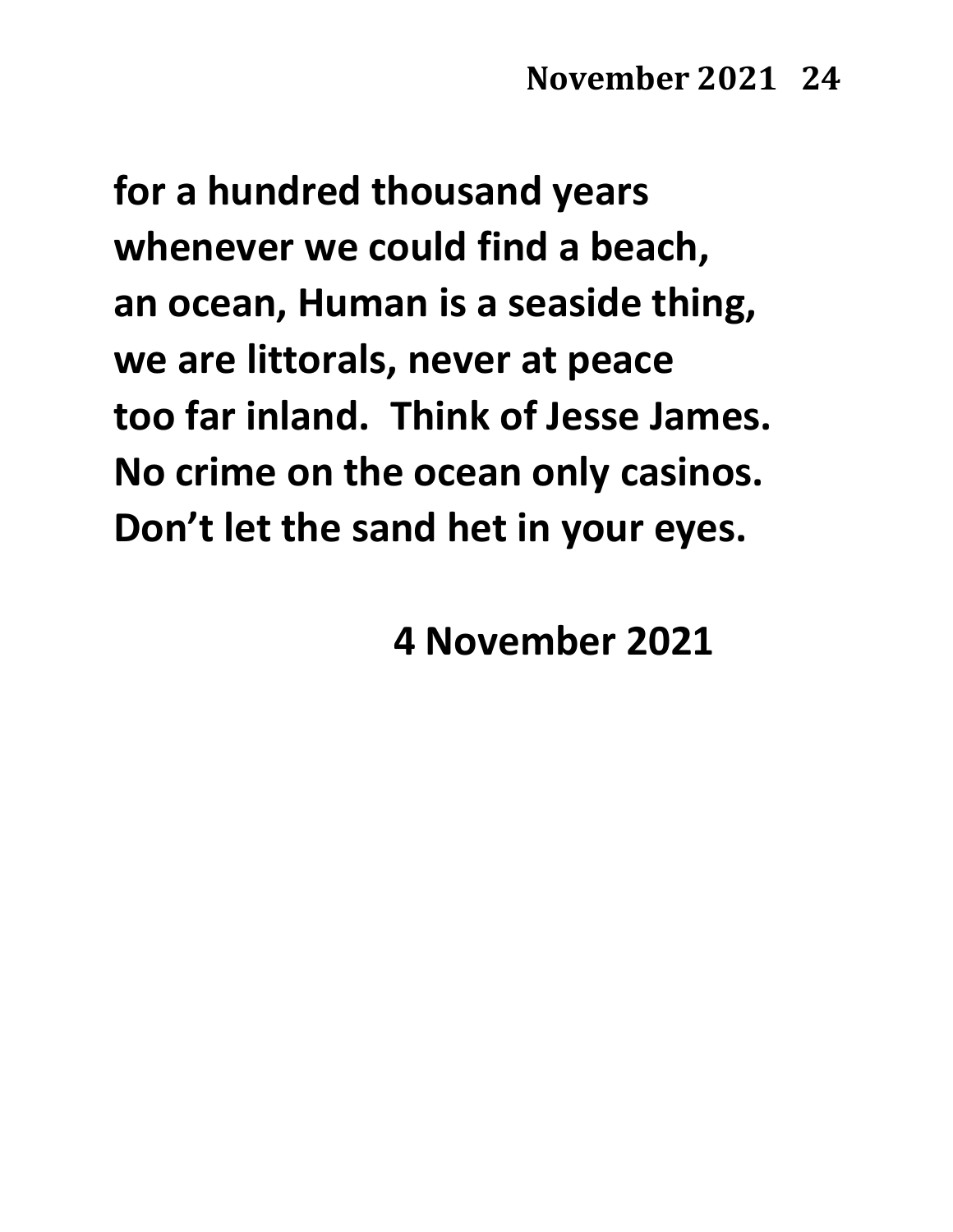**for a hundred thousand years**
**whenever we could find a beach,**
**an ocean, Human is a seaside thing,**
**we are littorals, never at peace**
**too far inland. Think of Jesse James.**
**No crime on the ocean only casinos.**
**Don't let the sand het in your eyes.**

**4 November 2021**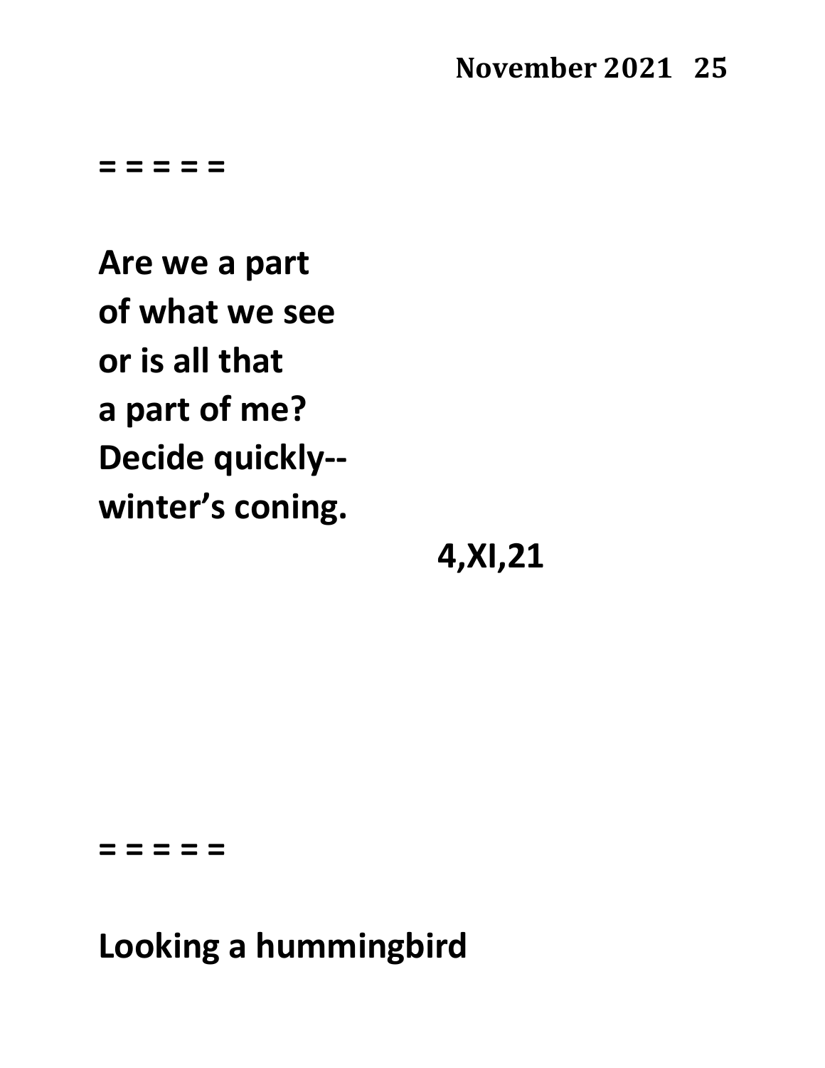= = = = =

**Are we a part**
**of what we see**
**or is all that**
**a part of me?**
**Decide quickly--**
**winter's coning.**

**4,XI,21**

= = = = =

**Looking a hummingbird**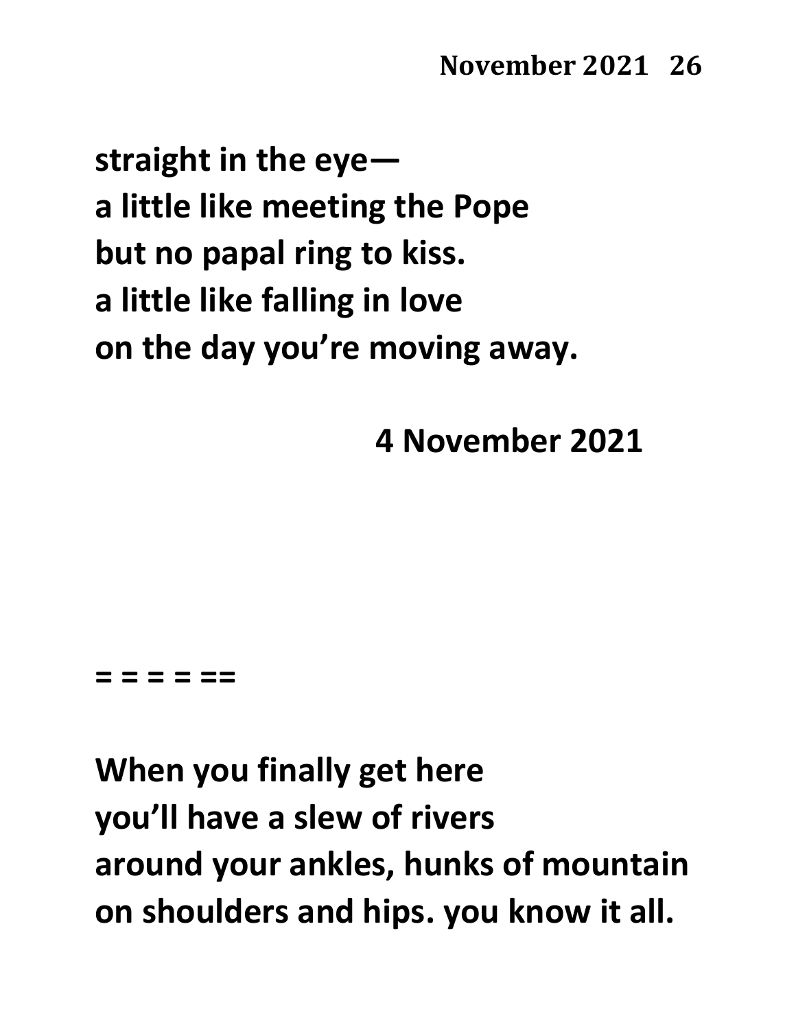**straight in the eye—**
**a little like meeting the Pope**
**but no papal ring to kiss.**
**a little like falling in love**
**on the day you're moving away.**

**4 November 2021**

**= = = = ==**

**When you finally get here**
**you'll have a slew of rivers**
**around your ankles, hunks of mountain**
**on shoulders and hips. you know it all.**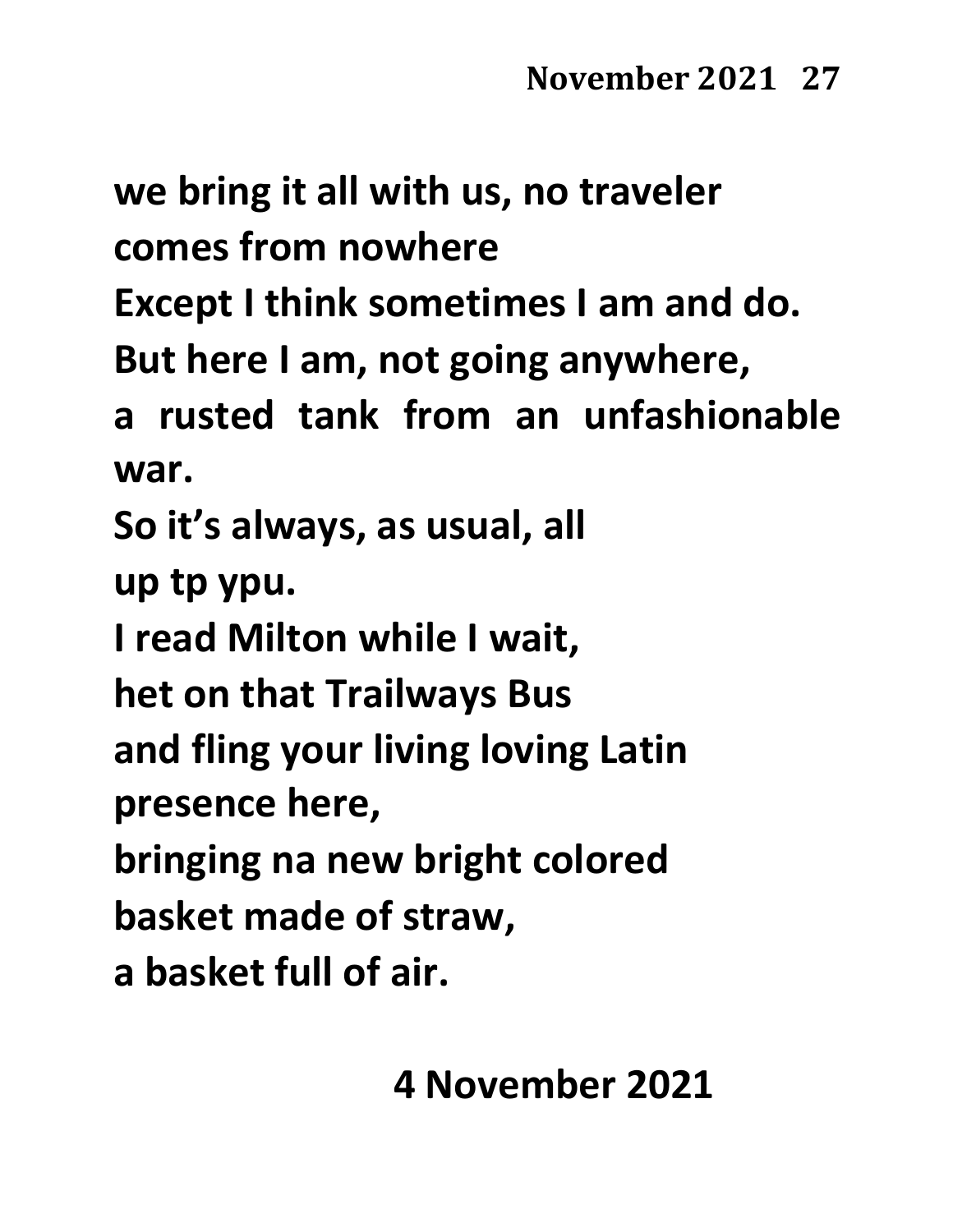we bring it all with us, no traveler
comes from nowhere
Except I think sometimes I am and do.
But here I am, not going anywhere,
a rusted tank from an unfashionable war.
So it's always, as usual, all
up tp ypu.
I read Milton while I wait,
het on that Trailways Bus
and fling your living loving Latin
presence here,
bringing na new bright colored
basket made of straw,
a basket full of air.

4 November 2021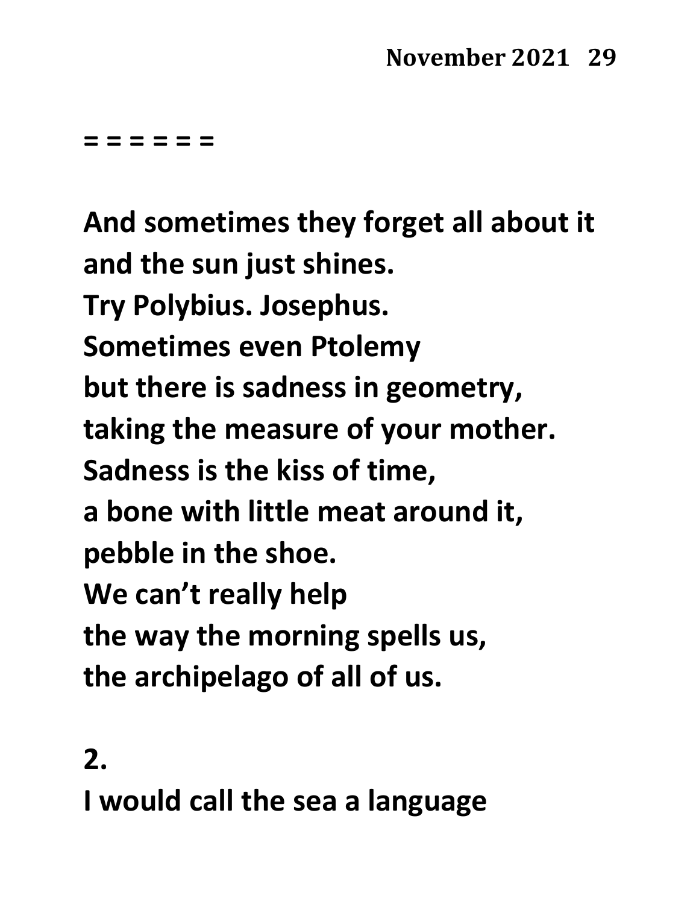= = = = = =

And sometimes they forget all about it
and the sun just shines.
Try Polybius. Josephus.
Sometimes even Ptolemy
but there is sadness in geometry,
taking the measure of your mother.
Sadness is the kiss of time,
a bone with little meat around it,
pebble in the shoe.
We can't really help
the way the morning spells us,
the archipelago of all of us.

2.
I would call the sea a language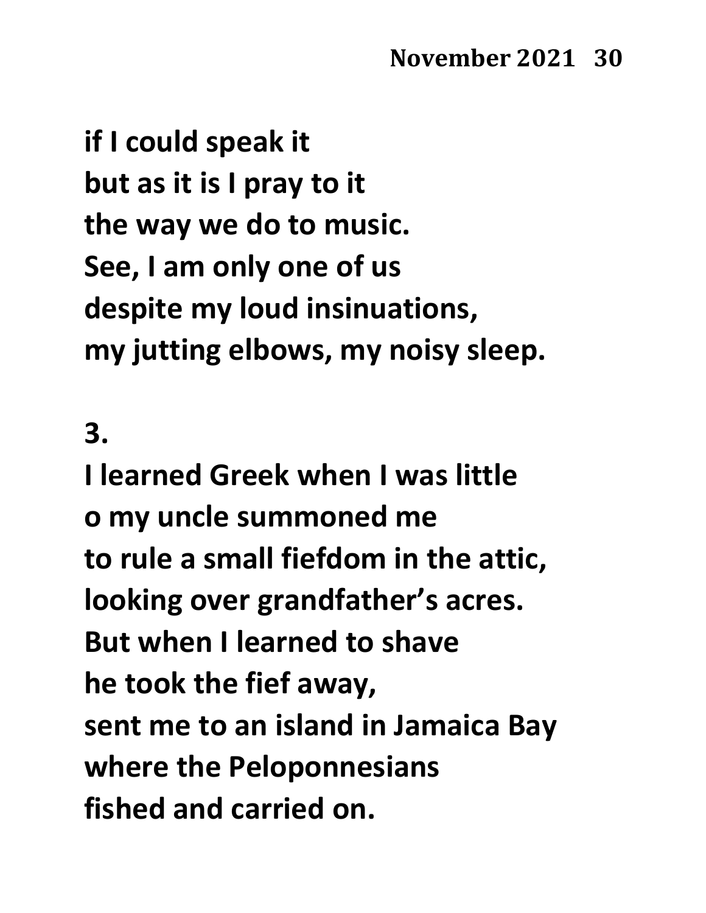**if I could speak it**
**but as it is I pray to it**
**the way we do to music.**
**See, I am only one of us**
**despite my loud insinuations,**
**my jutting elbows, my noisy sleep.**

**3.**

**I learned Greek when I was little**
**o my uncle summoned me**
**to rule a small fiefdom in the attic,**
**looking over grandfather's acres.**
**But when I learned to shave**
**he took the fief away,**
**sent me to an island in Jamaica Bay**
**where the Peloponnesians**
**fished and carried on.**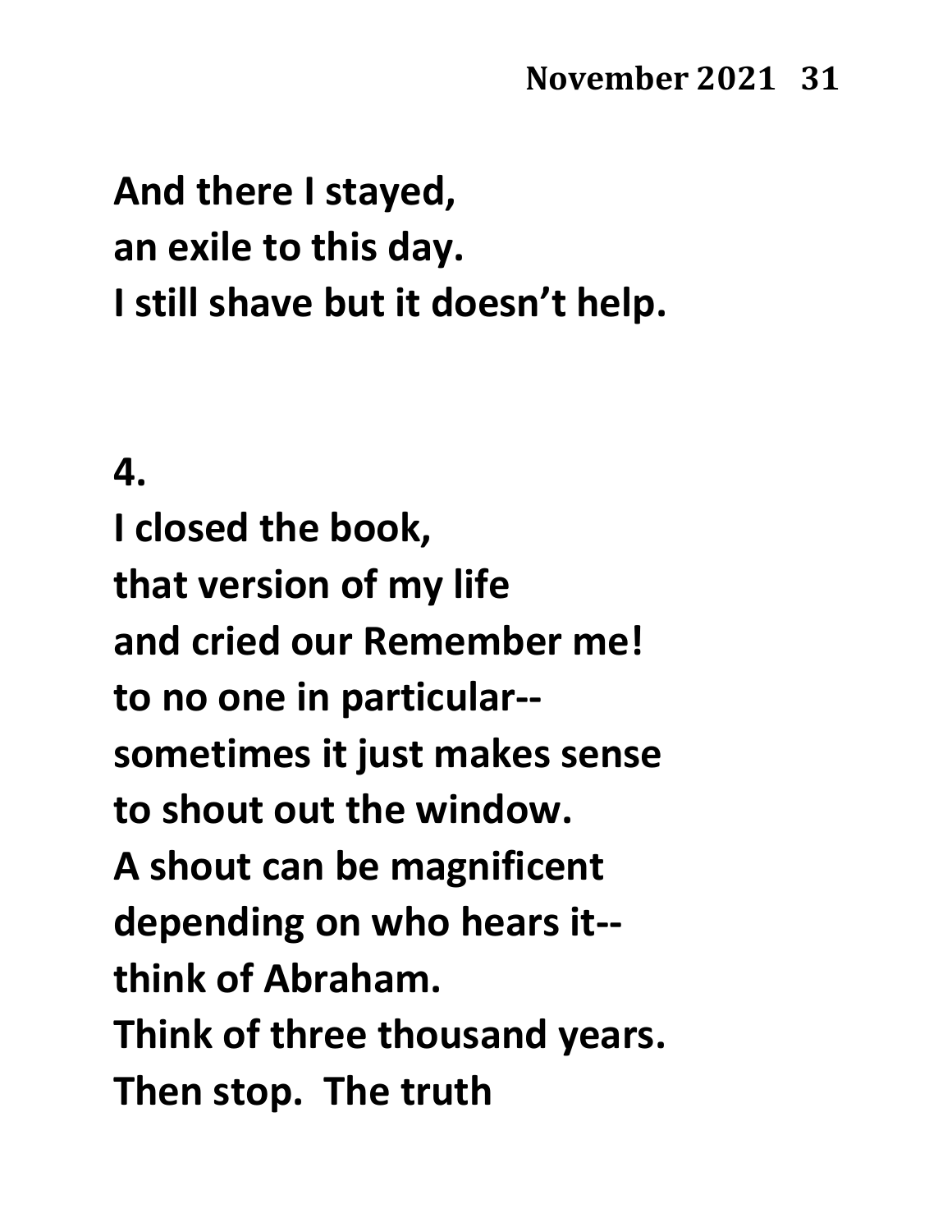**And there I stayed,**
**an exile to this day.**
**I still shave but it doesn't help.**

**4.**

**I closed the book,**
**that version of my life**
**and cried our Remember me!**
**to no one in particular--**
**sometimes it just makes sense**
**to shout out the window.**
**A shout can be magnificent**
**depending on who hears it--**
**think of Abraham.**
**Think of three thousand years.**
**Then stop.  The truth**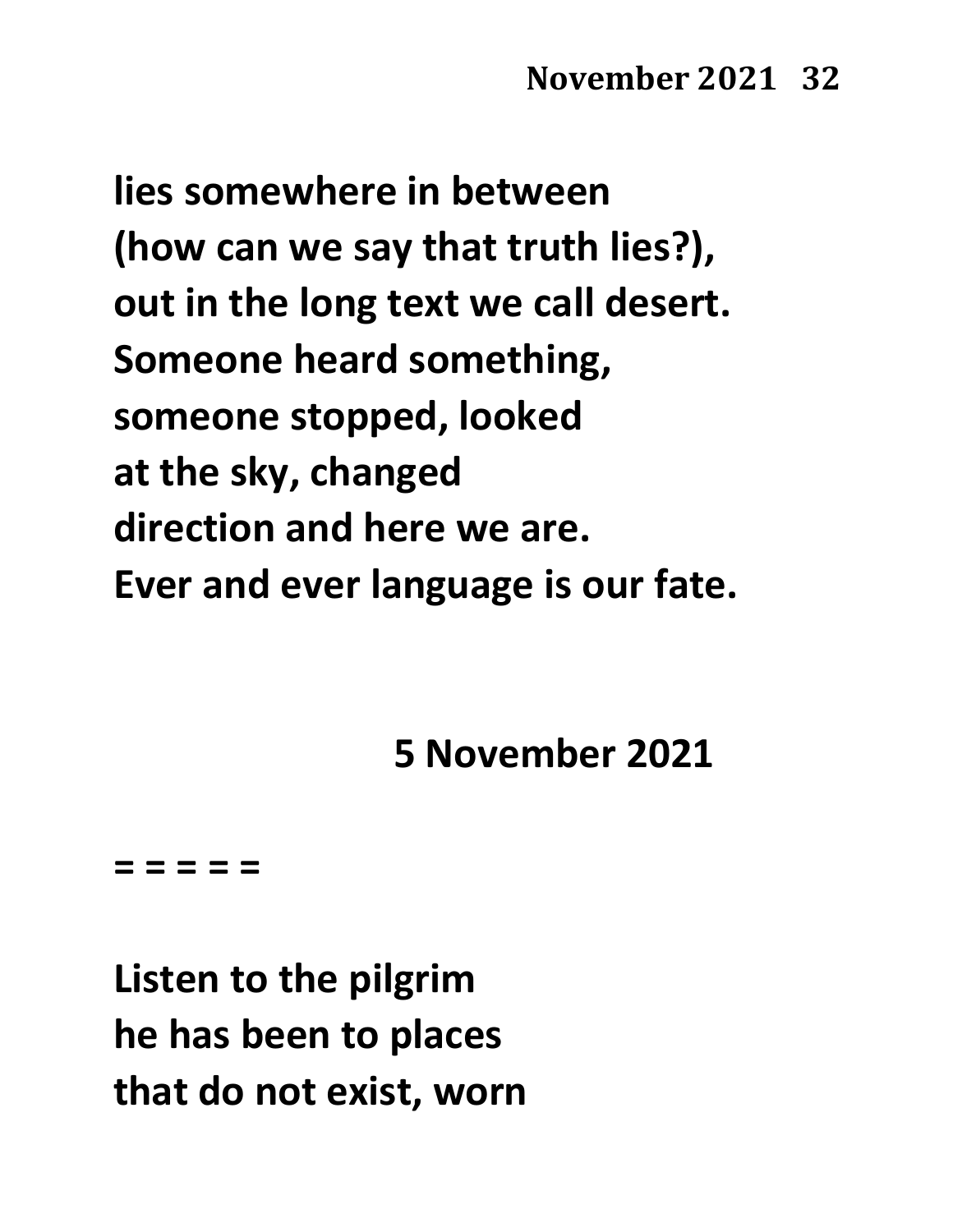**lies somewhere in between**
**(how can we say that truth lies?),**
**out in the long text we call desert.**
**Someone heard something,**
**someone stopped, looked**
**at the sky, changed**
**direction and here we are.**
**Ever and ever language is our fate.**

**5 November 2021**

**= = = = =**

**Listen to the pilgrim**
**he has been to places**
**that do not exist, worn**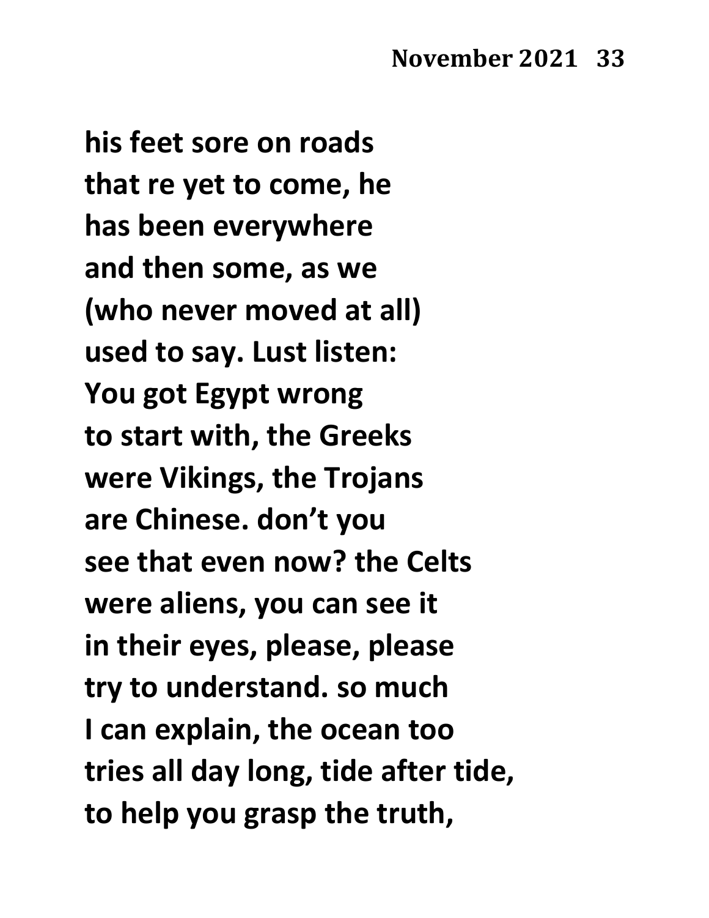**his feet sore on roads**
**that re yet to come, he**
**has been everywhere**
**and then some, as we**
**(who never moved at all)**
**used to say. Lust listen:**
**You got Egypt wrong**
**to start with, the Greeks**
**were Vikings, the Trojans**
**are Chinese. don't you**
**see that even now? the Celts**
**were aliens, you can see it**
**in their eyes, please, please**
**try to understand. so much**
**I can explain, the ocean too**
**tries all day long, tide after tide,**
**to help you grasp the truth,**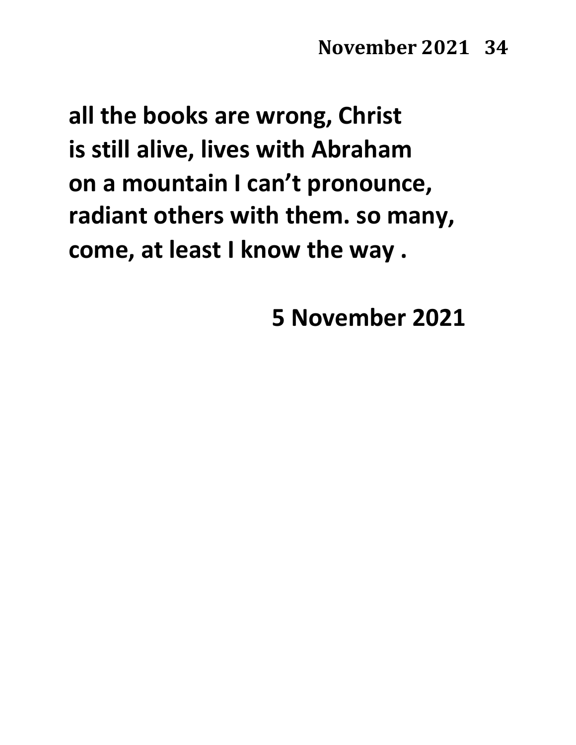**all the books are wrong, Christ**
**is still alive, lives with Abraham**
**on a mountain I can't pronounce,**
**radiant others with them. so many,**
**come, at least I know the way .**

**5 November 2021**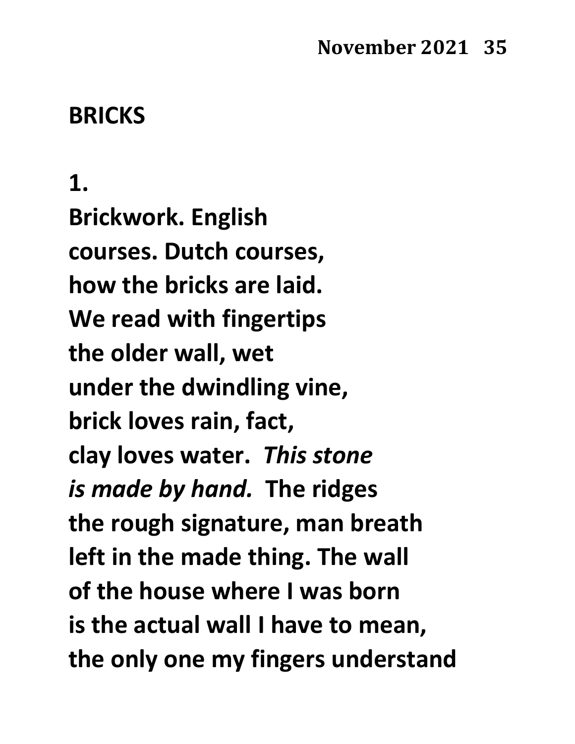## BRICKS

**1.**

Brickwork. English
courses. Dutch courses,
how the bricks are laid.
We read with fingertips
the older wall, wet
under the dwindling vine,
brick loves rain, fact,
clay loves water. *This stone
is made by hand.* The ridges
the rough signature, man breath
left in the made thing. The wall
of the house where I was born
is the actual wall I have to mean,
the only one my fingers understand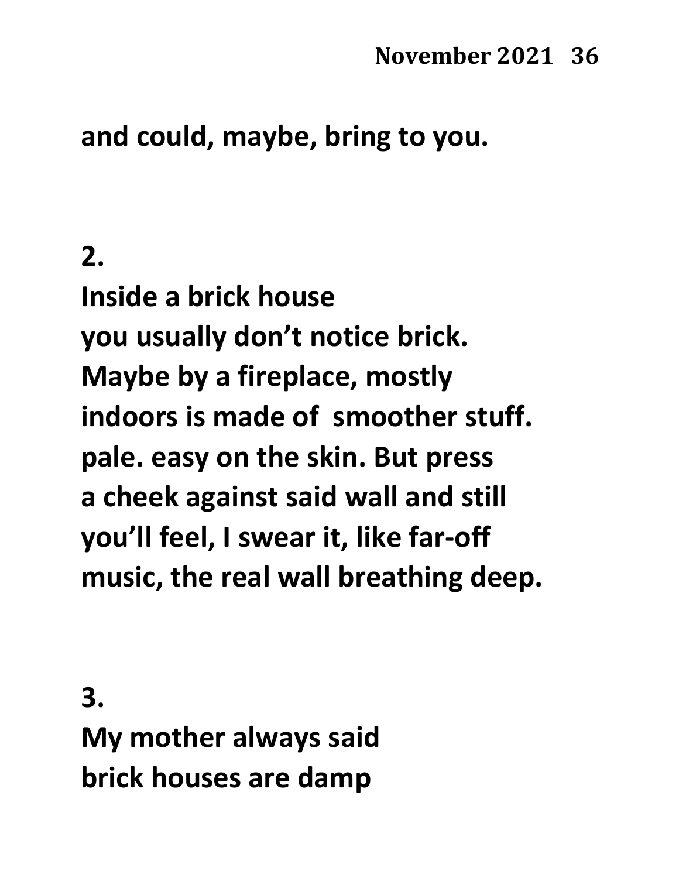**and could, maybe, bring to you.**

**2.**

**Inside a brick house**
**you usually don't notice brick.**
**Maybe by a fireplace, mostly**
**indoors is made of smoother stuff.**
**pale. easy on the skin. But press**
**a cheek against said wall and still**
**you'll feel, I swear it, like far-off**
**music, the real wall breathing deep.**

**3.**

**My mother always said**
**brick houses are damp**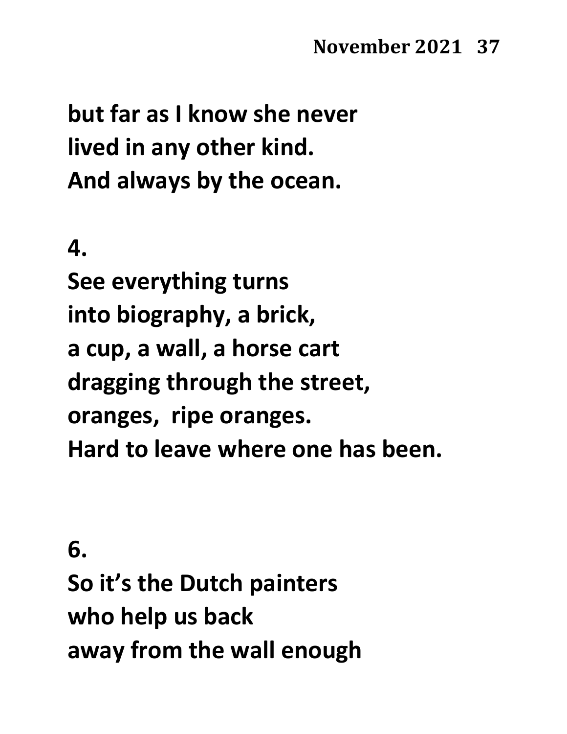**but far as I know she never**
**lived in any other kind.**
**And always by the ocean.**

**4.**
**See everything turns**
**into biography, a brick,**
**a cup, a wall, a horse cart**
**dragging through the street,**
**oranges,  ripe oranges.**
**Hard to leave where one has been.**

**6.**
**So it's the Dutch painters**
**who help us back**
**away from the wall enough**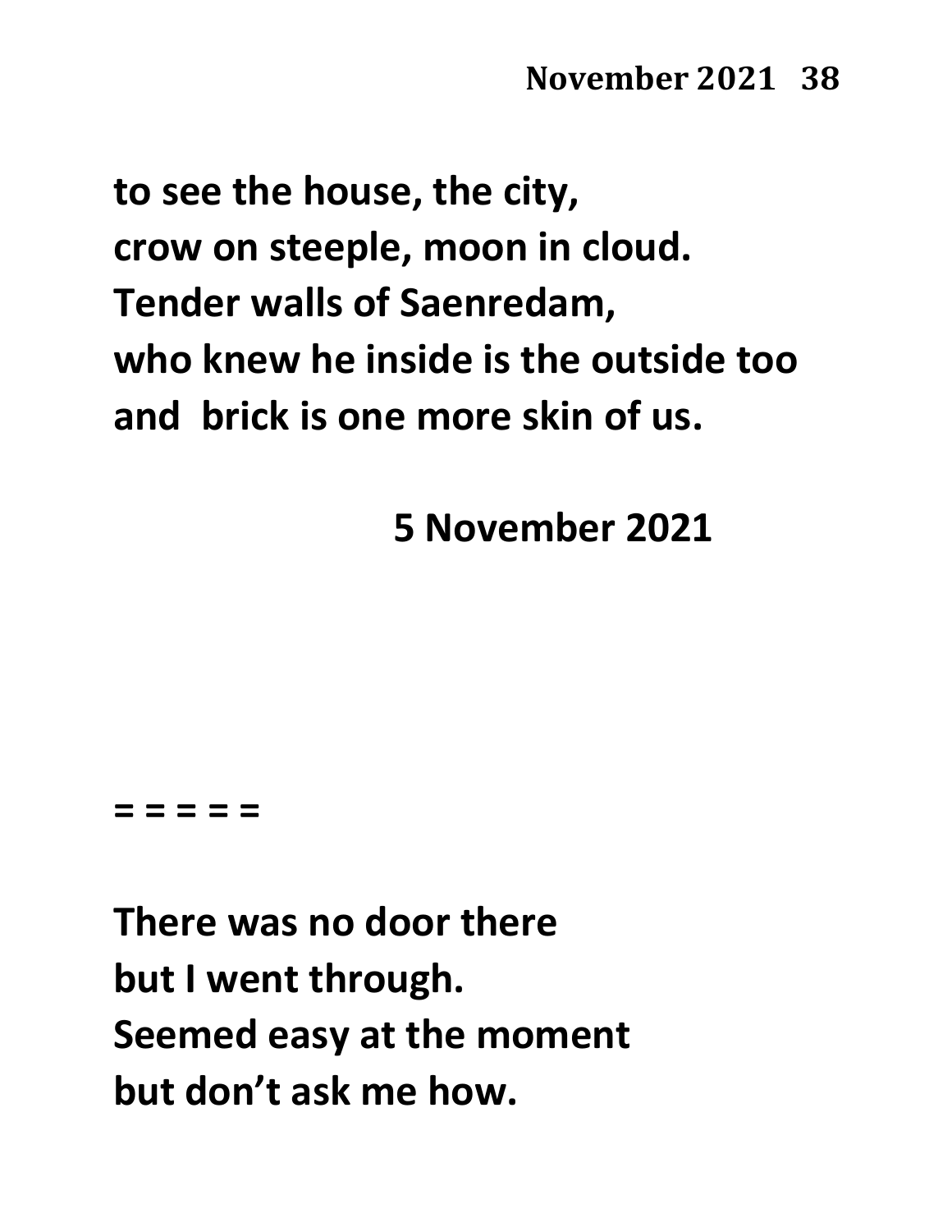to see the house, the city,
crow on steeple, moon in cloud.
Tender walls of Saenredam,
who knew he inside is the outside too
and  brick is one more skin of us.

5 November 2021

= = = = =

There was no door there
but I went through.
Seemed easy at the moment
but don’t ask me how.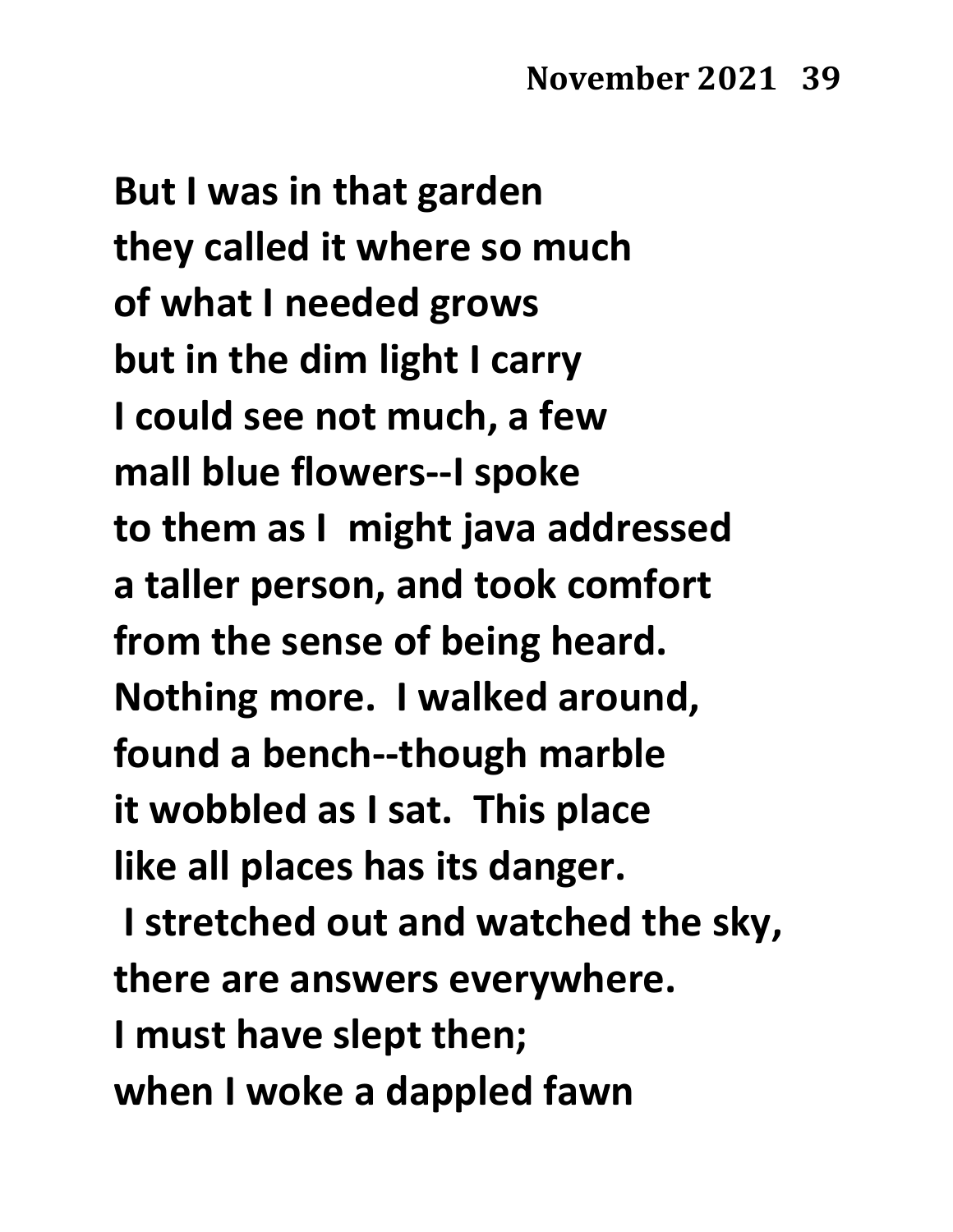**But I was in that garden**
**they called it where so much**
**of what I needed grows**
**but in the dim light I carry**
**I could see not much, a few**
**mall blue flowers--I spoke**
**to them as I might java addressed**
**a taller person, and took comfort**
**from the sense of being heard.**
**Nothing more. I walked around,**
**found a bench--though marble**
**it wobbled as I sat. This place**
**like all places has its danger.**
**I stretched out and watched the sky,**
**there are answers everywhere.**
**I must have slept then;**
**when I woke a dappled fawn**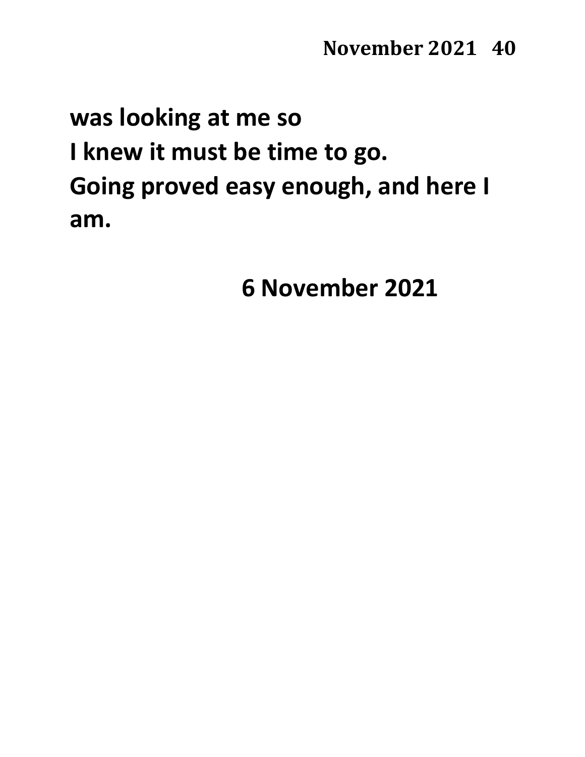**was looking at me so**
**I knew it must be time to go.**
**Going proved easy enough, and here I am.**

**6 November 2021**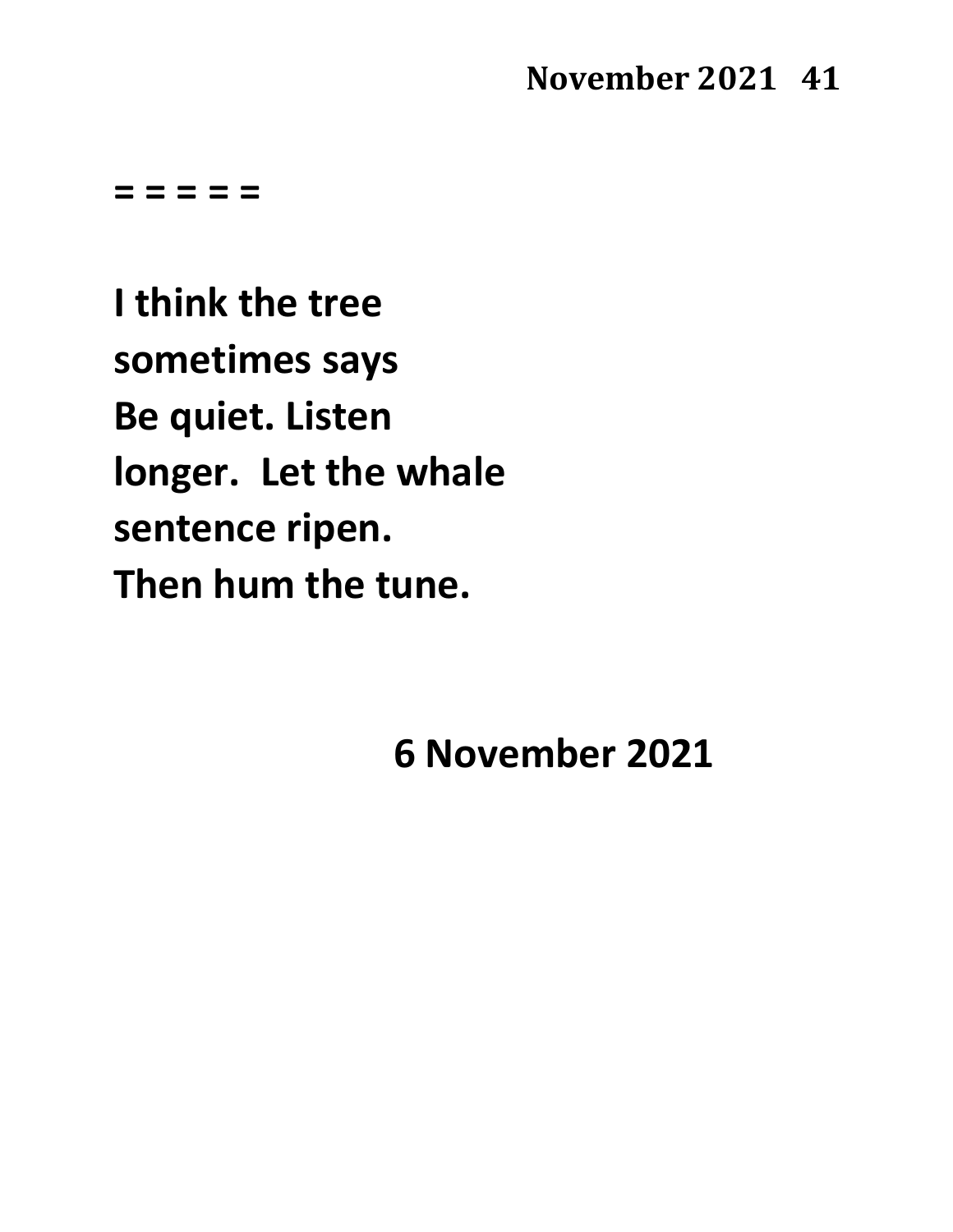= = = = =

**I think the tree**
**sometimes says**
**Be quiet. Listen**
**longer.  Let the whale**
**sentence ripen.**
**Then hum the tune.**

**6 November 2021**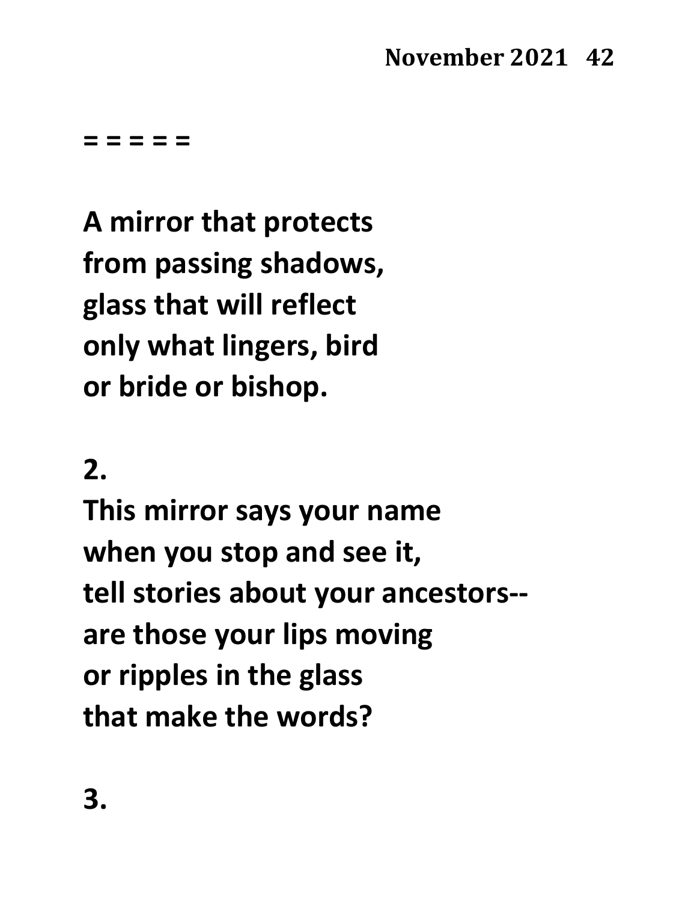**= = = = =**

**A mirror that protects**
**from passing shadows,**
**glass that will reflect**
**only what lingers, bird**
**or bride or bishop.**

**2.**

**This mirror says your name**
**when you stop and see it,**
**tell stories about your ancestors--**
**are those your lips moving**
**or ripples in the glass**
**that make the words?**

**3.**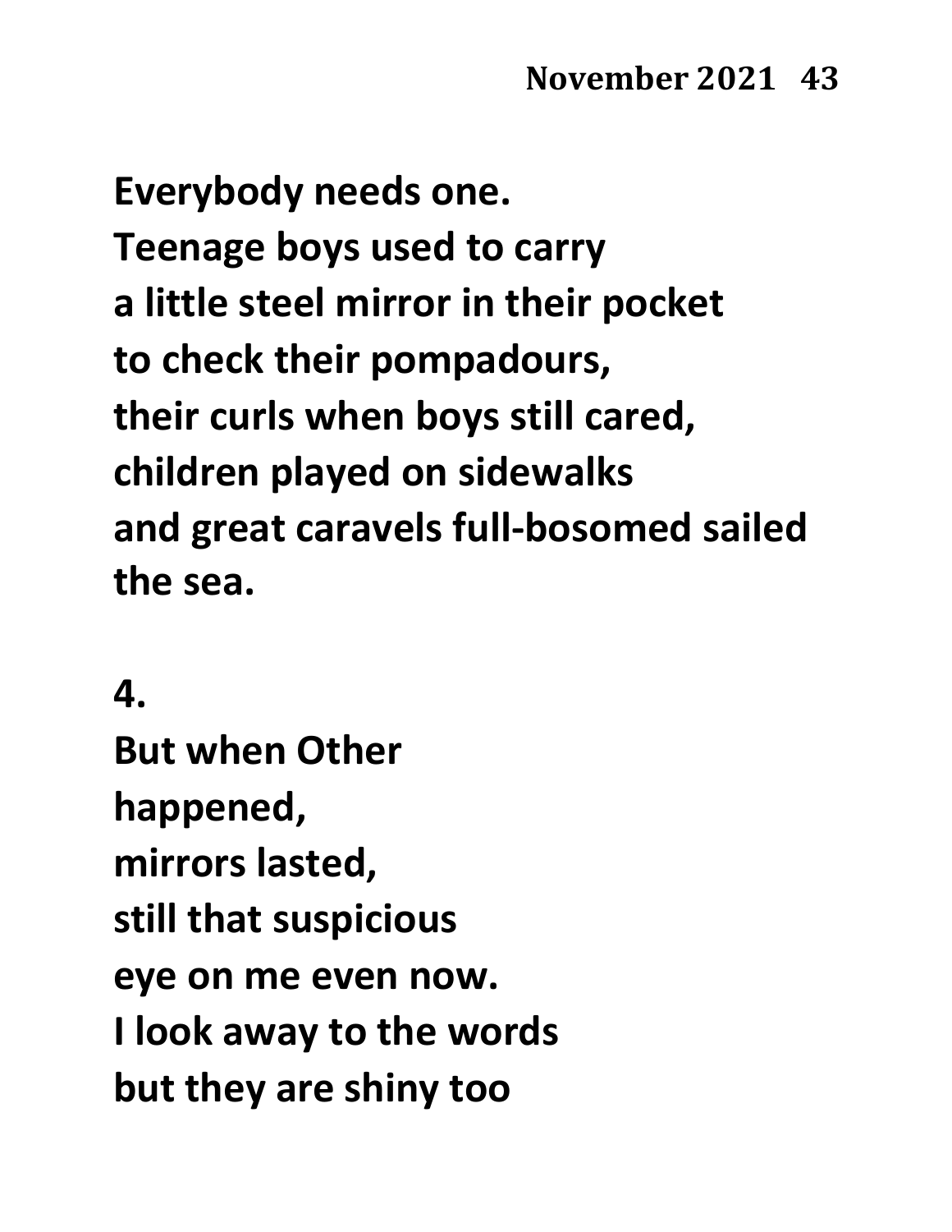**Everybody needs one.**
**Teenage boys used to carry**
**a little steel mirror in their pocket**
**to check their pompadours,**
**their curls when boys still cared,**
**children played on sidewalks**
**and great caravels full-bosomed sailed**
**the sea.**

**4.**
**But when Other**
**happened,**
**mirrors lasted,**
**still that suspicious**
**eye on me even now.**
**I look away to the words**
**but they are shiny too**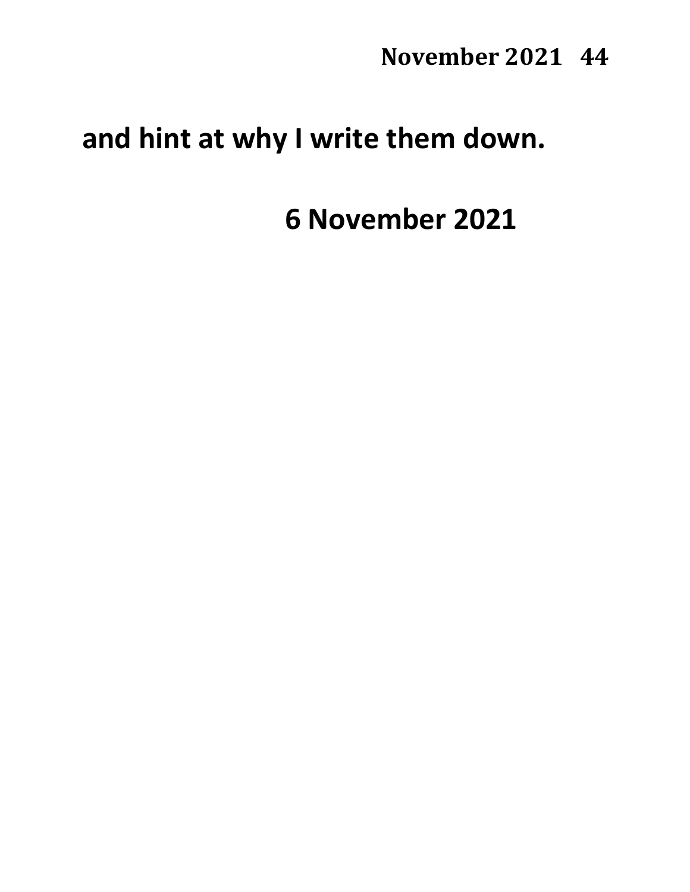**and hint at why I write them down.**

**6 November 2021**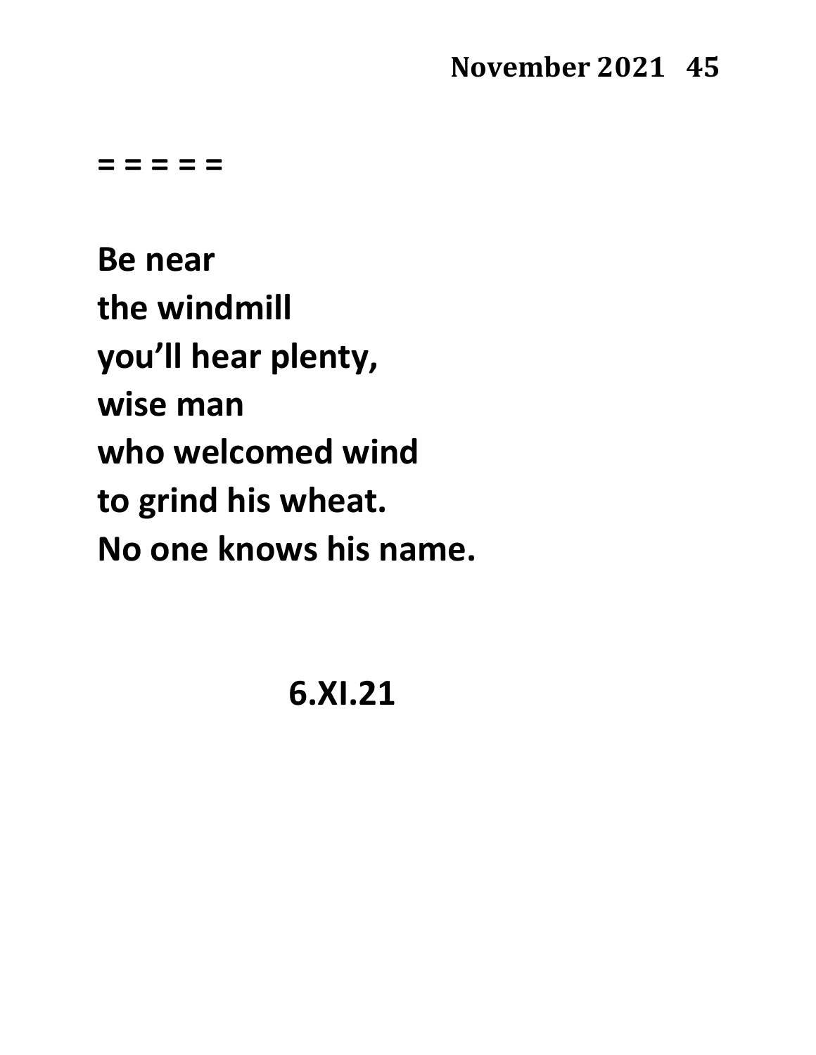= = = = =

**Be near**
**the windmill**
**you'll hear plenty,**
**wise man**
**who welcomed wind**
**to grind his wheat.**
**No one knows his name.**

**6.XI.21**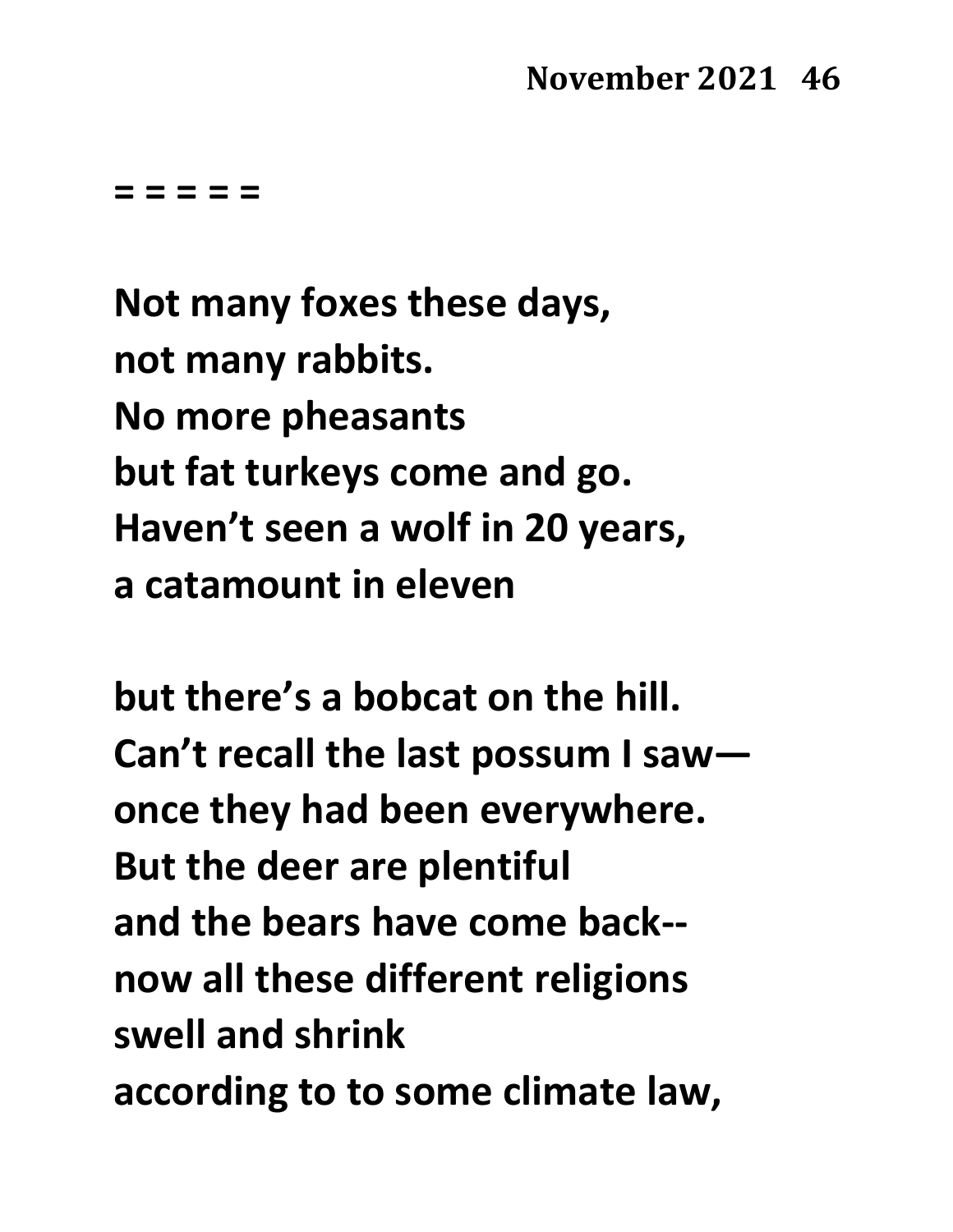= = = = =

**Not many foxes these days,**
**not many rabbits.**
**No more pheasants**
**but fat turkeys come and go.**
**Haven't seen a wolf in 20 years,**
**a catamount in eleven**

**but there's a bobcat on the hill.**
**Can't recall the last possum I saw—**
**once they had been everywhere.**
**But the deer are plentiful**
**and the bears have come back--**
**now all these different religions**
**swell and shrink**
**according to to some climate law,**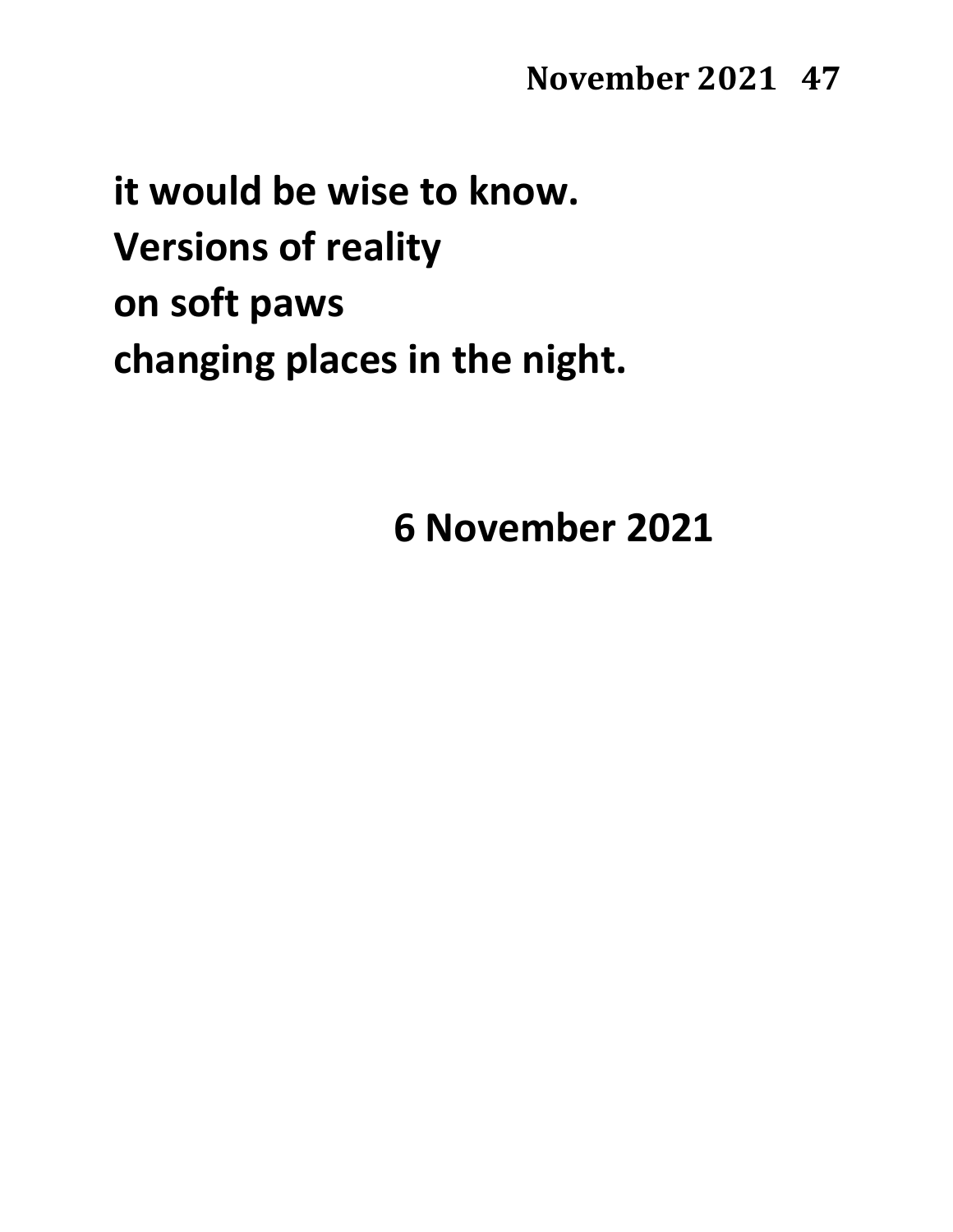**it would be wise to know.**
**Versions of reality**
**on soft paws**
**changing places in the night.**

**6 November 2021**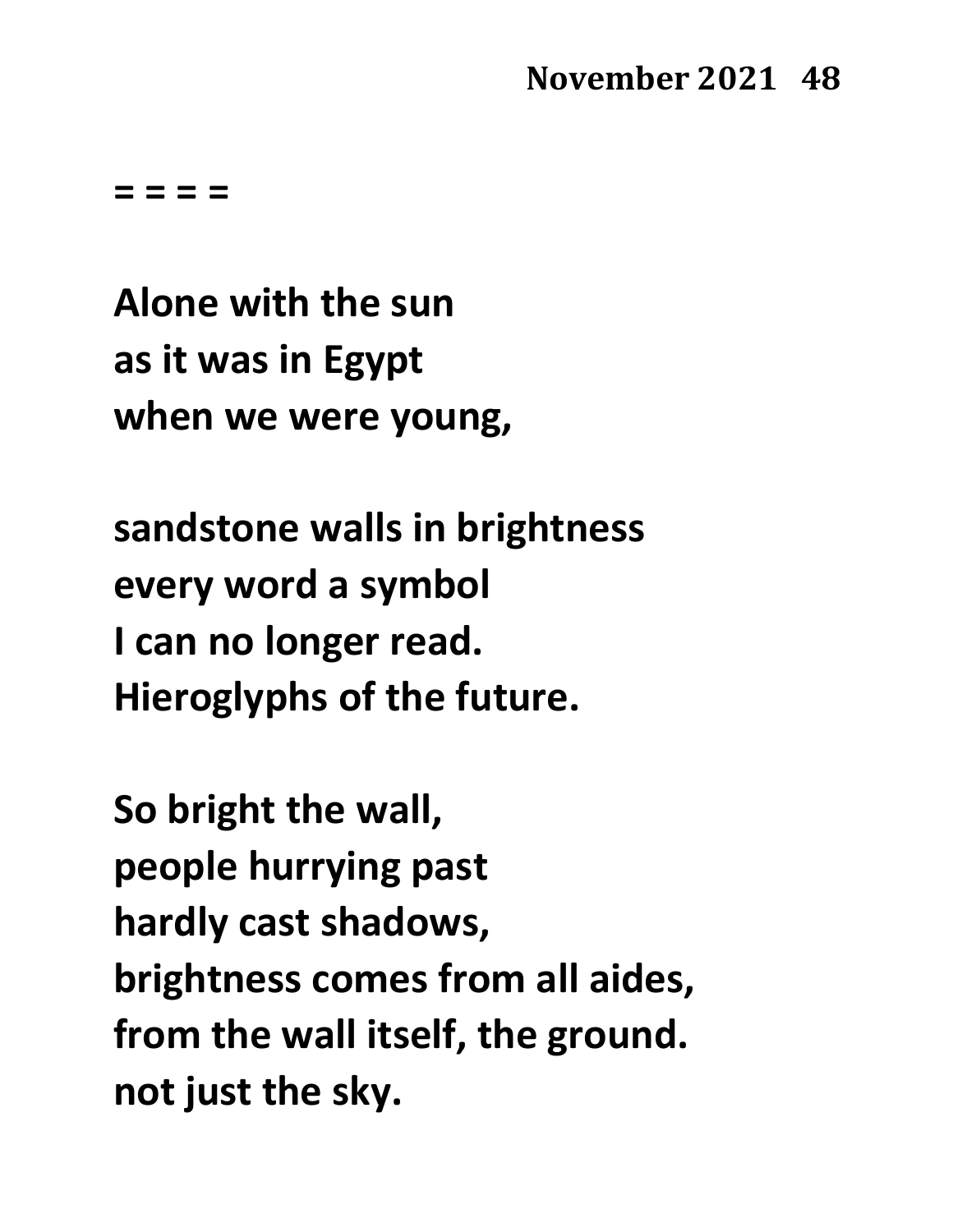**= = = =**

**Alone with the sun**
**as it was in Egypt**
**when we were young,**

**sandstone walls in brightness**
**every word a symbol**
**I can no longer read.**
**Hieroglyphs of the future.**

**So bright the wall,**
**people hurrying past**
**hardly cast shadows,**
**brightness comes from all aides,**
**from the wall itself, the ground.**
**not just the sky.**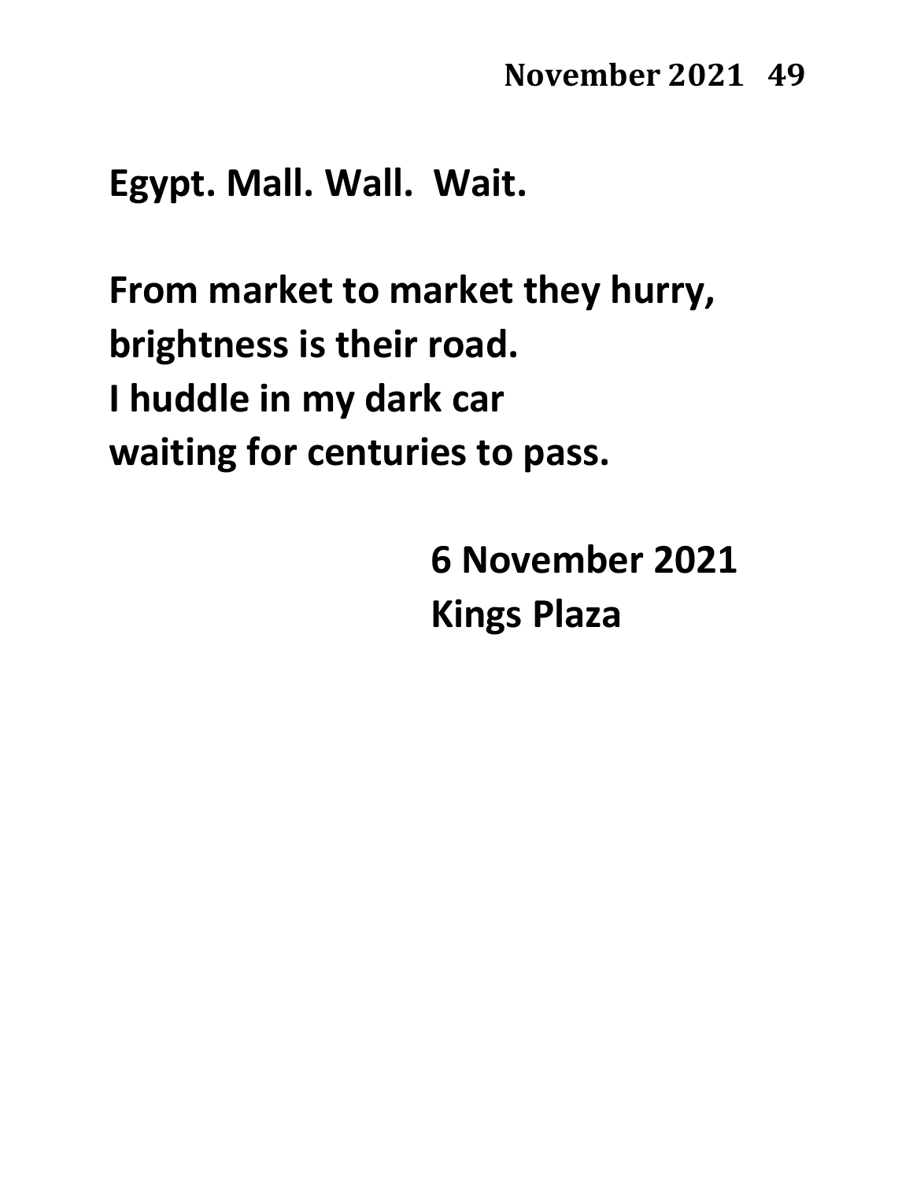**Egypt. Mall. Wall. Wait.**

**From market to market they hurry,**
**brightness is their road.**
**I huddle in my dark car**
**waiting for centuries to pass.**

**6 November 2021**
**Kings Plaza**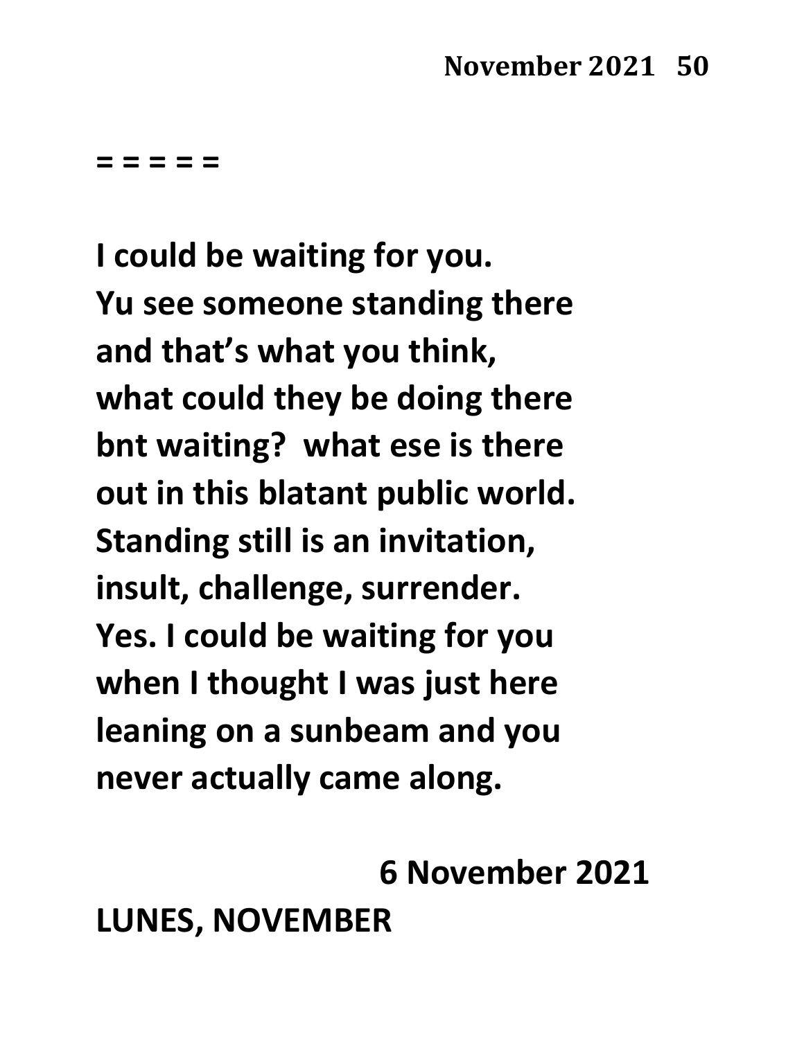= = = = =

**I could be waiting for you.**
**Yu see someone standing there**
**and that's what you think,**
**what could they be doing there**
**bnt waiting?  what ese is there**
**out in this blatant public world.**
**Standing still is an invitation,**
**insult, challenge, surrender.**
**Yes. I could be waiting for you**
**when I thought I was just here**
**leaning on a sunbeam and you**
**never actually came along.**

**6 November 2021**

**LUNES, NOVEMBER**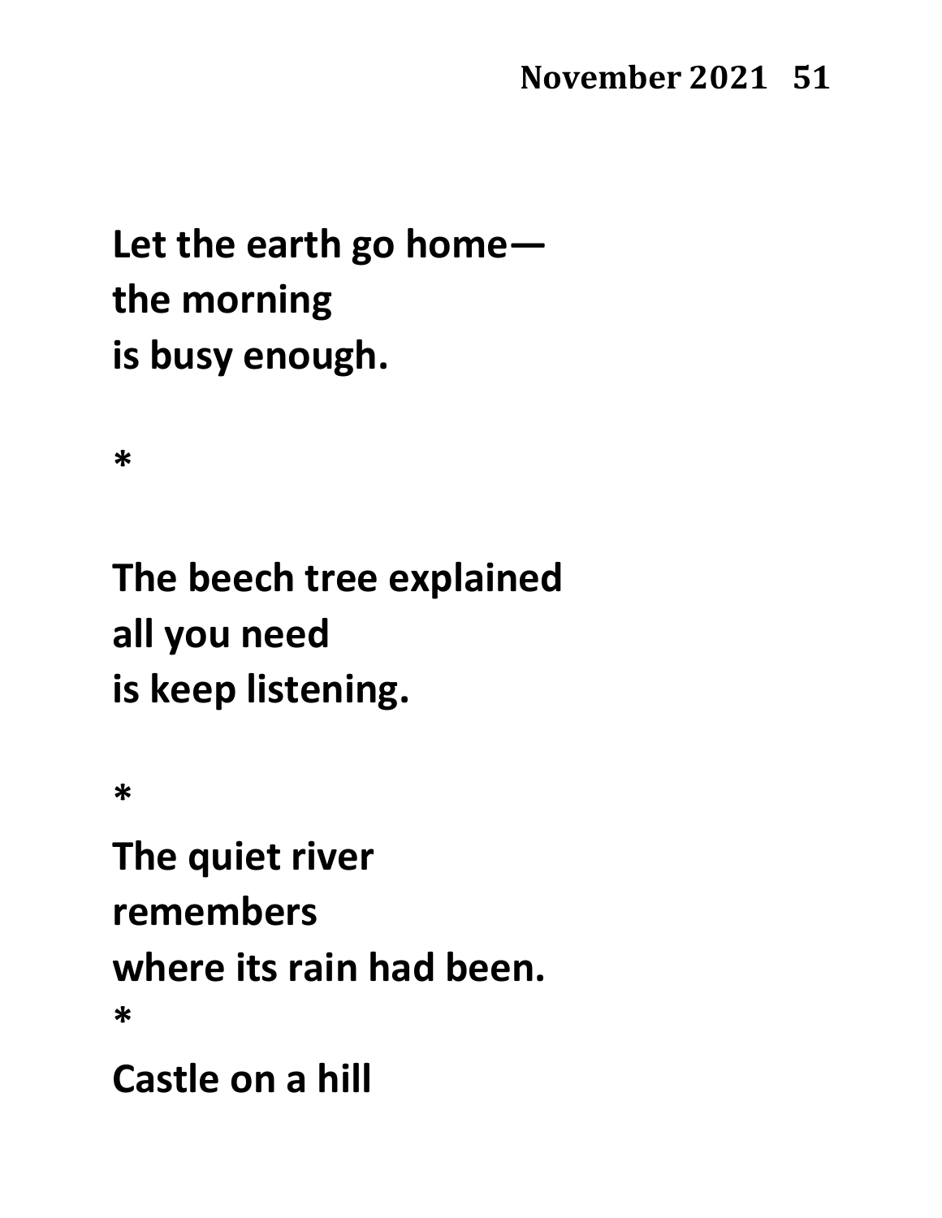**Let the earth go home—**
**the morning**
**is busy enough.**

**\***

**The beech tree explained**
**all you need**
**is keep listening.**

**\***

**The quiet river**
**remembers**
**where its rain had been.**

**\***

**Castle on a hill**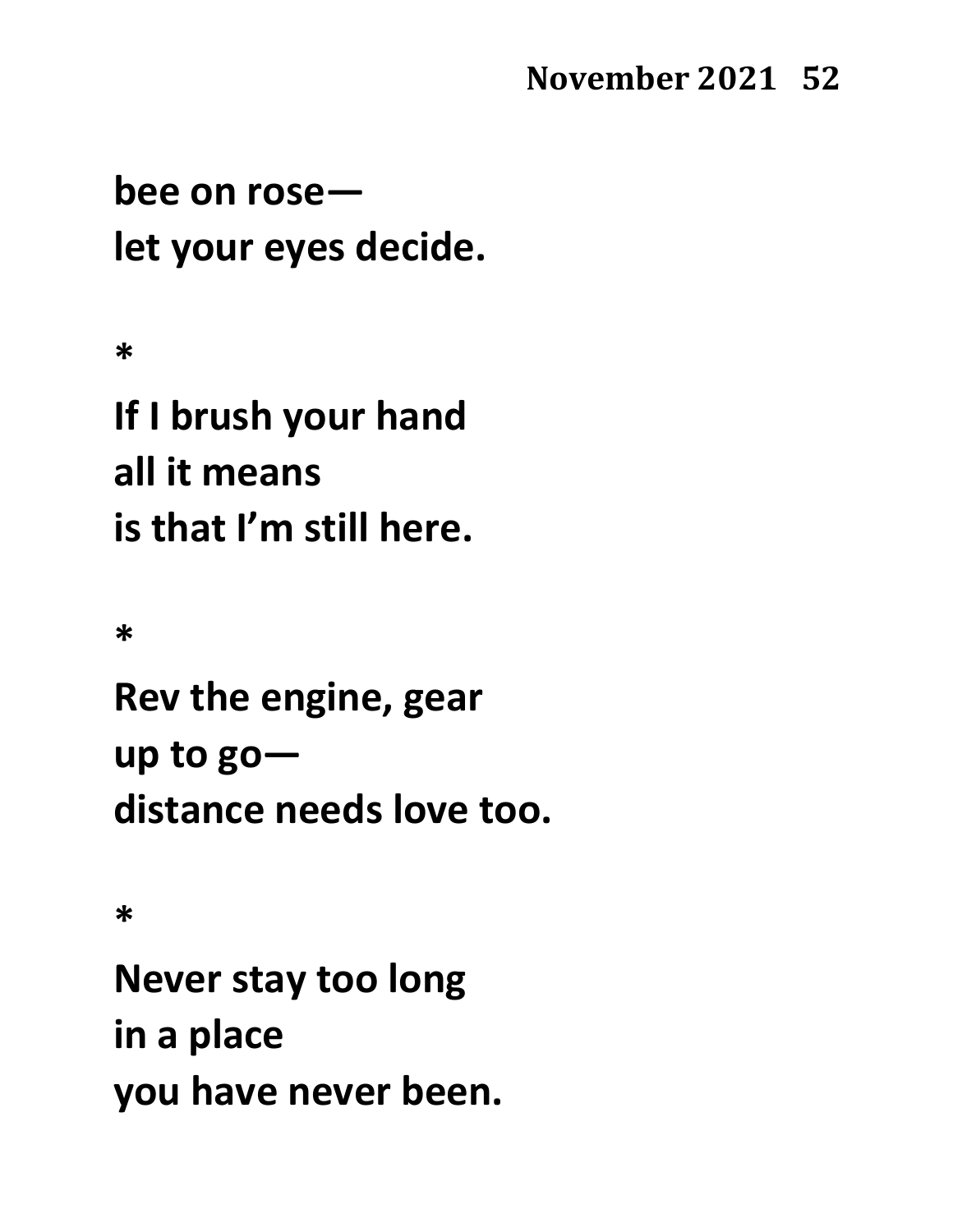**bee on rose—**
**let your eyes decide.**

**\***

**If I brush your hand**
**all it means**
**is that I'm still here.**

**\***

**Rev the engine, gear**
**up to go—**
**distance needs love too.**

**\***

**Never stay too long**
**in a place**
**you have never been.**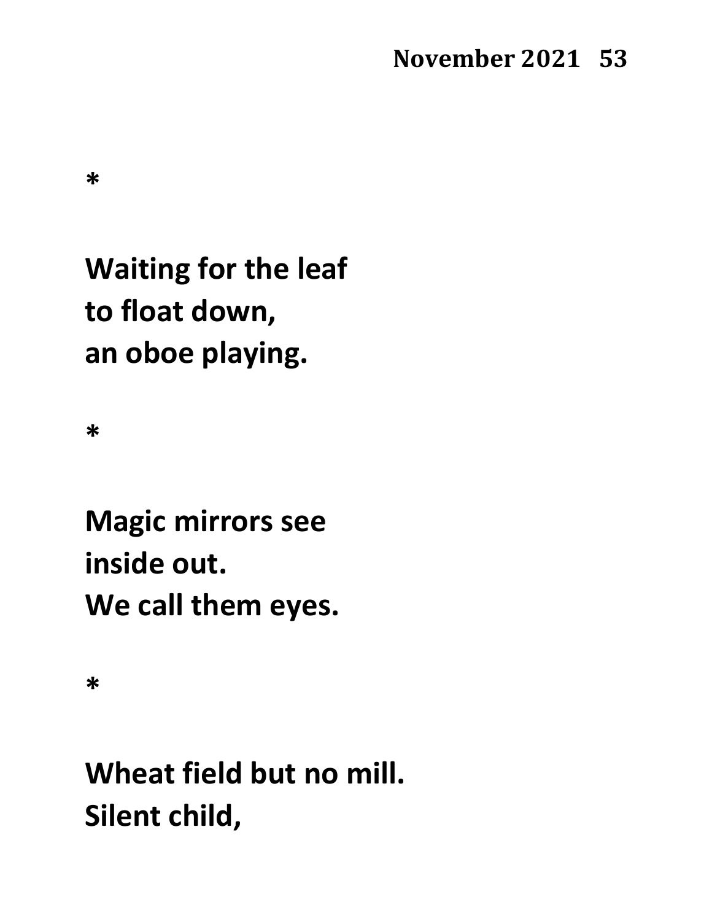**\***

**Waiting for the leaf**
**to float down,**
**an oboe playing.**

**\***

**Magic mirrors see**
**inside out.**
**We call them eyes.**

**\***

**Wheat field but no mill.**
**Silent child,**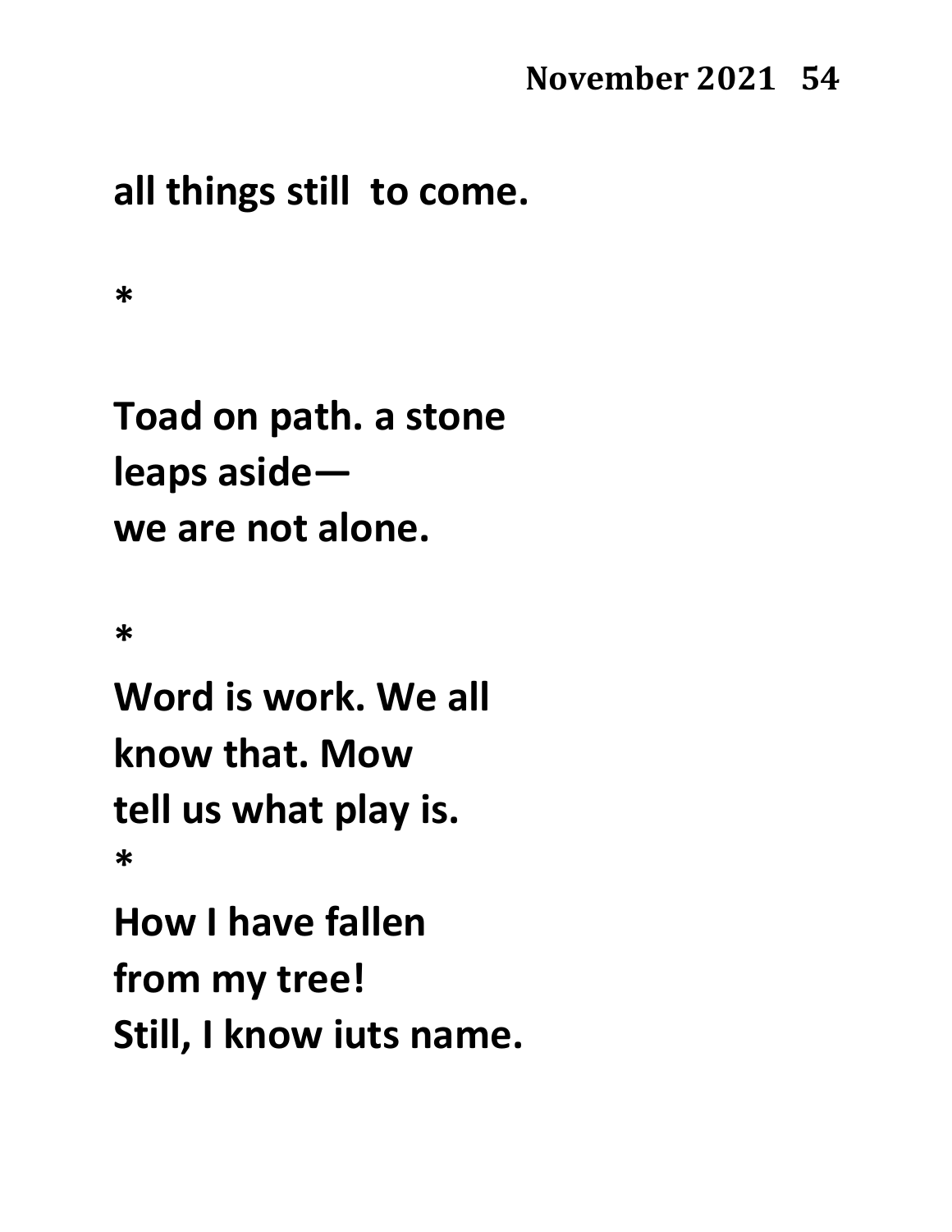**all things still  to come.**

**\***

**Toad on path. a stone**
**leaps aside—**
**we are not alone.**

**\***

**Word is work. We all**
**know that. Mow**
**tell us what play is.**

**\***

**How I have fallen**
**from my tree!**
**Still, I know iuts name.**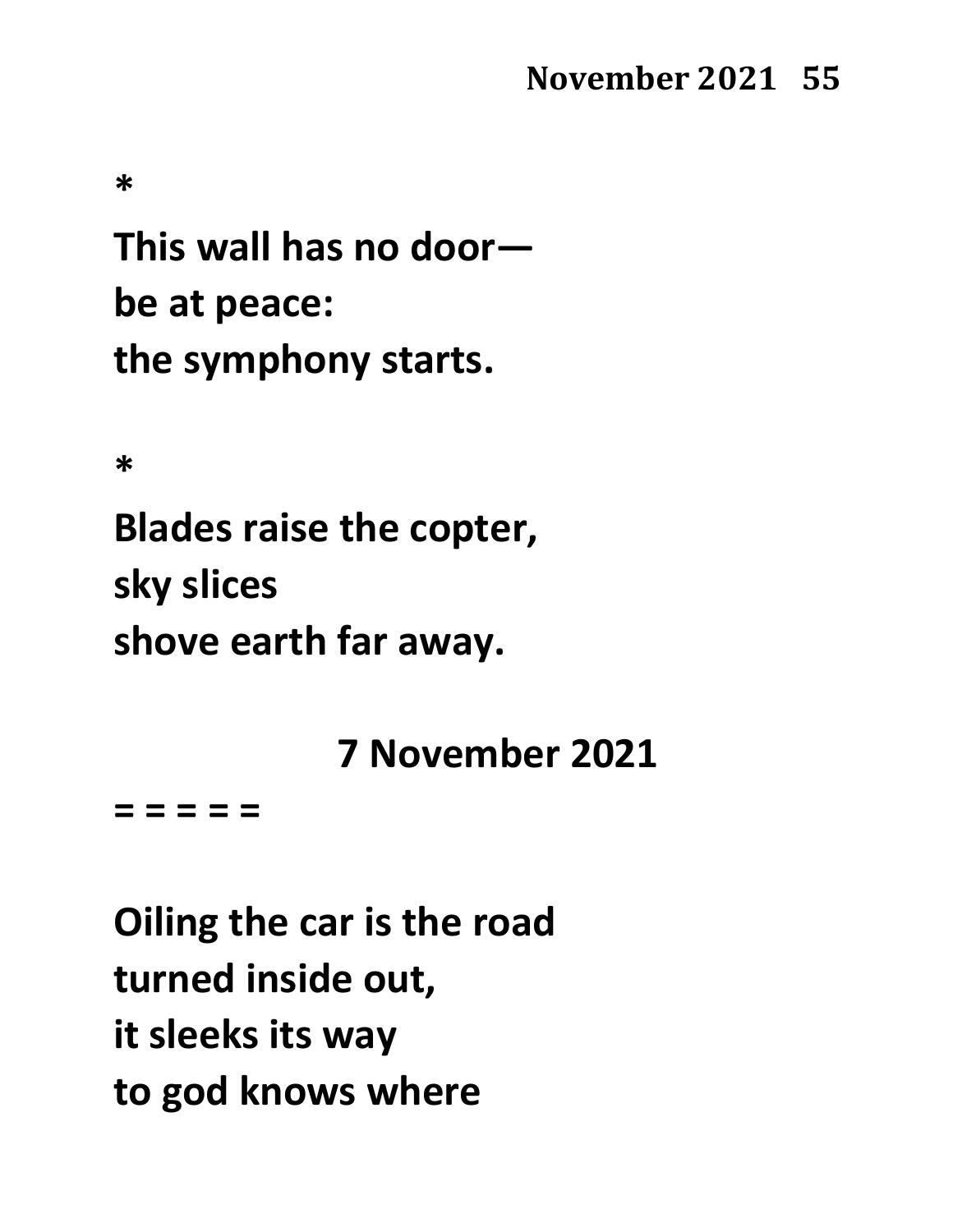*

**This wall has no door—**
**be at peace:**
**the symphony starts.**

*

**Blades raise the copter,**
**sky slices**
**shove earth far away.**

**7 November 2021**

**= = = = =**

**Oiling the car is the road**
**turned inside out,**
**it sleeks its way**
**to god knows where**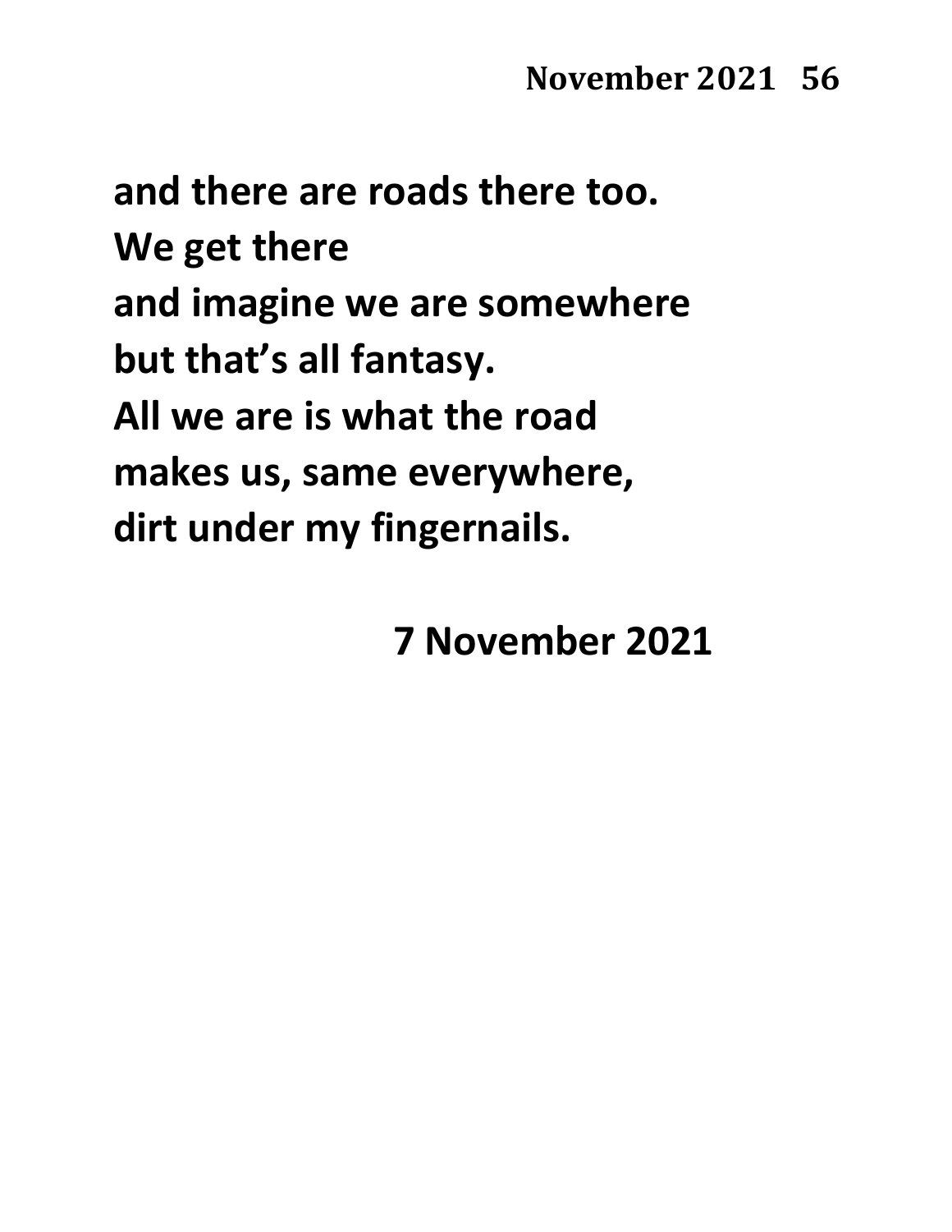**and there are roads there too.**
**We get there**
**and imagine we are somewhere**
**but that's all fantasy.**
**All we are is what the road**
**makes us, same everywhere,**
**dirt under my fingernails.**

**7 November 2021**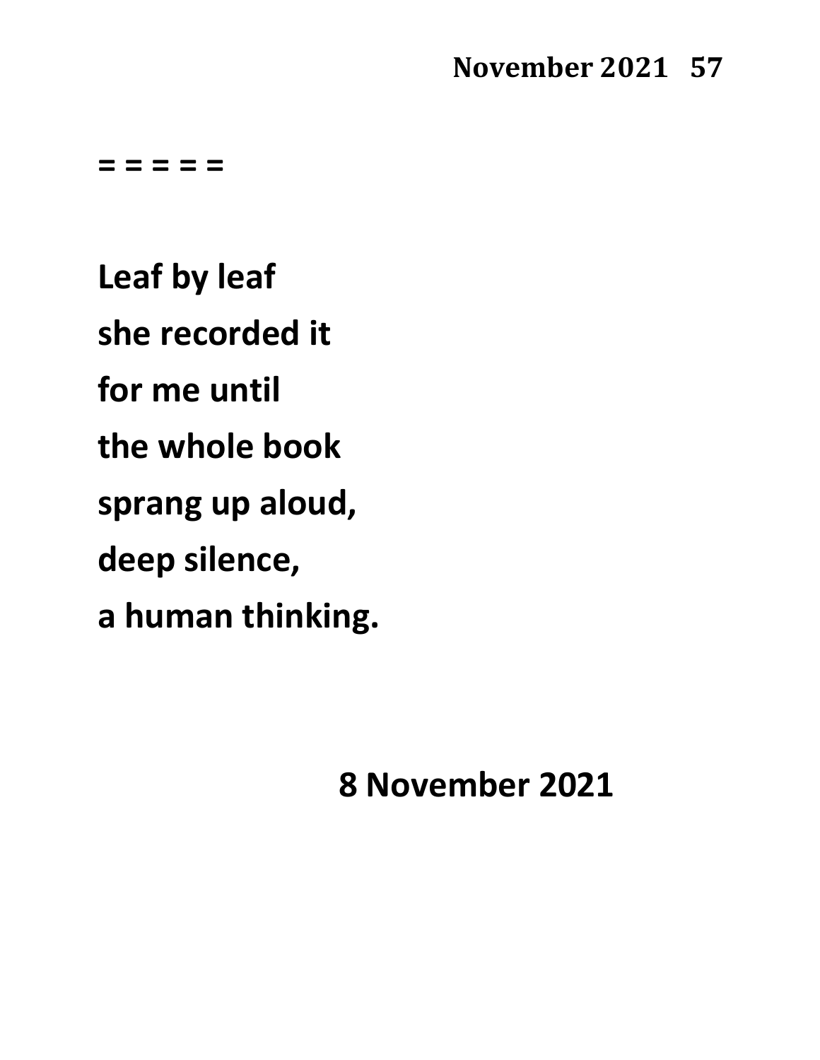= = = = =

**Leaf by leaf**

**she recorded it**

**for me until**

**the whole book**

**sprang up aloud,**

**deep silence,**

**a human thinking.**

**8 November 2021**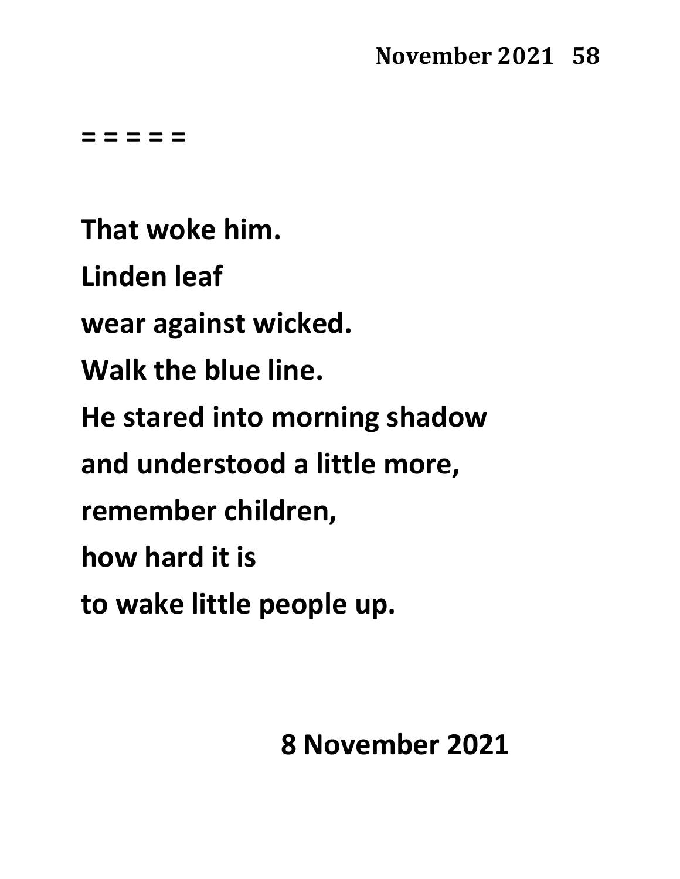**= = = = =**

**That woke him.**

**Linden leaf**

**wear against wicked.**

**Walk the blue line.**

**He stared into morning shadow**

**and understood a little more,**

**remember children,**

**how hard it is**

**to wake little people up.**

**8 November 2021**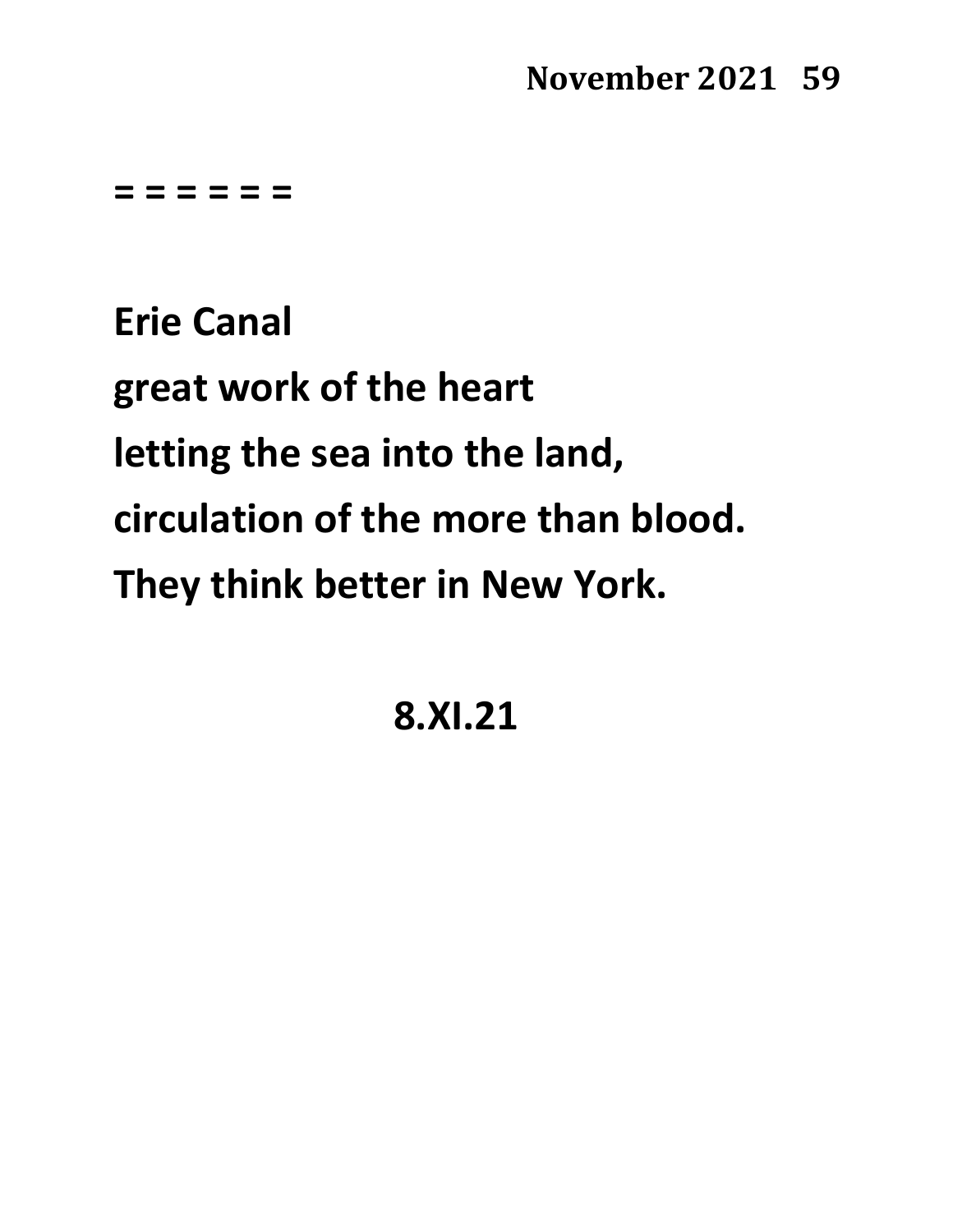= = = = = =

Erie Canal
great work of the heart
letting the sea into the land,
circulation of the more than blood.
They think better in New York.

8.XI.21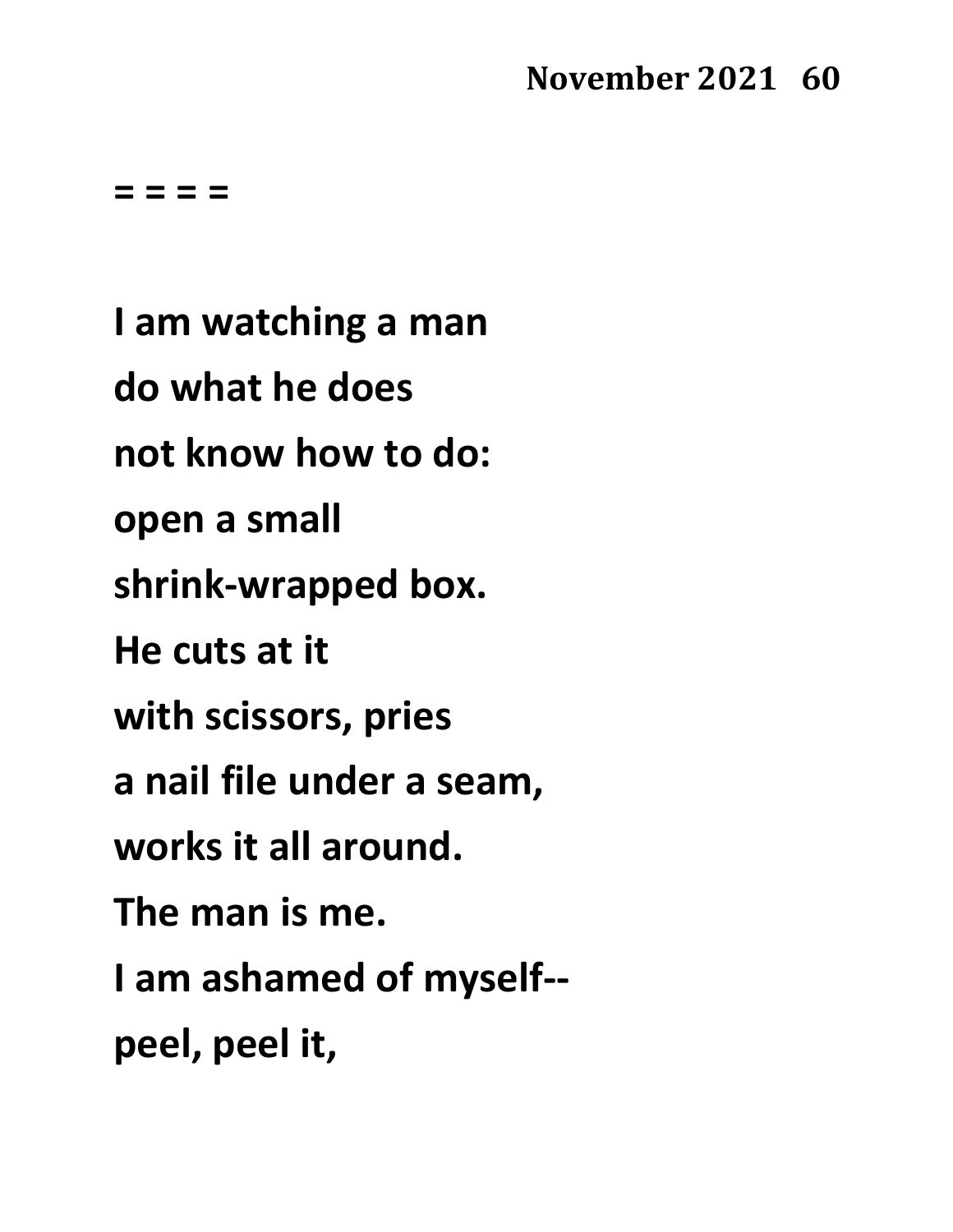**= = = =**

**I am watching a man**

**do what he does**

**not know how to do:**

**open a small**

**shrink-wrapped box.**

**He cuts at it**

**with scissors, pries**

**a nail file under a seam,**

**works it all around.**

**The man is me.**

**I am ashamed of myself--**

**peel, peel it,**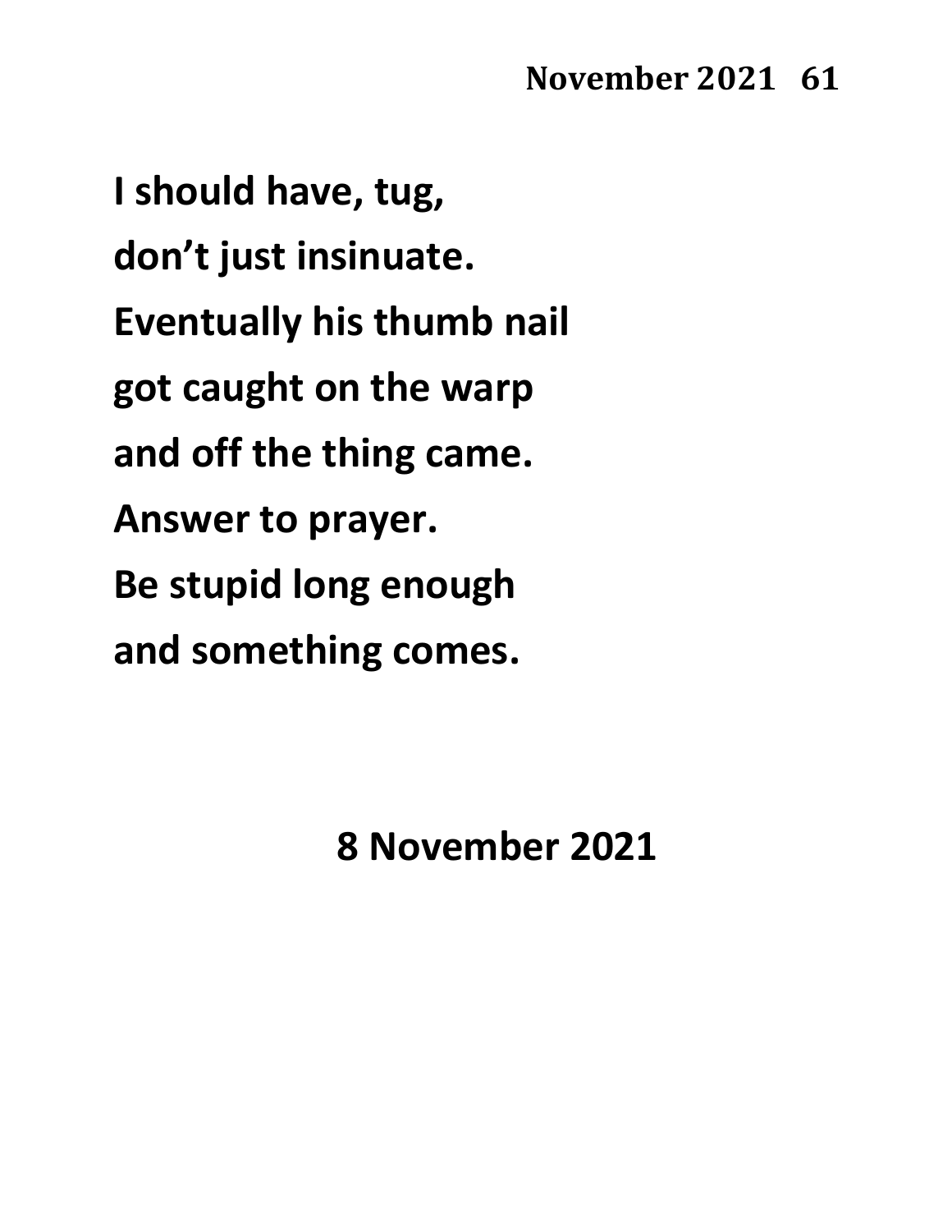I should have, tug,
don't just insinuate.
Eventually his thumb nail
got caught on the warp
and off the thing came.
Answer to prayer.
Be stupid long enough
and something comes.

8 November 2021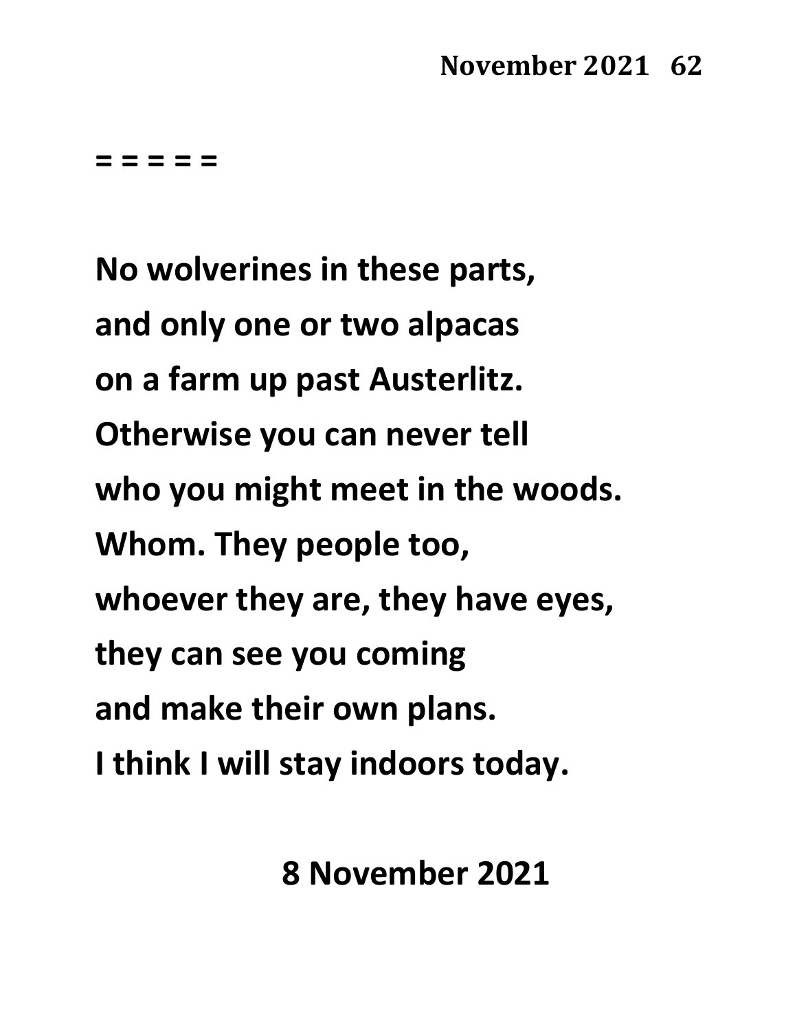= = = = =

No wolverines in these parts,
and only one or two alpacas
on a farm up past Austerlitz.
Otherwise you can never tell
who you might meet in the woods.
Whom. They people too,
whoever they are, they have eyes,
they can see you coming
and make their own plans.
I think I will stay indoors today.

8 November 2021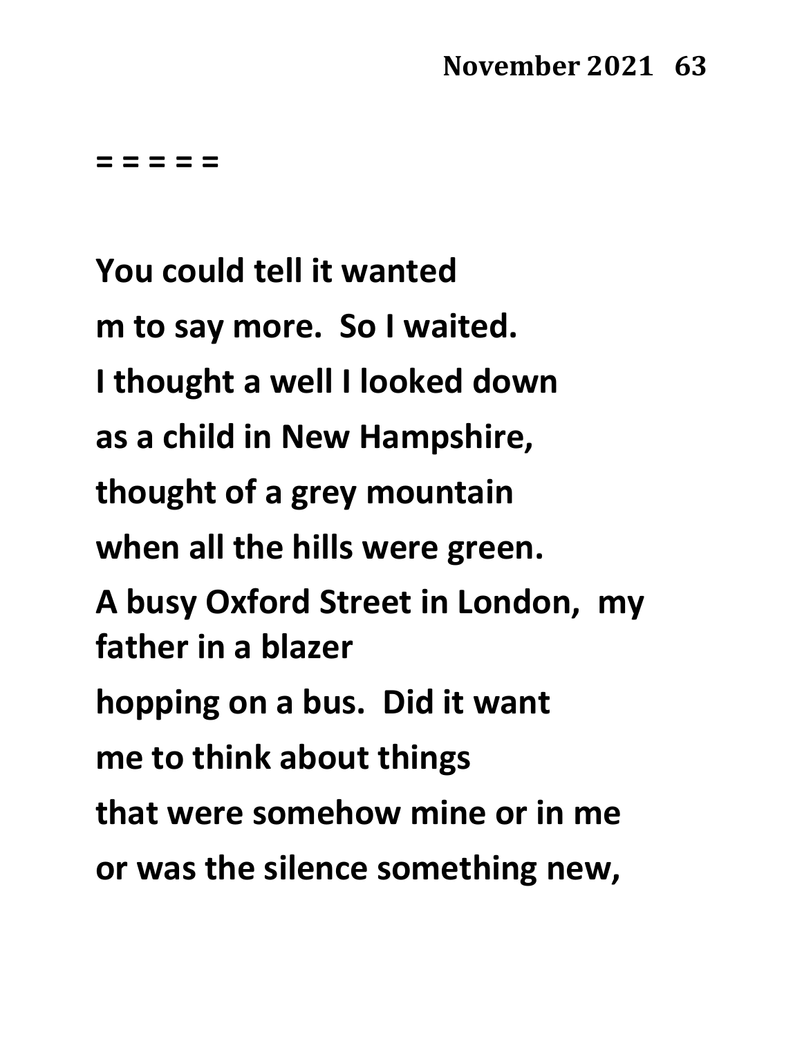= = = = =

**You could tell it wanted**
**m to say more.  So I waited.**
**I thought a well I looked down**
**as a child in New Hampshire,**
**thought of a grey mountain**
**when all the hills were green.**
**A busy Oxford Street in London,  my father in a blazer**
**hopping on a bus.  Did it want**
**me to think about things**
**that were somehow mine or in me**
**or was the silence something new,**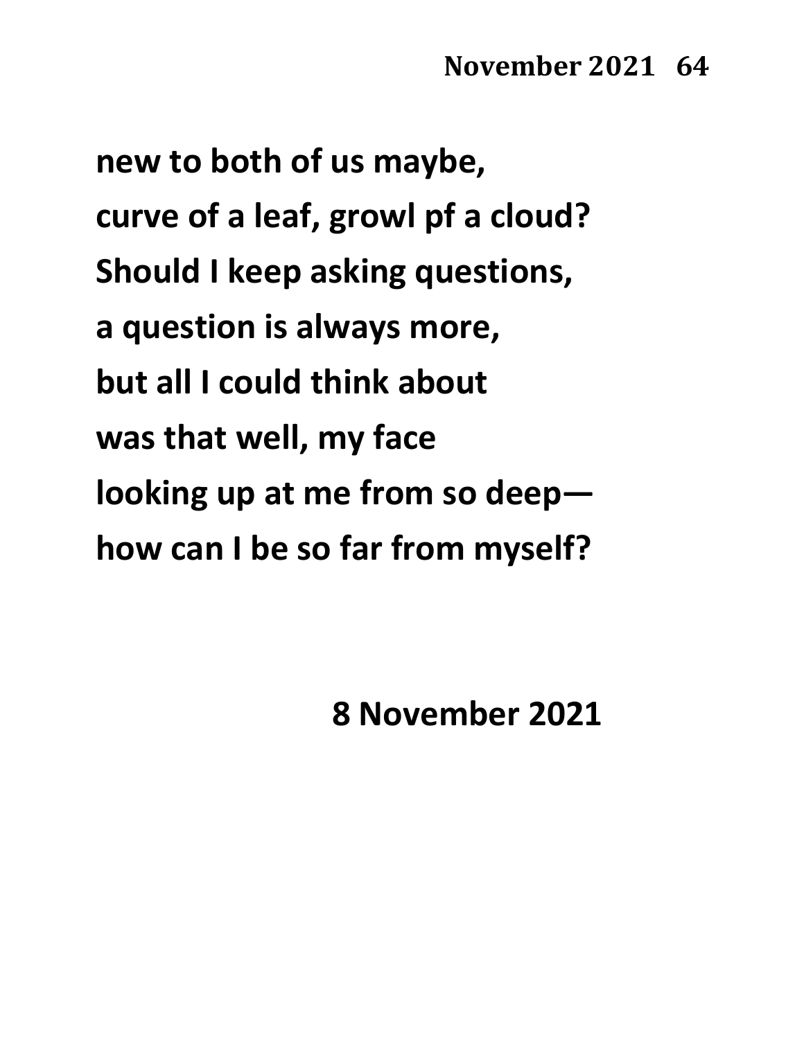new to both of us maybe,
curve of a leaf, growl pf a cloud?
Should I keep asking questions,
a question is always more,
but all I could think about
was that well, my face
looking up at me from so deep—
how can I be so far from myself?

8 November 2021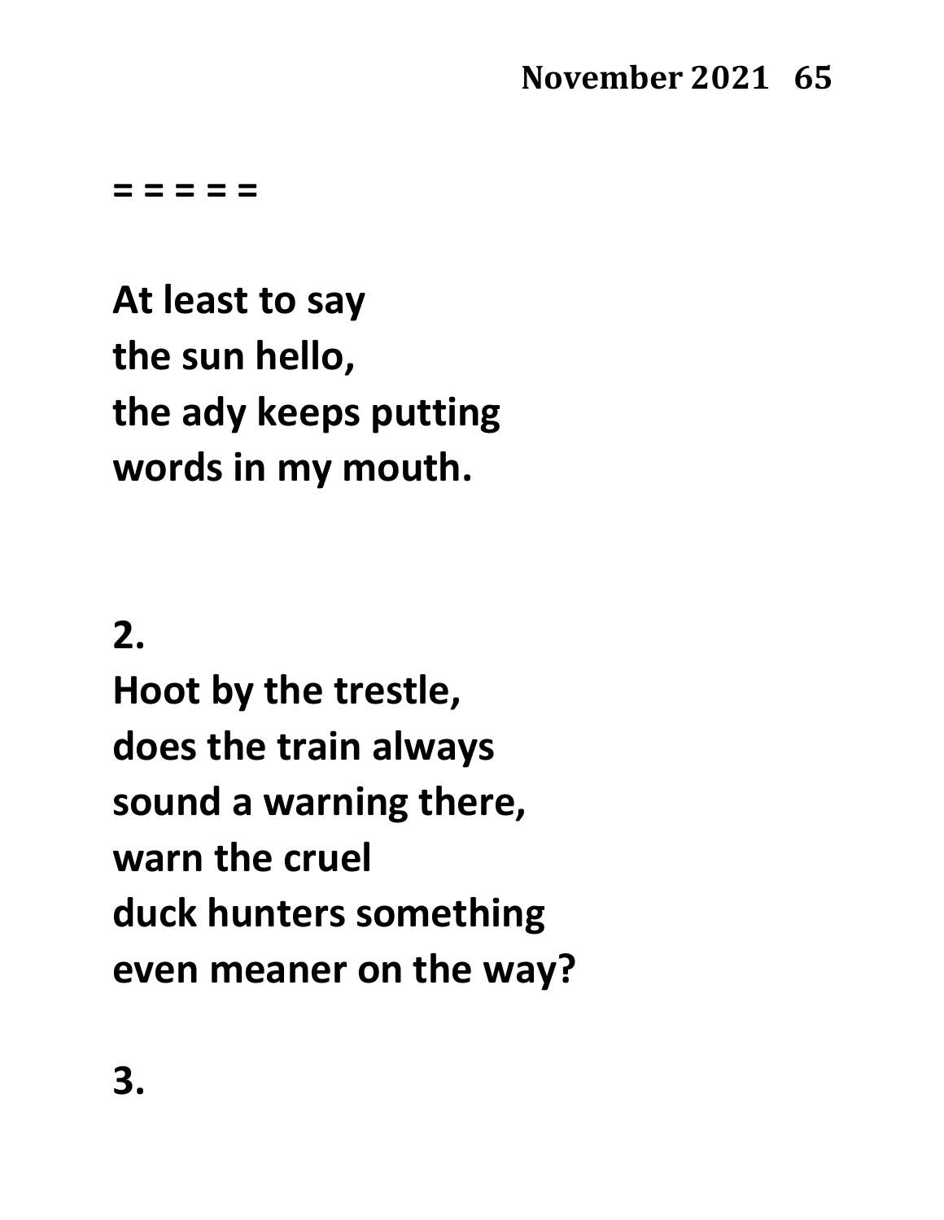= = = = =

**At least to say**
**the sun hello,**
**the ady keeps putting**
**words in my mouth.**

**2.**
**Hoot by the trestle,**
**does the train always**
**sound a warning there,**
**warn the cruel**
**duck hunters something**
**even meaner on the way?**

**3.**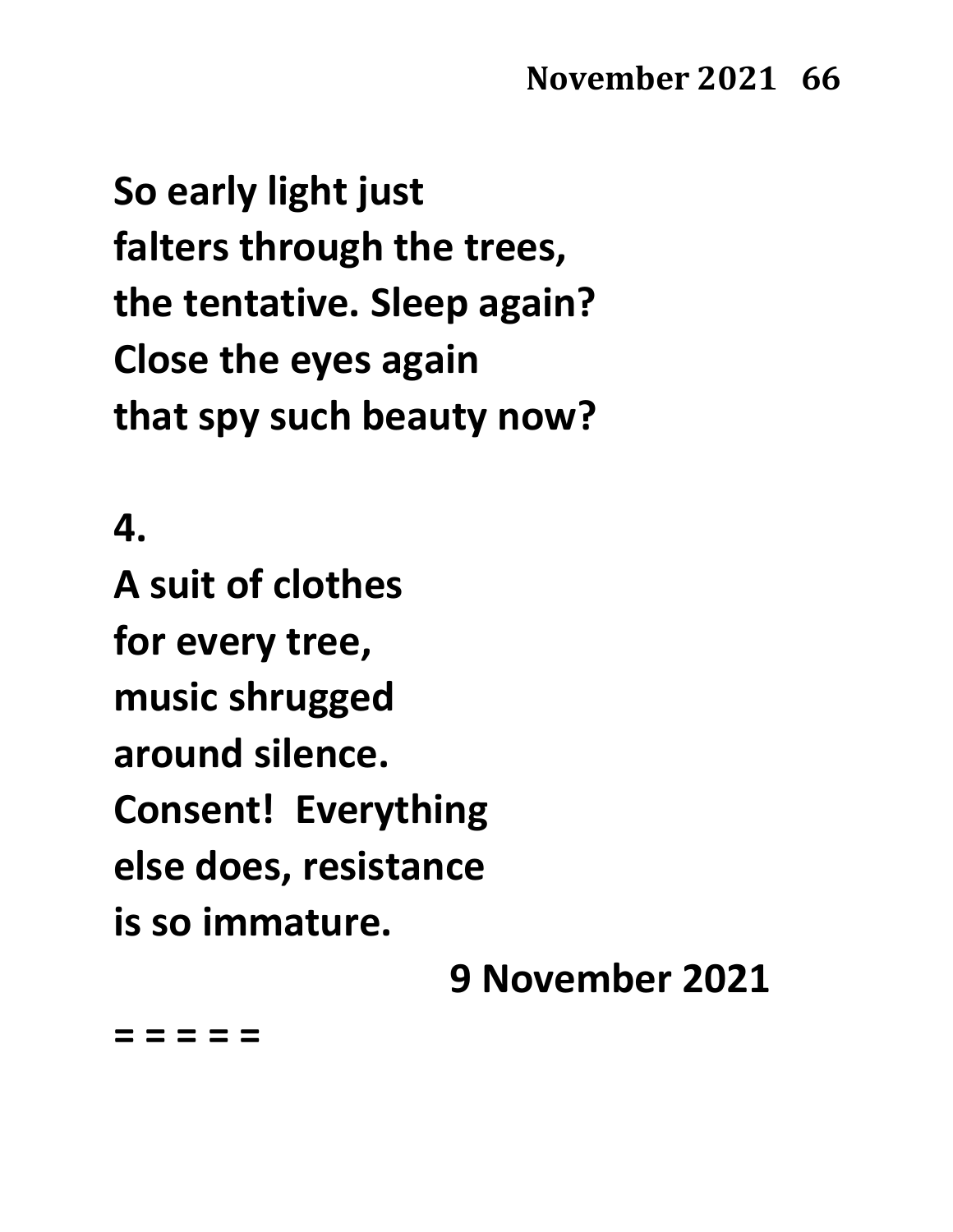**So early light just**
**falters through the trees,**
**the tentative. Sleep again?**
**Close the eyes again**
**that spy such beauty now?**

**4.**
**A suit of clothes**
**for every tree,**
**music shrugged**
**around silence.**
**Consent! Everything**
**else does, resistance**
**is so immature.**

**9 November 2021**

**= = = = =**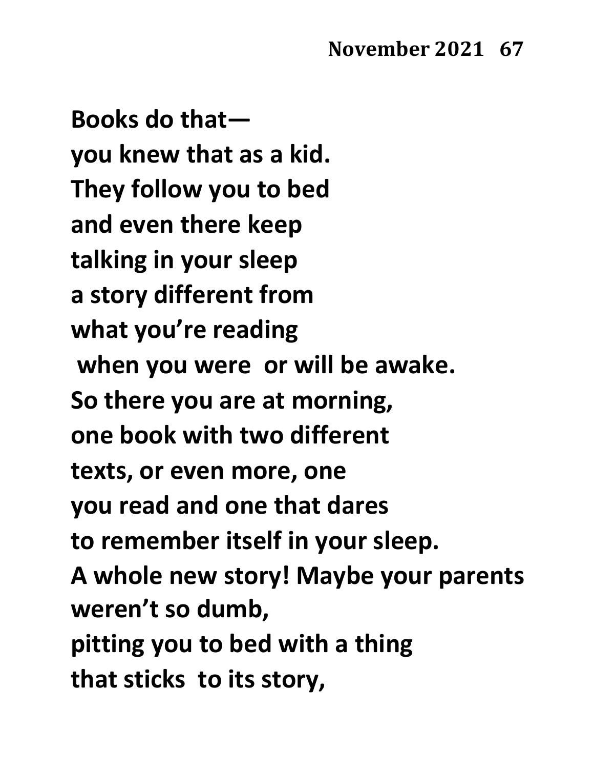**Books do that—**
**you knew that as a kid.**
**They follow you to bed**
**and even there keep**
**talking in your sleep**
**a story different from**
**what you're reading**
**when you were or will be awake.**
**So there you are at morning,**
**one book with two different**
**texts, or even more, one**
**you read and one that dares**
**to remember itself in your sleep.**
**A whole new story! Maybe your parents**
**weren't so dumb,**
**pitting you to bed with a thing**
**that sticks to its story,**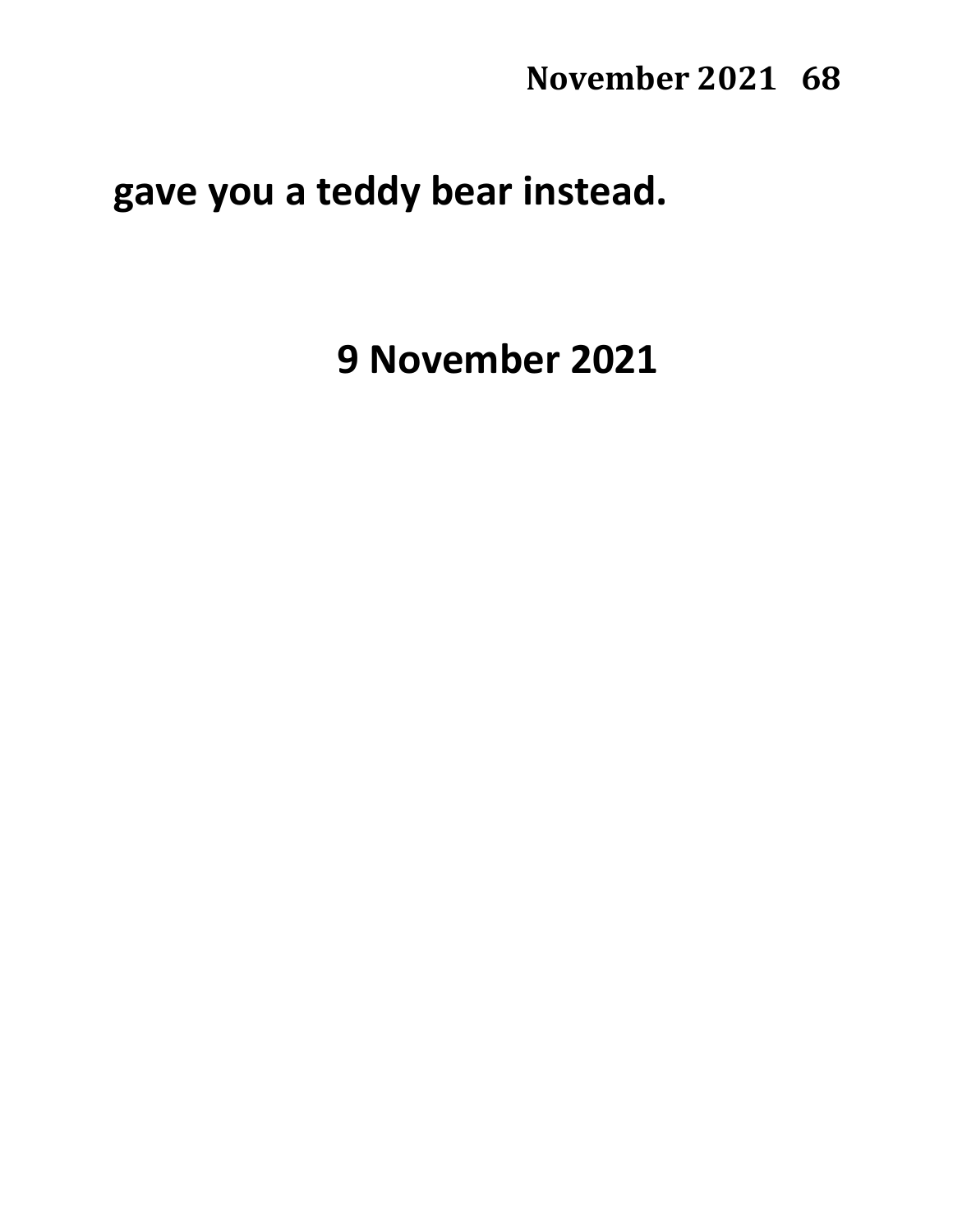**gave you a teddy bear instead.**

## 9 November 2021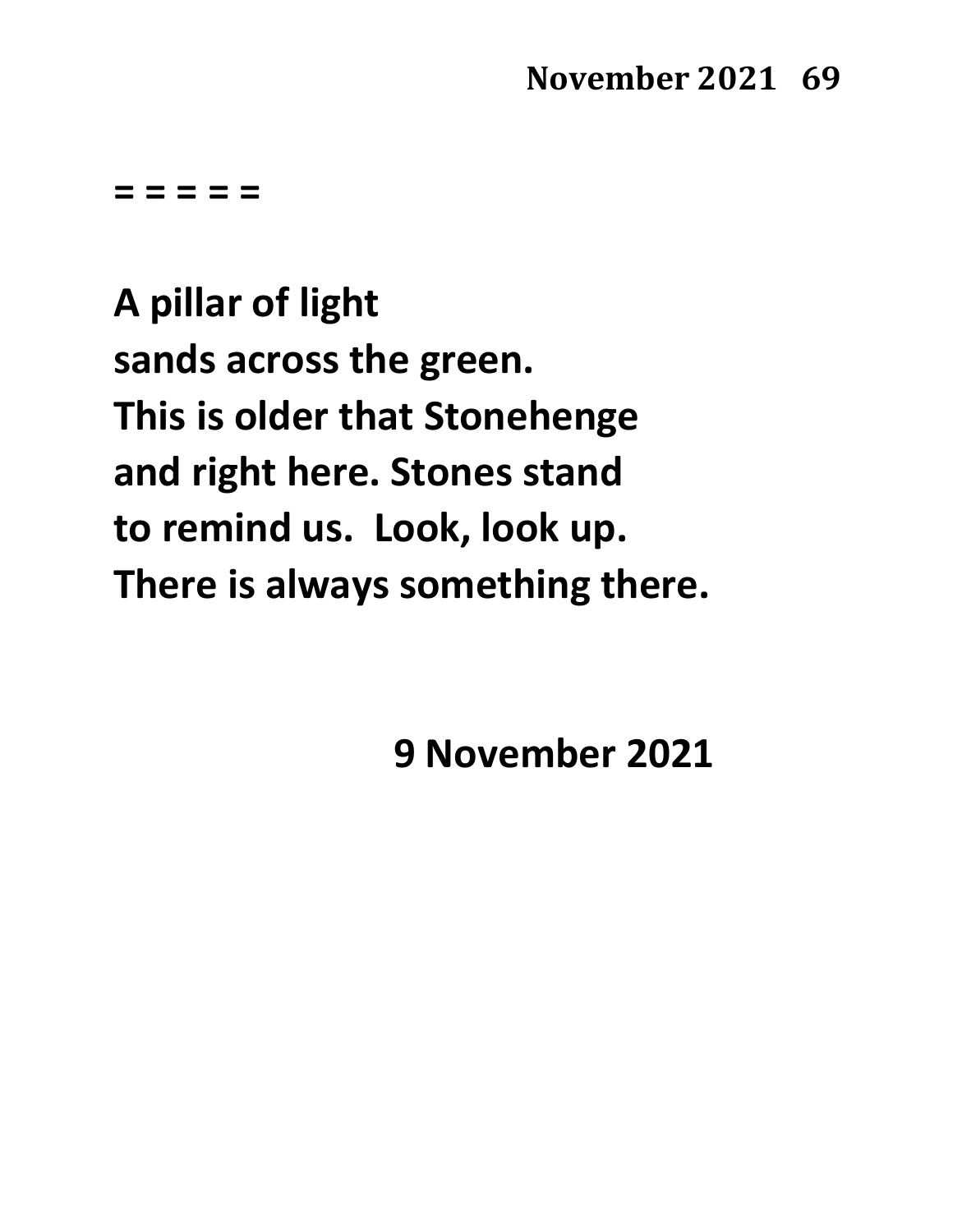**= = = = =**

**A pillar of light**
**sands across the green.**
**This is older that Stonehenge**
**and right here. Stones stand**
**to remind us.  Look, look up.**
**There is always something there.**

**9 November 2021**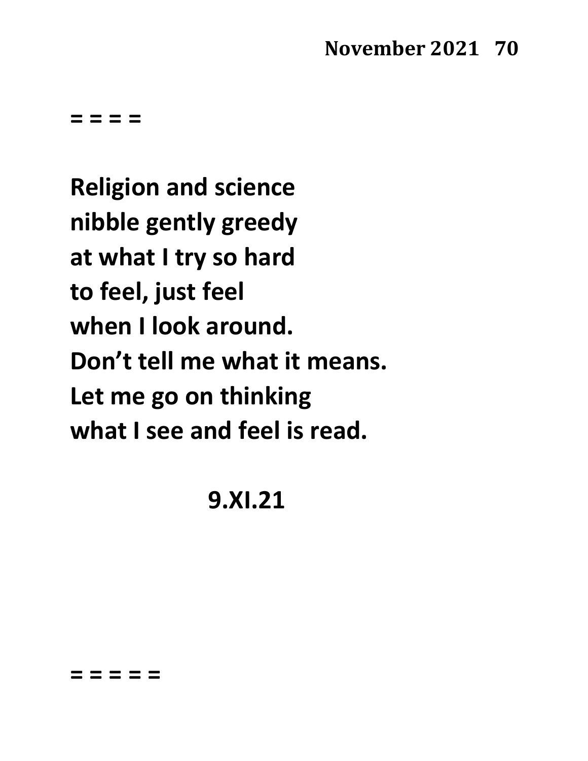= = = =

**Religion and science**
**nibble gently greedy**
**at what I try so hard**
**to feel, just feel**
**when I look around.**
**Don't tell me what it means.**
**Let me go on thinking**
**what I see and feel is read.**

**9.XI.21**

= = = = =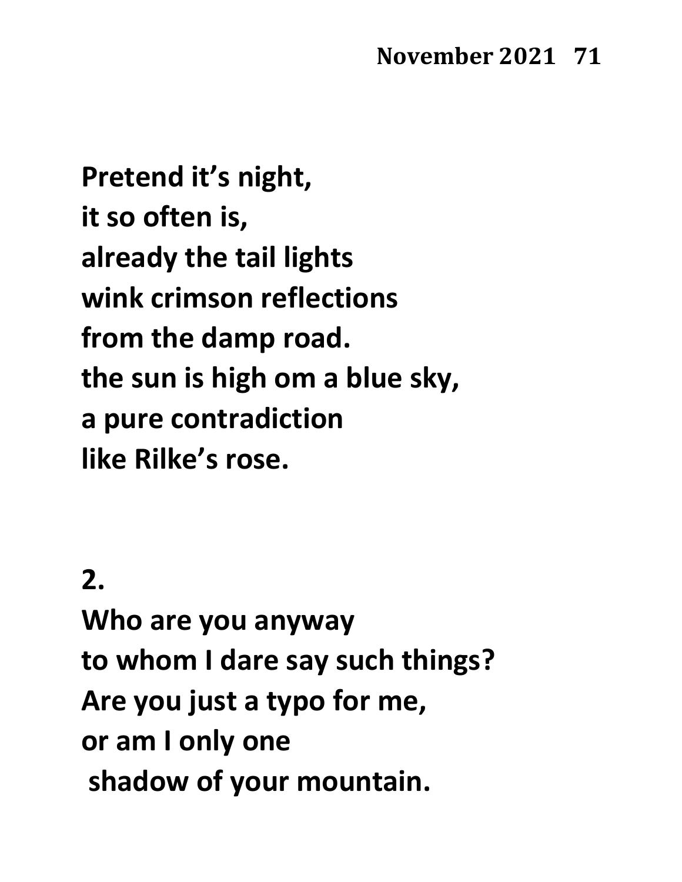**Pretend it's night,**
**it so often is,**
**already the tail lights**
**wink crimson reflections**
**from the damp road.**
**the sun is high om a blue sky,**
**a pure contradiction**
**like Rilke's rose.**

**2.**
**Who are you anyway**
**to whom I dare say such things?**
**Are you just a typo for me,**
**or am I only one**
**shadow of your mountain.**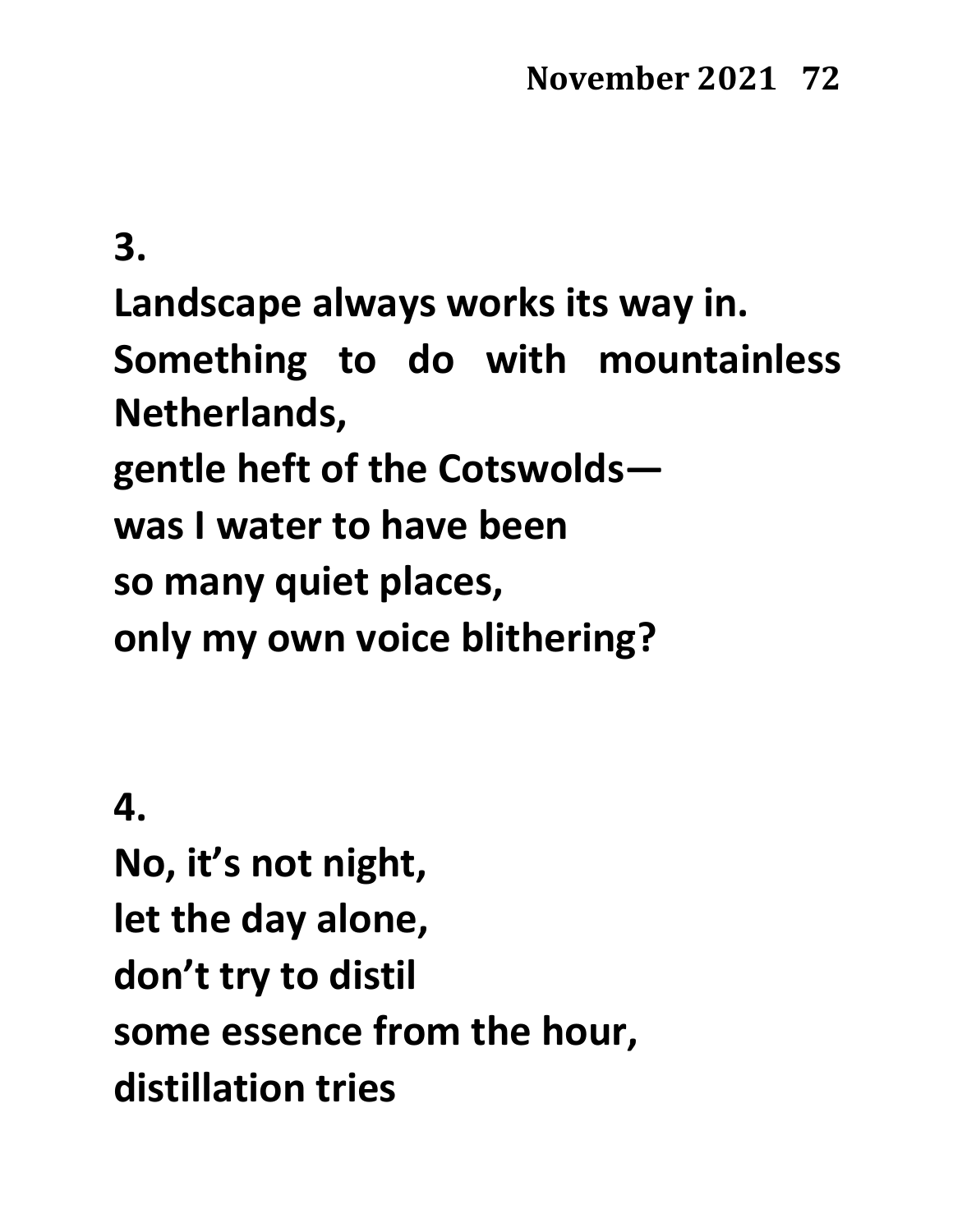**3.**

**Landscape always works its way in.**
**Something to do with mountainless Netherlands,**
**gentle heft of the Cotswolds—**
**was I water to have been**
**so many quiet places,**
**only my own voice blithering?**

**4.**

**No, it's not night,**
**let the day alone,**
**don't try to distil**
**some essence from the hour,**
**distillation tries**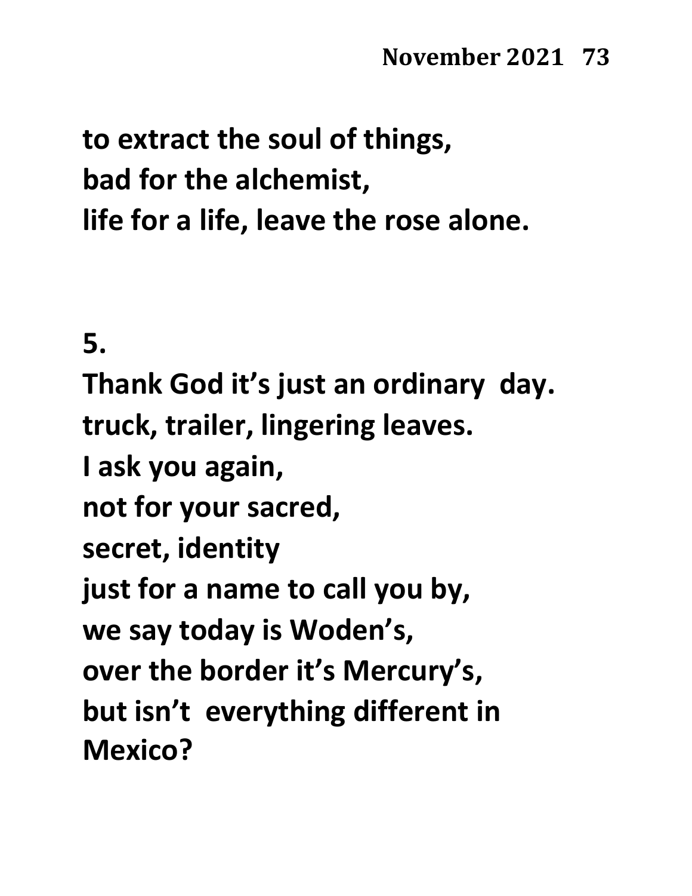**to extract the soul of things,**
**bad for the alchemist,**
**life for a life, leave the rose alone.**

**5.**

**Thank God it's just an ordinary day.**
**truck, trailer, lingering leaves.**
**I ask you again,**
**not for your sacred,**
**secret, identity**
**just for a name to call you by,**
**we say today is Woden's,**
**over the border it's Mercury's,**
**but isn't everything different in**
**Mexico?**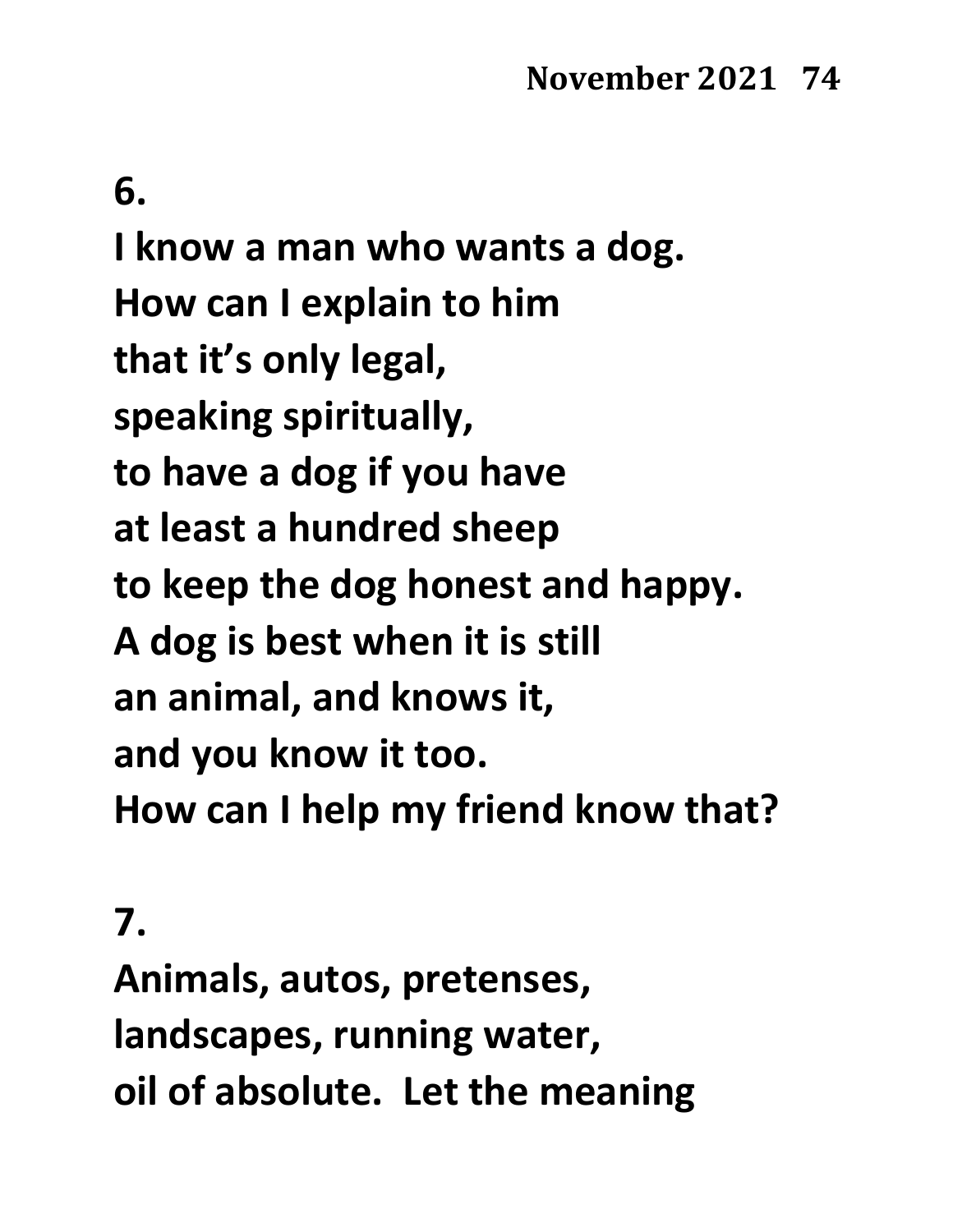**6.**

**I know a man who wants a dog.**
**How can I explain to him**
**that it's only legal,**
**speaking spiritually,**
**to have a dog if you have**
**at least a hundred sheep**
**to keep the dog honest and happy.**
**A dog is best when it is still**
**an animal, and knows it,**
**and you know it too.**
**How can I help my friend know that?**

**7.**

**Animals, autos, pretenses,**
**landscapes, running water,**
**oil of absolute. Let the meaning**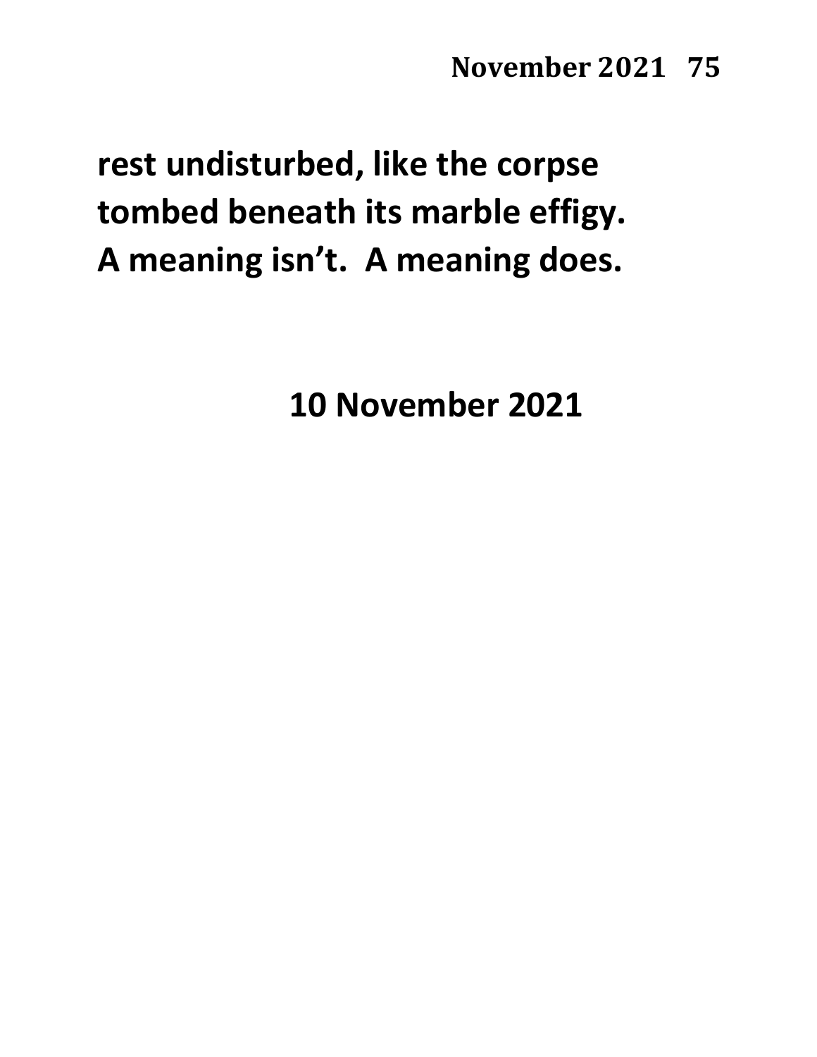**rest undisturbed, like the corpse**
**tombed beneath its marble effigy.**
**A meaning isn't.  A meaning does.**

**10 November 2021**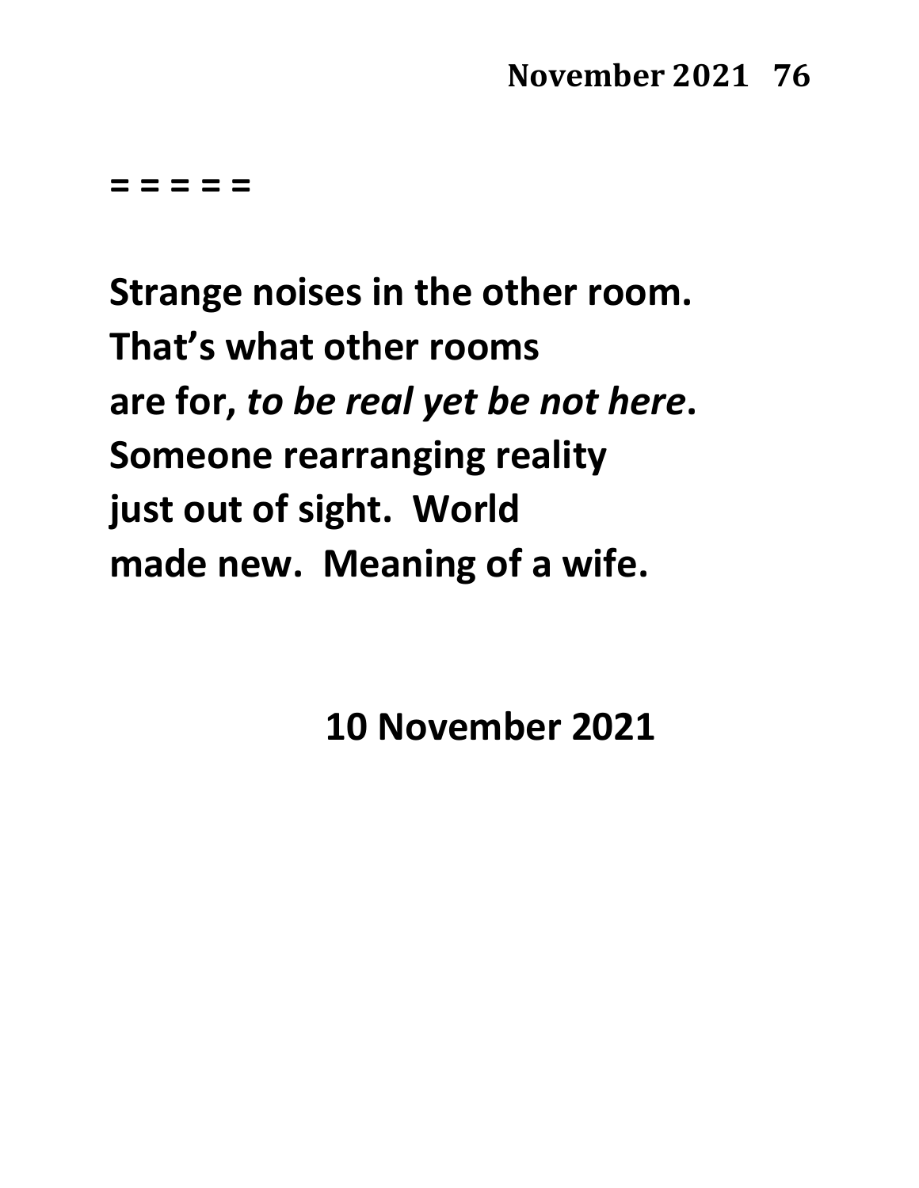= = = = =

**Strange noises in the other room.**
**That's what other rooms**
**are for, *to be real yet be not here*.**
**Someone rearranging reality**
**just out of sight.  World**
**made new.  Meaning of a wife.**

**10 November 2021**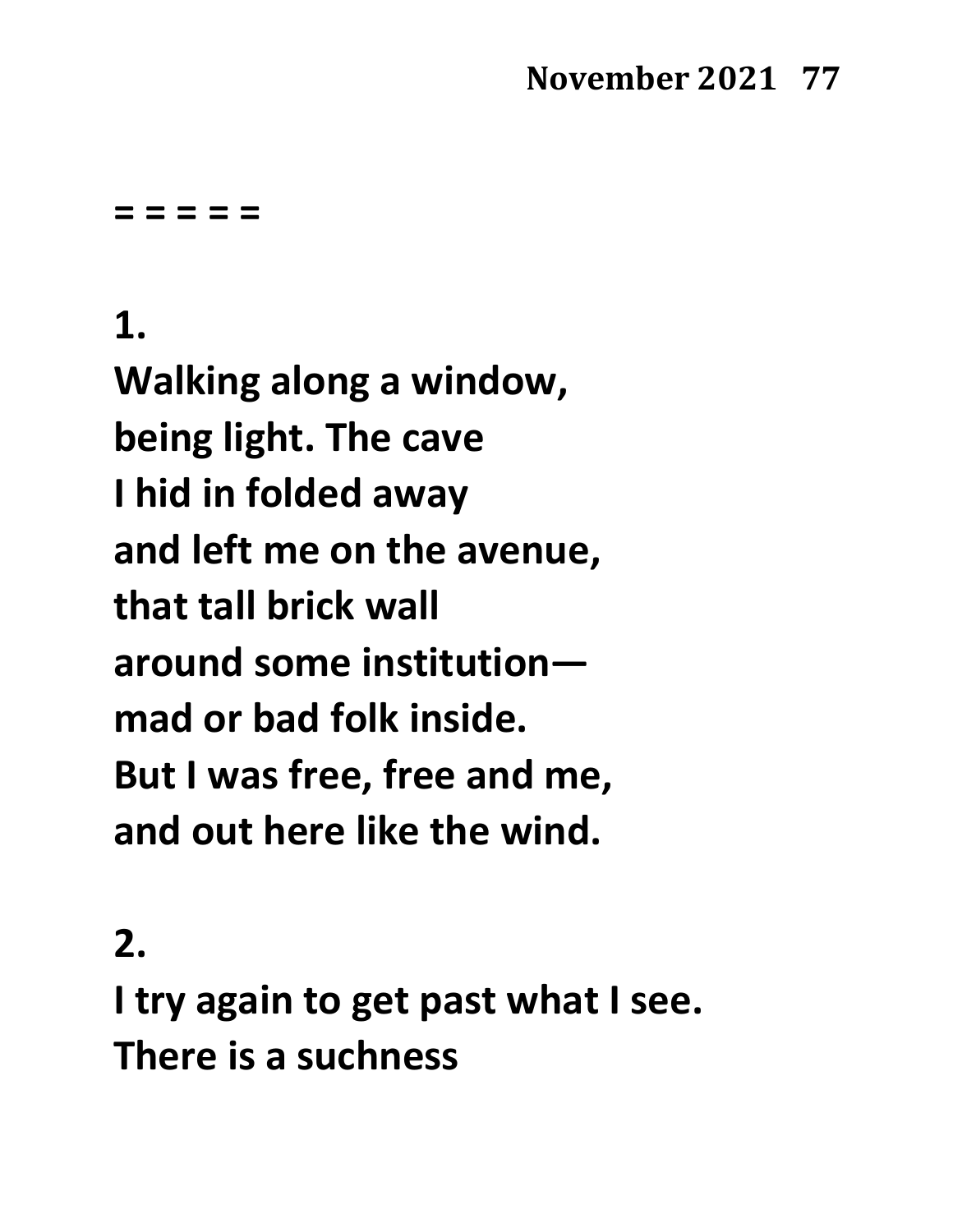**= = = = =**

**1.**

**Walking along a window,**
**being light. The cave**
**I hid in folded away**
**and left me on the avenue,**
**that tall brick wall**
**around some institution—**
**mad or bad folk inside.**
**But I was free, free and me,**
**and out here like the wind.**

**2.**

**I try again to get past what I see.**
**There is a suchness**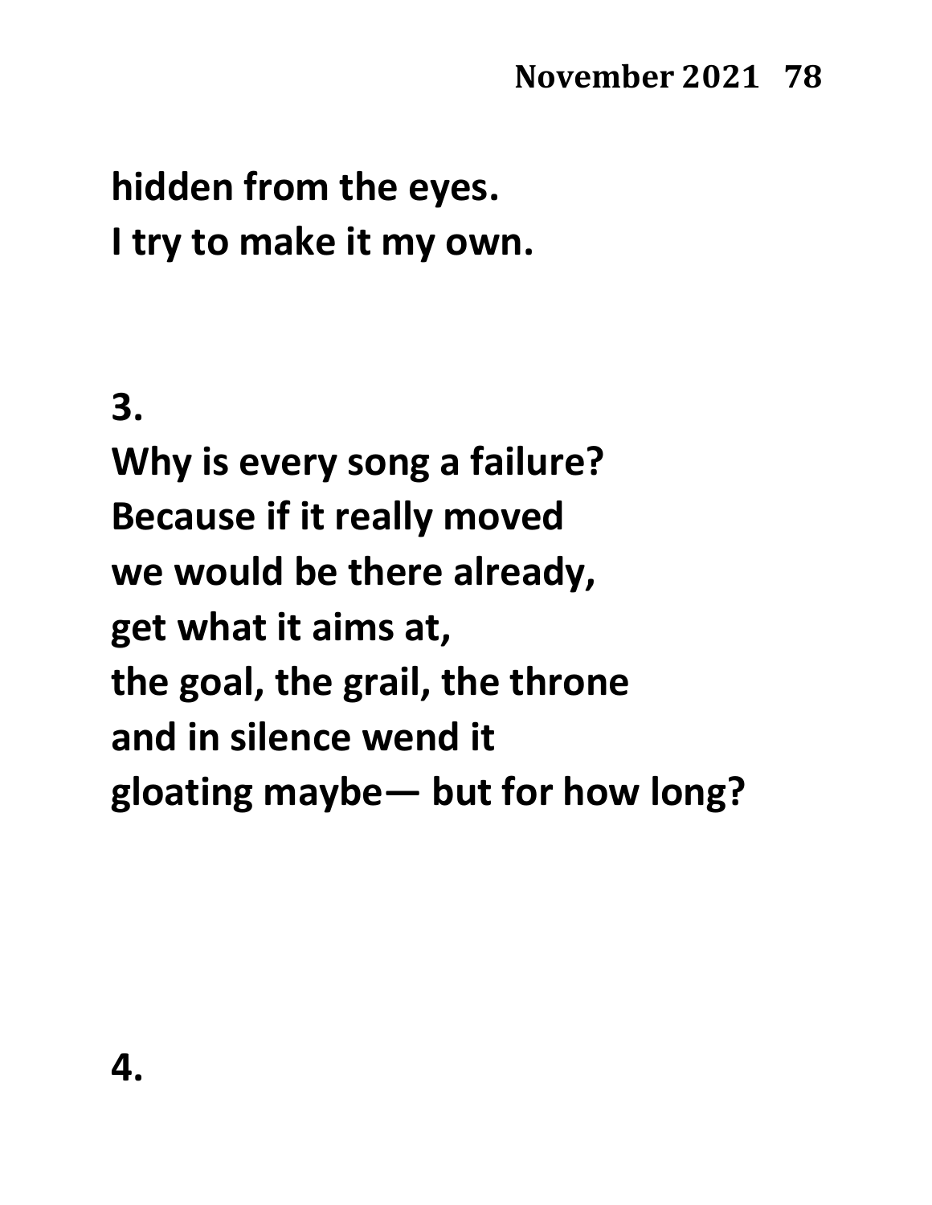**hidden from the eyes.**
**I try to make it my own.**

**3.**

**Why is every song a failure?**
**Because if it really moved**
**we would be there already,**
**get what it aims at,**
**the goal, the grail, the throne**
**and in silence wend it**
**gloating maybe— but for how long?**

**4.**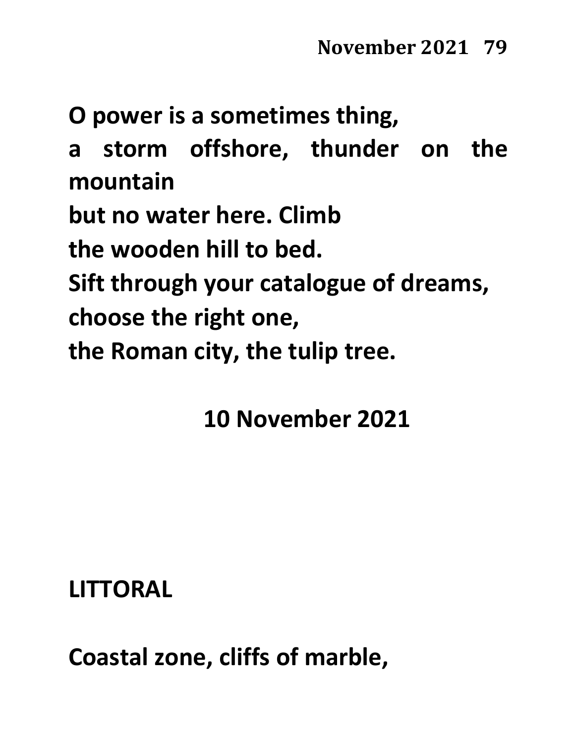O power is a sometimes thing,
a storm offshore, thunder on the mountain
but no water here. Climb
the wooden hill to bed.
Sift through your catalogue of dreams,
choose the right one,
the Roman city, the tulip tree.

10 November 2021

## LITTORAL

Coastal zone, cliffs of marble,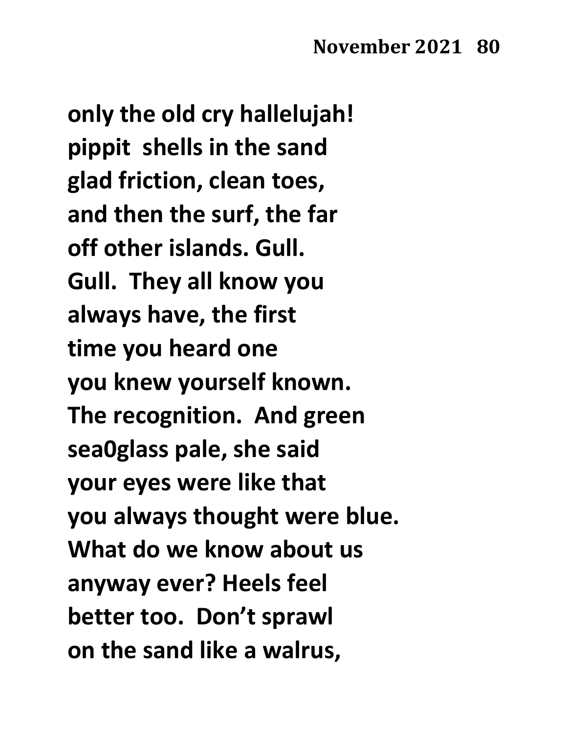**only the old cry hallelujah!**
**pippit  shells in the sand**
**glad friction, clean toes,**
**and then the surf, the far**
**off other islands. Gull.**
**Gull.  They all know you**
**always have, the first**
**time you heard one**
**you knew yourself known.**
**The recognition.  And green**
**sea0glass pale, she said**
**your eyes were like that**
**you always thought were blue.**
**What do we know about us**
**anyway ever? Heels feel**
**better too.  Don't sprawl**
**on the sand like a walrus,**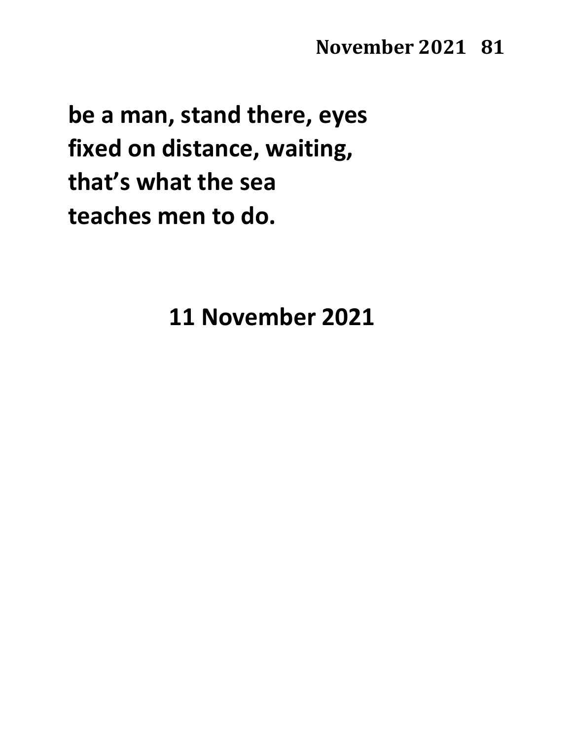**be a man, stand there, eyes**
**fixed on distance, waiting,**
**that’s what the sea**
**teaches men to do.**

**11 November 2021**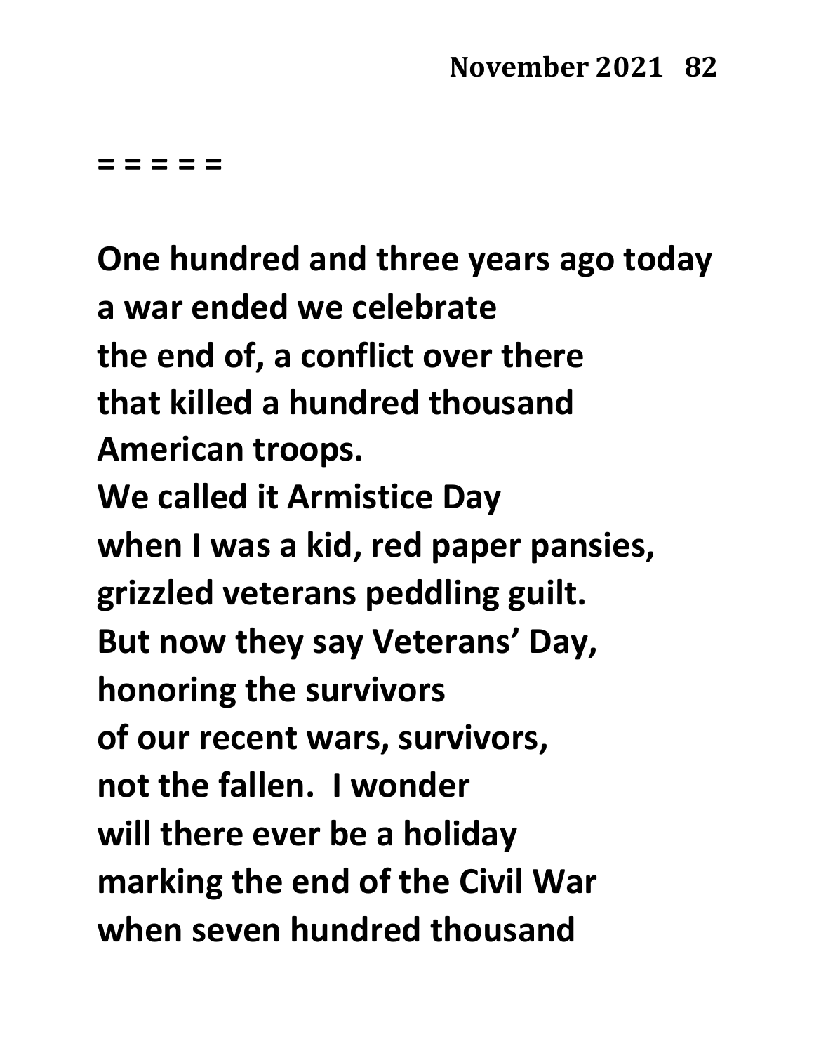= = = = =

One hundred and three years ago today
a war ended we celebrate
the end of, a conflict over there
that killed a hundred thousand
American troops.
We called it Armistice Day
when I was a kid, red paper pansies,
grizzled veterans peddling guilt.
But now they say Veterans' Day,
honoring the survivors
of our recent wars, survivors,
not the fallen.  I wonder
will there ever be a holiday
marking the end of the Civil War
when seven hundred thousand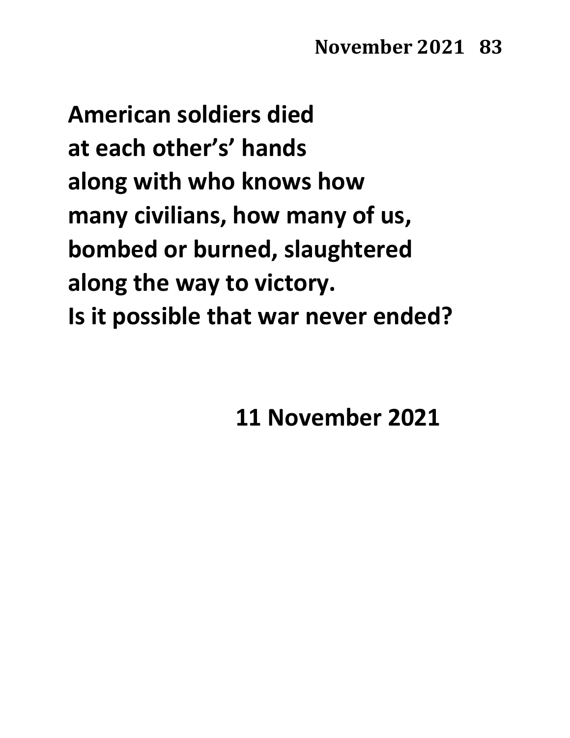American soldiers died
at each other's' hands
along with who knows how
many civilians, how many of us,
bombed or burned, slaughtered
along the way to victory.
Is it possible that war never ended?

11 November 2021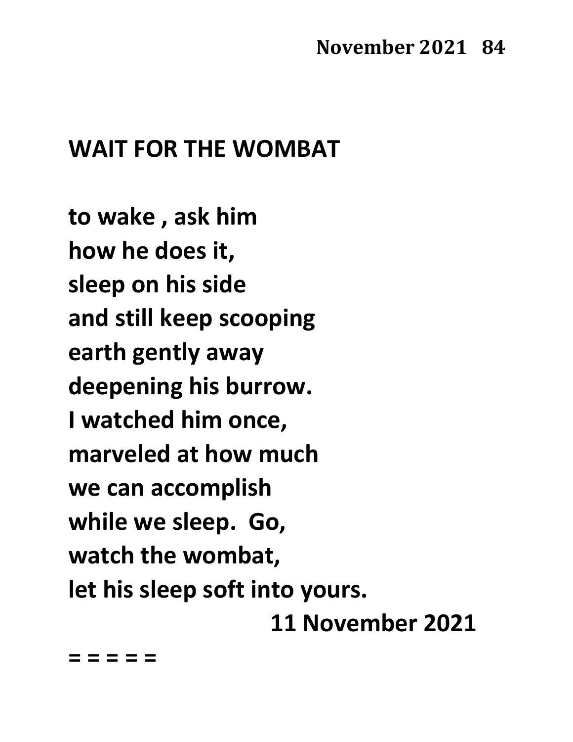## WAIT FOR THE WOMBAT

**to wake , ask him**
**how he does it,**
**sleep on his side**
**and still keep scooping**
**earth gently away**
**deepening his burrow.**
**I watched him once,**
**marveled at how much**
**we can accomplish**
**while we sleep.  Go,**
**watch the wombat,**
**let his sleep soft into yours.**

**11 November 2021**

**= = = = =**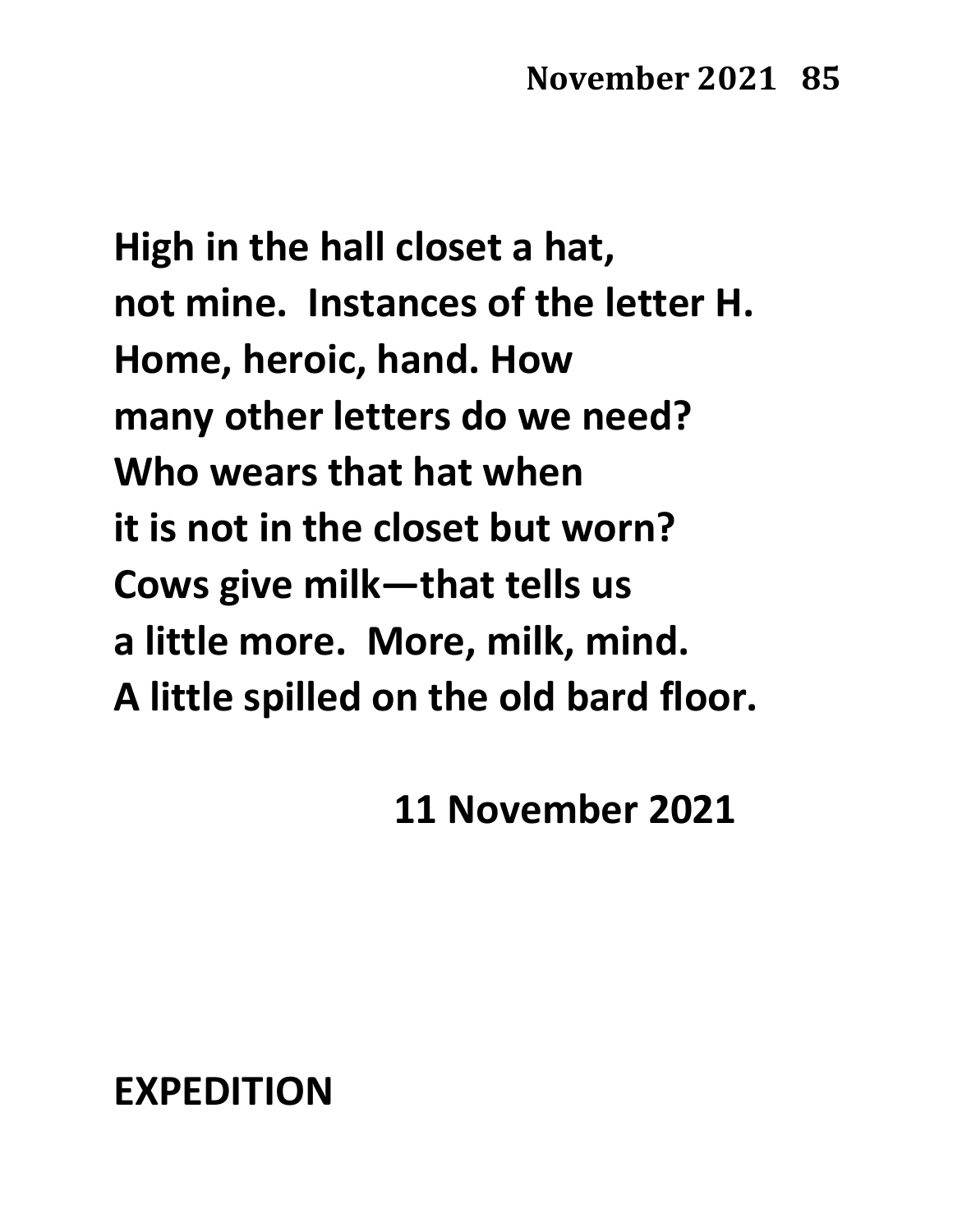**High in the hall closet a hat,**
**not mine.  Instances of the letter H.**
**Home, heroic, hand. How**
**many other letters do we need?**
**Who wears that hat when**
**it is not in the closet but worn?**
**Cows give milk—that tells us**
**a little more.  More, milk, mind.**
**A little spilled on the old bard floor.**

**11 November 2021**

## EXPEDITION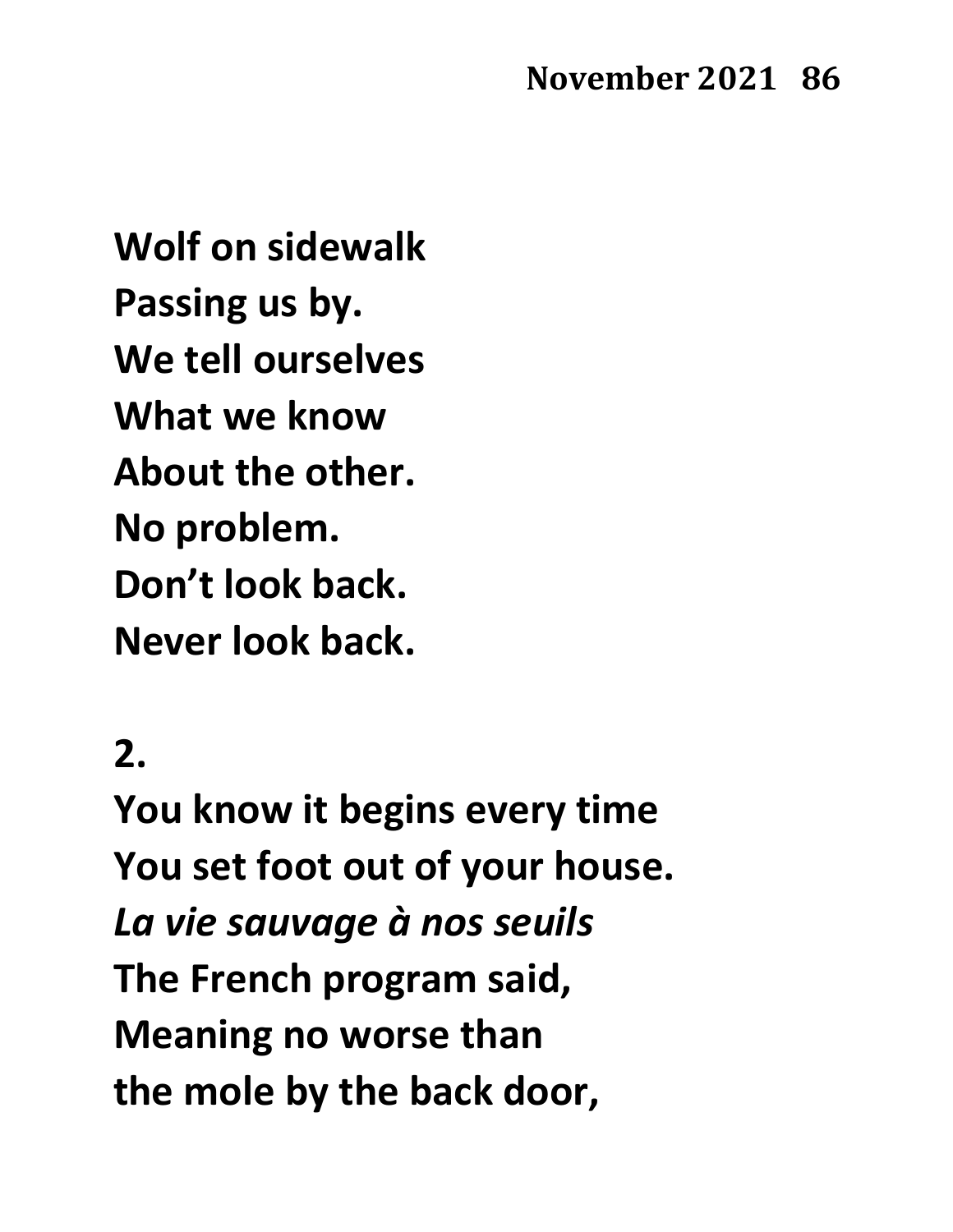**Wolf on sidewalk**
**Passing us by.**
**We tell ourselves**
**What we know**
**About the other.**
**No problem.**
**Don't look back.**
**Never look back.**

**2.**

**You know it begins every time**
**You set foot out of your house.**
***La vie sauvage à nos seuils***
**The French program said,**
**Meaning no worse than**
**the mole by the back door,**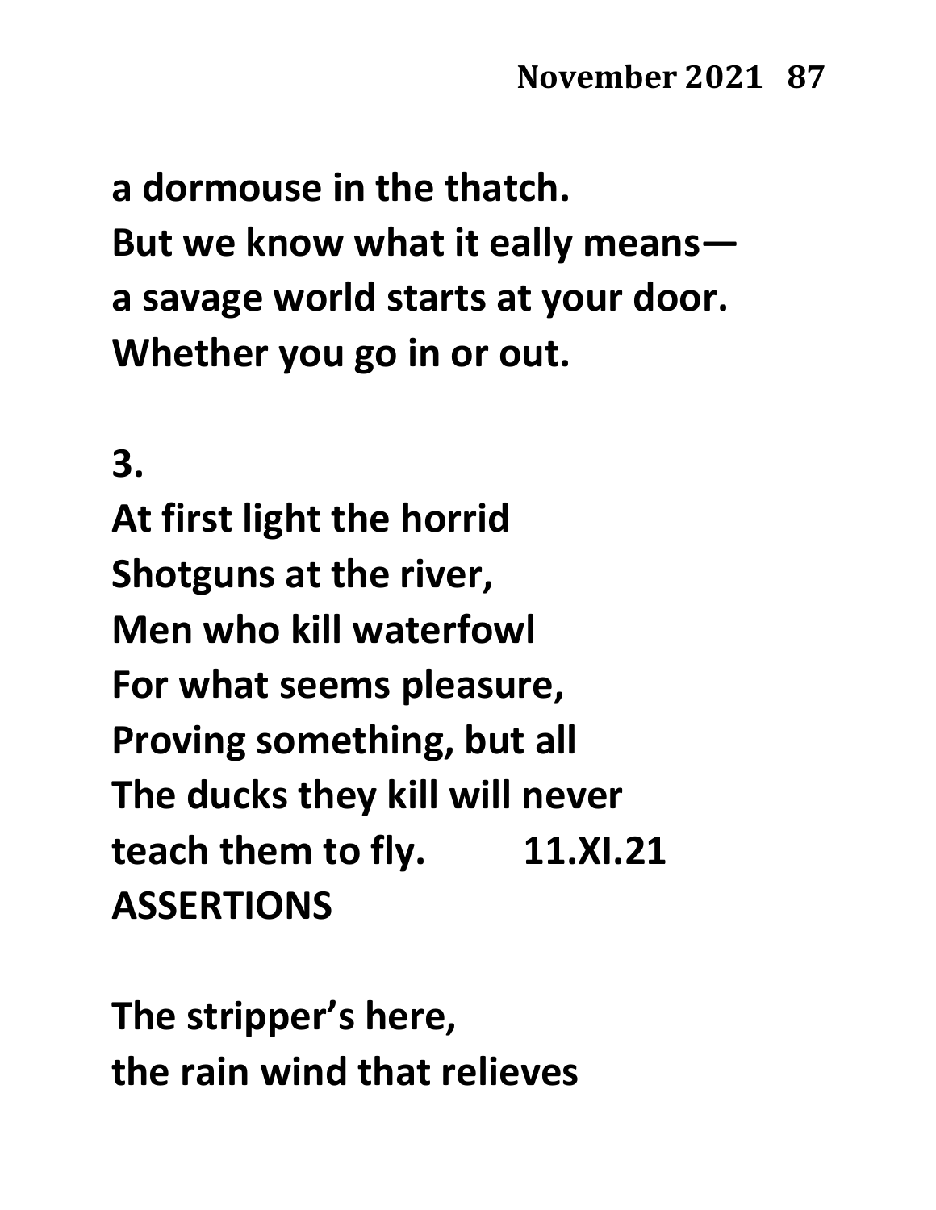**a dormouse in the thatch.**
**But we know what it eally means—**
**a savage world starts at your door.**
**Whether you go in or out.**

**3.**
**At first light the horrid**
**Shotguns at the river,**
**Men who kill waterfowl**
**For what seems pleasure,**
**Proving something, but all**
**The ducks they kill will never**
**teach them to fly.          11.XI.21**

**ASSERTIONS**

**The stripper's here,**
**the rain wind that relieves**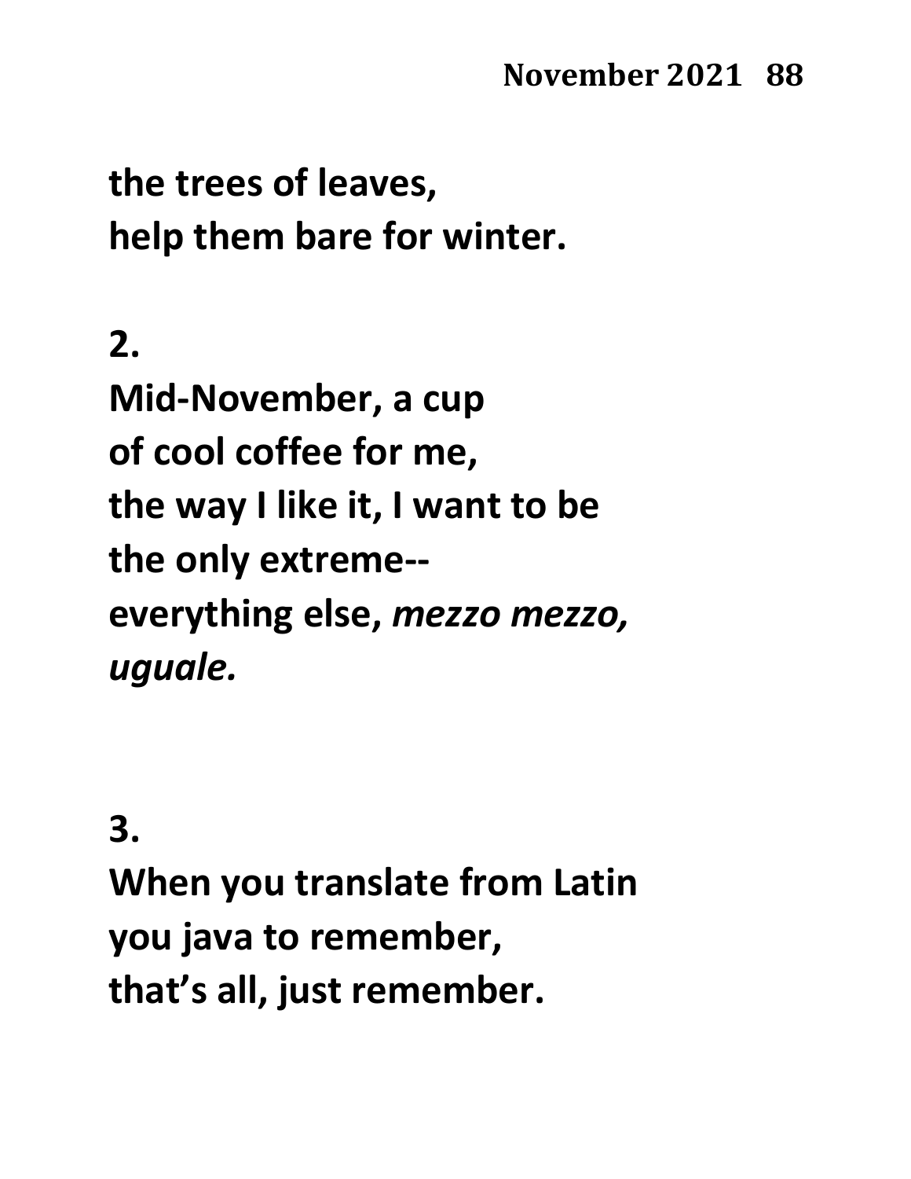**the trees of leaves,**
**help them bare for winter.**

**2.**

**Mid-November, a cup**
**of cool coffee for me,**
**the way I like it, I want to be**
**the only extreme--**
**everything else,** ***mezzo mezzo,***
***uguale.***

**3.**

**When you translate from Latin**
**you java to remember,**
**that's all, just remember.**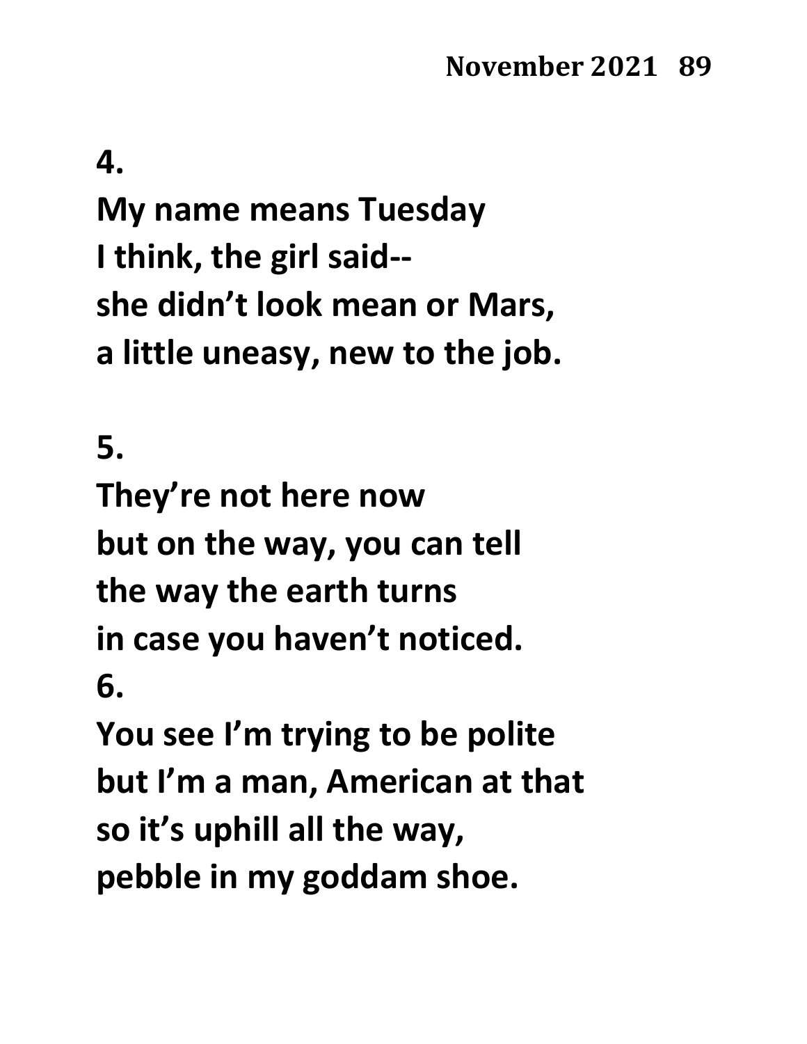**4.**

**My name means Tuesday**
**I think, the girl said--**
**she didn't look mean or Mars,**
**a little uneasy, new to the job.**

**5.**

**They're not here now**
**but on the way, you can tell**
**the way the earth turns**
**in case you haven't noticed.**

**6.**

**You see I'm trying to be polite**
**but I'm a man, American at that**
**so it's uphill all the way,**
**pebble in my goddam shoe.**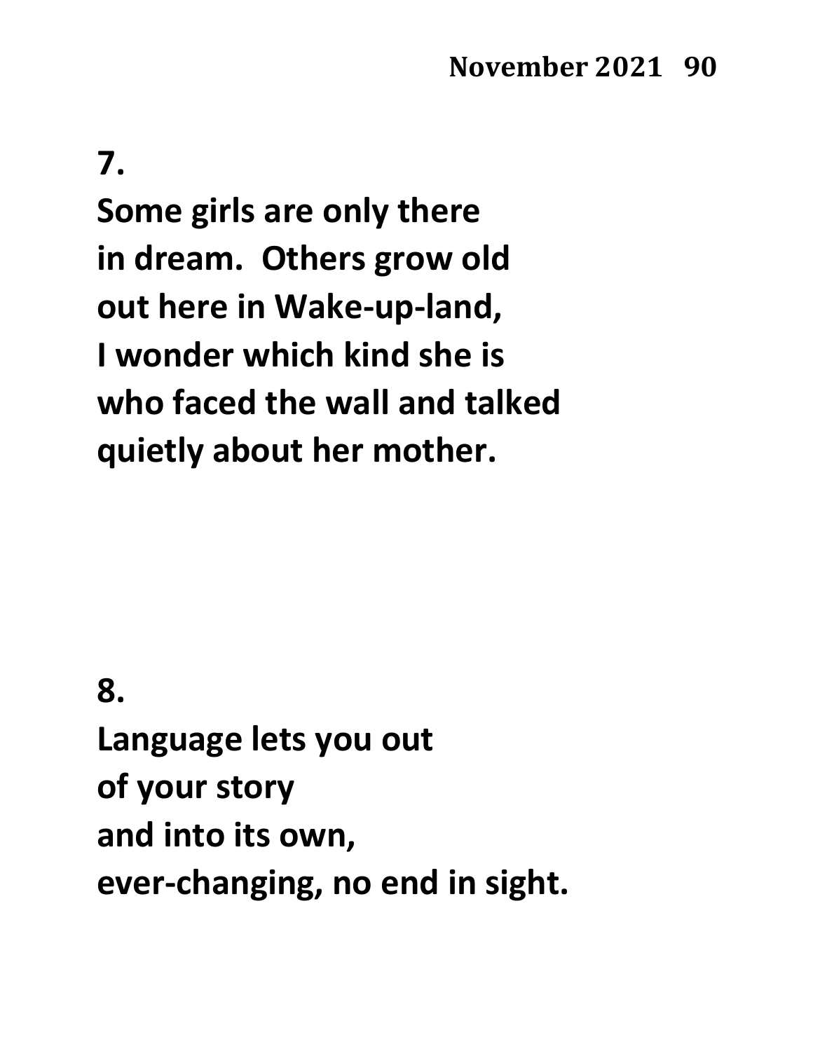**7.**

**Some girls are only there**
**in dream.  Others grow old**
**out here in Wake-up-land,**
**I wonder which kind she is**
**who faced the wall and talked**
**quietly about her mother.**

**8.**

**Language lets you out**
**of your story**
**and into its own,**
**ever-changing, no end in sight.**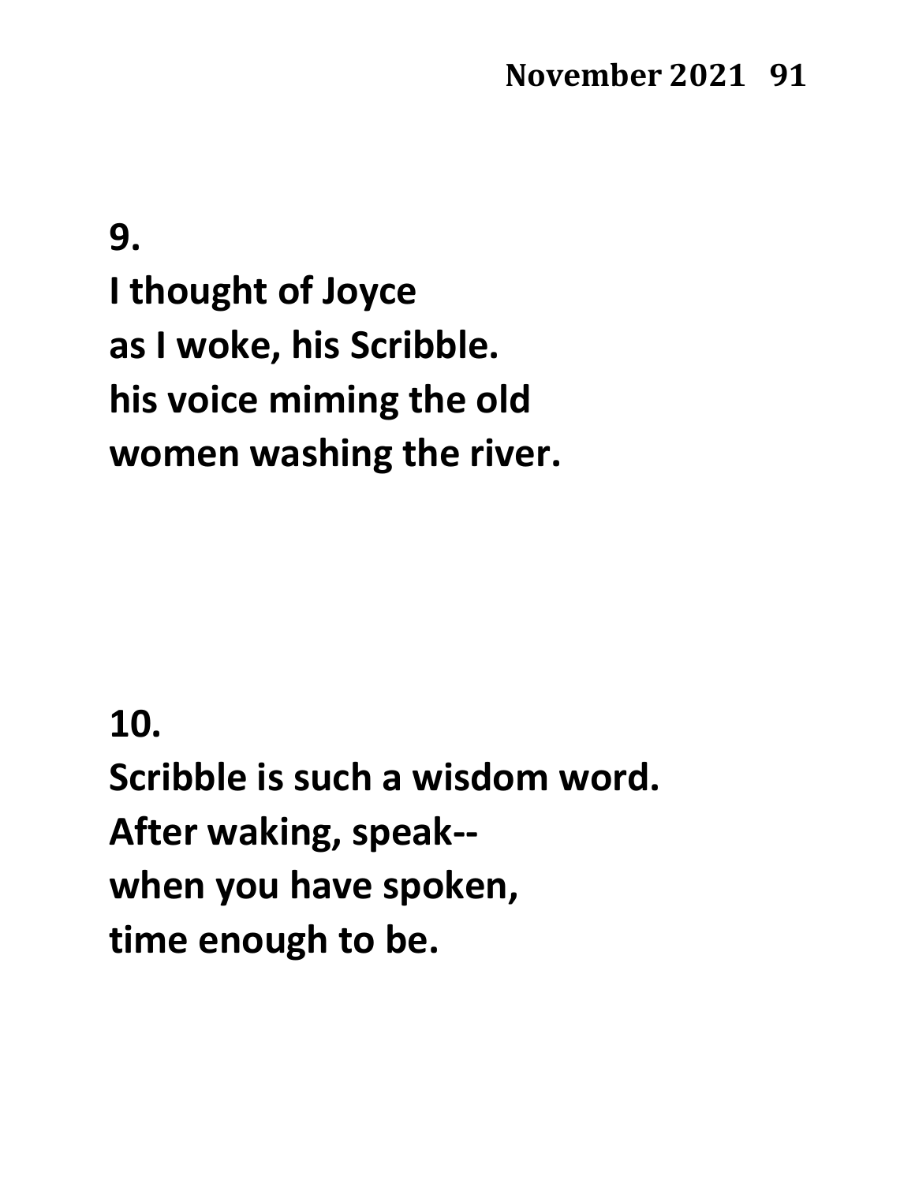**9.**

**I thought of Joyce**
**as I woke, his Scribble.**
**his voice miming the old**
**women washing the river.**

**10.**

**Scribble is such a wisdom word.**
**After waking, speak--**
**when you have spoken,**
**time enough to be.**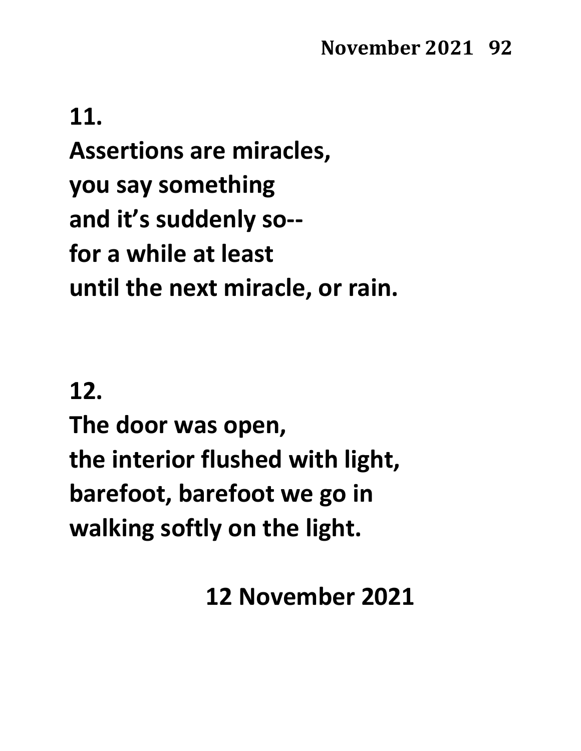**11.**

**Assertions are miracles,**
**you say something**
**and it's suddenly so--**
**for a while at least**
**until the next miracle, or rain.**

**12.**

**The door was open,**
**the interior flushed with light,**
**barefoot, barefoot we go in**
**walking softly on the light.**

**12 November 2021**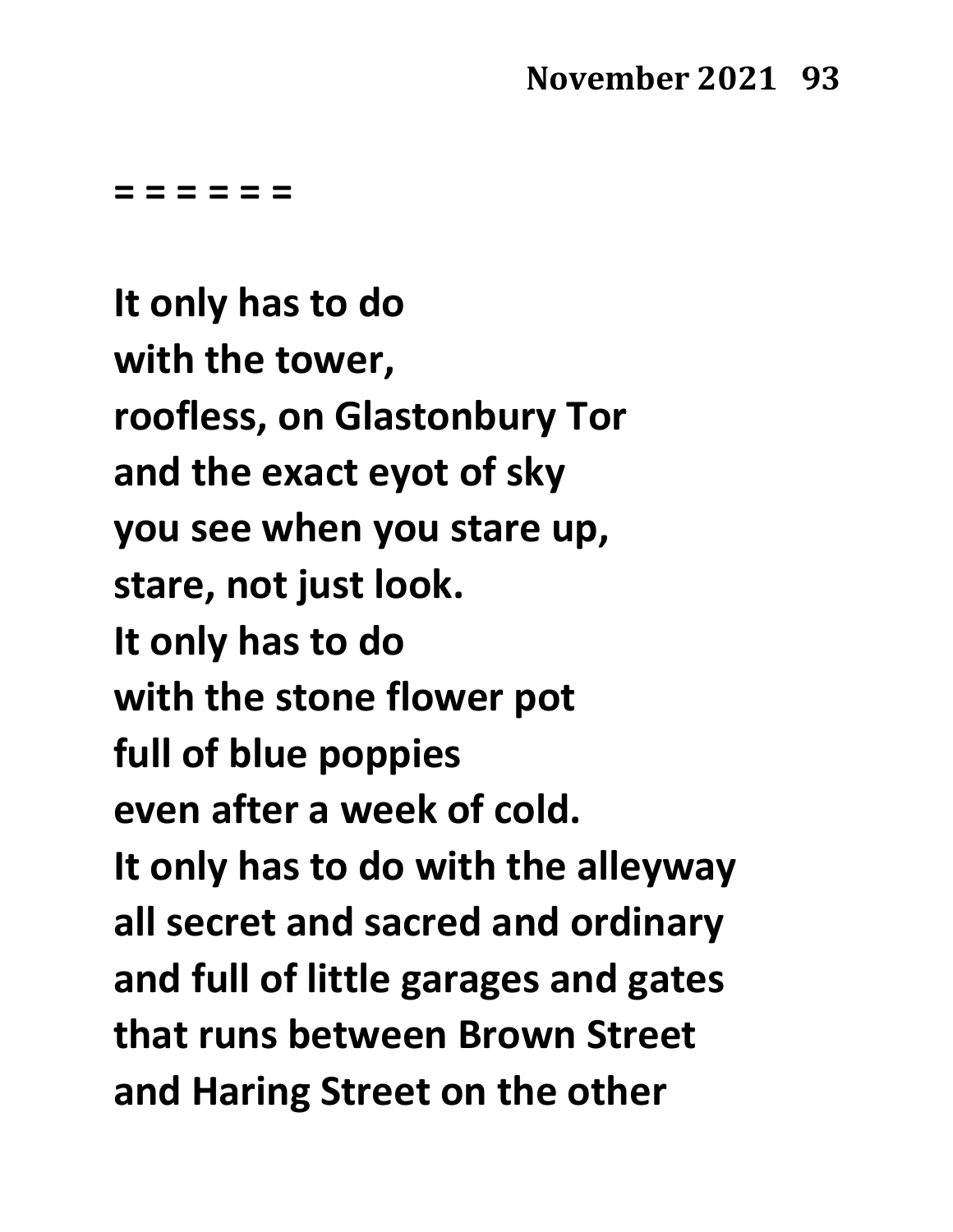= = = = = =

**It only has to do**
**with the tower,**
**roofless, on Glastonbury Tor**
**and the exact eyot of sky**
**you see when you stare up,**
**stare, not just look.**
**It only has to do**
**with the stone flower pot**
**full of blue poppies**
**even after a week of cold.**
**It only has to do with the alleyway**
**all secret and sacred and ordinary**
**and full of little garages and gates**
**that runs between Brown Street**
**and Haring Street on the other**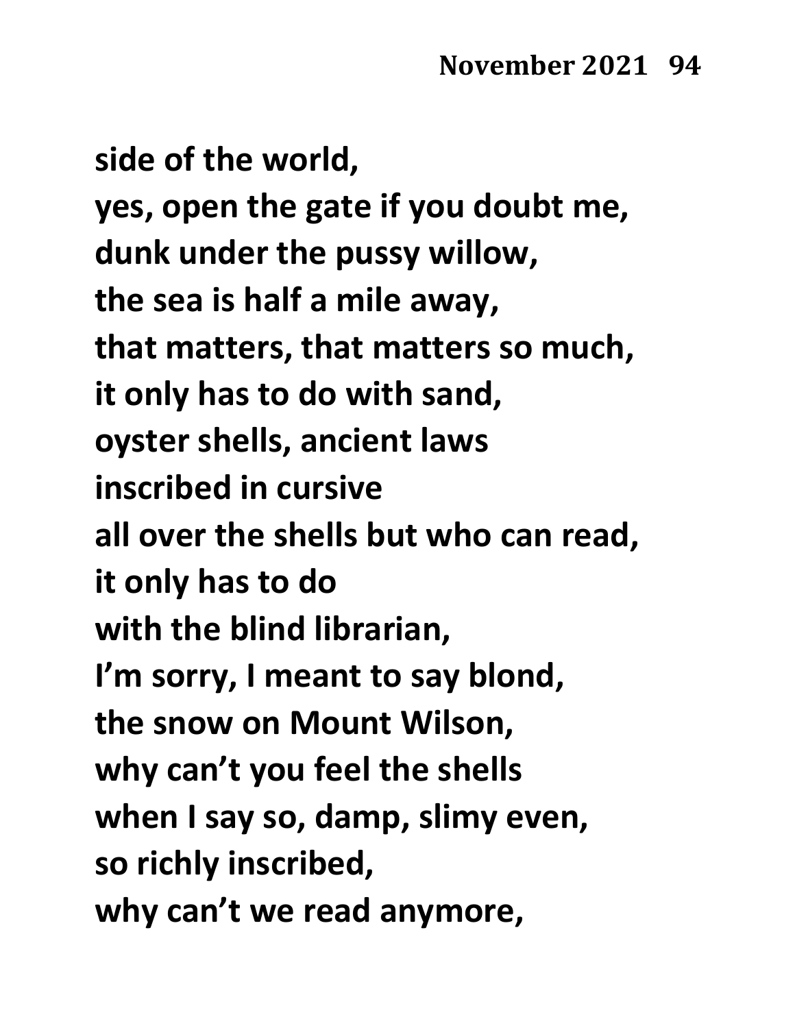side of the world,
yes, open the gate if you doubt me,
dunk under the pussy willow,
the sea is half a mile away,
that matters, that matters so much,
it only has to do with sand,
oyster shells, ancient laws
inscribed in cursive
all over the shells but who can read,
it only has to do
with the blind librarian,
I'm sorry, I meant to say blond,
the snow on Mount Wilson,
why can't you feel the shells
when I say so, damp, slimy even,
so richly inscribed,
why can't we read anymore,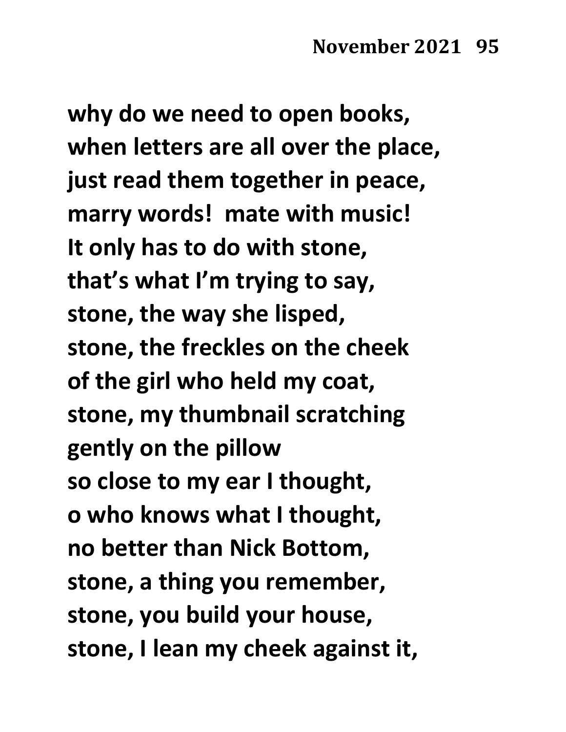why do we need to open books,
when letters are all over the place,
just read them together in peace,
marry words! mate with music!
It only has to do with stone,
that's what I'm trying to say,
stone, the way she lisped,
stone, the freckles on the cheek
of the girl who held my coat,
stone, my thumbnail scratching
gently on the pillow
so close to my ear I thought,
o who knows what I thought,
no better than Nick Bottom,
stone, a thing you remember,
stone, you build your house,
stone, I lean my cheek against it,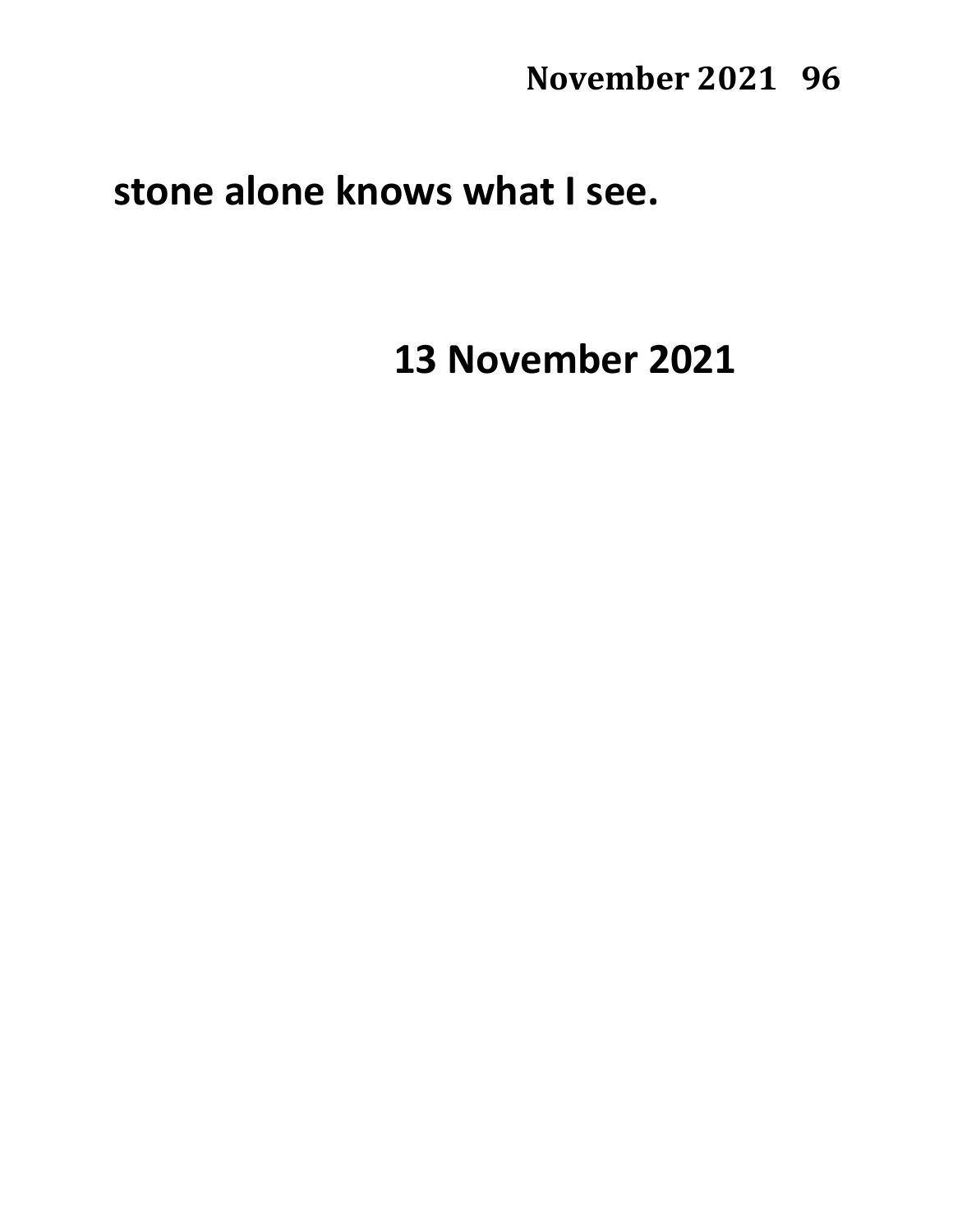**stone alone knows what I see.**

**13 November 2021**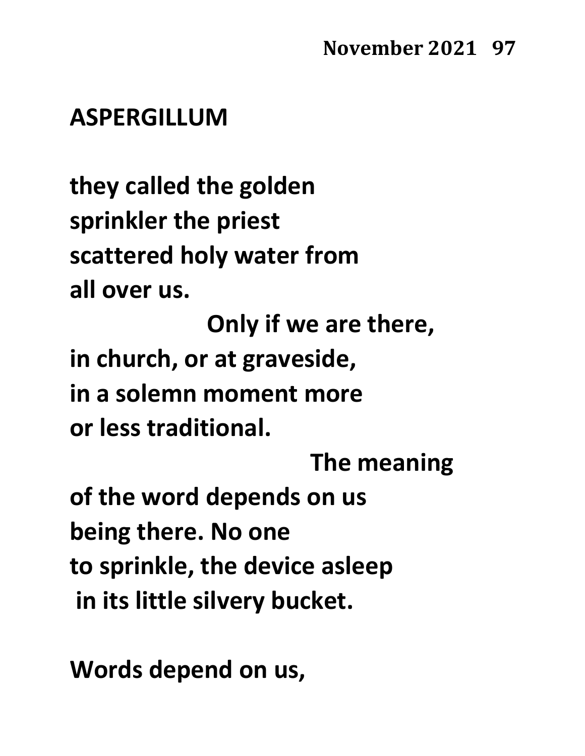## ASPERGILLUM

they called the golden
sprinkler the priest
scattered holy water from
all over us.
                    Only if we are there,
in church, or at graveside,
in a solemn moment more
or less traditional.
                                The meaning
of the word depends on us
being there. No one
to sprinkle, the device asleep
in its little silvery bucket.

Words depend on us,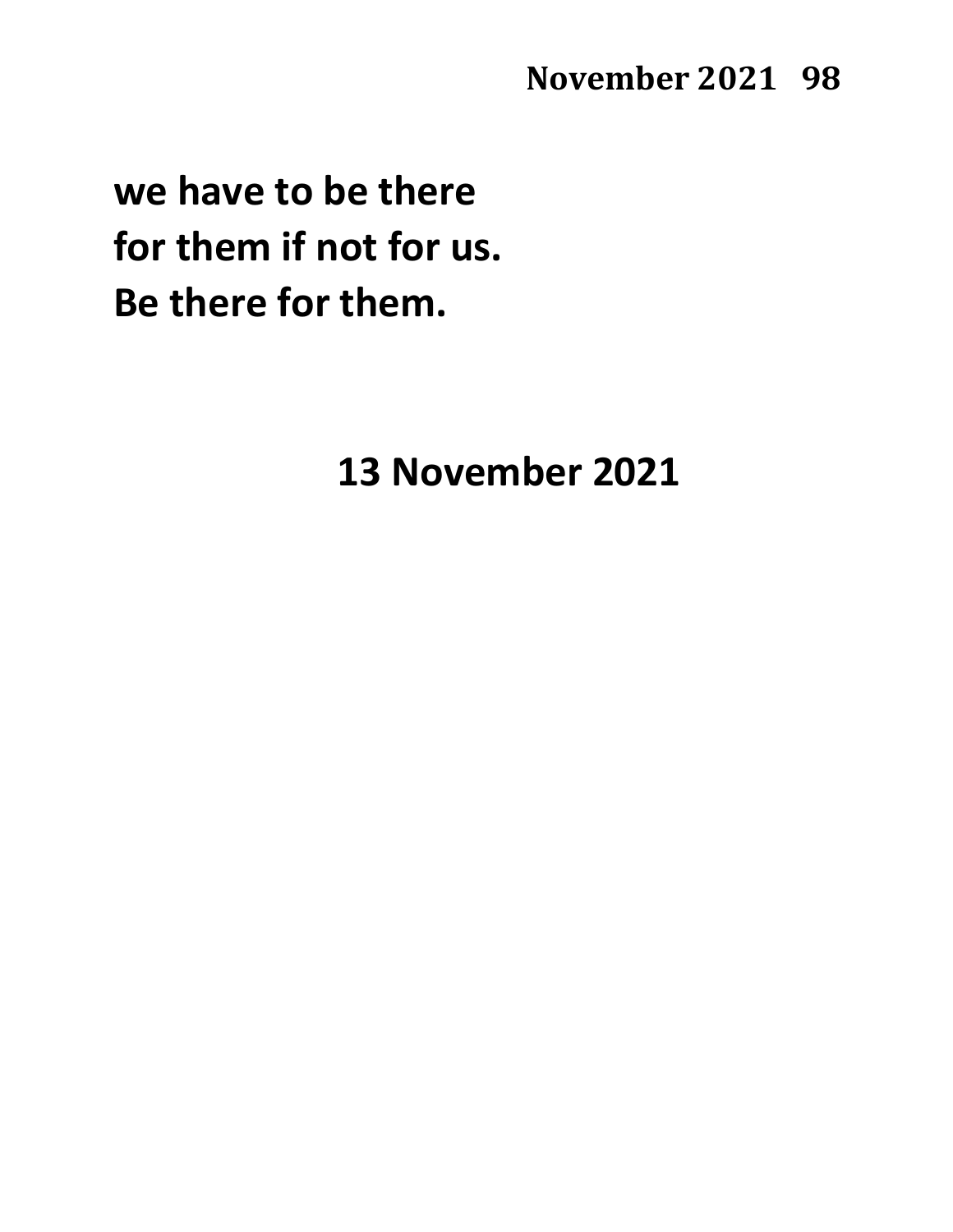**we have to be there**
**for them if not for us.**
**Be there for them.**

**13 November 2021**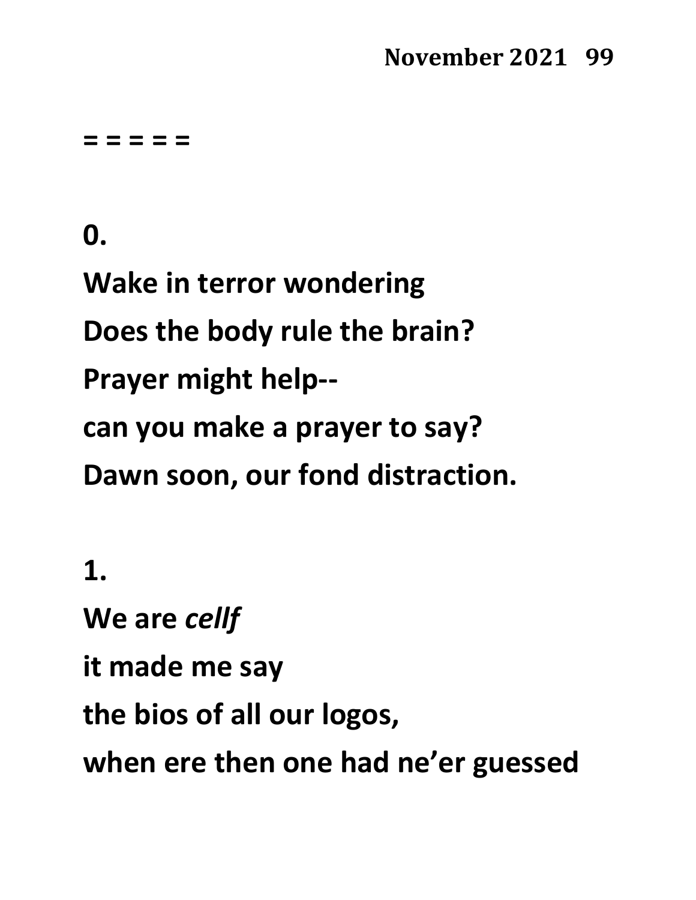**= = = = =**

**0.**

**Wake in terror wondering**

**Does the body rule the brain?**

**Prayer might help--**

**can you make a prayer to say?**

**Dawn soon, our fond distraction.**

**1.**

**We are *cellf***

**it made me say**

**the bios of all our logos,**

**when ere then one had ne'er guessed**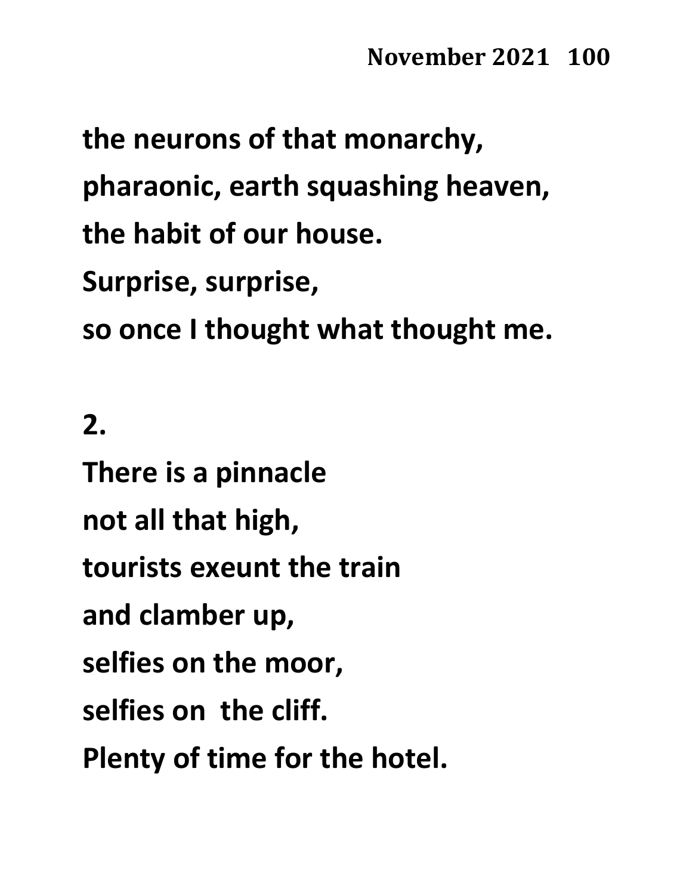**the neurons of that monarchy,**
**pharaonic, earth squashing heaven,**
**the habit of our house.**
**Surprise, surprise,**
**so once I thought what thought me.**

**2.**

**There is a pinnacle**
**not all that high,**
**tourists exeunt the train**
**and clamber up,**
**selfies on the moor,**
**selfies on the cliff.**
**Plenty of time for the hotel.**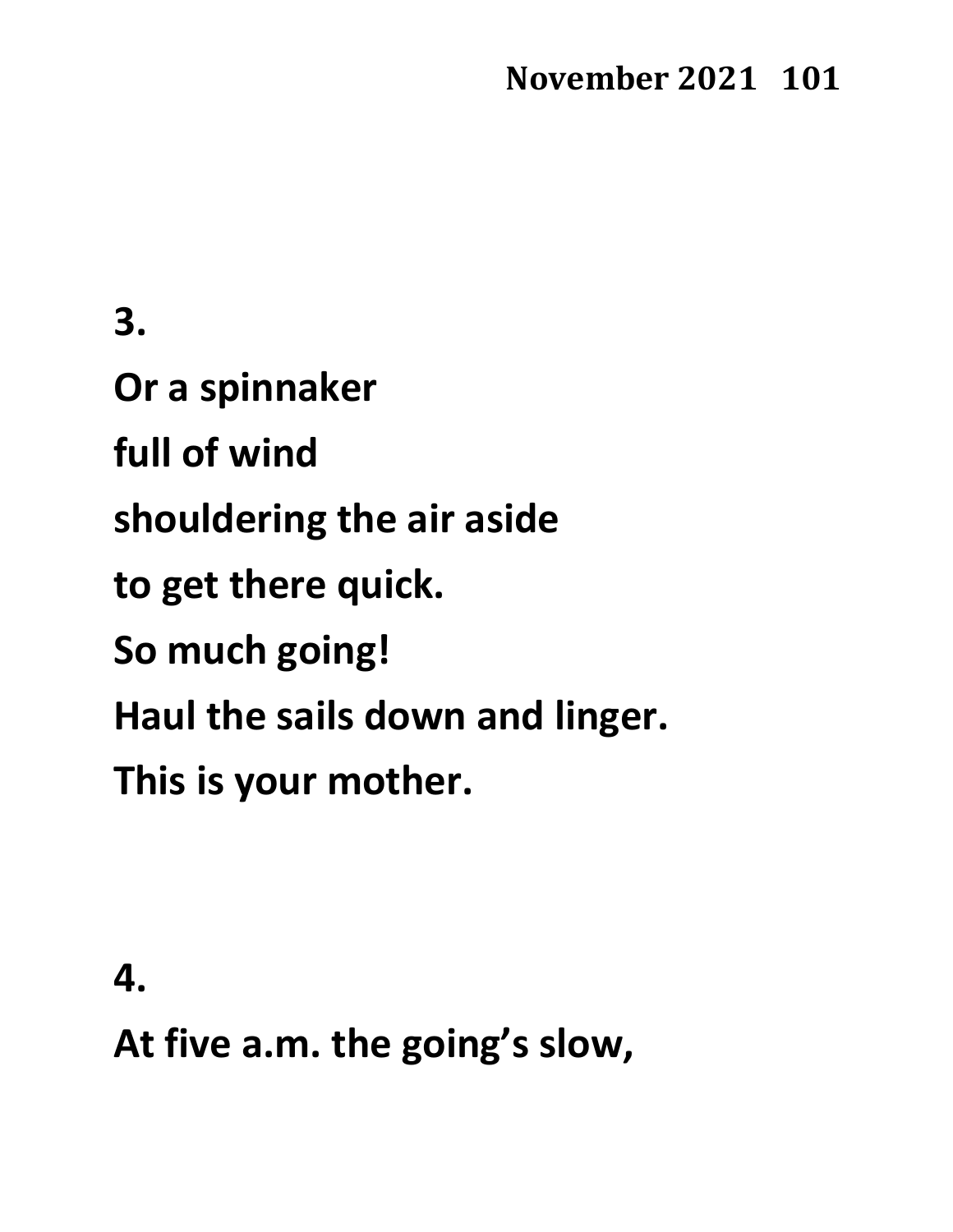**3.**

**Or a spinnaker**

**full of wind**

**shouldering the air aside**

**to get there quick.**

**So much going!**

**Haul the sails down and linger.**

**This is your mother.**

**4.**

**At five a.m. the going’s slow,**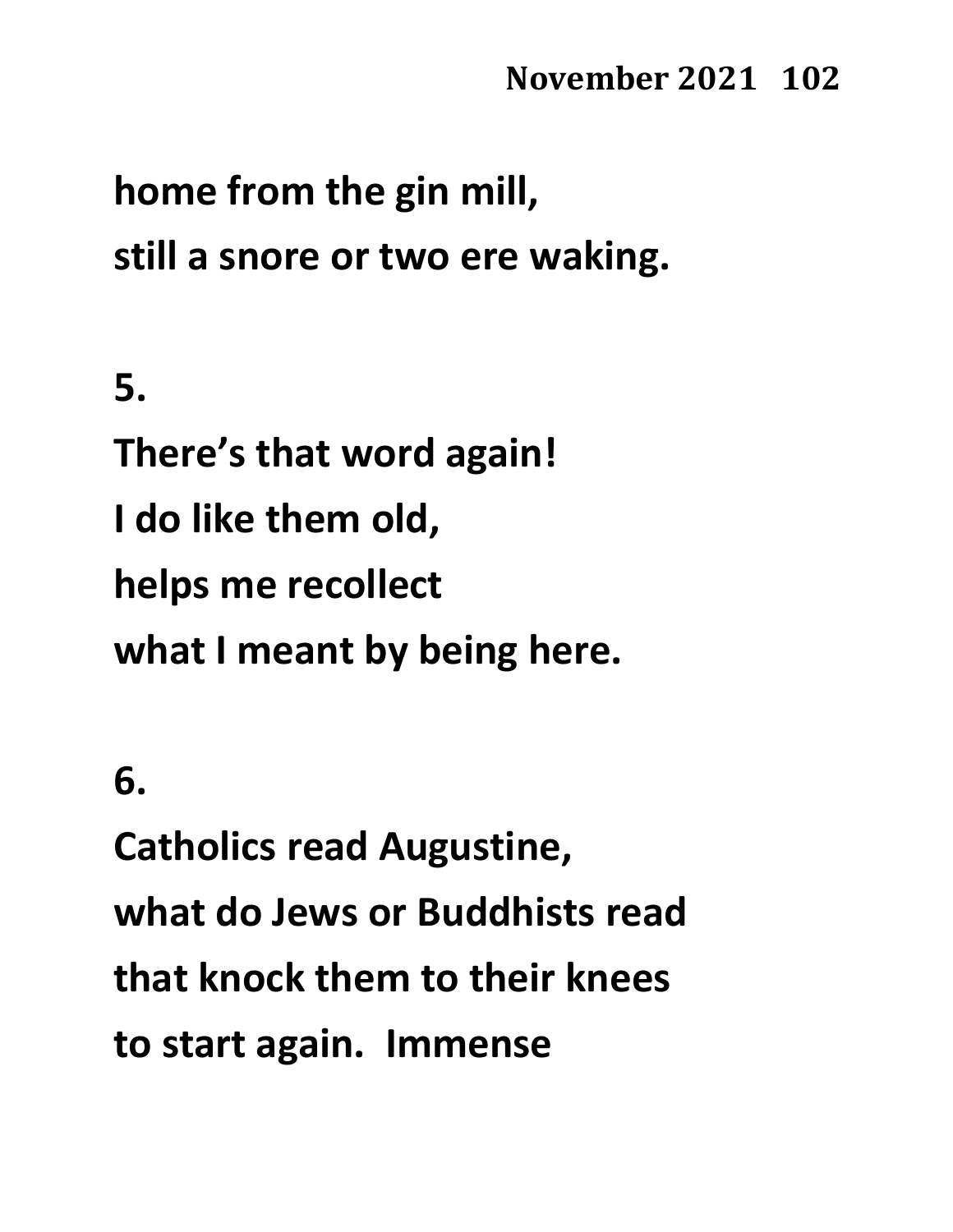home from the gin mill,
still a snore or two ere waking.

5.
There's that word again!
I do like them old,
helps me recollect
what I meant by being here.

6.
Catholics read Augustine,
what do Jews or Buddhists read
that knock them to their knees
to start again.  Immense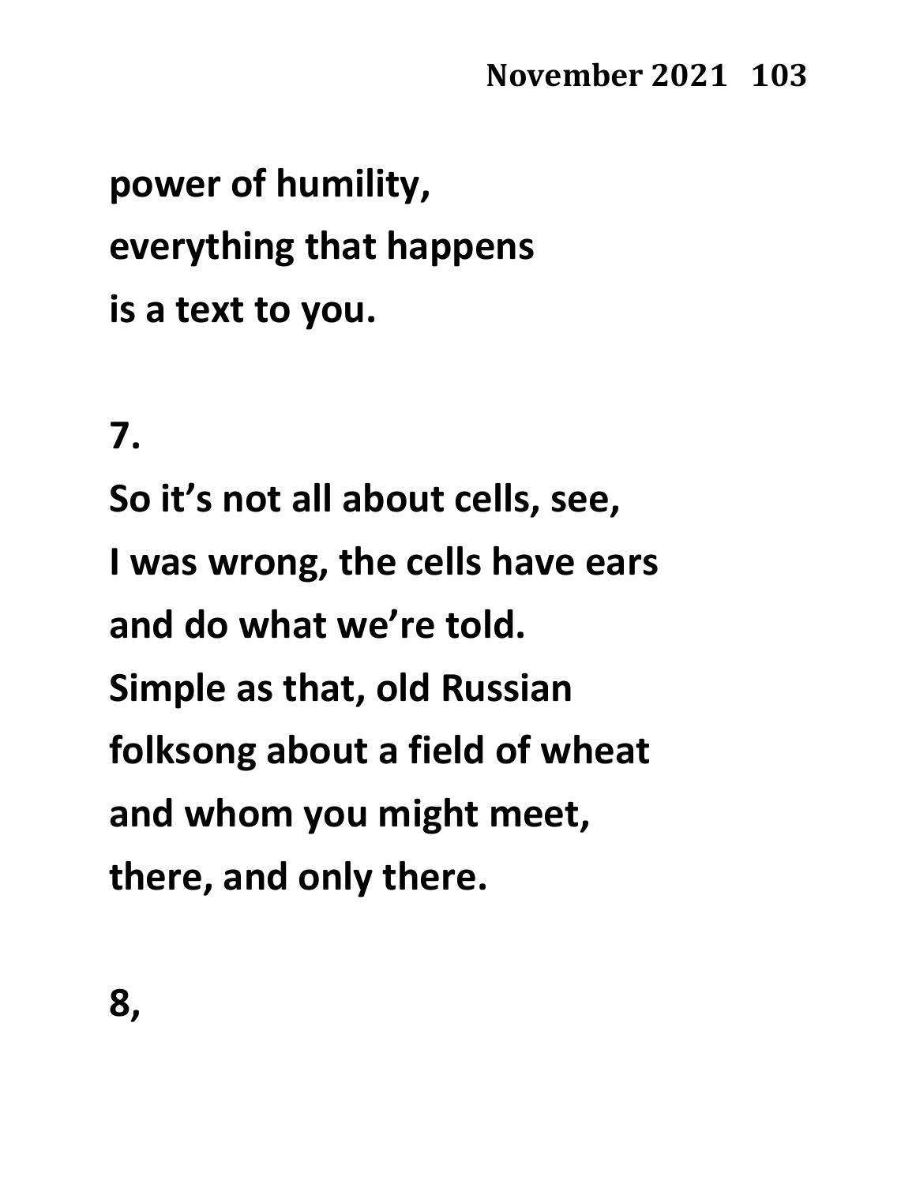power of humility,
everything that happens
is a text to you.

7.
So it's not all about cells, see,
I was wrong, the cells have ears
and do what we're told.
Simple as that, old Russian
folksong about a field of wheat
and whom you might meet,
there, and only there.

8,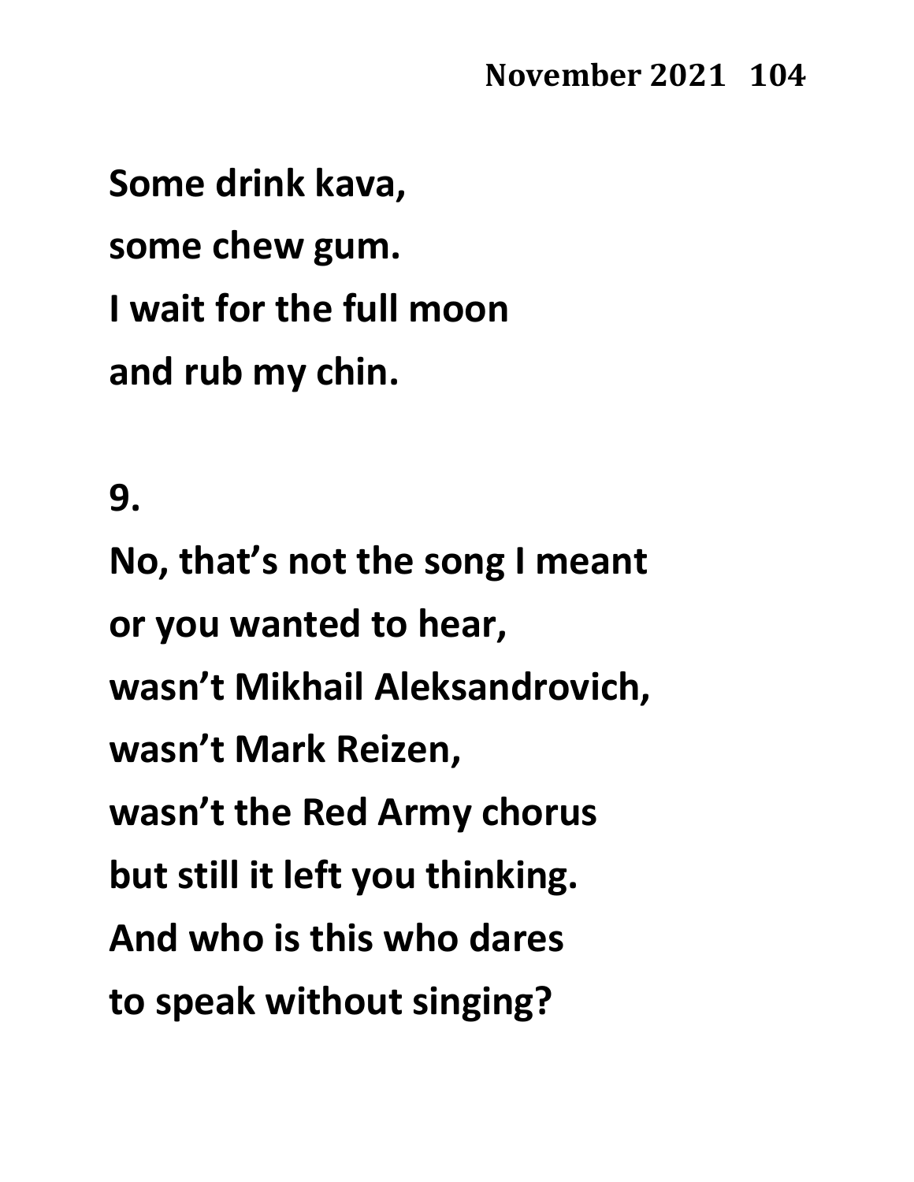Some drink kava,  
some chew gum.  
I wait for the full moon  
and rub my chin.

9.

No, that's not the song I meant  
or you wanted to hear,  
wasn't Mikhail Aleksandrovich,  
wasn't Mark Reizen,  
wasn't the Red Army chorus  
but still it left you thinking.  
And who is this who dares  
to speak without singing?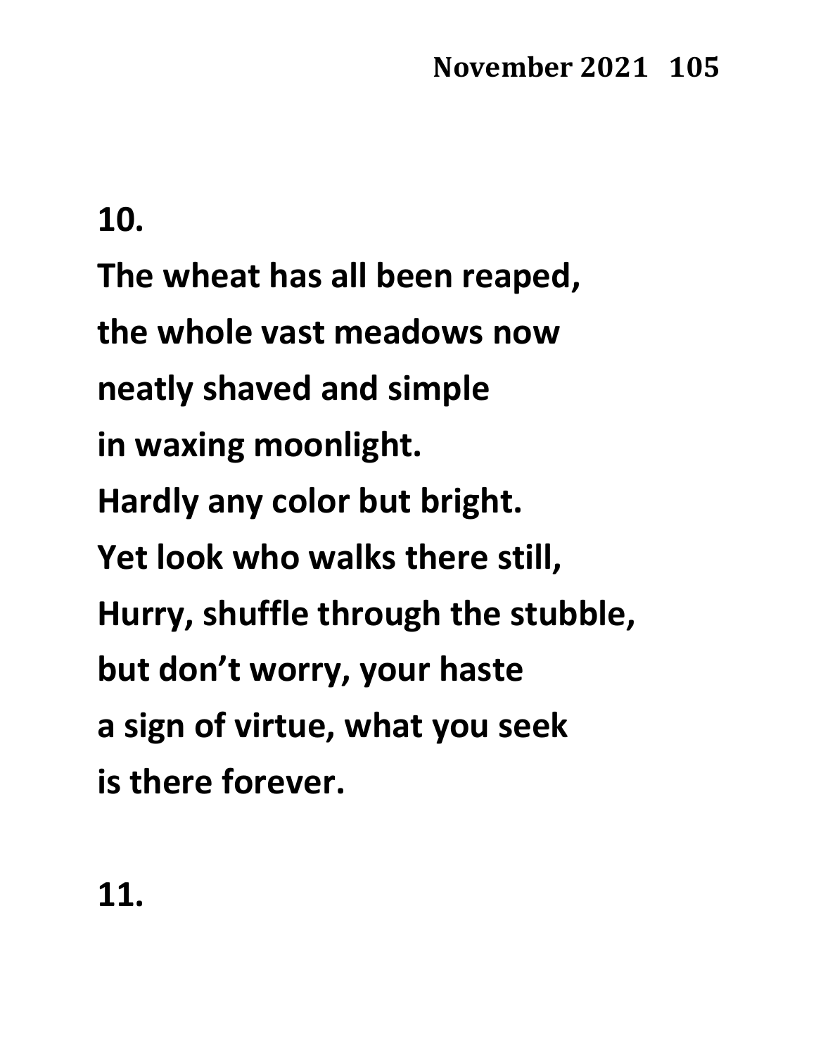**10.**

**The wheat has all been reaped,**

**the whole vast meadows now**

**neatly shaved and simple**

**in waxing moonlight.**

**Hardly any color but bright.**

**Yet look who walks there still,**

**Hurry, shuffle through the stubble,**

**but don't worry, your haste**

**a sign of virtue, what you seek**

**is there forever.**

**11.**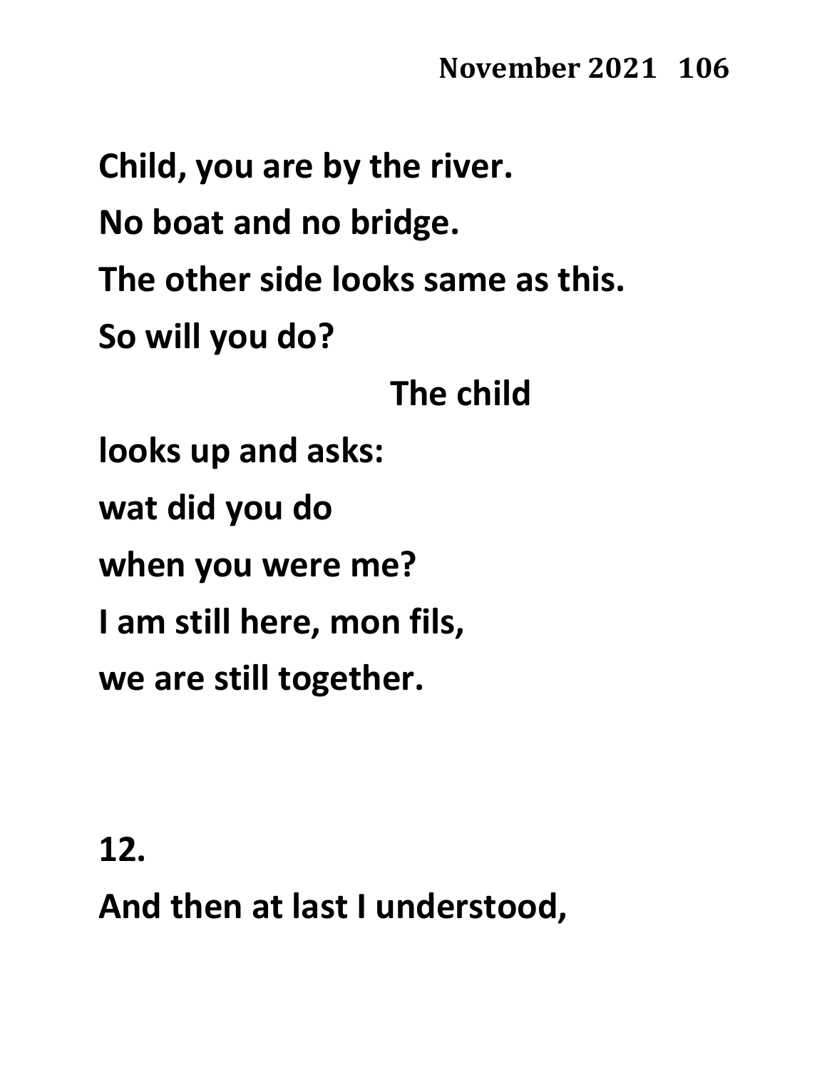**Child, you are by the river.**

**No boat and no bridge.**

**The other side looks same as this.**

**So will you do?**

                                        **The child**

**looks up and asks:**

**wat did you do**

**when you were me?**

**I am still here, mon fils,**

**we are still together.**

**12.**

**And then at last I understood,**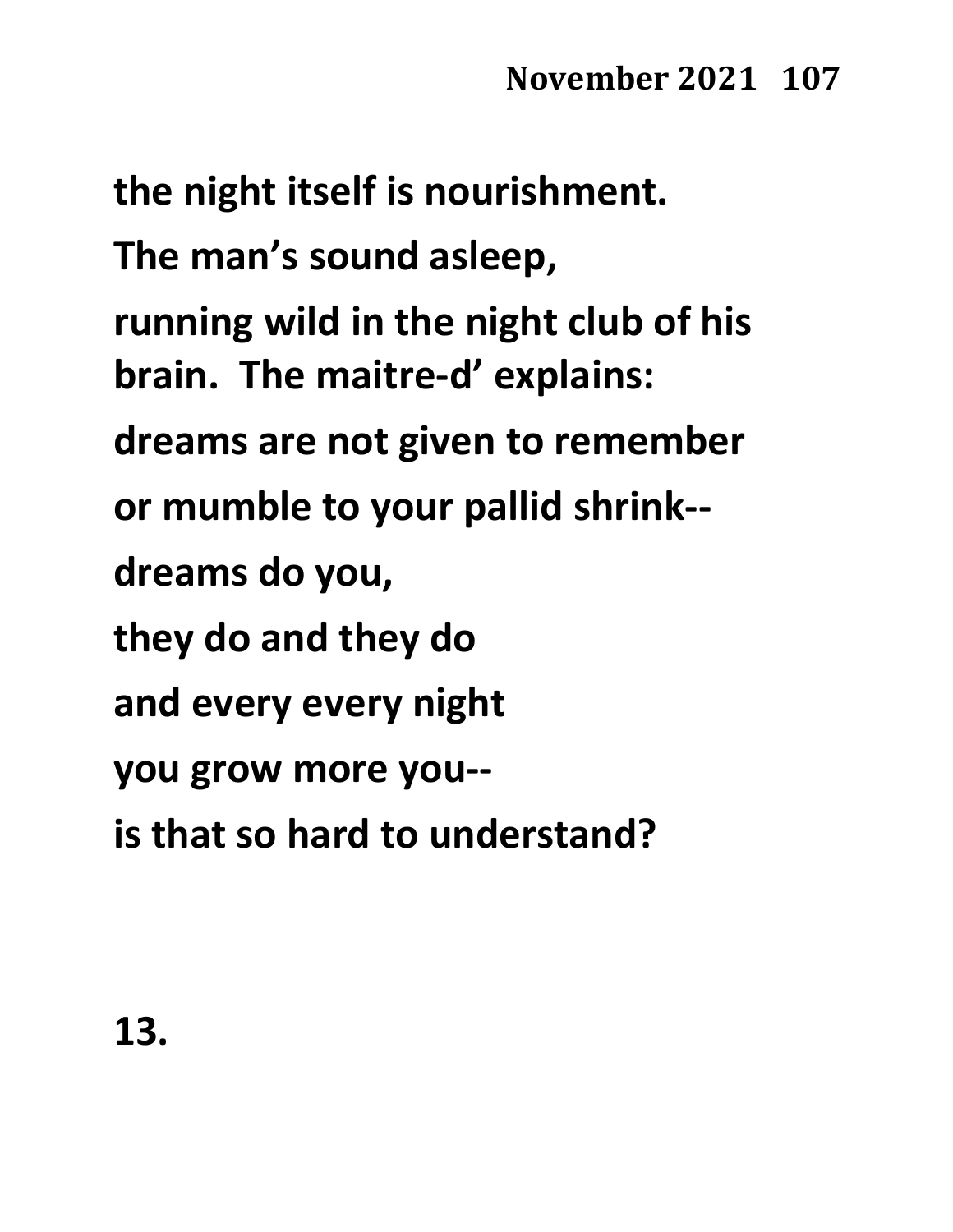the night itself is nourishment.

The man's sound asleep,

running wild in the night club of his brain. The maitre-d' explains:

dreams are not given to remember

or mumble to your pallid shrink--

dreams do you,

they do and they do

and every every night

you grow more you--

is that so hard to understand?

13.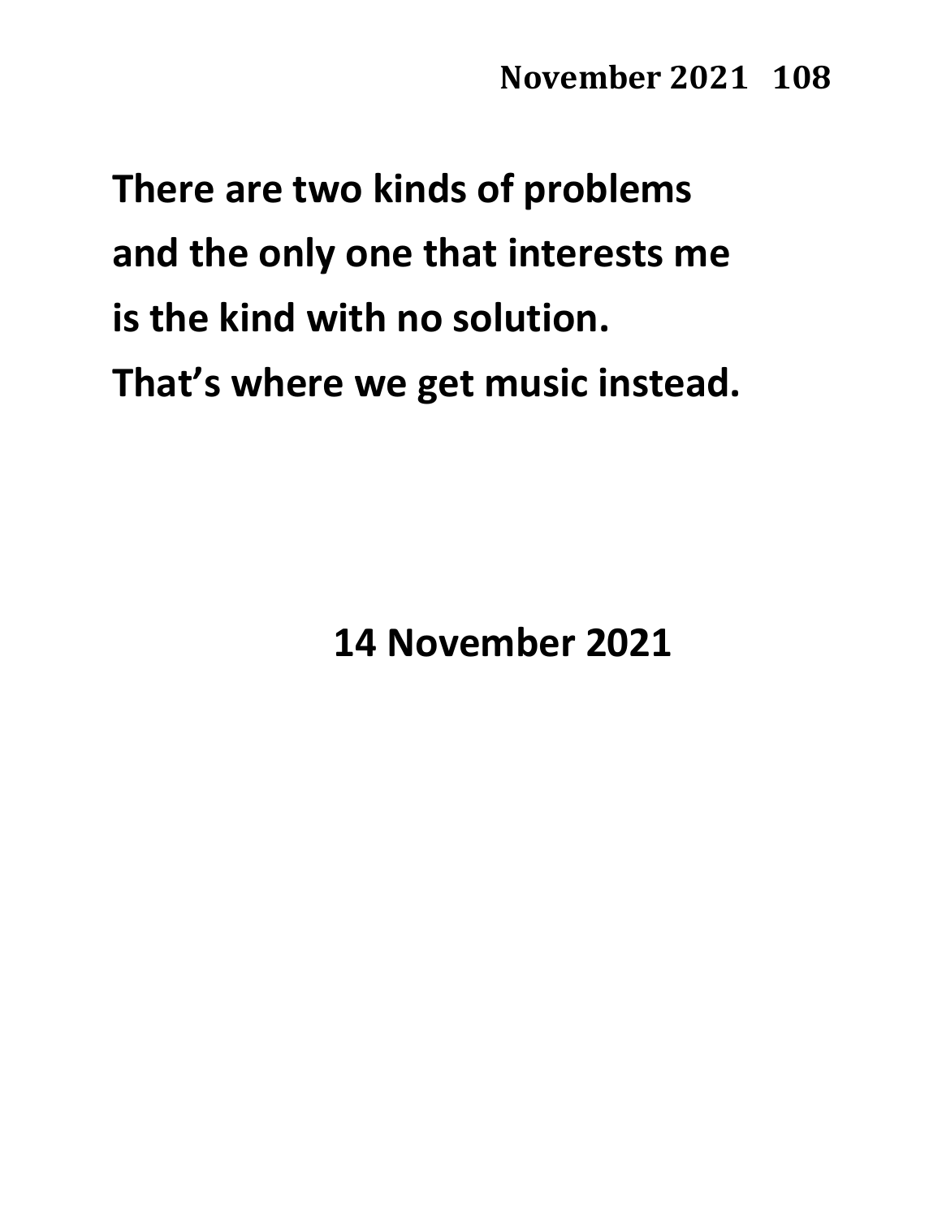There are two kinds of problems
and the only one that interests me
is the kind with no solution.
That's where we get music instead.

14 November 2021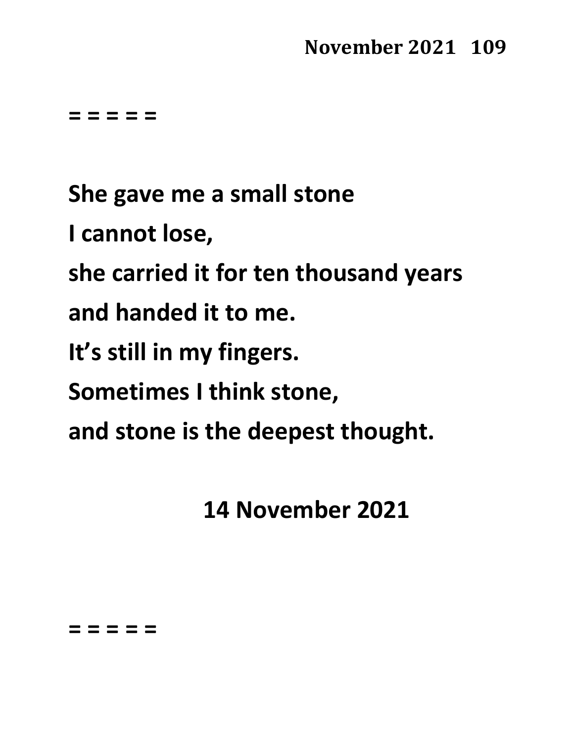= = = = =

**She gave me a small stone**
**I cannot lose,**
**she carried it for ten thousand years**
**and handed it to me.**
**It's still in my fingers.**
**Sometimes I think stone,**
**and stone is the deepest thought.**

**14 November 2021**

= = = = =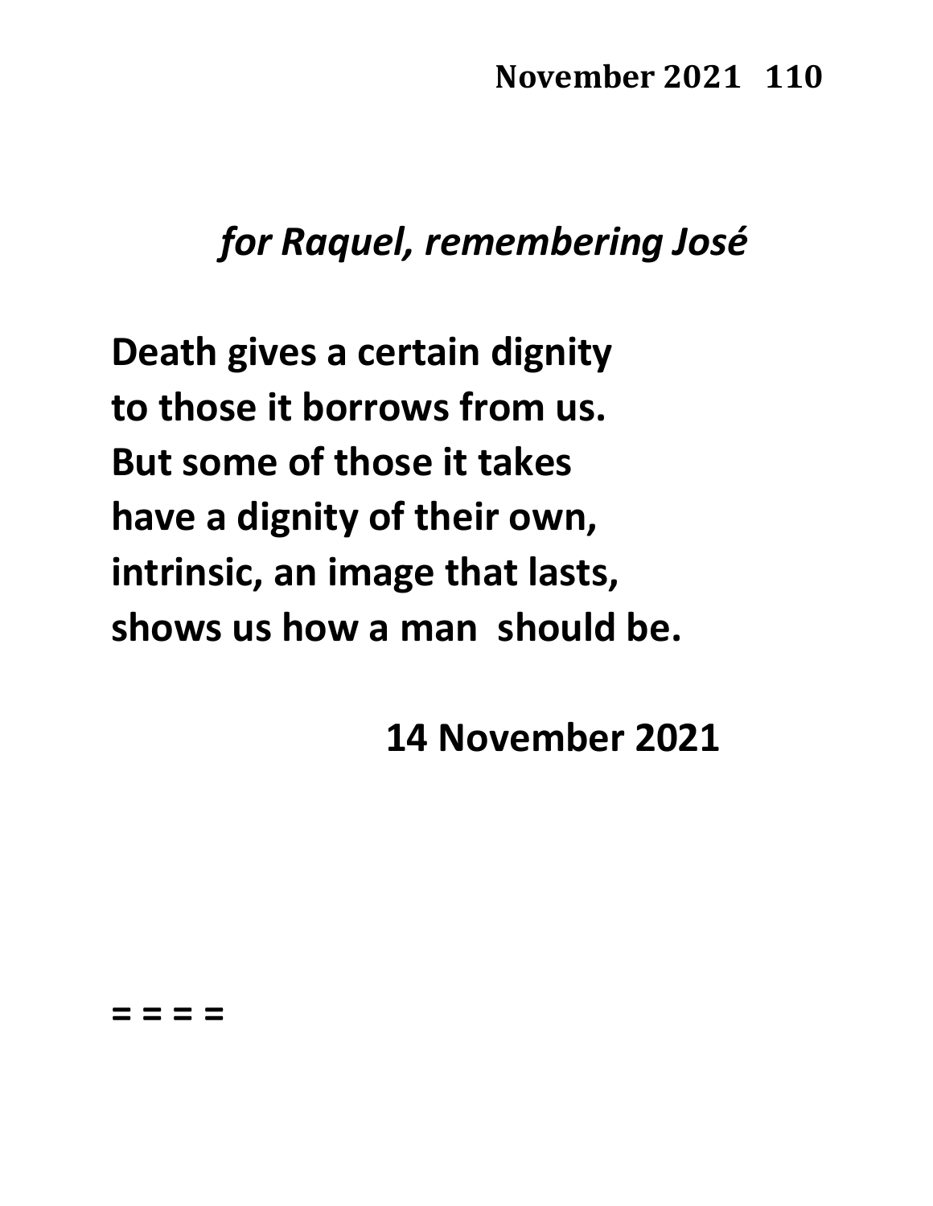*for Raquel, remembering José*

**Death gives a certain dignity**
**to those it borrows from us.**
**But some of those it takes**
**have a dignity of their own,**
**intrinsic, an image that lasts,**
**shows us how a man should be.**

**14 November 2021**

**= = = =**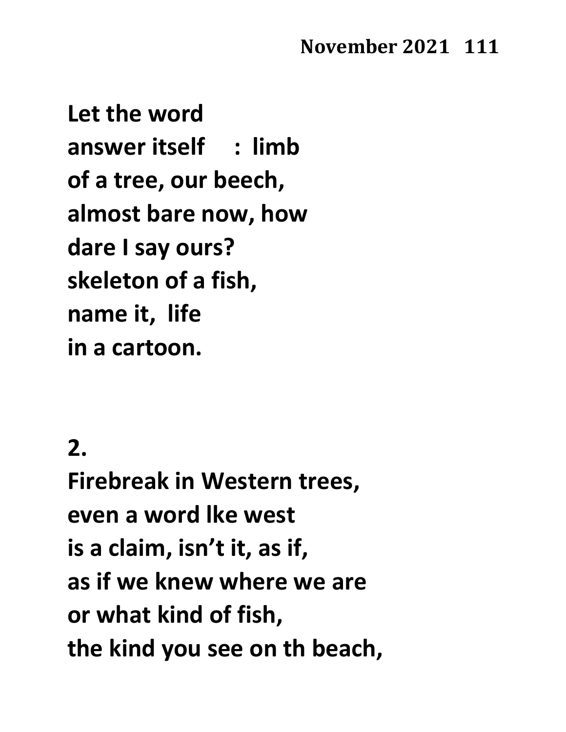Let the word
answer itself     :  limb
of a tree, our beech,
almost bare now, how
dare I say ours?
skeleton of a fish,
name it,  life
in a cartoon.

2.
Firebreak in Western trees,
even a word lke west
is a claim, isn't it, as if,
as if we knew where we are
or what kind of fish,
the kind you see on th beach,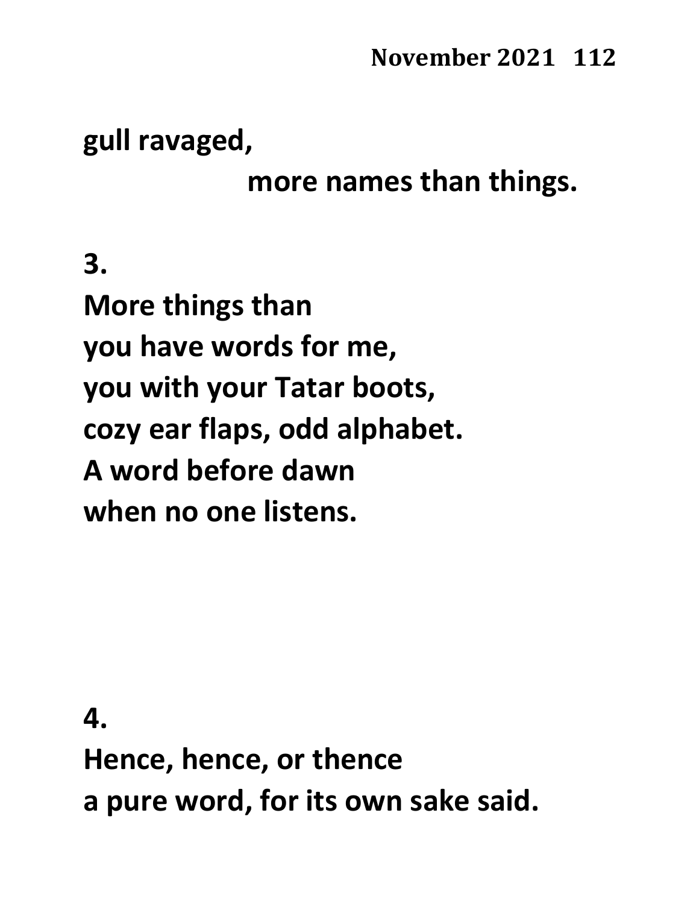gull ravaged,

                    more names than things.

3.

More things than
you have words for me,
you with your Tatar boots,
cozy ear flaps, odd alphabet.
A word before dawn
when no one listens.

4.

Hence, hence, or thence
a pure word, for its own sake said.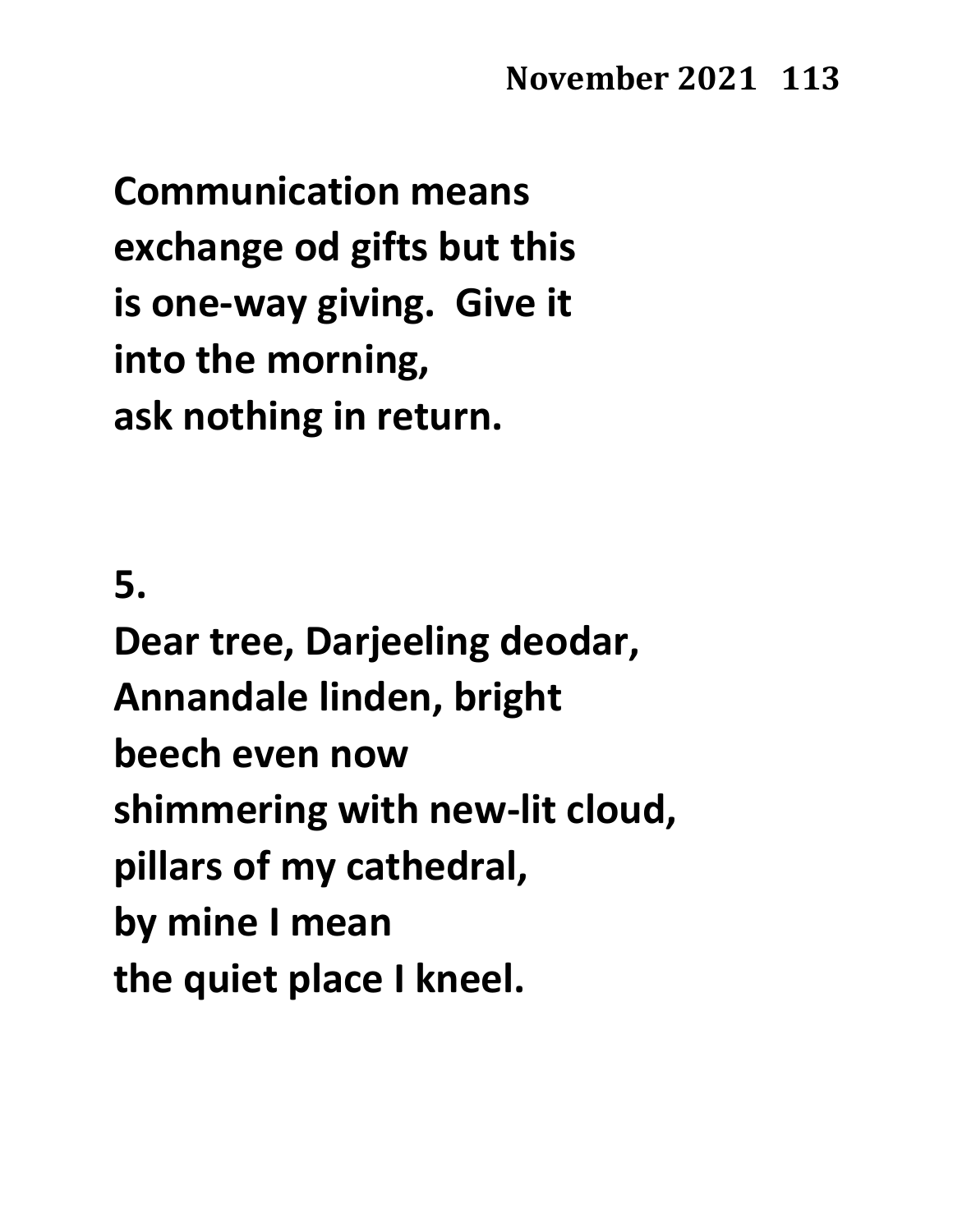**Communication means**
**exchange od gifts but this**
**is one-way giving.  Give it**
**into the morning,**
**ask nothing in return.**

**5.**
**Dear tree, Darjeeling deodar,**
**Annandale linden, bright**
**beech even now**
**shimmering with new-lit cloud,**
**pillars of my cathedral,**
**by mine I mean**
**the quiet place I kneel.**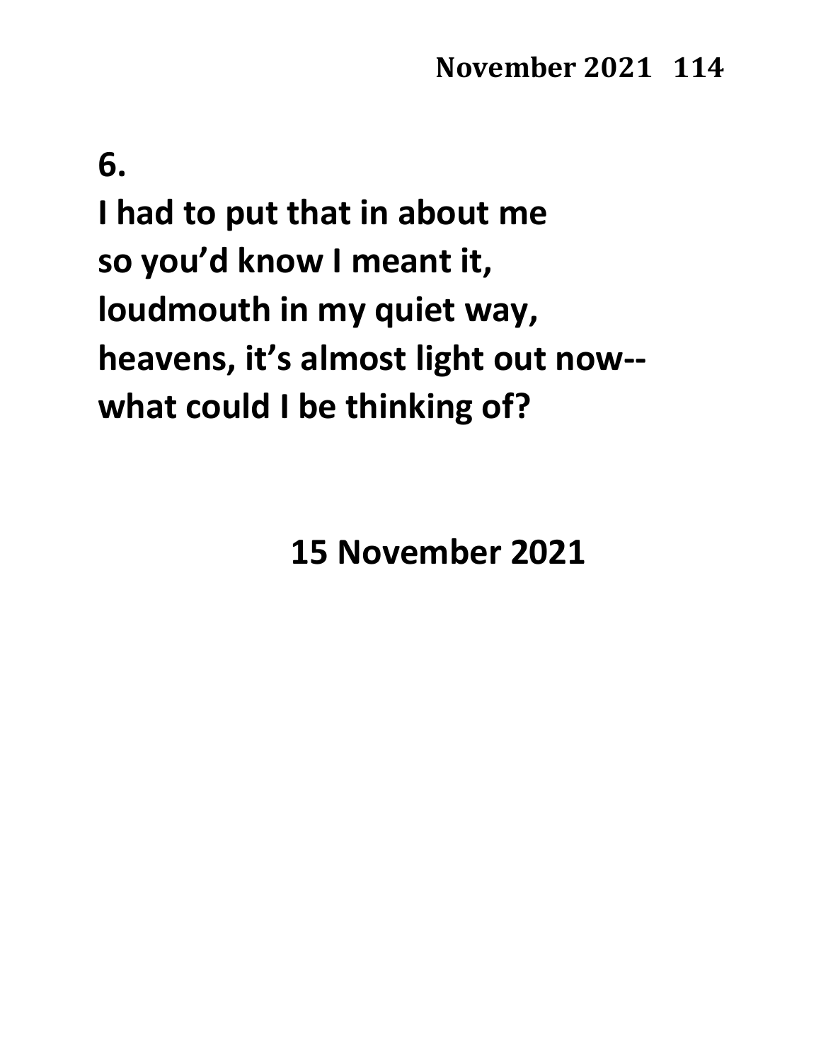**6.**

**I had to put that in about me**
**so you'd know I meant it,**
**loudmouth in my quiet way,**
**heavens, it's almost light out now--**
**what could I be thinking of?**

**15 November 2021**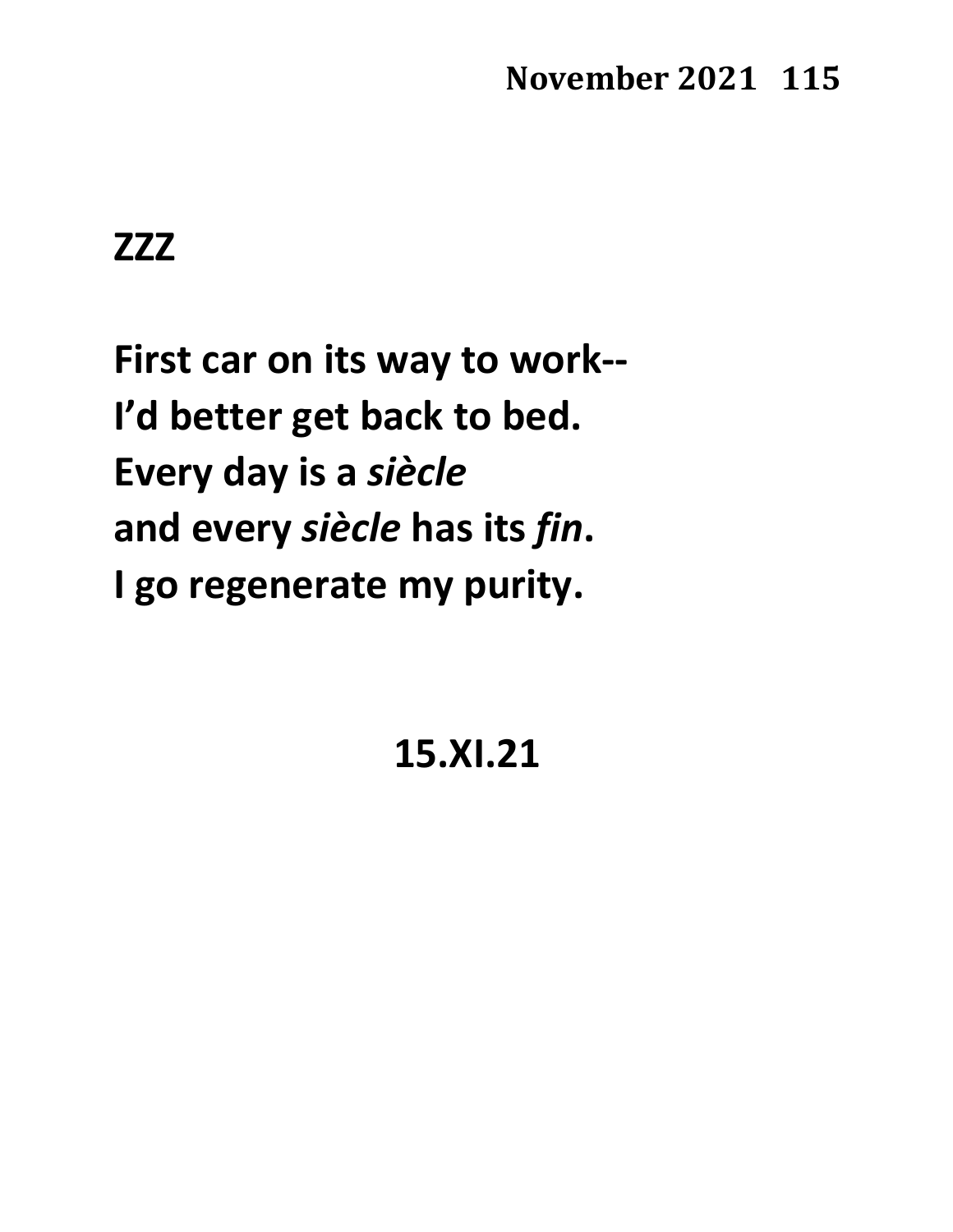## ZZZ

**First car on its way to work--**
**I'd better get back to bed.**
**Every day is a *siècle***
**and every *siècle* has its *fin*.**
**I go regenerate my purity.**

**15.XI.21**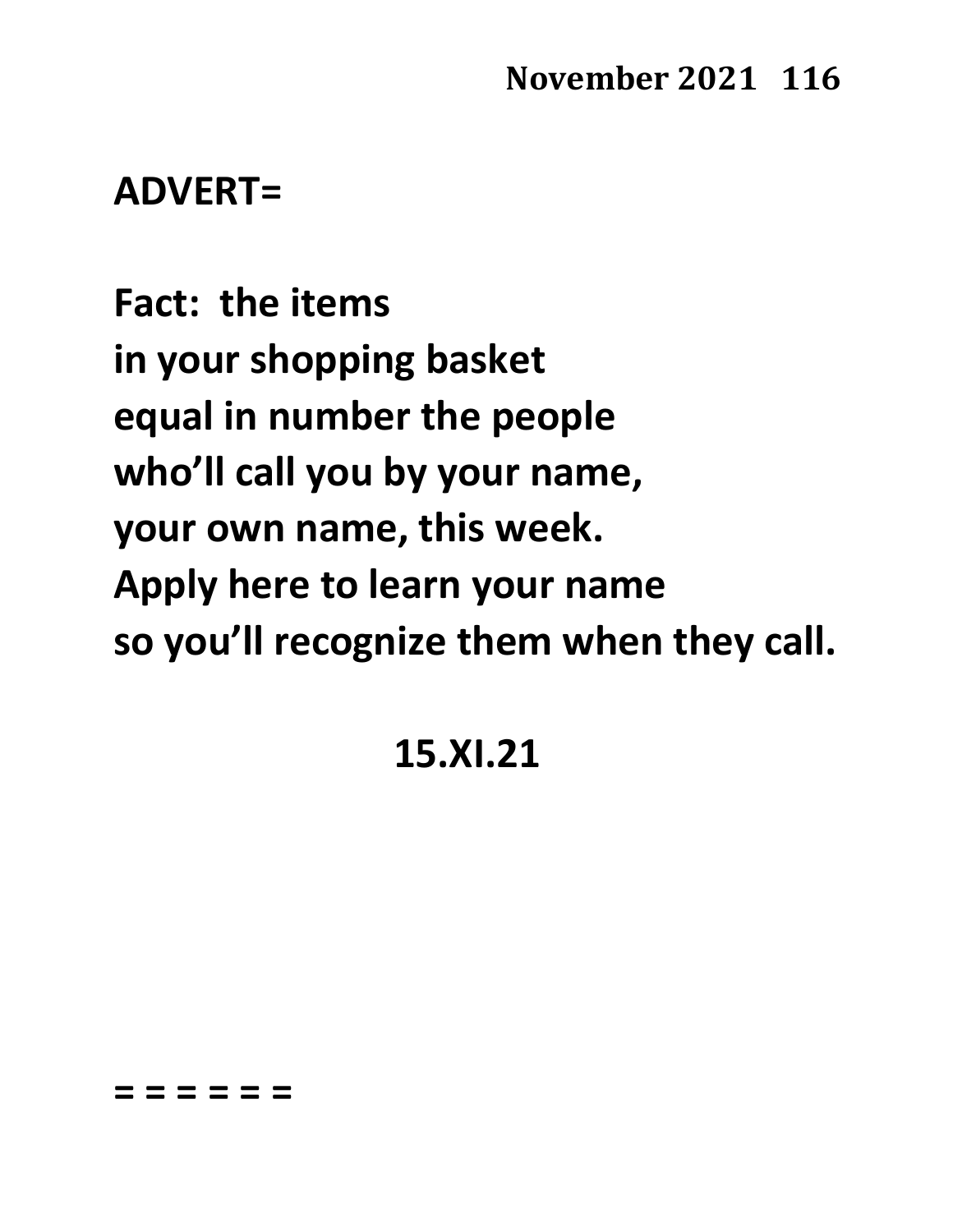**ADVERT=**

**Fact: the items**
**in your shopping basket**
**equal in number the people**
**who'll call you by your name,**
**your own name, this week.**
**Apply here to learn your name**
**so you'll recognize them when they call.**

**15.XI.21**

**= = = = = =**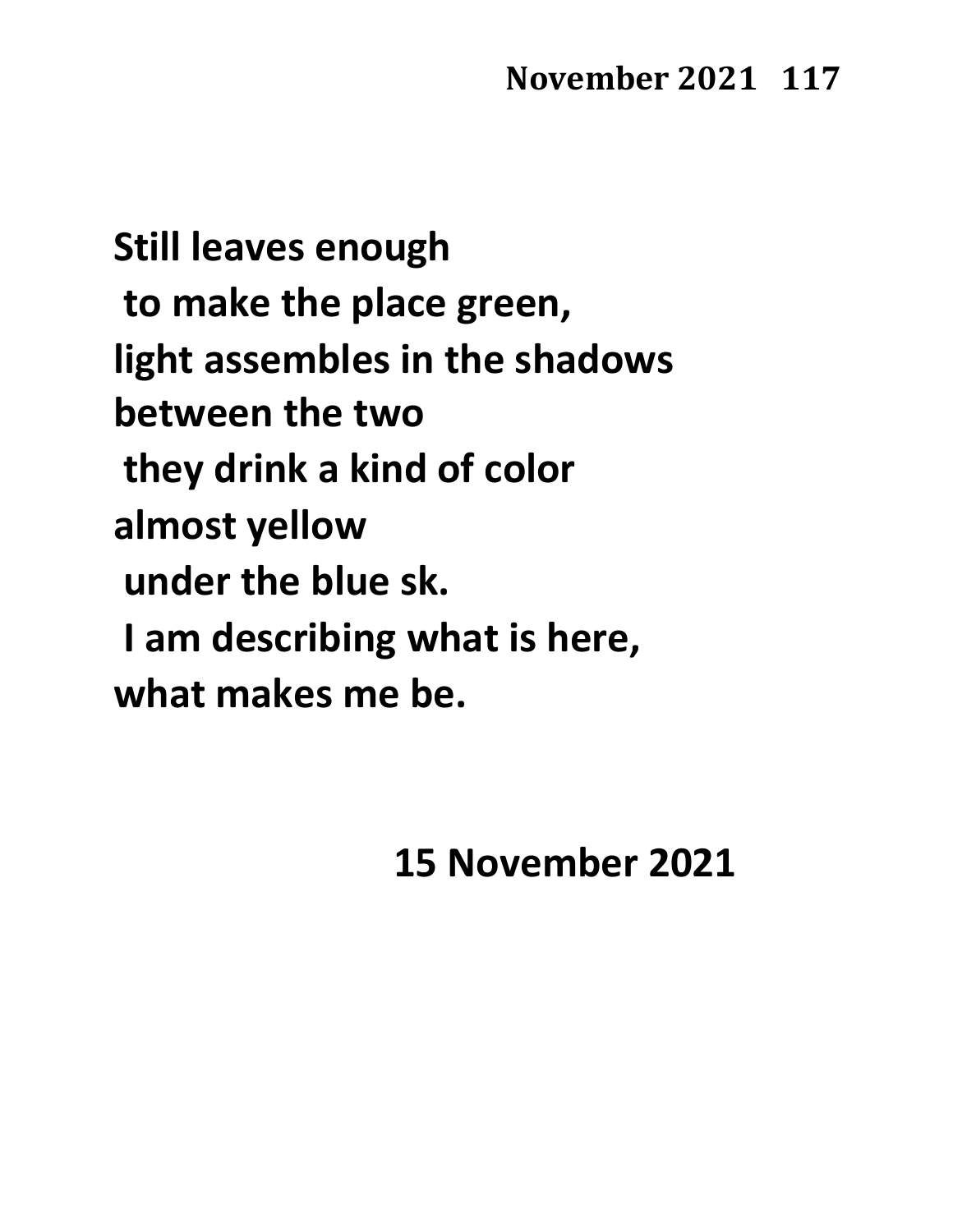Still leaves enough
 to make the place green,
light assembles in the shadows
between the two
 they drink a kind of color
almost yellow
 under the blue sk.
 I am describing what is here,
what makes me be.

15 November 2021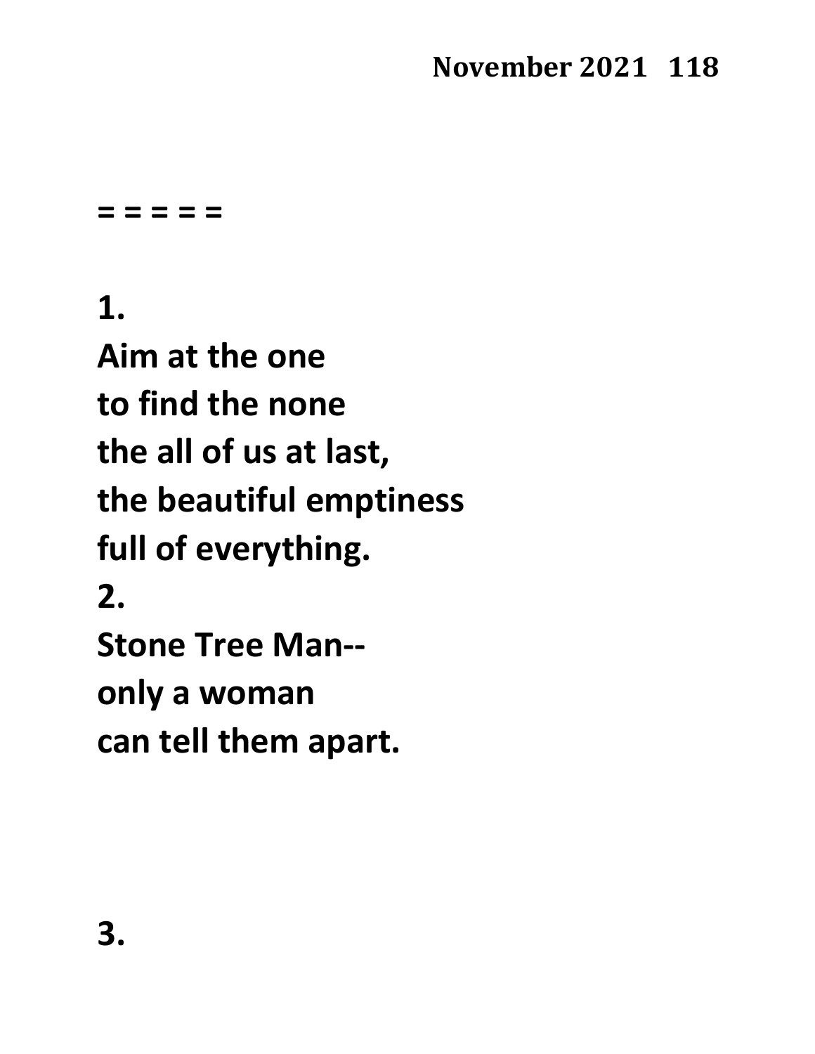= = = = =

**1.**
**Aim at the one**
**to find the none**
**the all of us at last,**
**the beautiful emptiness**
**full of everything.**
**2.**
**Stone Tree Man--**
**only a woman**
**can tell them apart.**

**3.**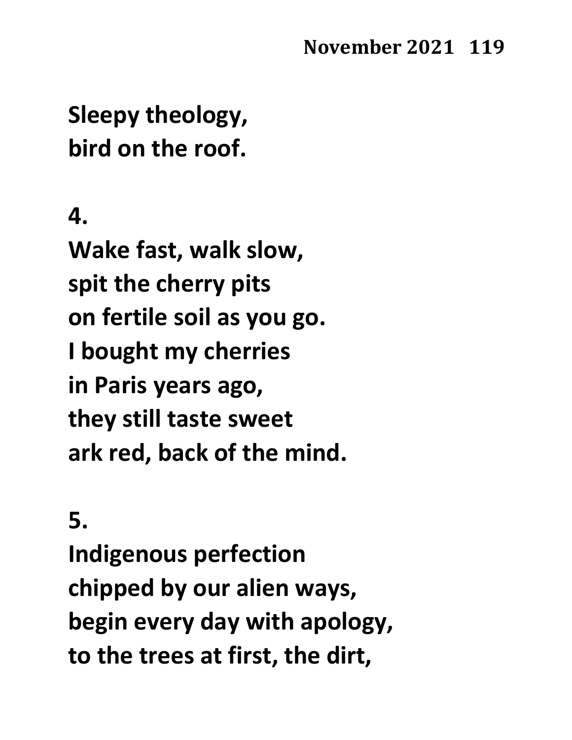**Sleepy theology,**
**bird on the roof.**

**4.**
**Wake fast, walk slow,**
**spit the cherry pits**
**on fertile soil as you go.**
**I bought my cherries**
**in Paris years ago,**
**they still taste sweet**
**ark red, back of the mind.**

**5.**
**Indigenous perfection**
**chipped by our alien ways,**
**begin every day with apology,**
**to the trees at first, the dirt,**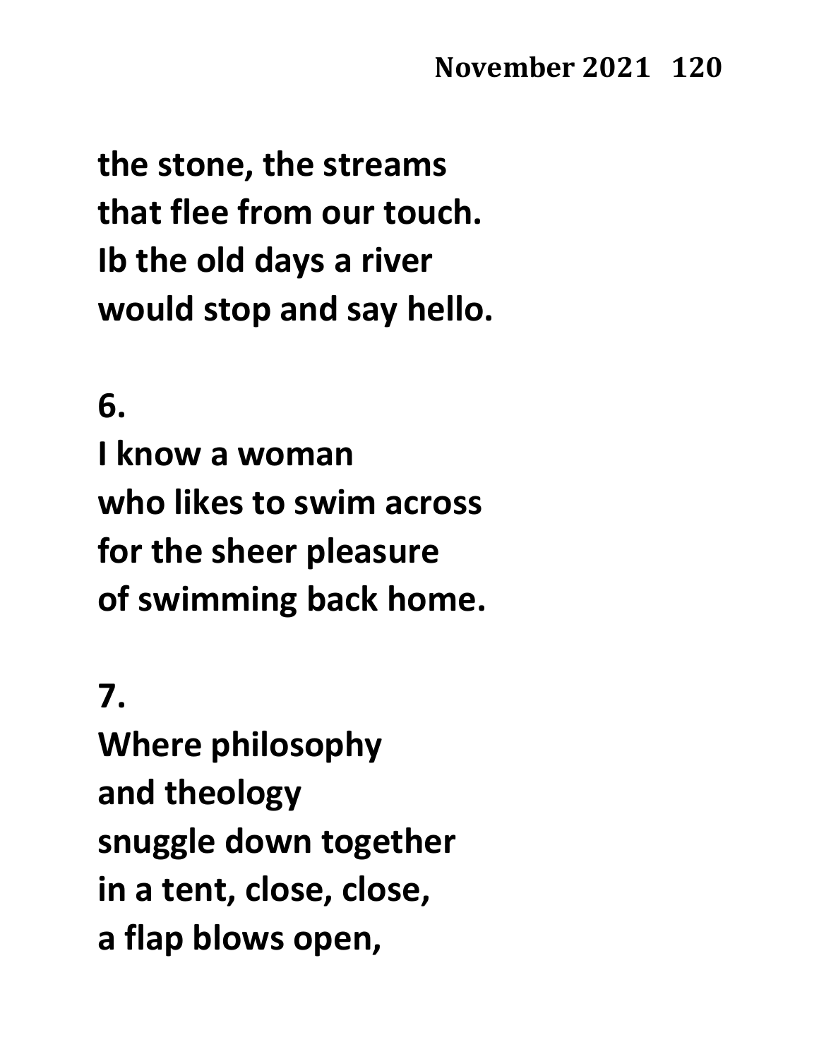**the stone, the streams**
**that flee from our touch.**
**Ib the old days a river**
**would stop and say hello.**

**6.**
**I know a woman**
**who likes to swim across**
**for the sheer pleasure**
**of swimming back home.**

**7.**
**Where philosophy**
**and theology**
**snuggle down together**
**in a tent, close, close,**
**a flap blows open,**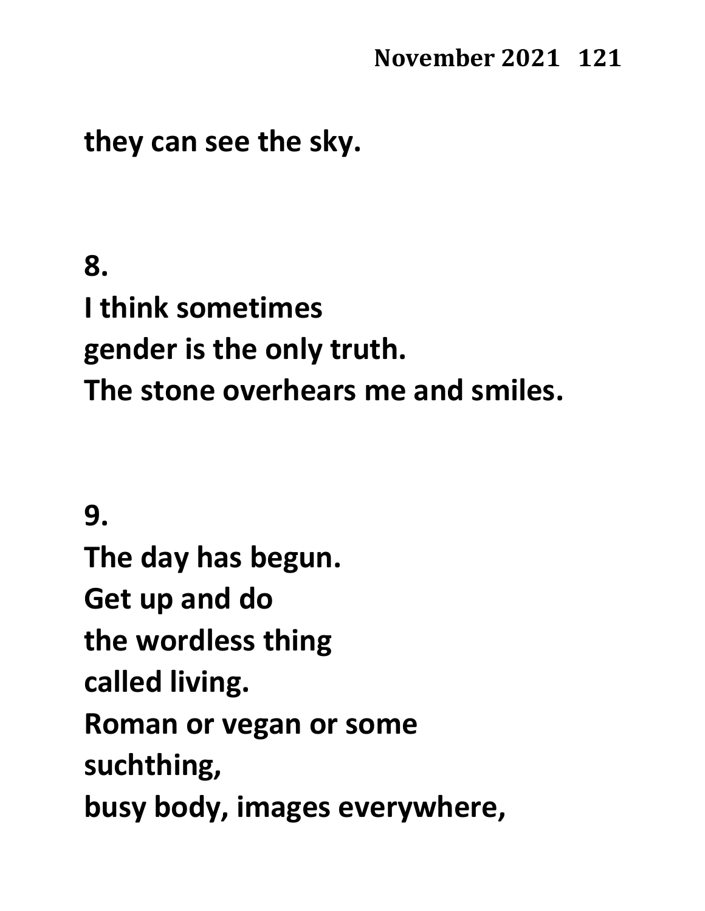**they can see the sky.**

**8.**

**I think sometimes**
**gender is the only truth.**
**The stone overhears me and smiles.**

**9.**

**The day has begun.**
**Get up and do**
**the wordless thing**
**called living.**
**Roman or vegan or some**
**suchthing,**
**busy body, images everywhere,**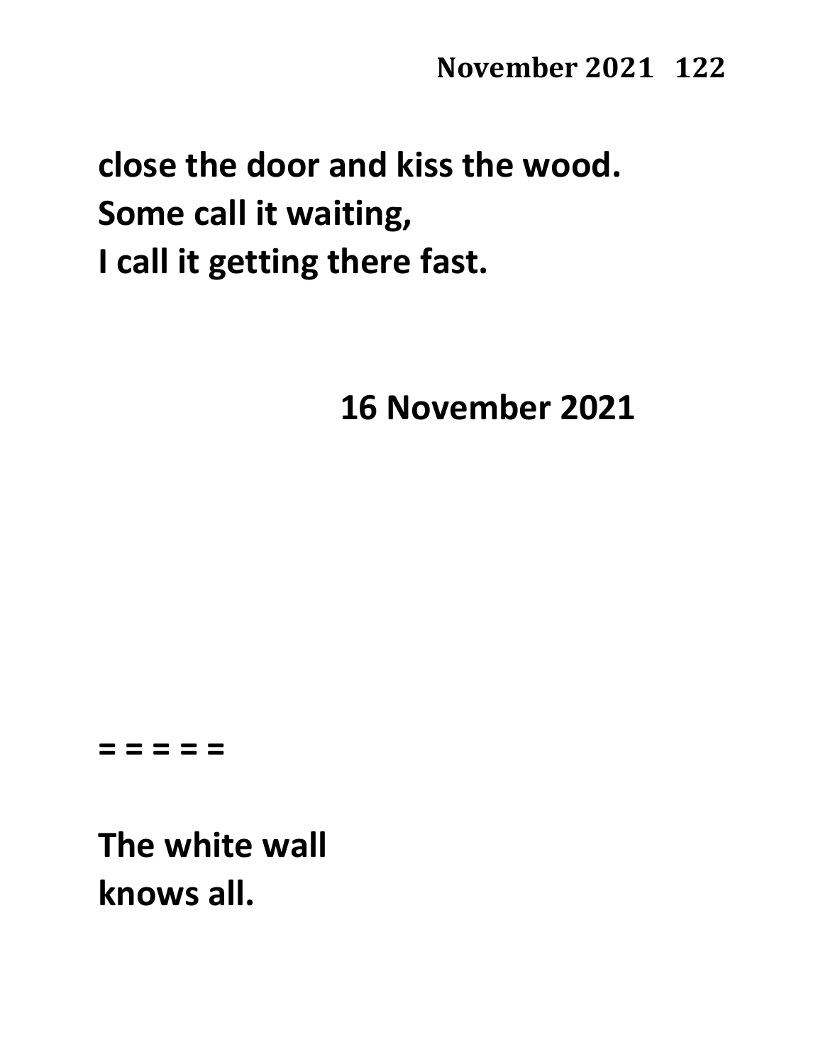**close the door and kiss the wood.**
**Some call it waiting,**
**I call it getting there fast.**

**16 November 2021**

**= = = = =**

**The white wall**
**knows all.**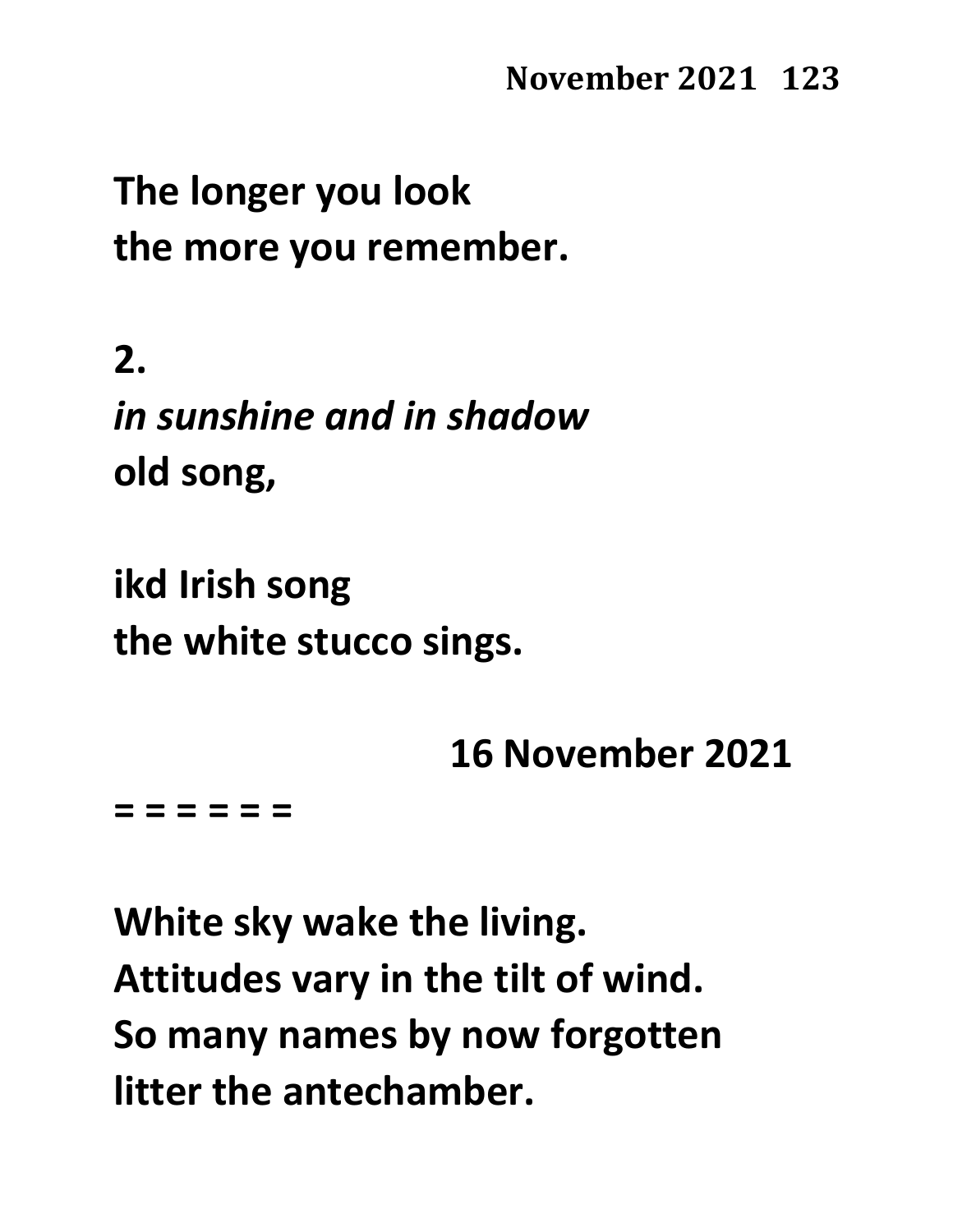**The longer you look**
**the more you remember.**

**2.**
***in sunshine and in shadow***
**old song,**

**ikd Irish song**
**the white stucco sings.**

**16 November 2021**

**= = = = = =**

**White sky wake the living.**
**Attitudes vary in the tilt of wind.**
**So many names by now forgotten**
**litter the antechamber.**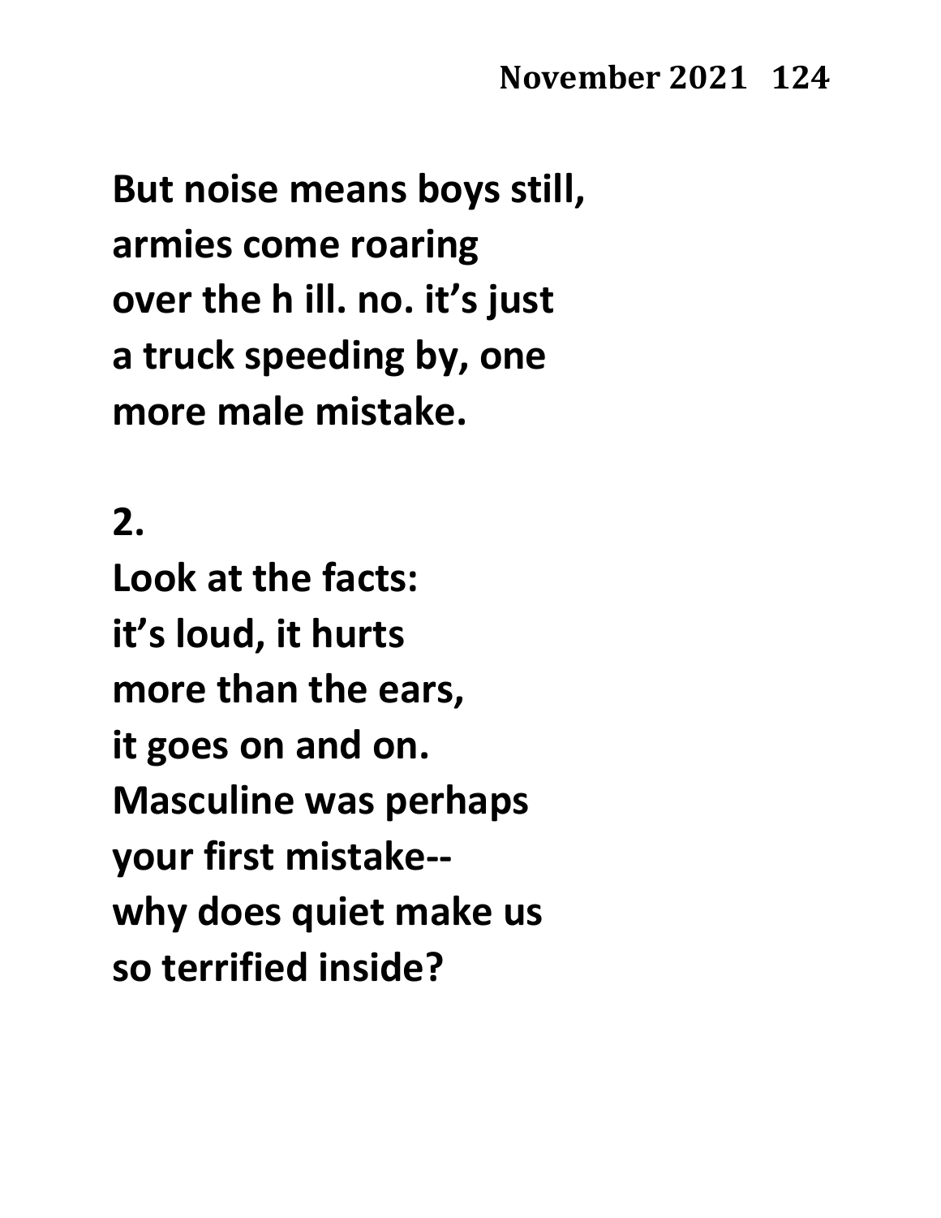**But noise means boys still,**
**armies come roaring**
**over the h ill. no. it's just**
**a truck speeding by, one**
**more male mistake.**

**2.**
**Look at the facts:**
**it's loud, it hurts**
**more than the ears,**
**it goes on and on.**
**Masculine was perhaps**
**your first mistake--**
**why does quiet make us**
**so terrified inside?**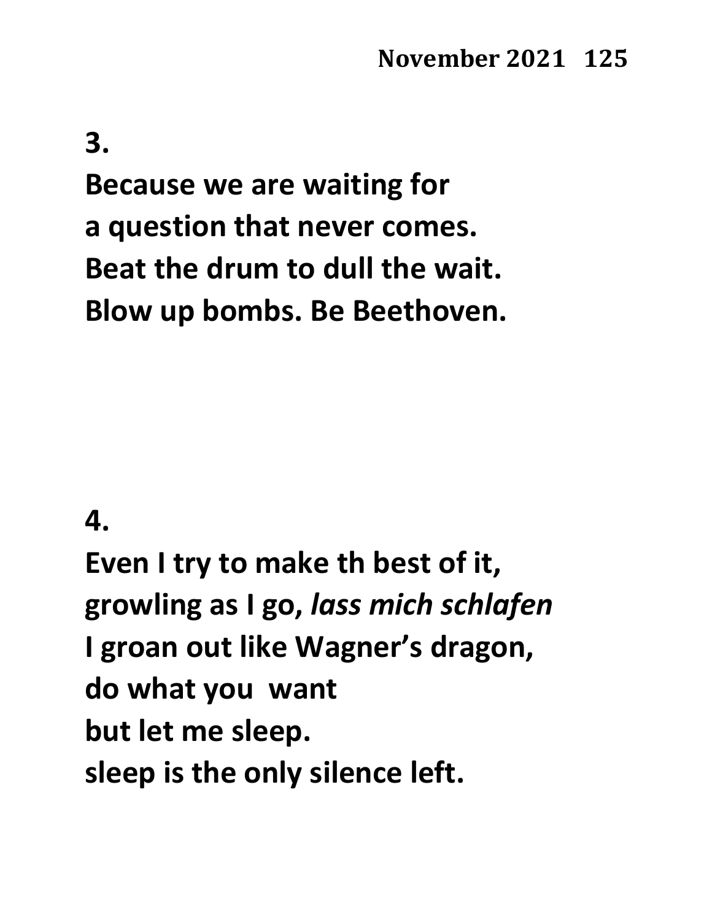**3.**

**Because we are waiting for**
**a question that never comes.**
**Beat the drum to dull the wait.**
**Blow up bombs. Be Beethoven.**

**4.**

**Even I try to make th best of it,**
**growling as I go, *lass mich schlafen***
**I groan out like Wagner's dragon,**
**do what you want**
**but let me sleep.**
**sleep is the only silence left.**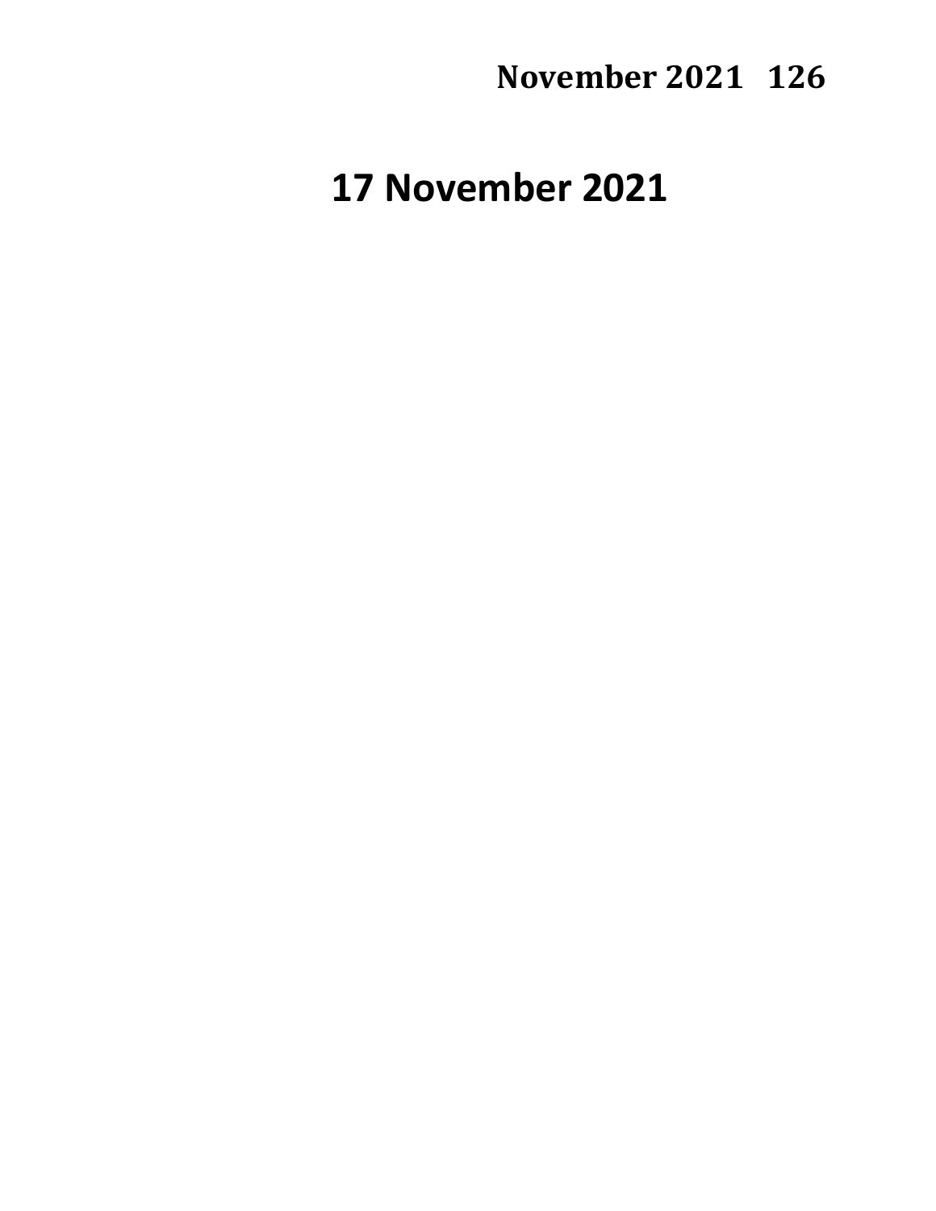# 17 November 2021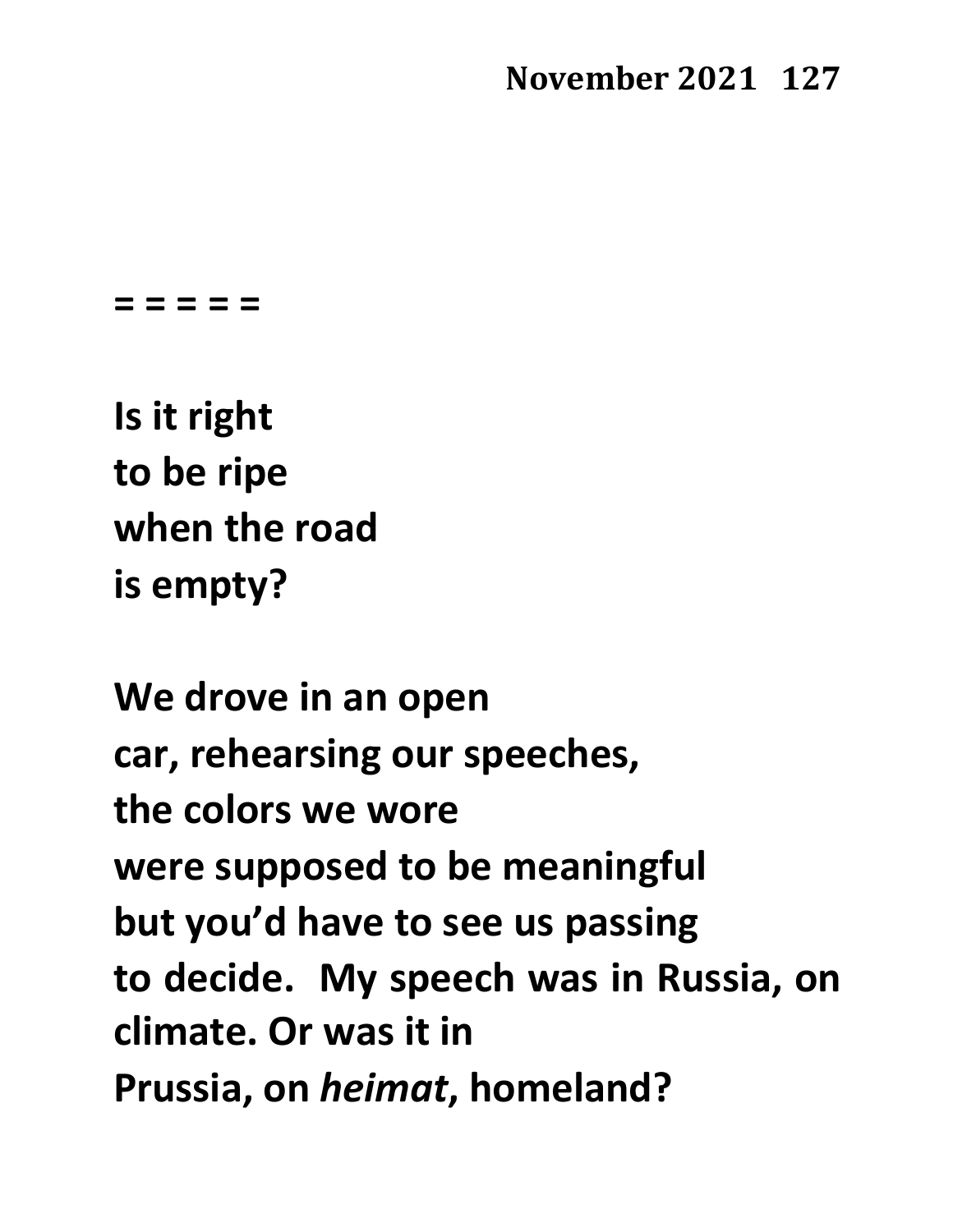= = = = =

**Is it right**
**to be ripe**
**when the road**
**is empty?**

**We drove in an open**
**car, rehearsing our speeches,**
**the colors we wore**
**were supposed to be meaningful**
**but you'd have to see us passing**
**to decide. My speech was in Russia, on**
**climate. Or was it in**
**Prussia, on *heimat*, homeland?**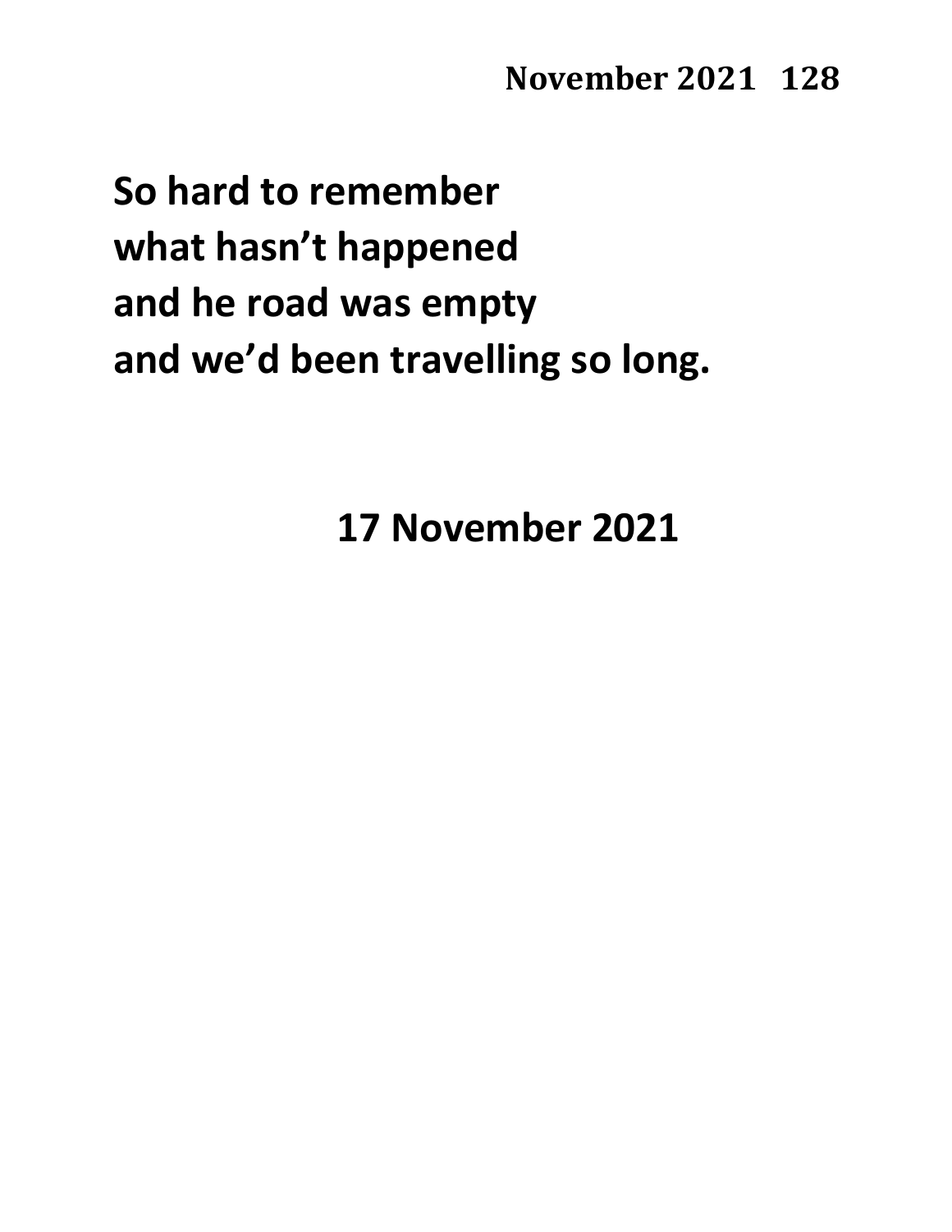**So hard to remember**
**what hasn’t happened**
**and he road was empty**
**and we’d been travelling so long.**

**17 November 2021**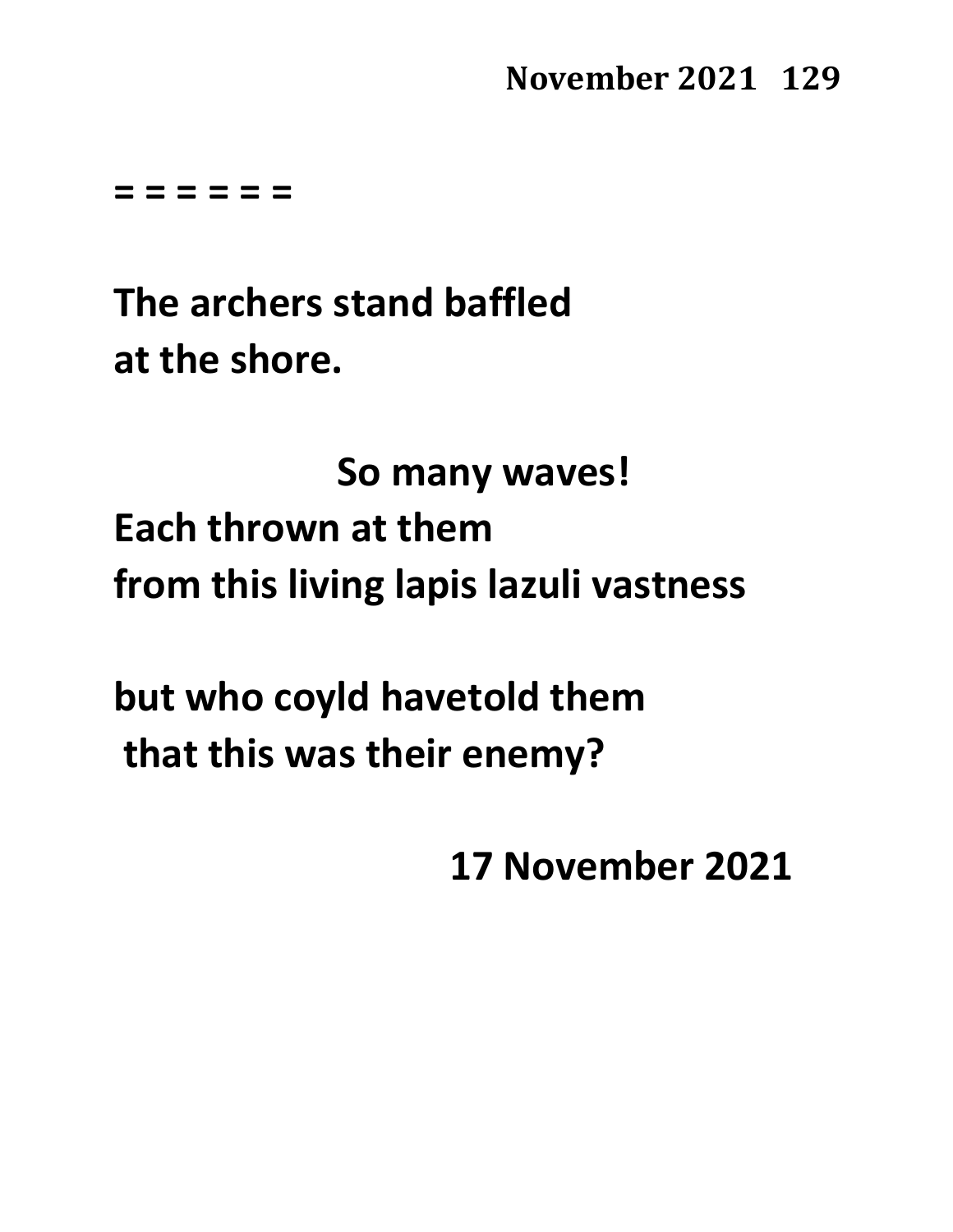= = = = = =

**The archers stand baffled**
**at the shore.**

**So many waves!**
**Each thrown at them**
**from this living lapis lazuli vastness**

**but who coyld havetold them**
**that this was their enemy?**

**17 November 2021**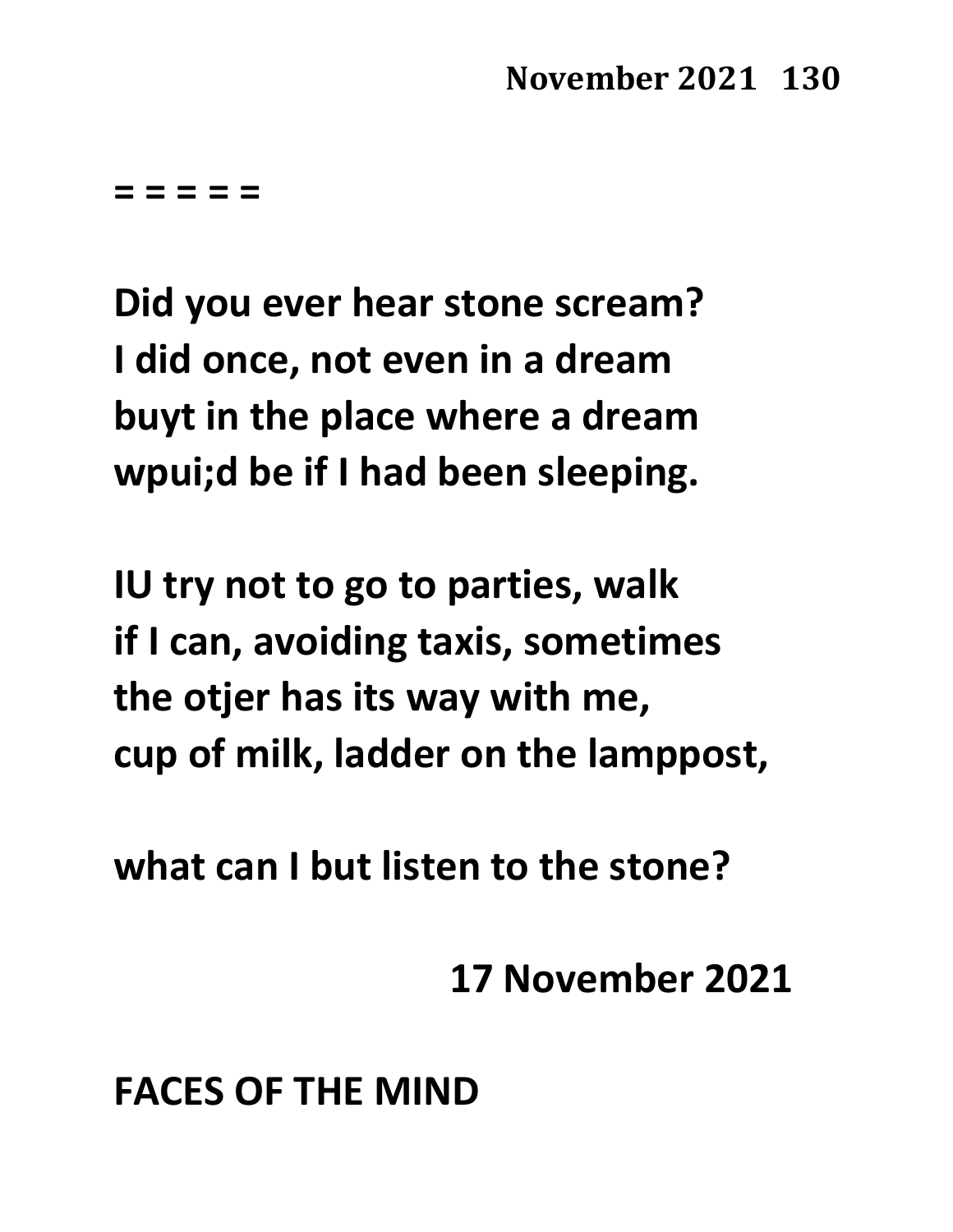= = = = =

Did you ever hear stone scream?
I did once, not even in a dream
buyt in the place where a dream
wpui;d be if I had been sleeping.

IU try not to go to parties, walk
if I can, avoiding taxis, sometimes
the otjer has its way with me,
cup of milk, ladder on the lamppost,

what can I but listen to the stone?

17 November 2021

# FACES OF THE MIND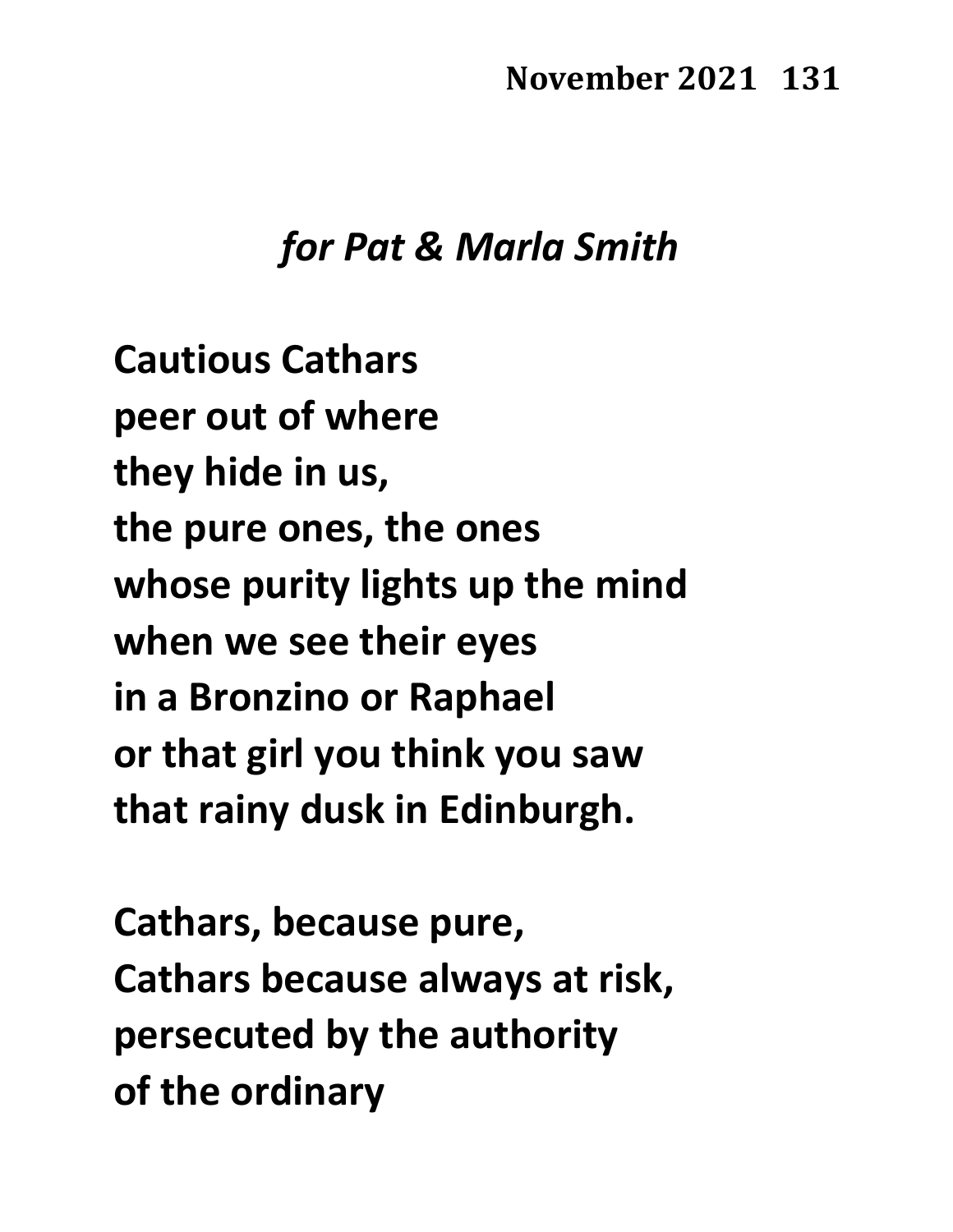*for Pat & Marla Smith*

**Cautious Cathars**
**peer out of where**
**they hide in us,**
**the pure ones, the ones**
**whose purity lights up the mind**
**when we see their eyes**
**in a Bronzino or Raphael**
**or that girl you think you saw**
**that rainy dusk in Edinburgh.**

**Cathars, because pure,**
**Cathars because always at risk,**
**persecuted by the authority**
**of the ordinary**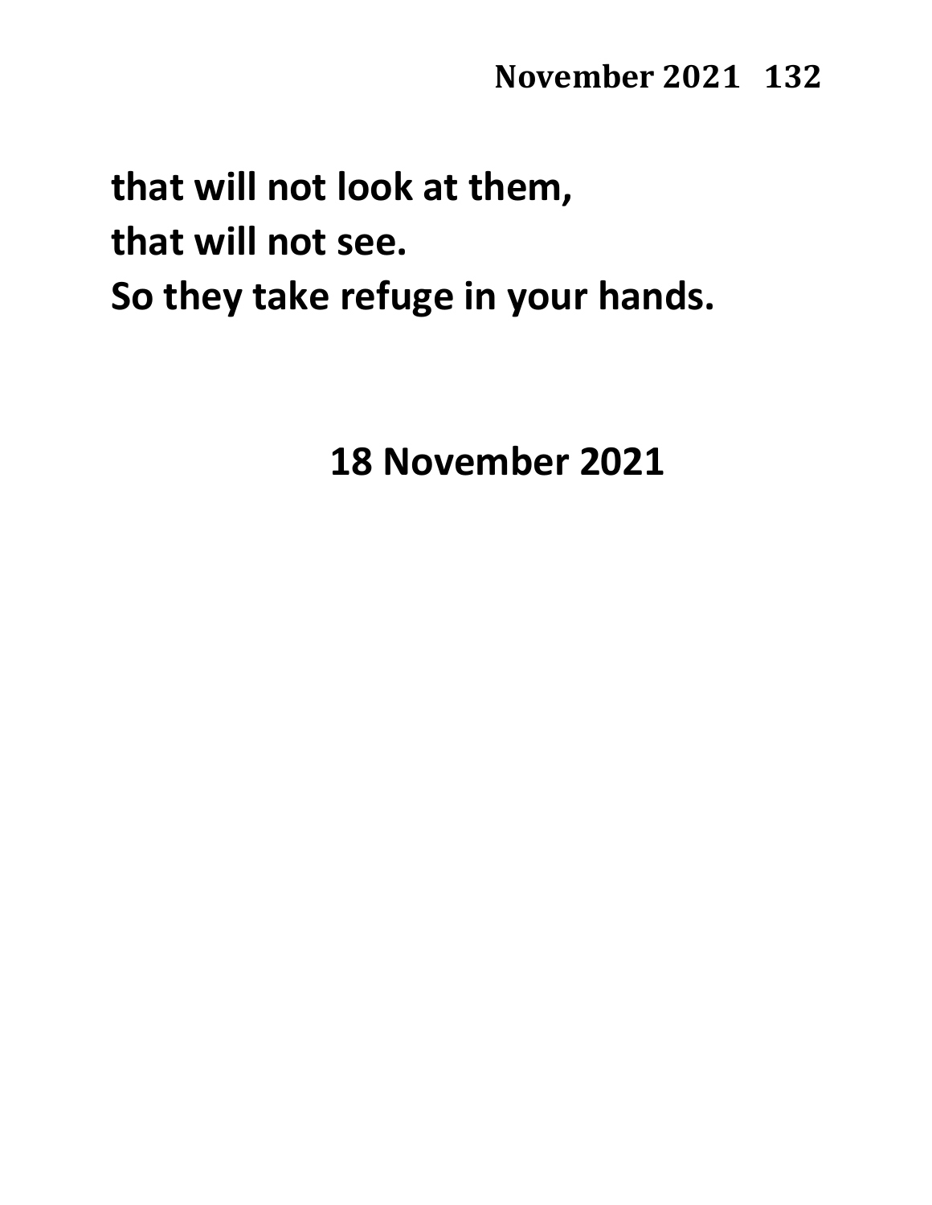**that will not look at them,**
**that will not see.**
**So they take refuge in your hands.**

**18 November 2021**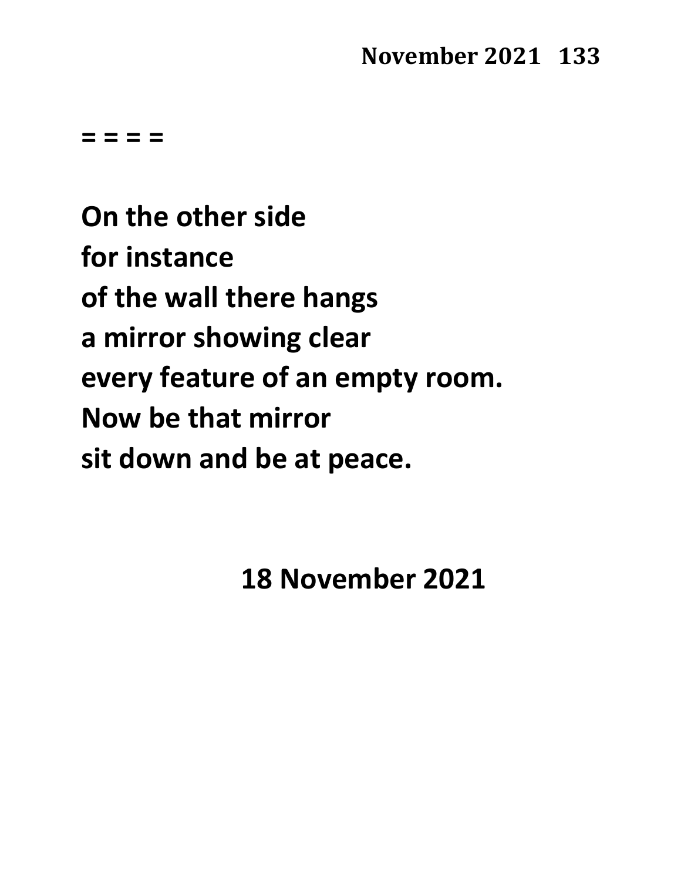= = = =

**On the other side**
**for instance**
**of the wall there hangs**
**a mirror showing clear**
**every feature of an empty room.**
**Now be that mirror**
**sit down and be at peace.**

**18 November 2021**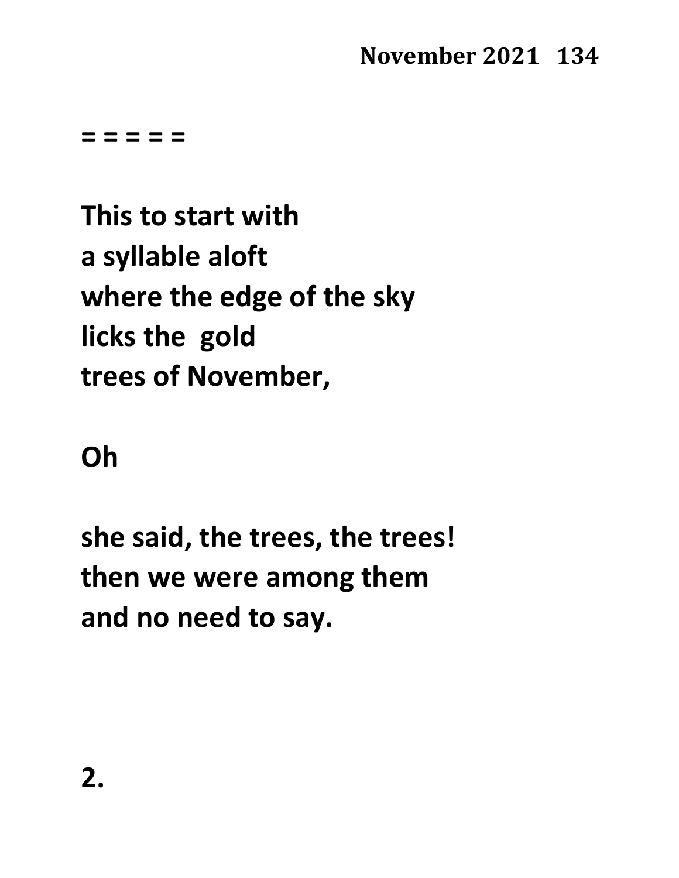= = = = =

**This to start with**
**a syllable aloft**
**where the edge of the sky**
**licks the  gold**
**trees of November,**

**Oh**

**she said, the trees, the trees!**
**then we were among them**
**and no need to say.**

**2.**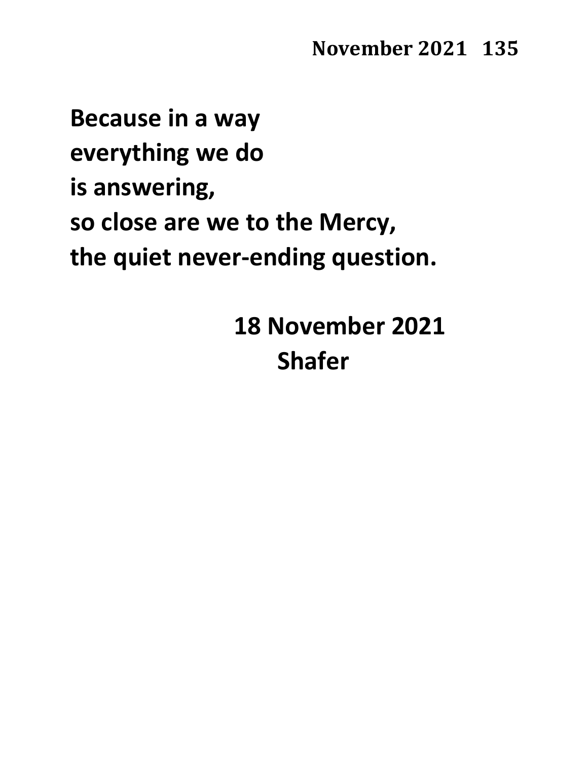**Because in a way**
**everything we do**
**is answering,**
**so close are we to the Mercy,**
**the quiet never-ending question.**

**18 November 2021**
**Shafer**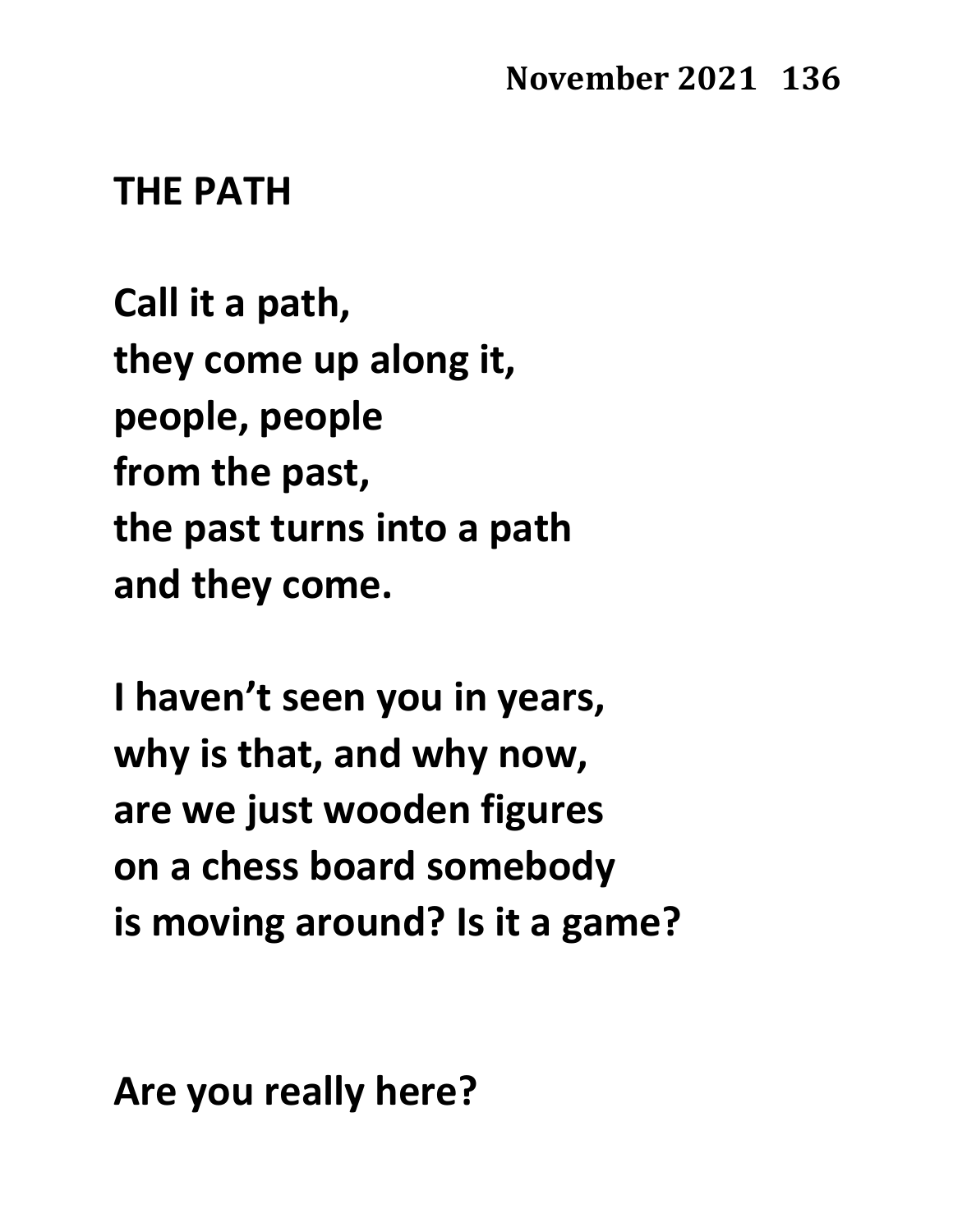# THE PATH

Call it a path,
they come up along it,
people, people
from the past,
the past turns into a path
and they come.

I haven't seen you in years,
why is that, and why now,
are we just wooden figures
on a chess board somebody
is moving around? Is it a game?

Are you really here?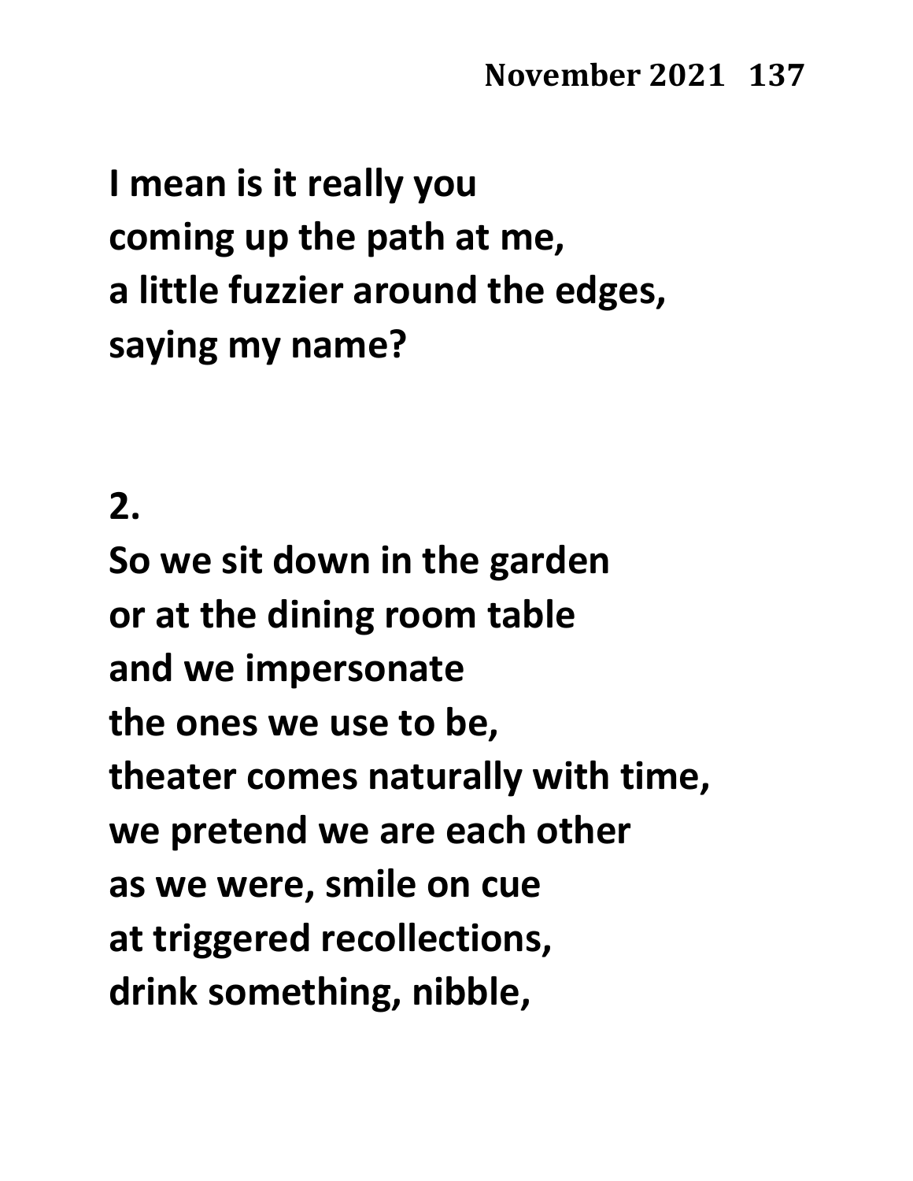I mean is it really you
coming up the path at me,
a little fuzzier around the edges,
saying my name?

2.

So we sit down in the garden
or at the dining room table
and we impersonate
the ones we use to be,
theater comes naturally with time,
we pretend we are each other
as we were, smile on cue
at triggered recollections,
drink something, nibble,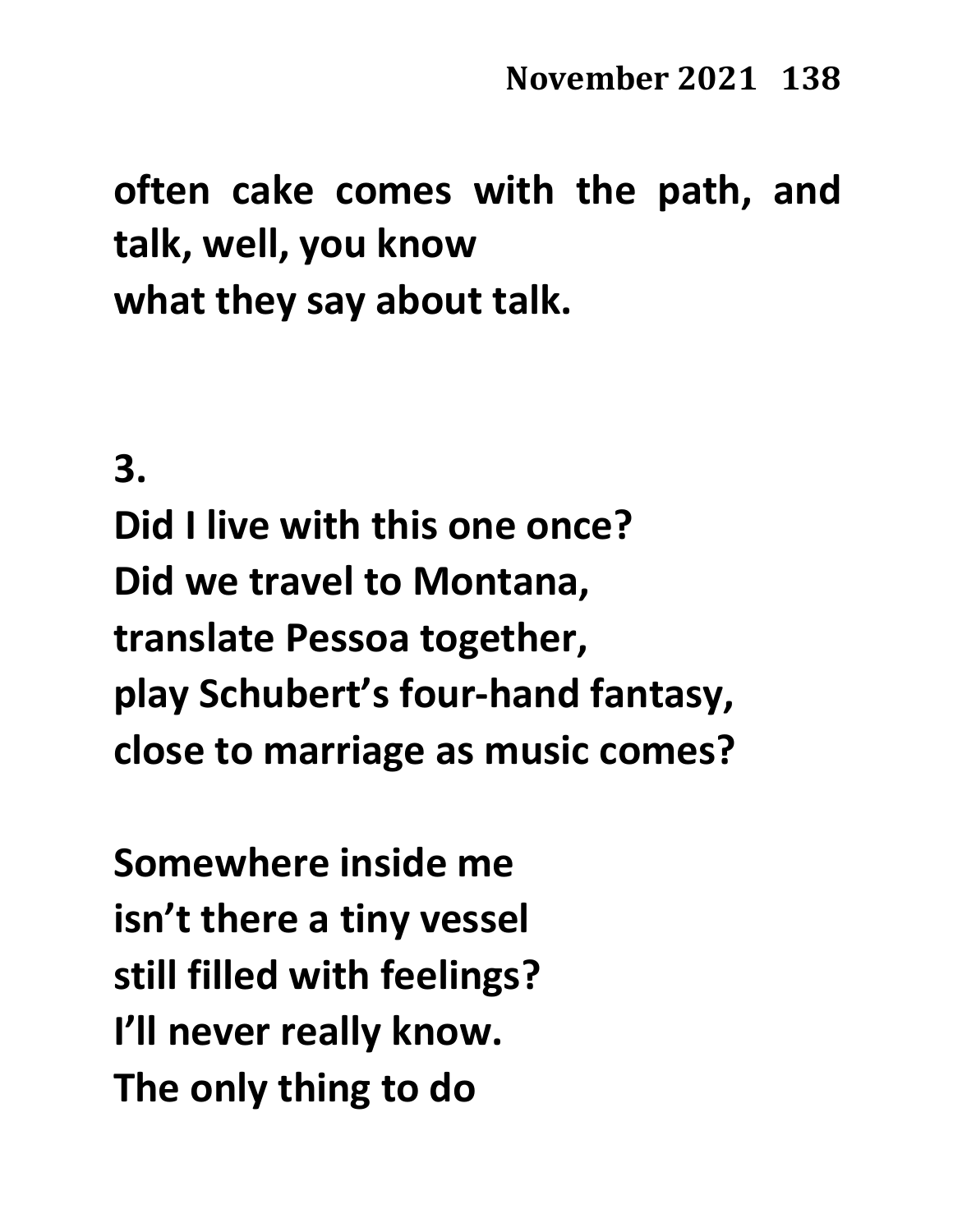**often cake comes with the path, and talk, well, you know**
**what they say about talk.**

**3.**

**Did I live with this one once?**
**Did we travel to Montana,**
**translate Pessoa together,**
**play Schubert's four-hand fantasy,**
**close to marriage as music comes?**

**Somewhere inside me**
**isn't there a tiny vessel**
**still filled with feelings?**
**I'll never really know.**
**The only thing to do**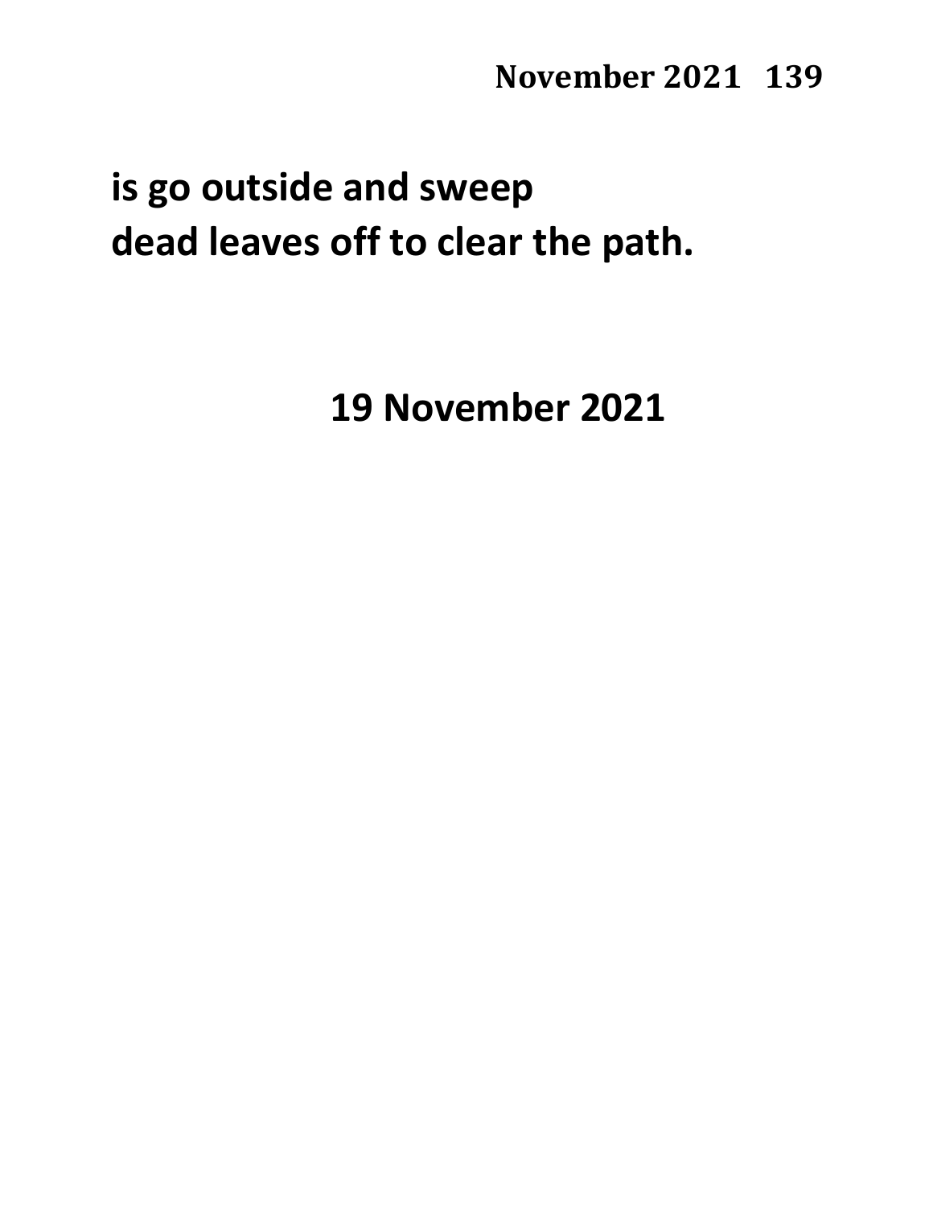**is go outside and sweep**
**dead leaves off to clear the path.**

**19 November 2021**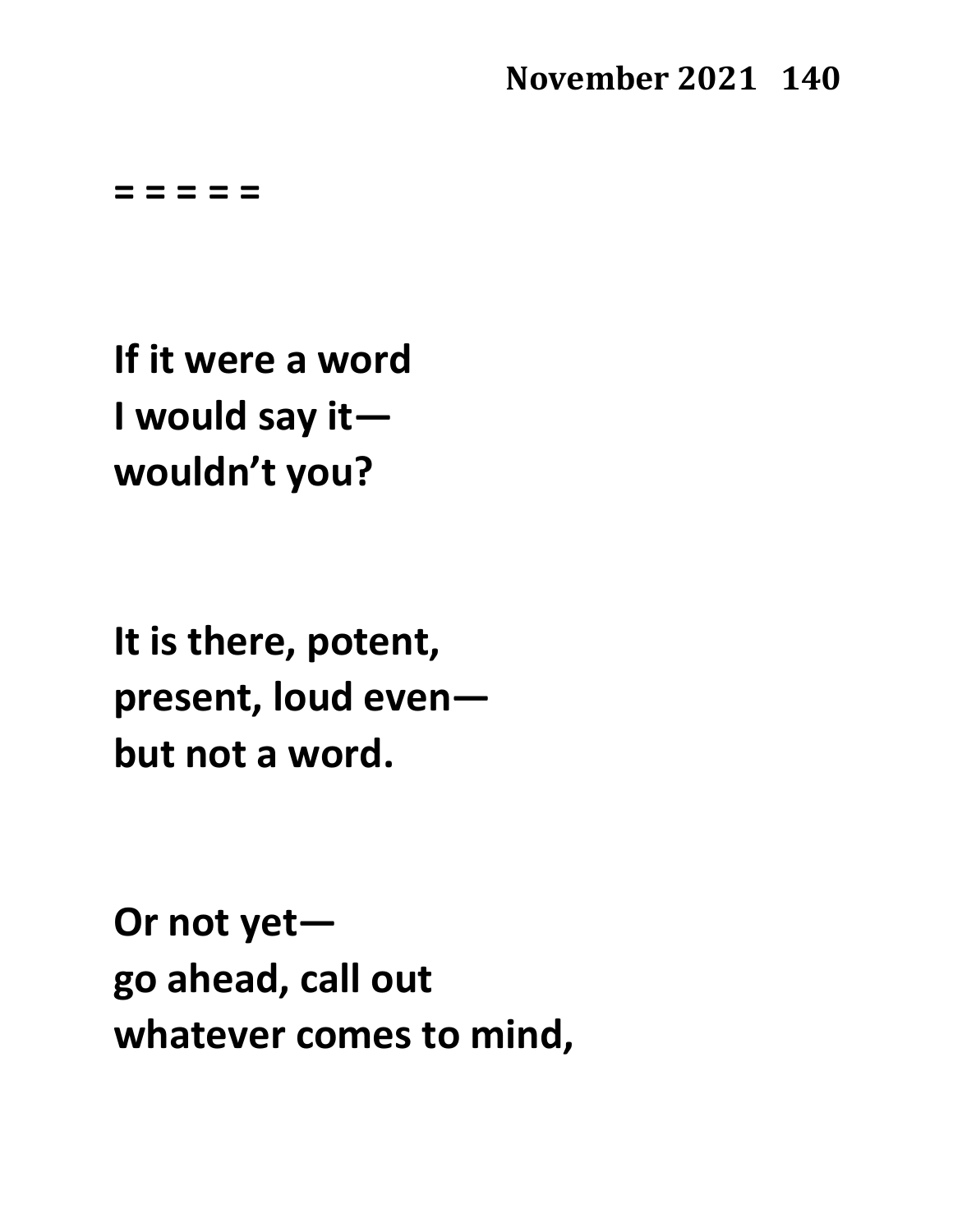**= = = = =**

**If it were a word**
**I would say it—**
**wouldn't you?**

**It is there, potent,**
**present, loud even—**
**but not a word.**

**Or not yet—**
**go ahead, call out**
**whatever comes to mind,**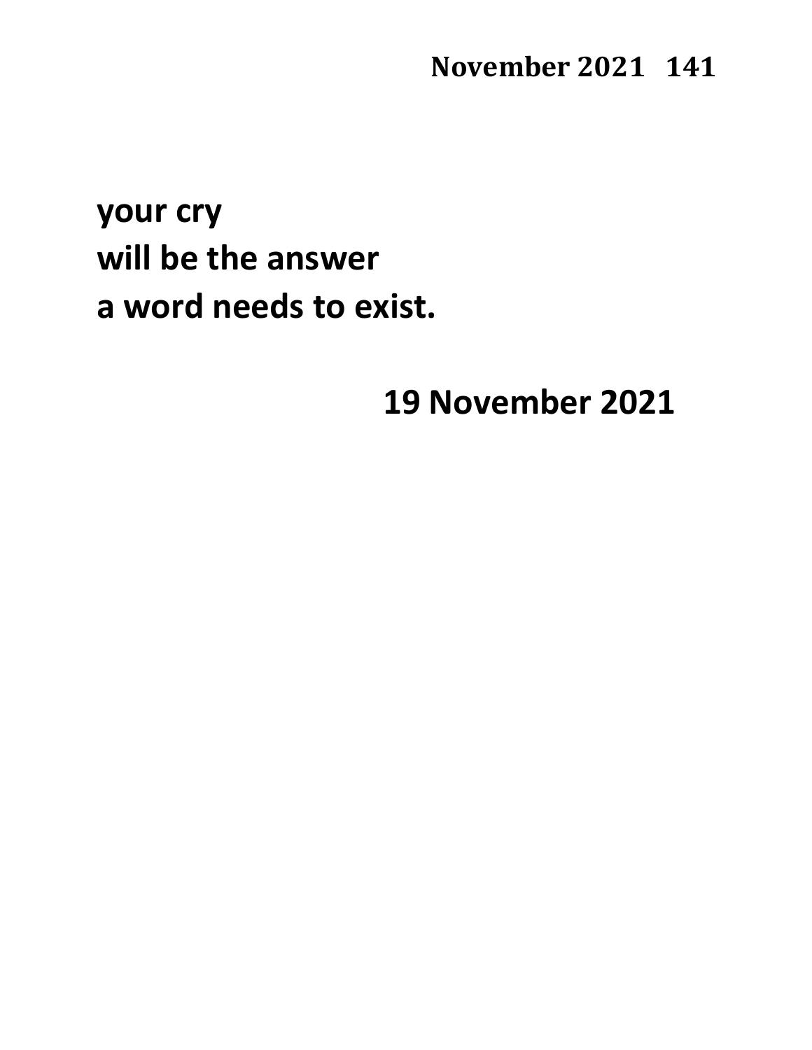**your cry**
**will be the answer**
**a word needs to exist.**

**19 November 2021**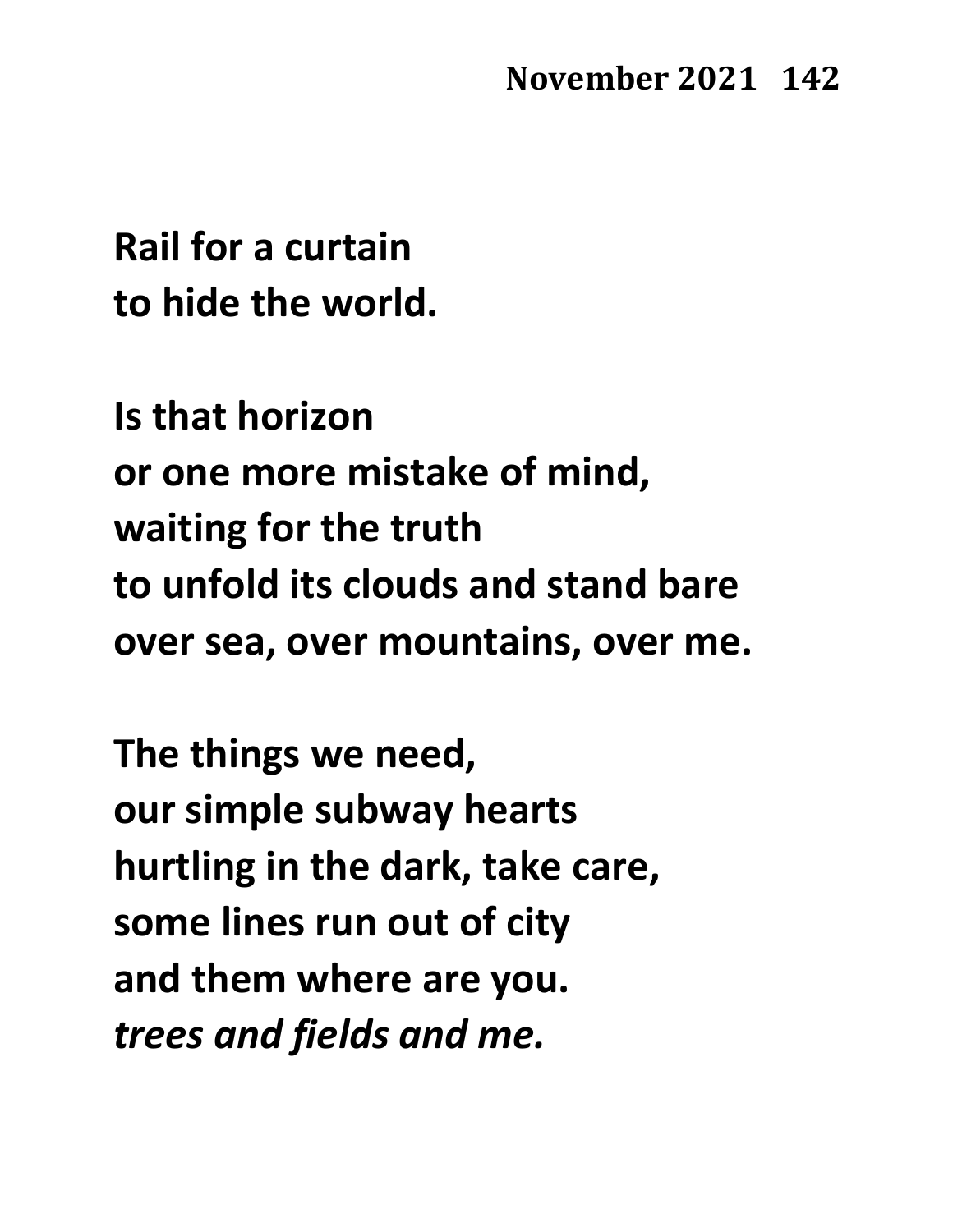**Rail for a curtain**
**to hide the world.**

**Is that horizon**
**or one more mistake of mind,**
**waiting for the truth**
**to unfold its clouds and stand bare**
**over sea, over mountains, over me.**

**The things we need,**
**our simple subway hearts**
**hurtling in the dark, take care,**
**some lines run out of city**
**and them where are you.**
***trees and fields and me.***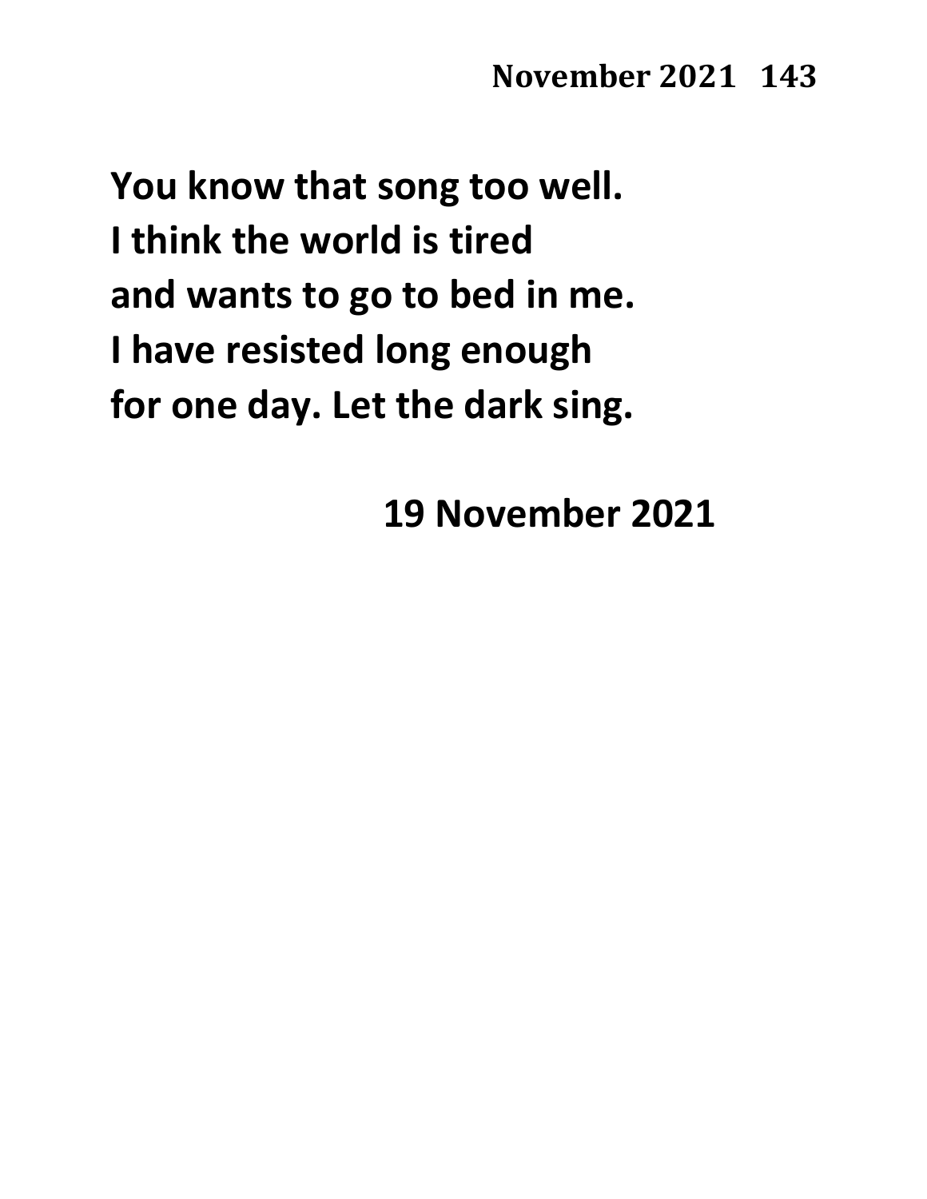**You know that song too well.**
**I think the world is tired**
**and wants to go to bed in me.**
**I have resisted long enough**
**for one day. Let the dark sing.**

**19 November 2021**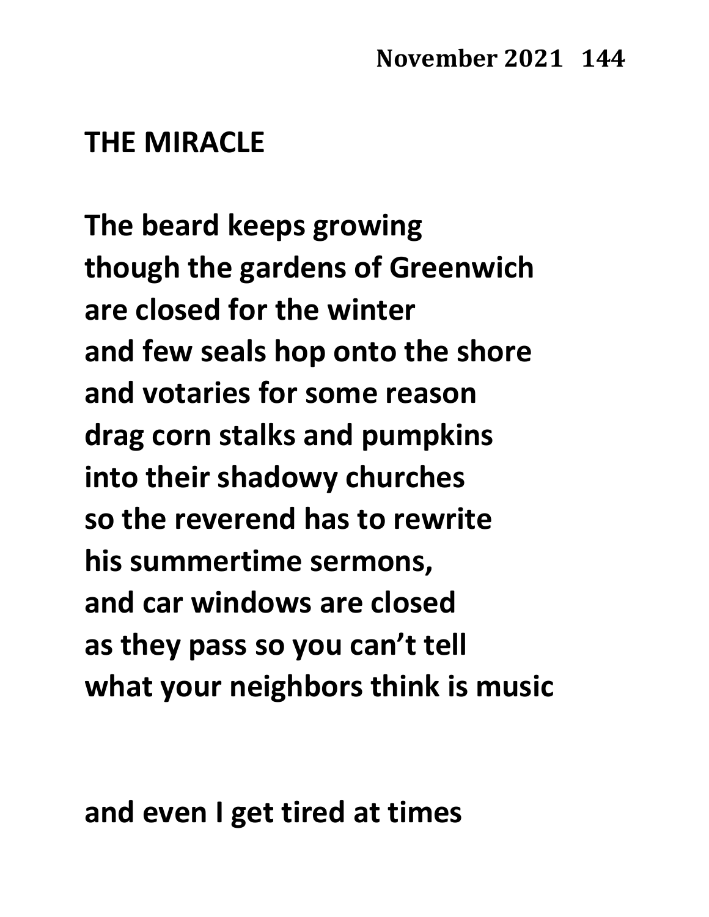# THE MIRACLE

**The beard keeps growing**
**though the gardens of Greenwich**
**are closed for the winter**
**and few seals hop onto the shore**
**and votaries for some reason**
**drag corn stalks and pumpkins**
**into their shadowy churches**
**so the reverend has to rewrite**
**his summertime sermons,**
**and car windows are closed**
**as they pass so you can't tell**
**what your neighbors think is music**

**and even I get tired at times**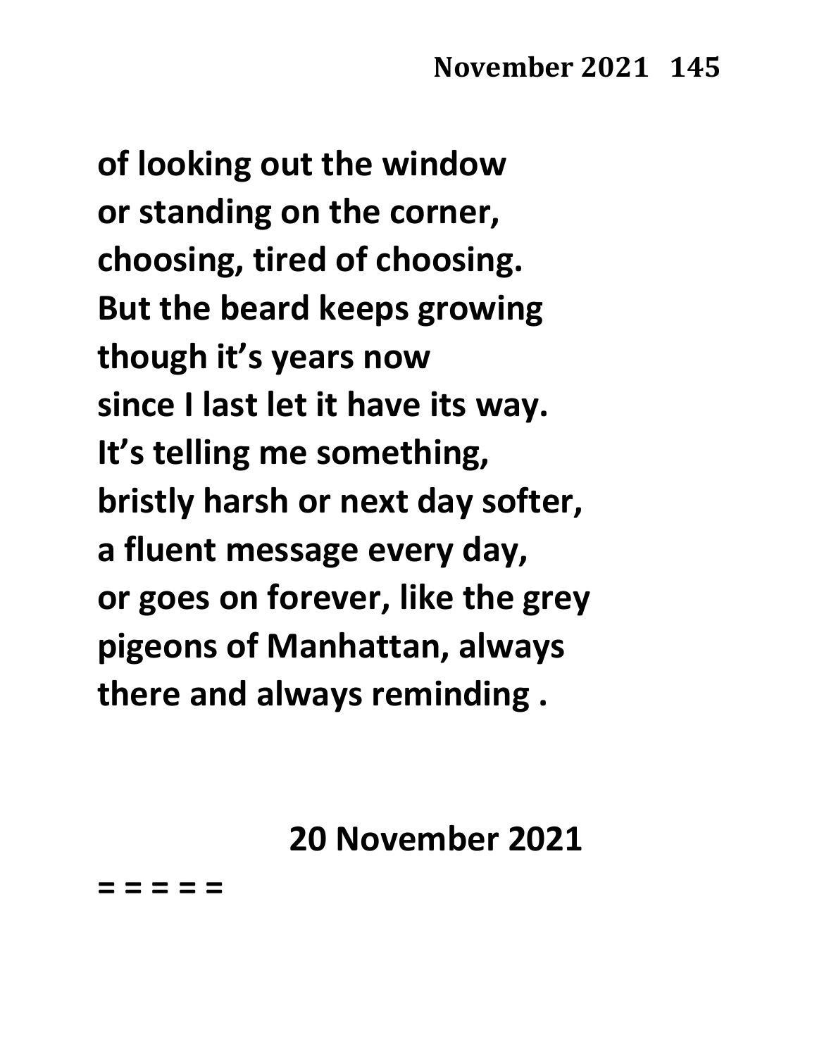**of looking out the window**
**or standing on the corner,**
**choosing, tired of choosing.**
**But the beard keeps growing**
**though it's years now**
**since I last let it have its way.**
**It's telling me something,**
**bristly harsh or next day softer,**
**a fluent message every day,**
**or goes on forever, like the grey**
**pigeons of Manhattan, always**
**there and always reminding .**

**20 November 2021**

**= = = = =**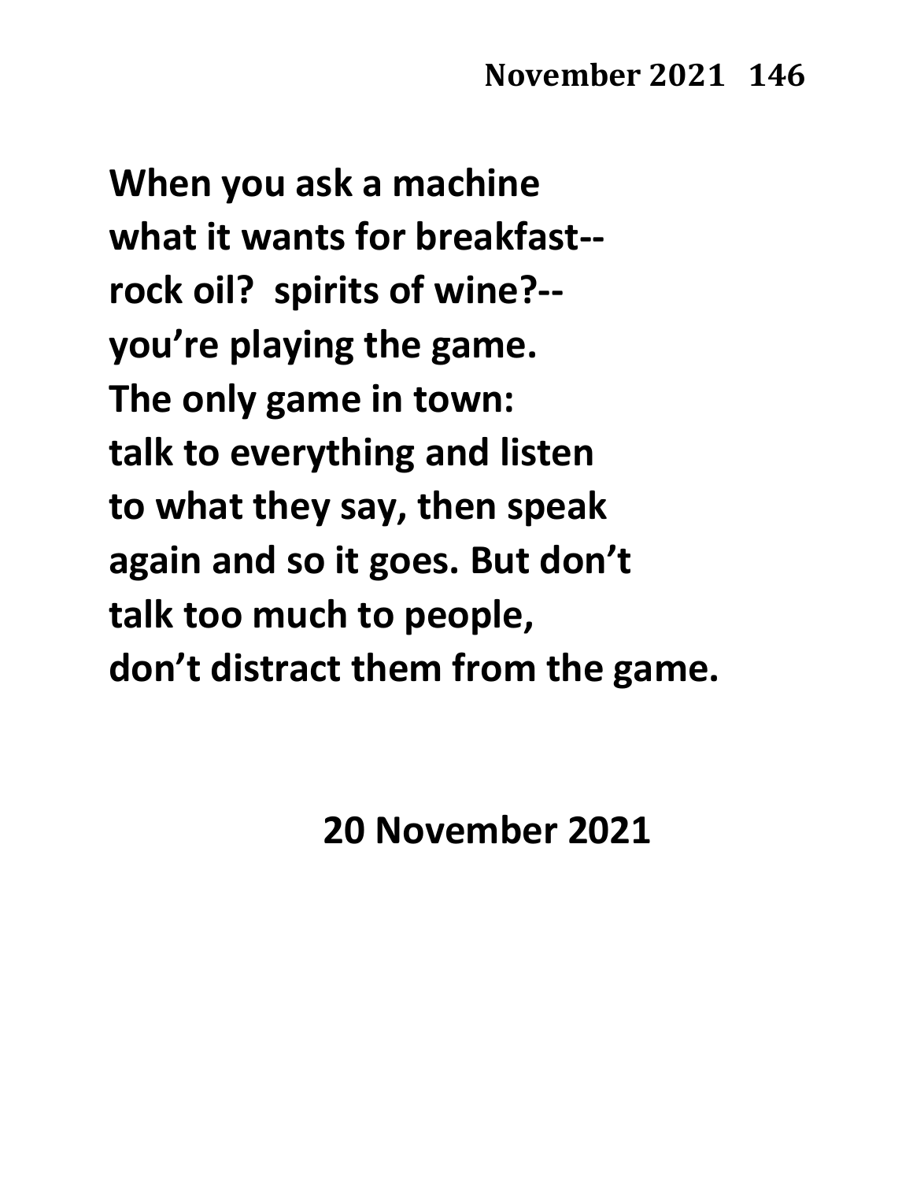When you ask a machine
what it wants for breakfast--
rock oil?  spirits of wine?--
you're playing the game.
The only game in town:
talk to everything and listen
to what they say, then speak
again and so it goes. But don't
talk too much to people,
don't distract them from the game.

20 November 2021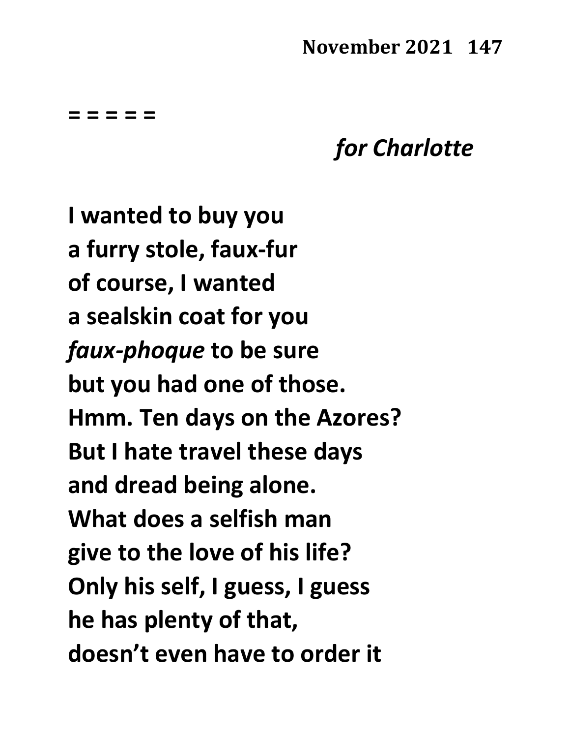= = = = =

*for Charlotte*

**I wanted to buy you**
**a furry stole, faux-fur**
**of course, I wanted**
**a sealskin coat for you**
***faux-phoque* to be sure**
**but you had one of those.**
**Hmm. Ten days on the Azores?**
**But I hate travel these days**
**and dread being alone.**
**What does a selfish man**
**give to the love of his life?**
**Only his self, I guess, I guess**
**he has plenty of that,**
**doesn't even have to order it**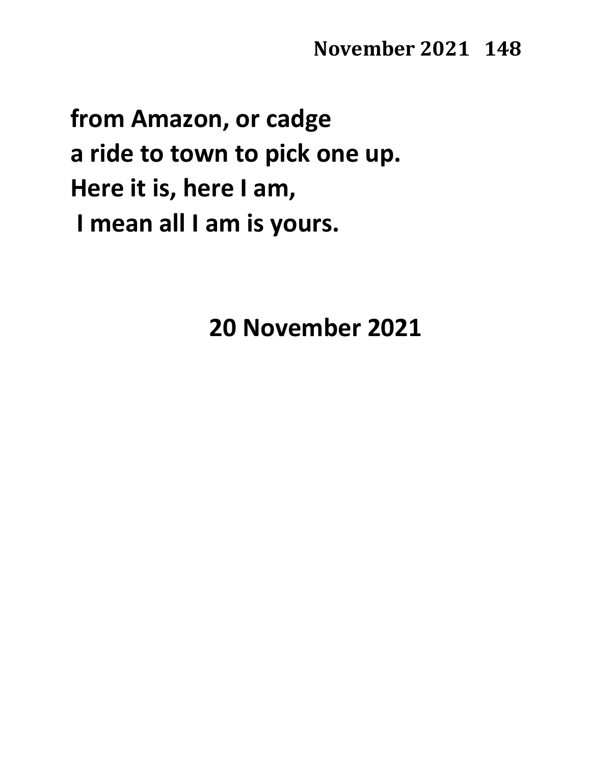from Amazon, or cadge
a ride to town to pick one up.
Here it is, here I am,
 I mean all I am is yours.

20 November 2021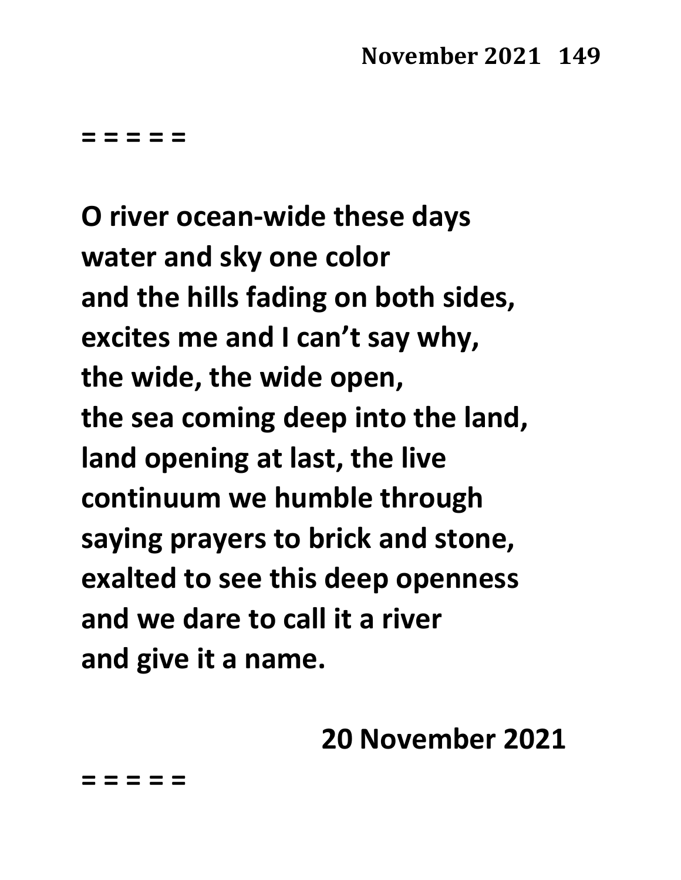= = = = =

**O river ocean-wide these days**
**water and sky one color**
**and the hills fading on both sides,**
**excites me and I can't say why,**
**the wide, the wide open,**
**the sea coming deep into the land,**
**land opening at last, the live**
**continuum we humble through**
**saying prayers to brick and stone,**
**exalted to see this deep openness**
**and we dare to call it a river**
**and give it a name.**

**20 November 2021**

= = = = =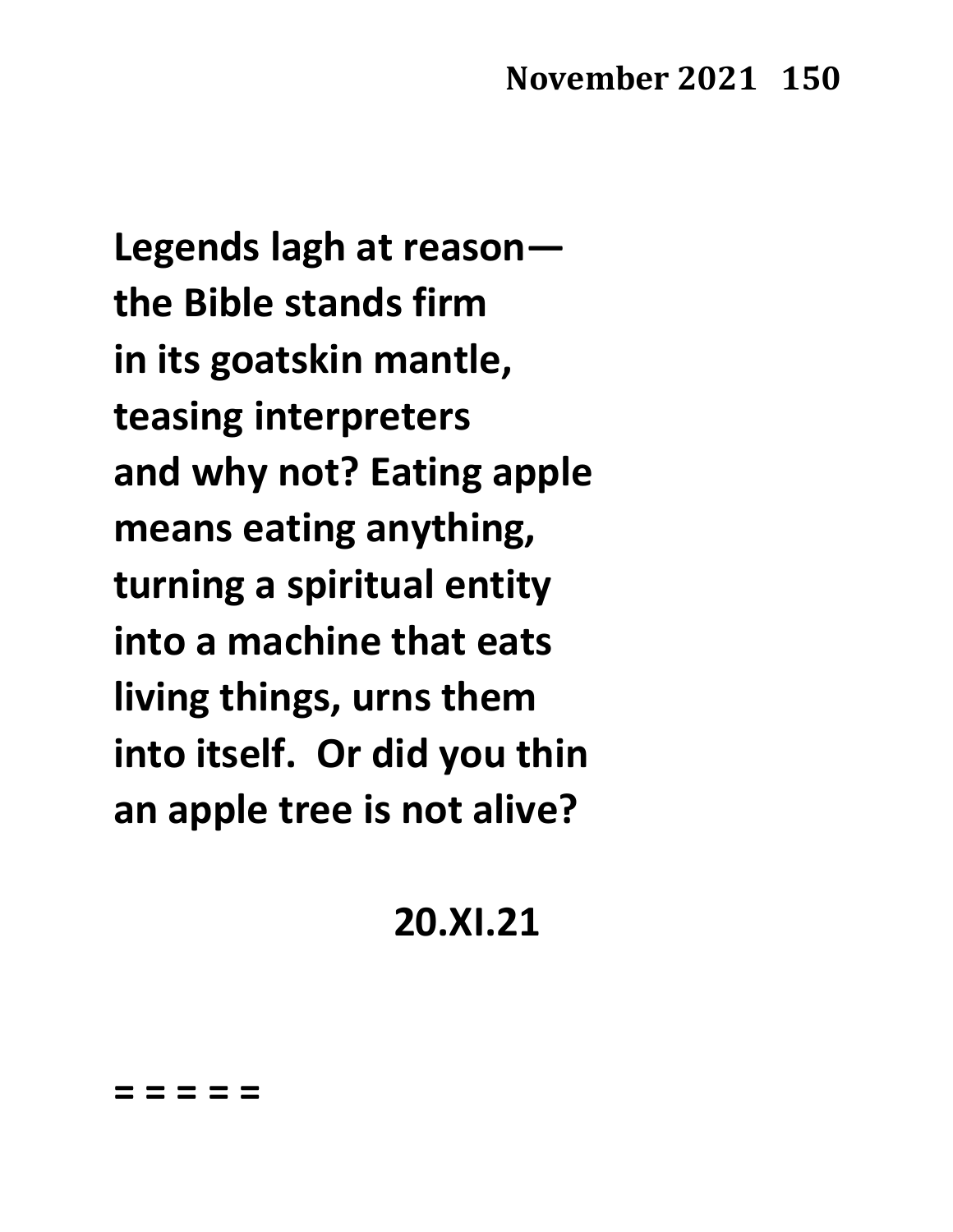**Legends lagh at reason—**
**the Bible stands firm**
**in its goatskin mantle,**
**teasing interpreters**
**and why not? Eating apple**
**means eating anything,**
**turning a spiritual entity**
**into a machine that eats**
**living things, urns them**
**into itself. Or did you thin**
**an apple tree is not alive?**

**20.XI.21**

**= = = = =**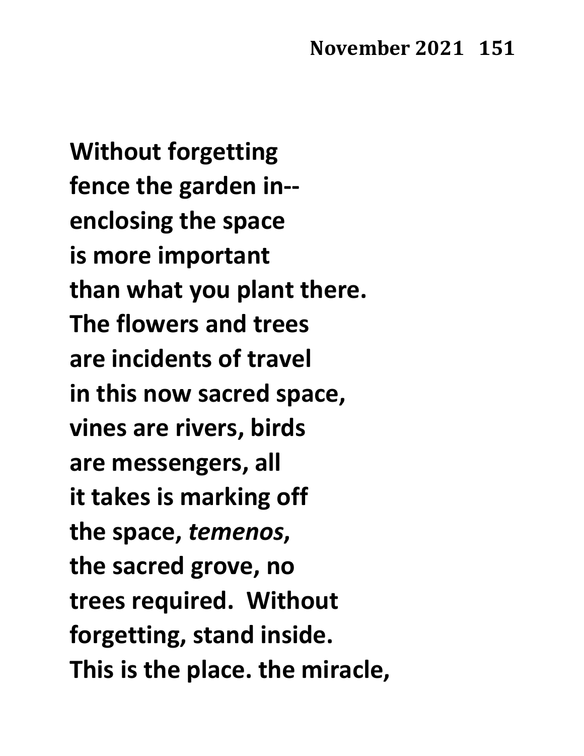**Without forgetting**
**fence the garden in--**
**enclosing the space**
**is more important**
**than what you plant there.**
**The flowers and trees**
**are incidents of travel**
**in this now sacred space,**
**vines are rivers, birds**
**are messengers, all**
**it takes is marking off**
**the space, *temenos*,**
**the sacred grove, no**
**trees required.  Without**
**forgetting, stand inside.**
**This is the place. the miracle,**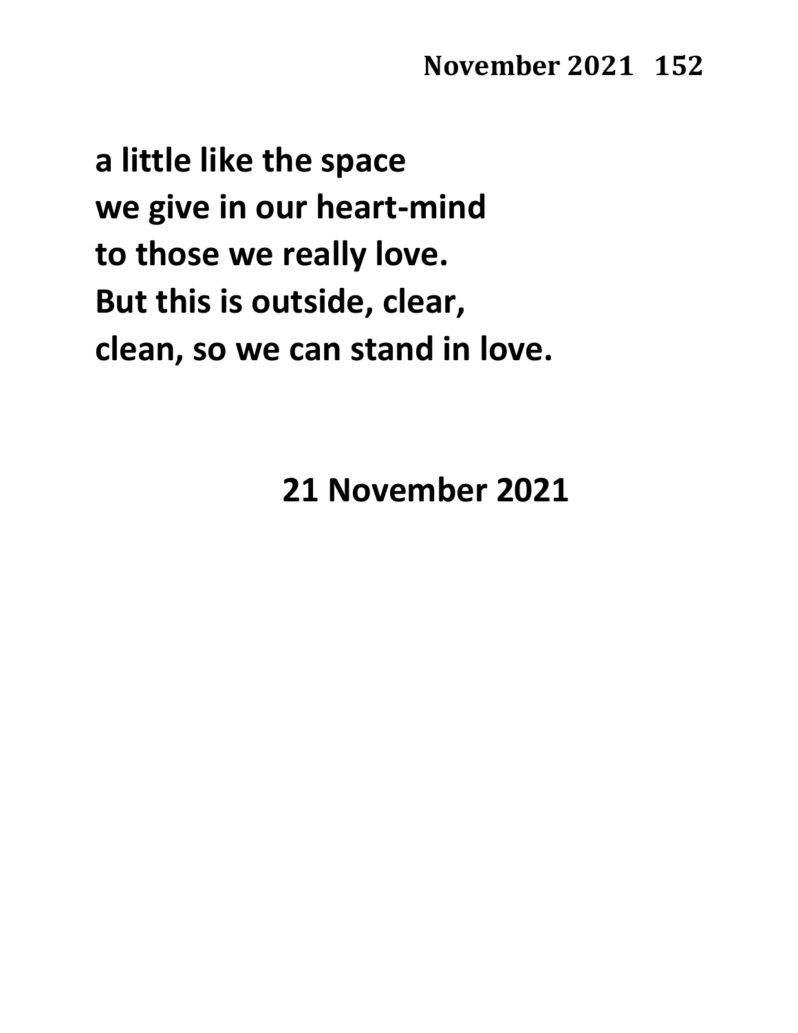**a little like the space**
**we give in our heart-mind**
**to those we really love.**
**But this is outside, clear,**
**clean, so we can stand in love.**

**21 November 2021**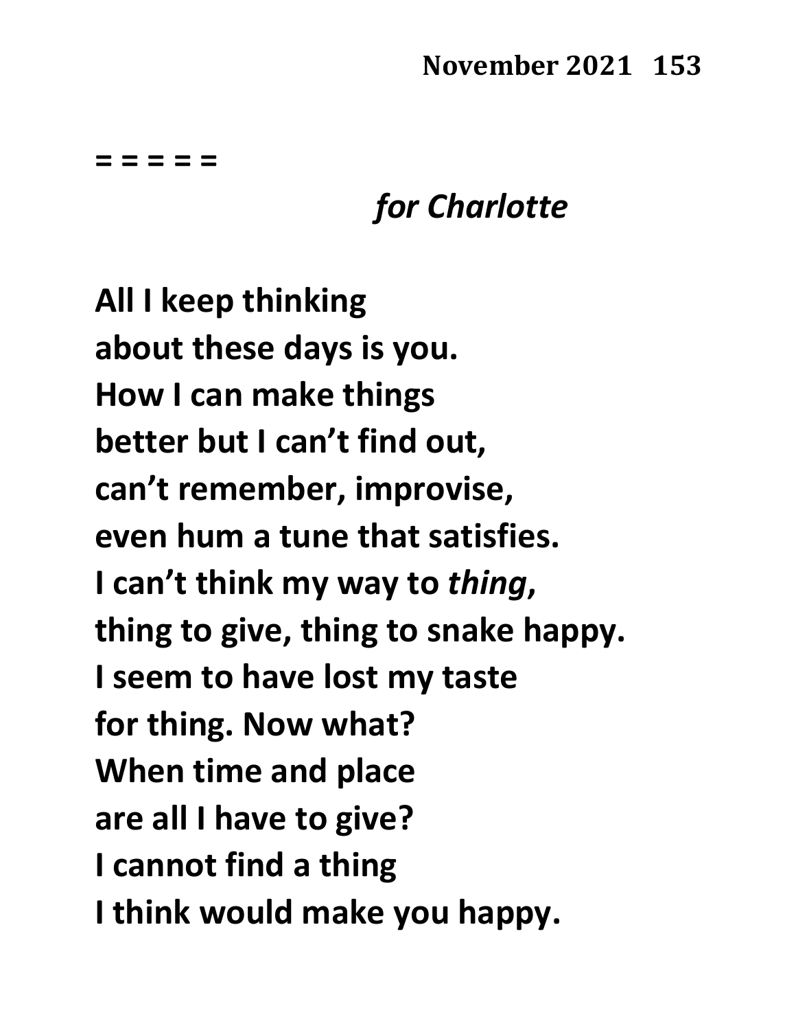= = = = =

*for Charlotte*

**All I keep thinking**
**about these days is you.**
**How I can make things**
**better but I can't find out,**
**can't remember, improvise,**
**even hum a tune that satisfies.**
**I can't think my way to *thing*,**
**thing to give, thing to snake happy.**
**I seem to have lost my taste**
**for thing. Now what?**
**When time and place**
**are all I have to give?**
**I cannot find a thing**
**I think would make you happy.**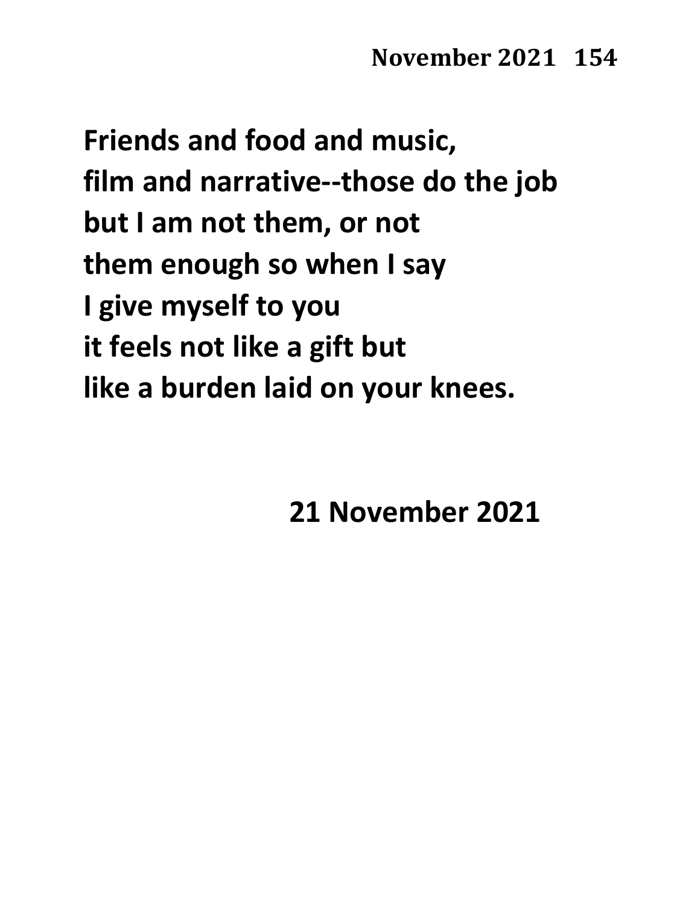Friends and food and music,
film and narrative--those do the job
but I am not them, or not
them enough so when I say
I give myself to you
it feels not like a gift but
like a burden laid on your knees.

21 November 2021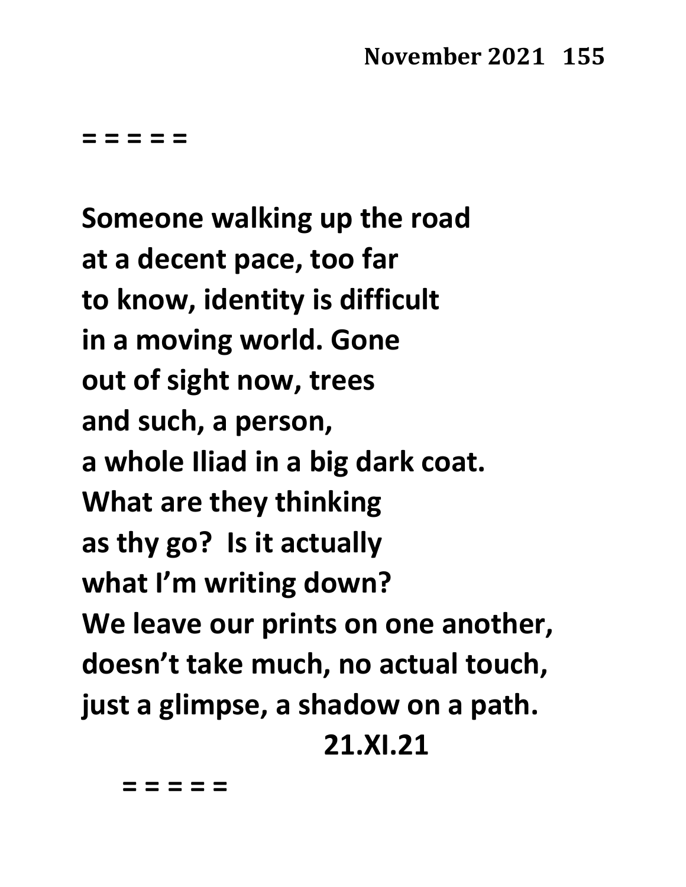= = = = =

Someone walking up the road  
at a decent pace, too far  
to know, identity is difficult  
in a moving world. Gone  
out of sight now, trees  
and such, a person,  
a whole Iliad in a big dark coat.  
What are they thinking  
as thy go?  Is it actually  
what I'm writing down?  
We leave our prints on one another,  
doesn't take much, no actual touch,  
just a glimpse, a shadow on a path.

21.XI.21

= = = = =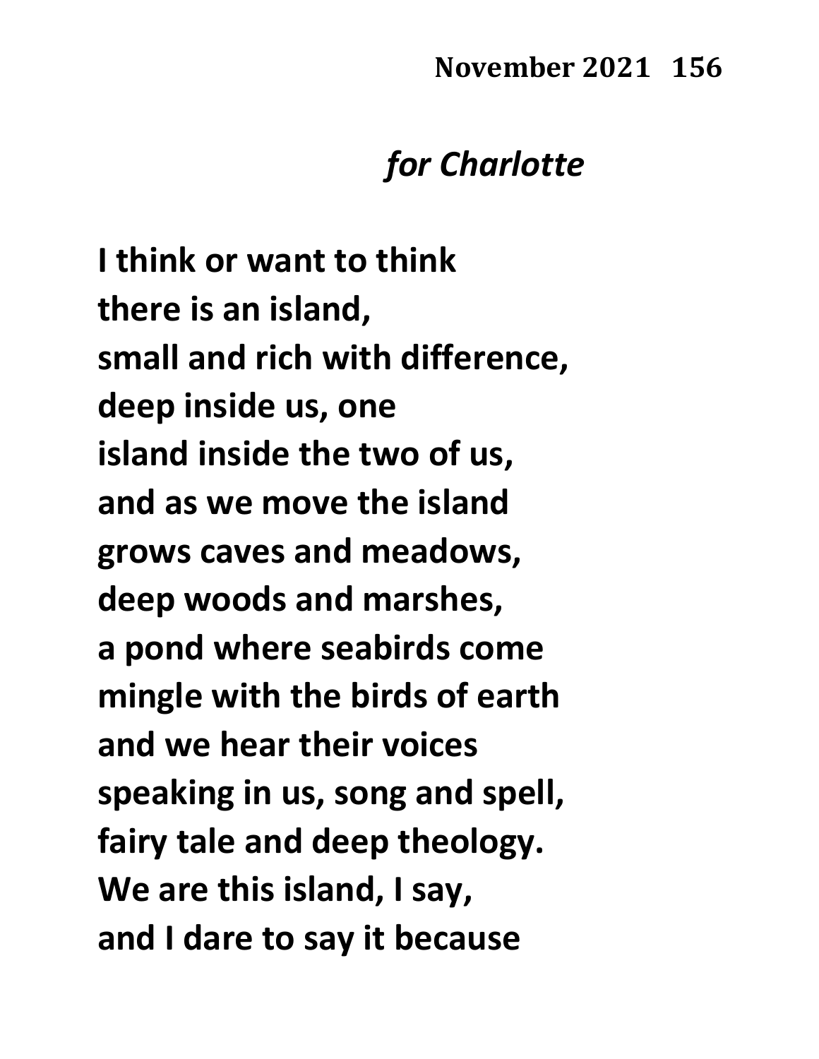## November 2021 156

*for Charlotte*

**I think or want to think**
**there is an island,**
**small and rich with difference,**
**deep inside us, one**
**island inside the two of us,**
**and as we move the island**
**grows caves and meadows,**
**deep woods and marshes,**
**a pond where seabirds come**
**mingle with the birds of earth**
**and we hear their voices**
**speaking in us, song and spell,**
**fairy tale and deep theology.**
**We are this island, I say,**
**and I dare to say it because**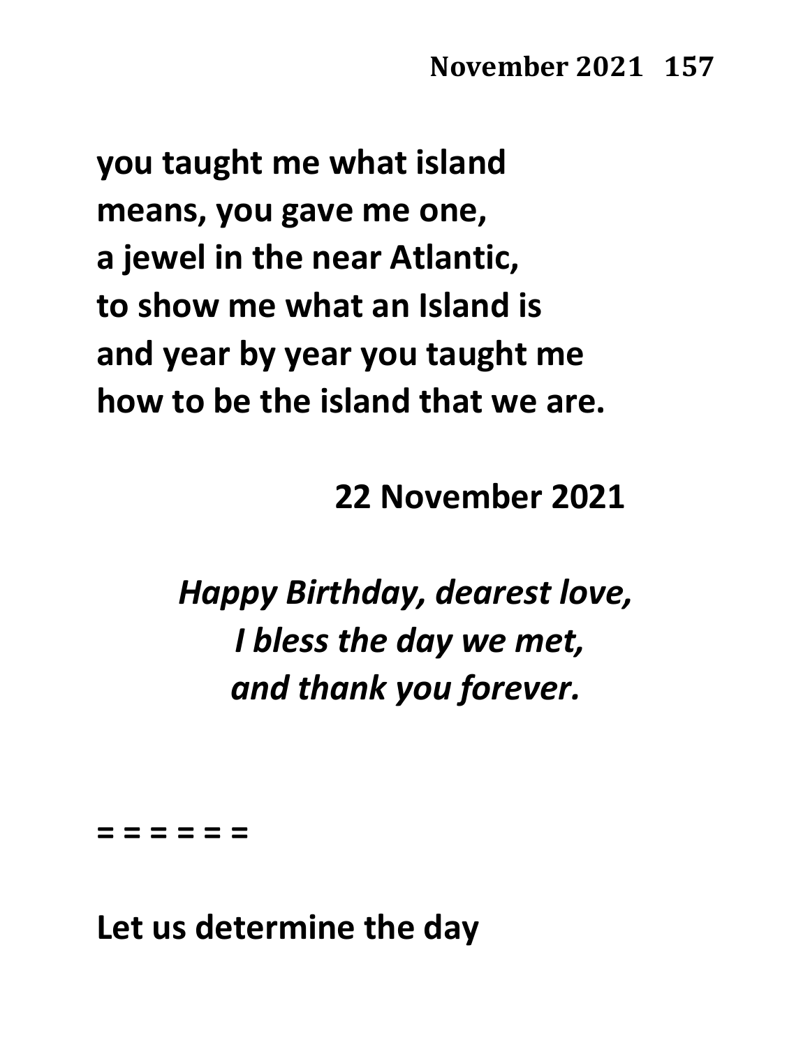**you taught me what island**
**means, you gave me one,**
**a jewel in the near Atlantic,**
**to show me what an Island is**
**and year by year you taught me**
**how to be the island that we are.**

**22 November 2021**

***Happy Birthday, dearest love,***
***I bless the day we met,***
***and thank you forever.***

**= = = = = =**

**Let us determine the day**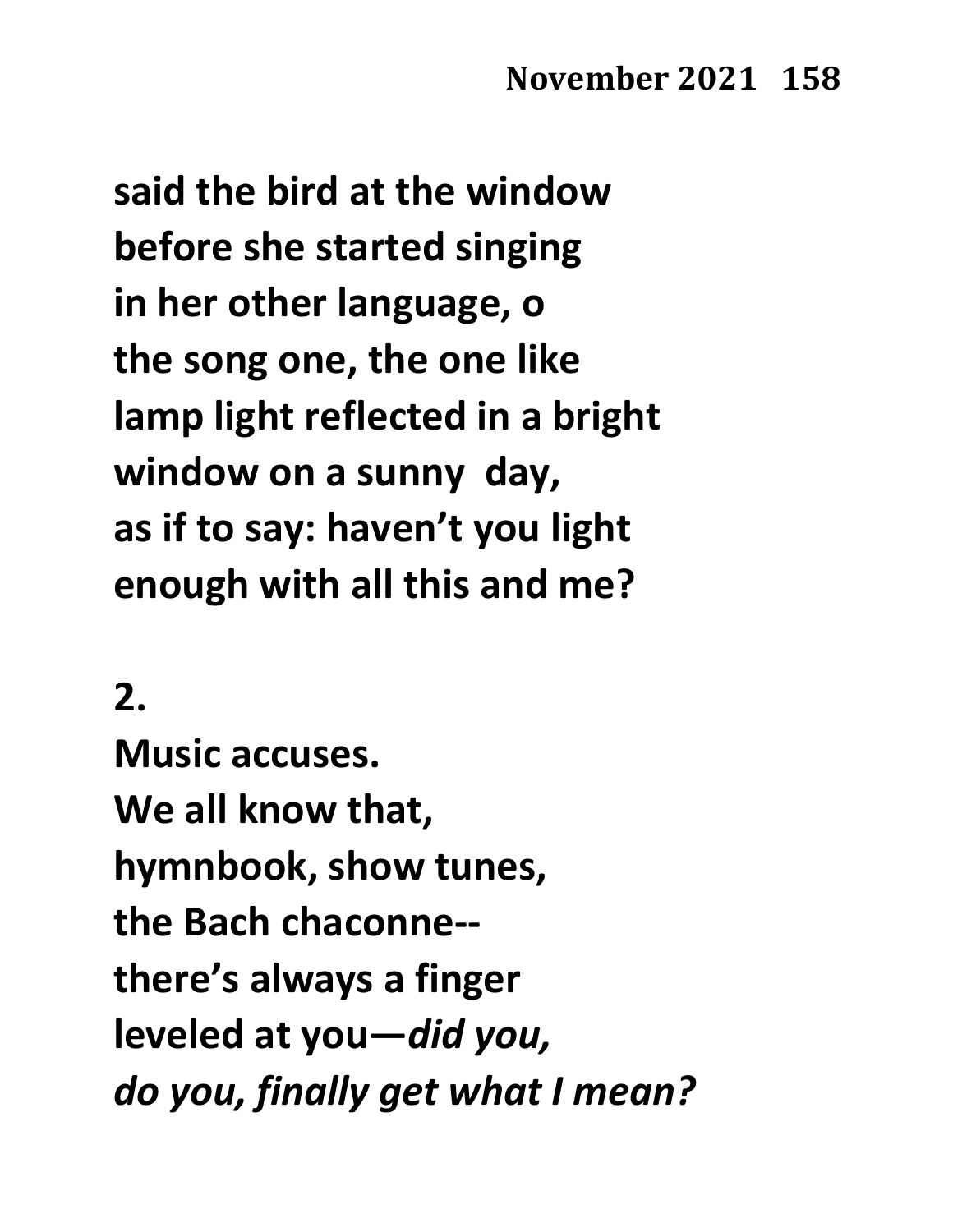said the bird at the window
before she started singing
in her other language, o
the song one, the one like
lamp light reflected in a bright
window on a sunny  day,
as if to say: haven't you light
enough with all this and me?

2.
Music accuses.
We all know that,
hymnbook, show tunes,
the Bach chaconne--
there's always a finger
leveled at you—*did you,*
*do you, finally get what I mean?*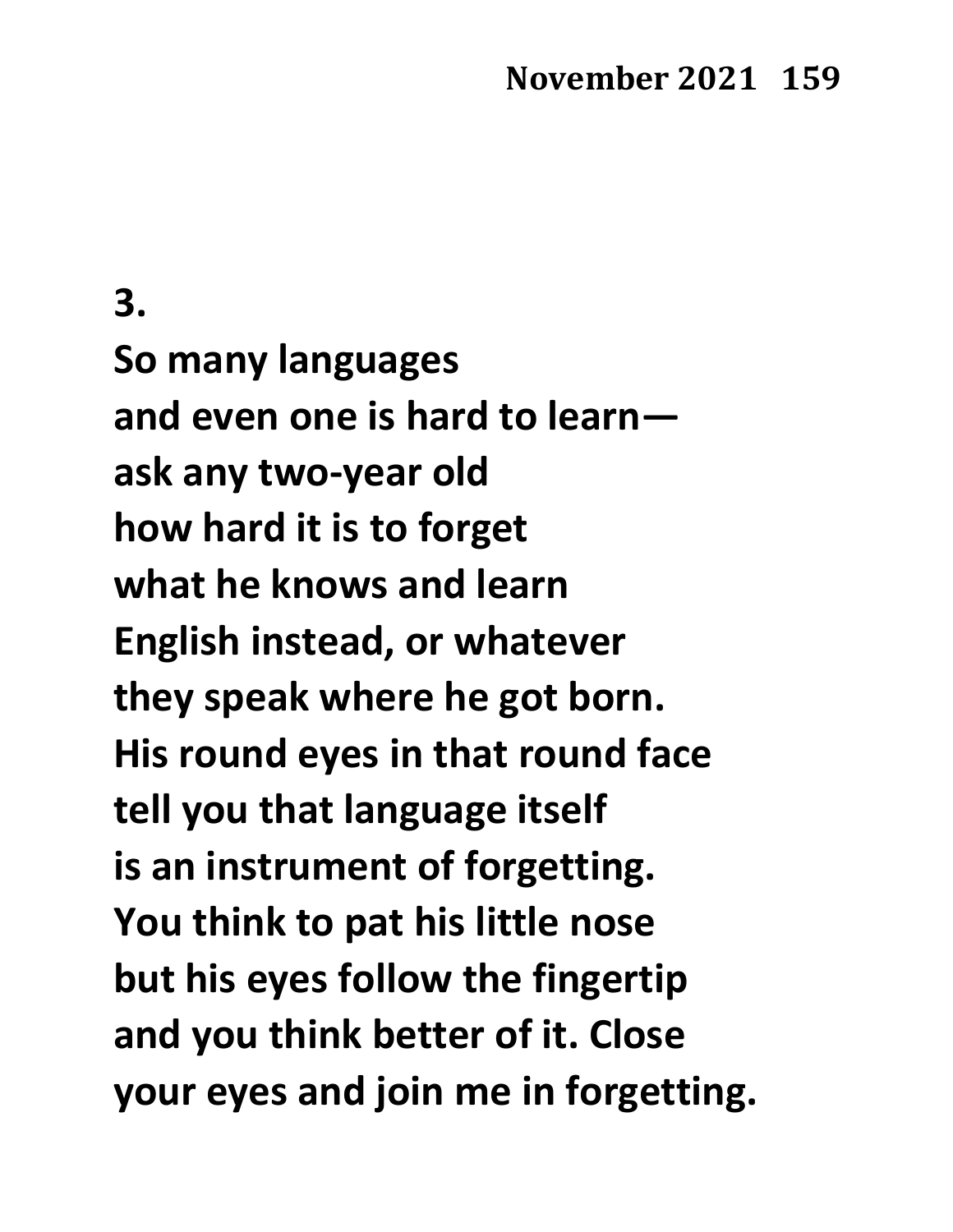**3.**

**So many languages**
**and even one is hard to learn—**
**ask any two-year old**
**how hard it is to forget**
**what he knows and learn**
**English instead, or whatever**
**they speak where he got born.**
**His round eyes in that round face**
**tell you that language itself**
**is an instrument of forgetting.**
**You think to pat his little nose**
**but his eyes follow the fingertip**
**and you think better of it. Close**
**your eyes and join me in forgetting.**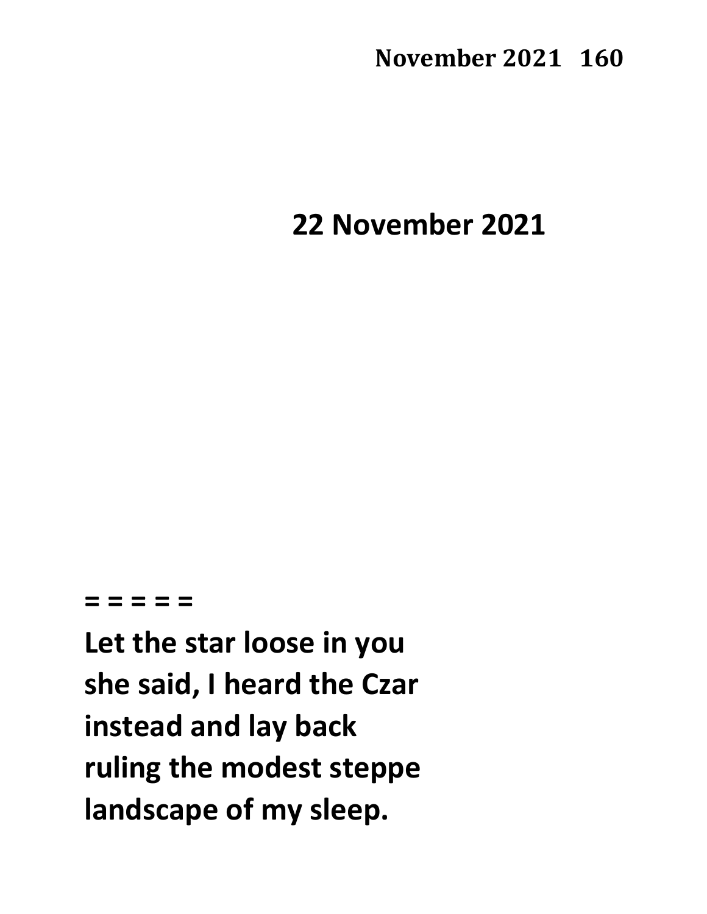## 22 November 2021

= = = = =

**Let the star loose in you**
**she said, I heard the Czar**
**instead and lay back**
**ruling the modest steppe**
**landscape of my sleep.**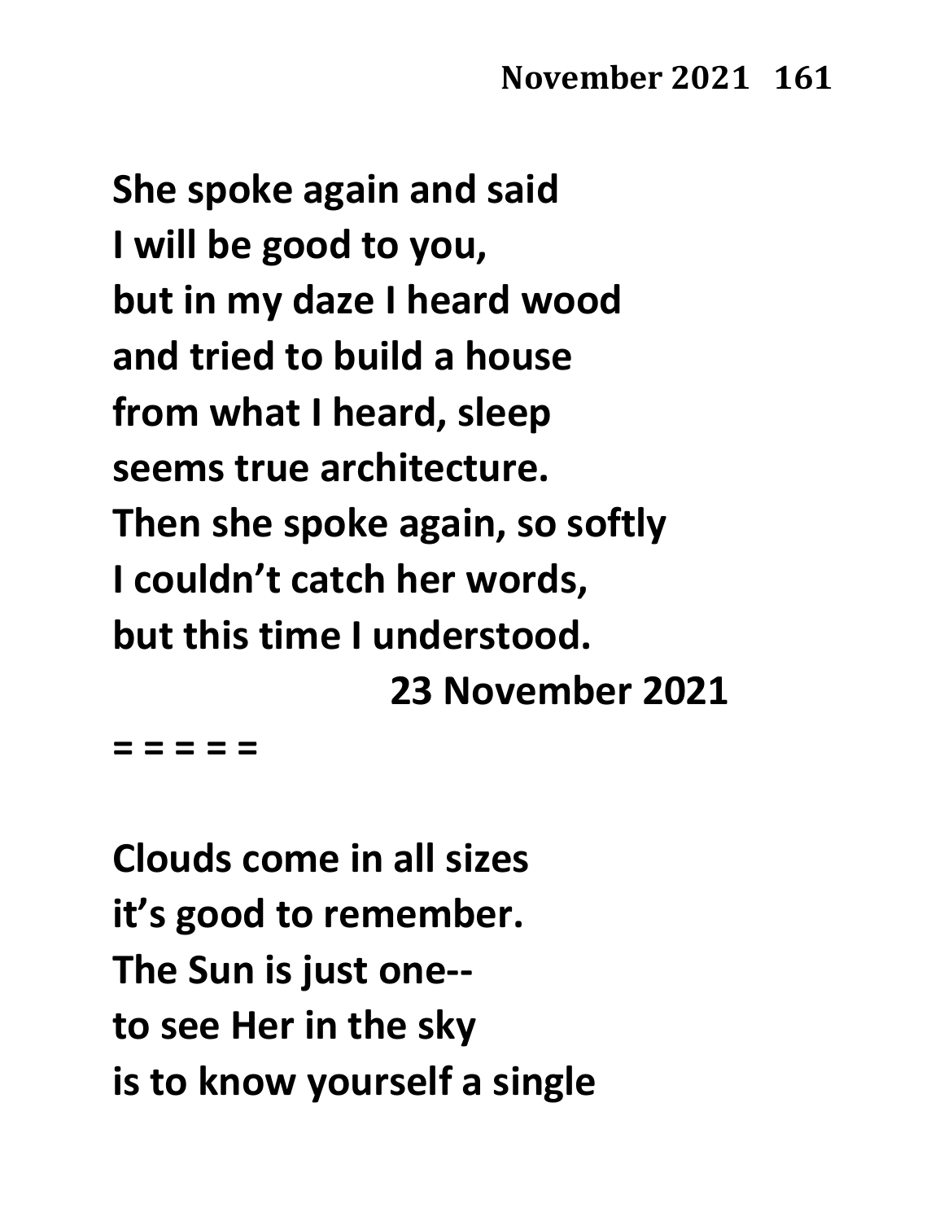She spoke again and said
I will be good to you,
but in my daze I heard wood
and tried to build a house
from what I heard, sleep
seems true architecture.
Then she spoke again, so softly
I couldn't catch her words,
but this time I understood.

23 November 2021

= = = = =

Clouds come in all sizes
it's good to remember.
The Sun is just one--
to see Her in the sky
is to know yourself a single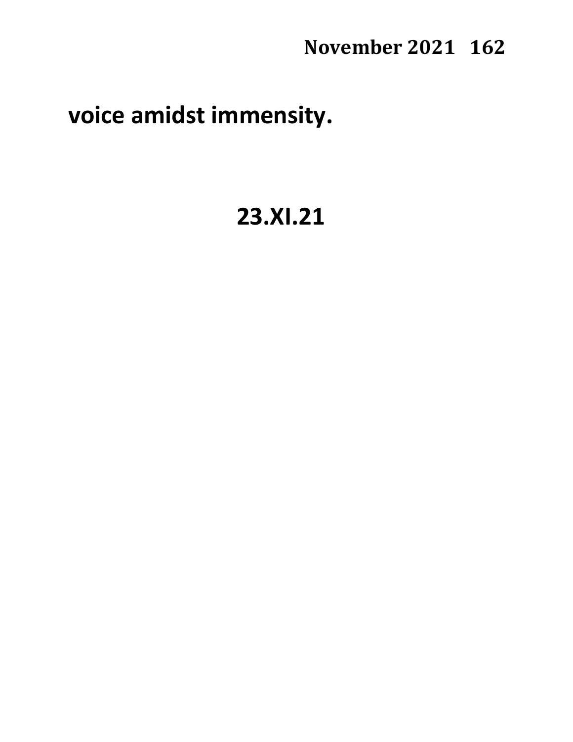**voice amidst immensity.**

**23.XI.21**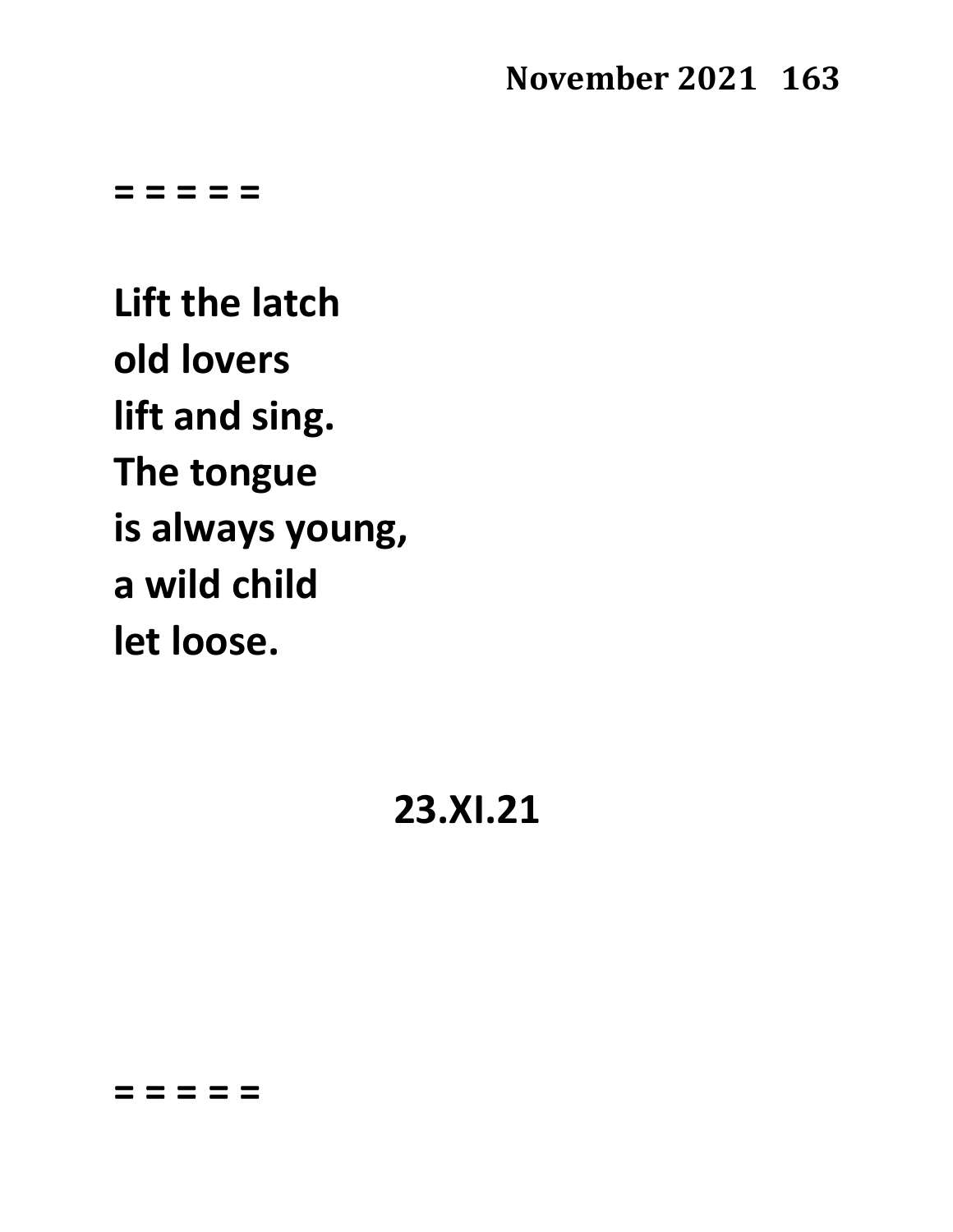= = = = =

**Lift the latch**
**old lovers**
**lift and sing.**
**The tongue**
**is always young,**
**a wild child**
**let loose.**

**23.XI.21**

= = = = =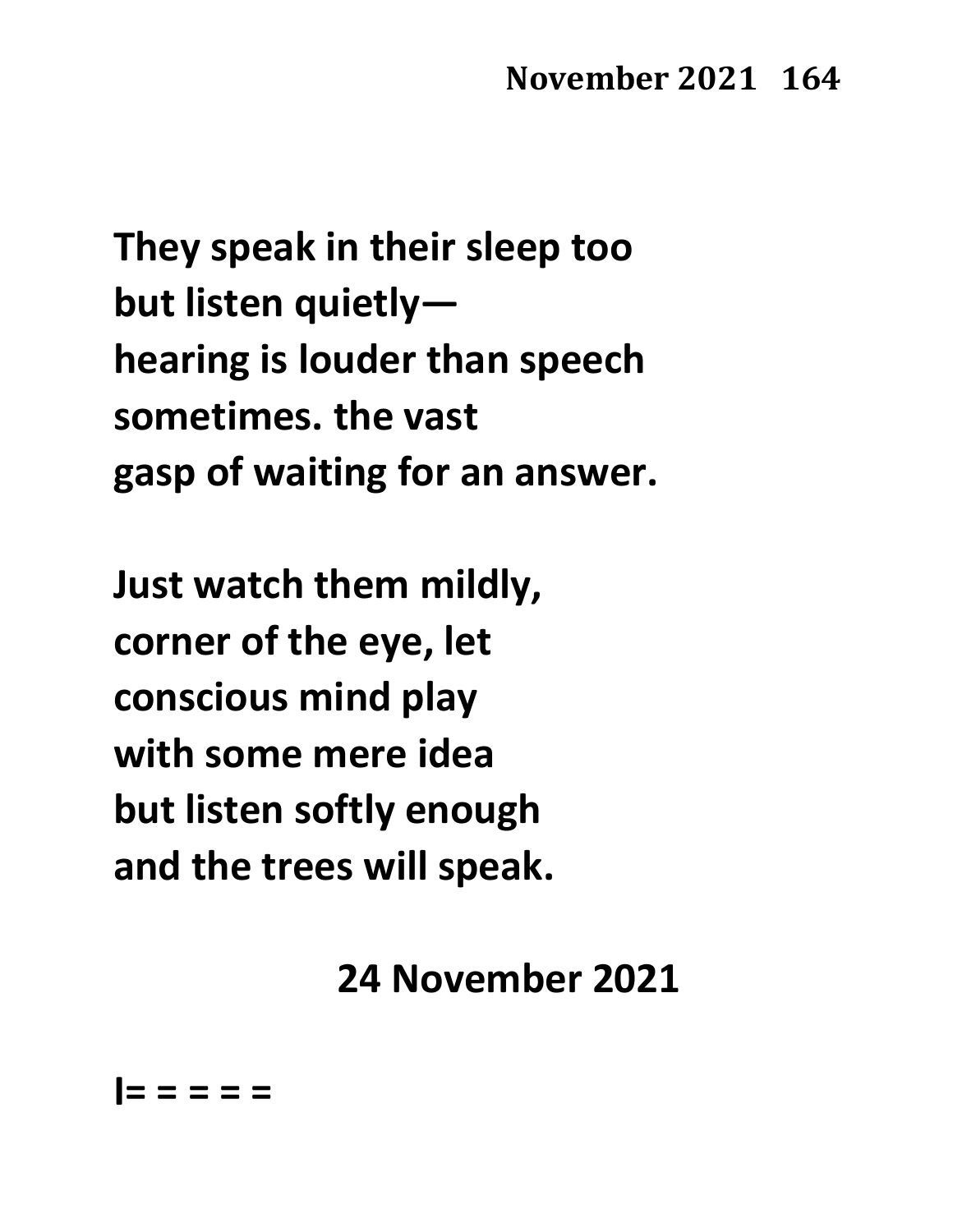They speak in their sleep too
but listen quietly—
hearing is louder than speech
sometimes. the vast
gasp of waiting for an answer.

Just watch them mildly,
corner of the eye, let
conscious mind play
with some mere idea
but listen softly enough
and the trees will speak.

24 November 2021

I= = = = =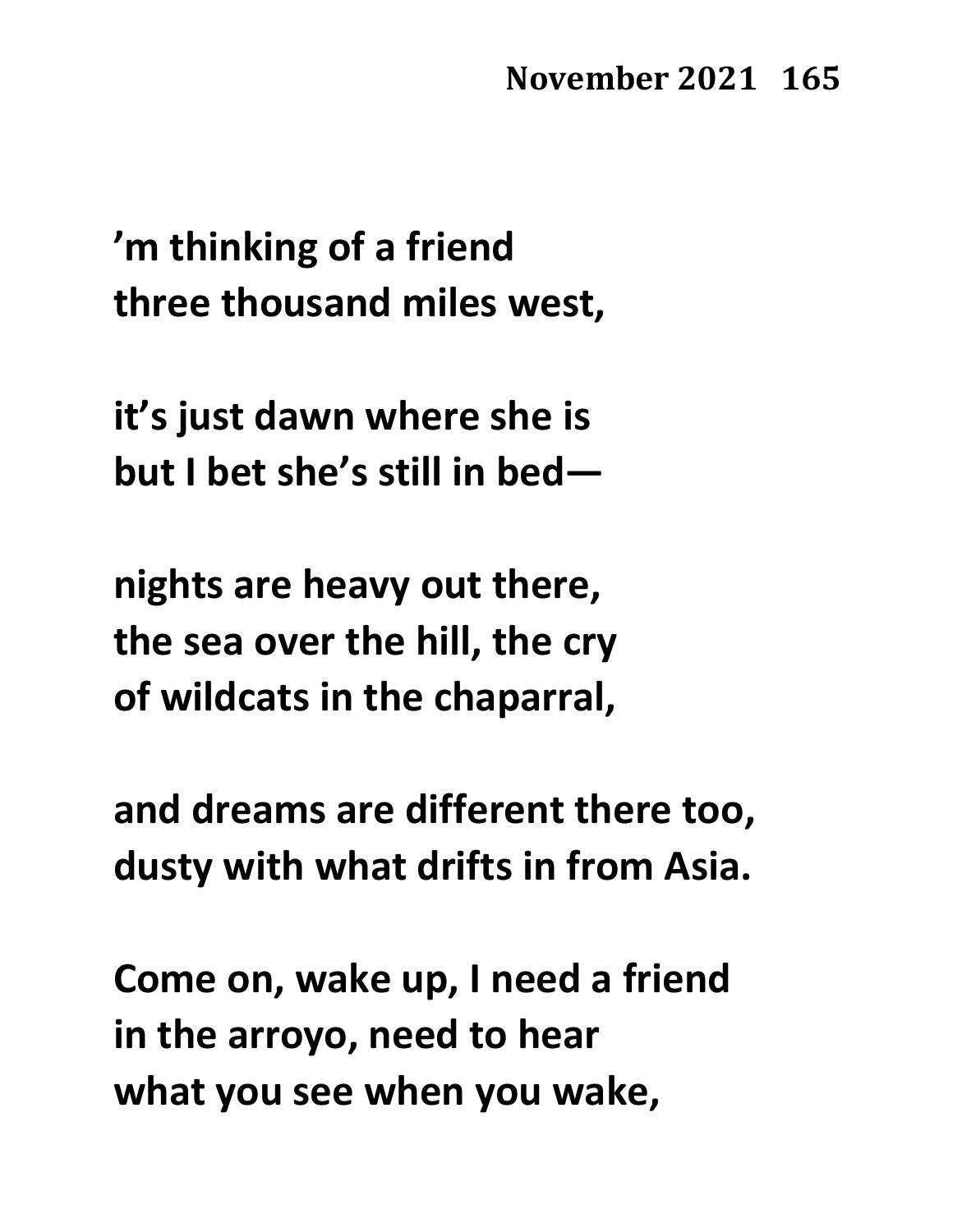**’m thinking of a friend**
**three thousand miles west,**

**it’s just dawn where she is**
**but I bet she’s still in bed—**

**nights are heavy out there,**
**the sea over the hill, the cry**
**of wildcats in the chaparral,**

**and dreams are different there too,**
**dusty with what drifts in from Asia.**

**Come on, wake up, I need a friend**
**in the arroyo, need to hear**
**what you see when you wake,**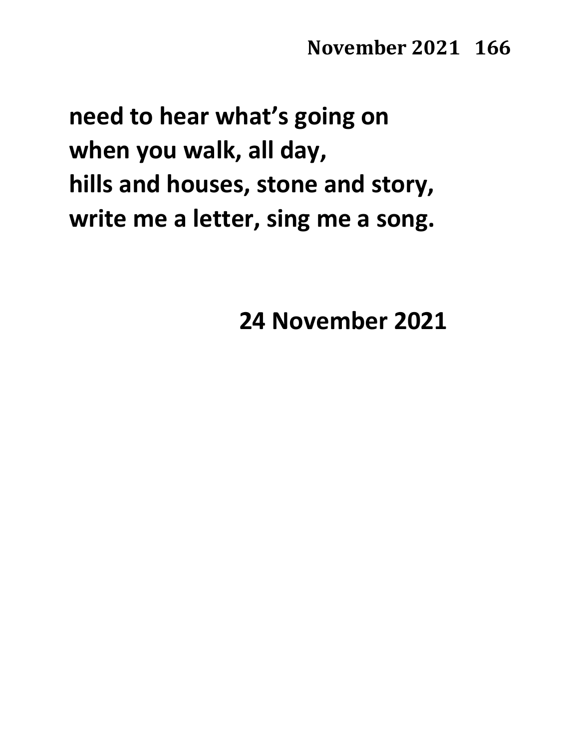**need to hear what's going on**
**when you walk, all day,**
**hills and houses, stone and story,**
**write me a letter, sing me a song.**

**24 November 2021**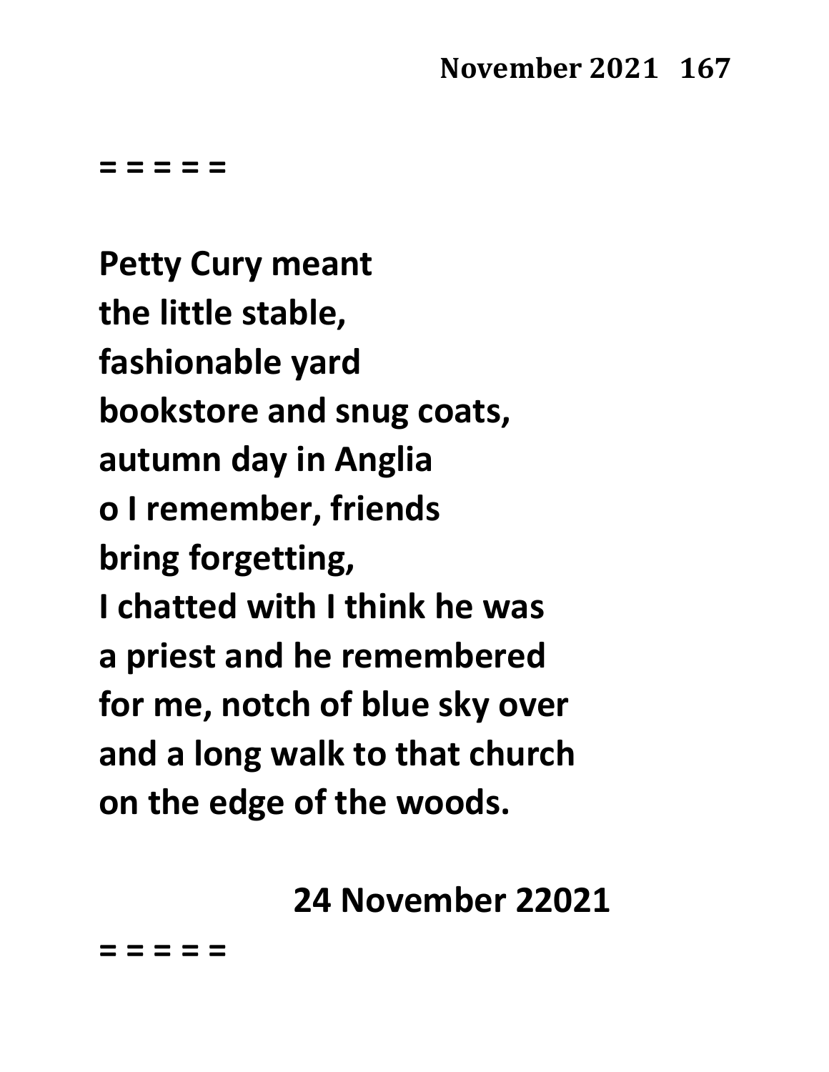= = = = =

**Petty Cury meant**
**the little stable,**
**fashionable yard**
**bookstore and snug coats,**
**autumn day in Anglia**
**o I remember, friends**
**bring forgetting,**
**I chatted with I think he was**
**a priest and he remembered**
**for me, notch of blue sky over**
**and a long walk to that church**
**on the edge of the woods.**

**24 November 22021**

= = = = =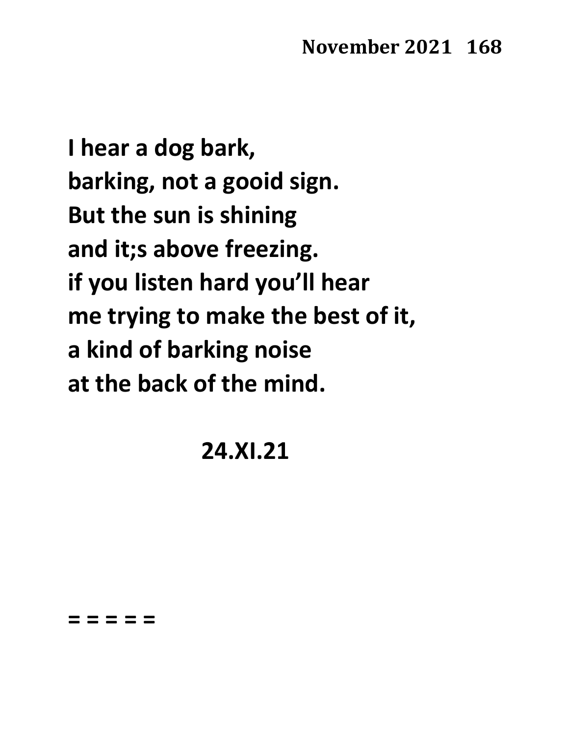**I hear a dog bark,**
**barking, not a gooid sign.**
**But the sun is shining**
**and it;s above freezing.**
**if you listen hard you'll hear**
**me trying to make the best of it,**
**a kind of barking noise**
**at the back of the mind.**

**24.XI.21**

**= = = = =**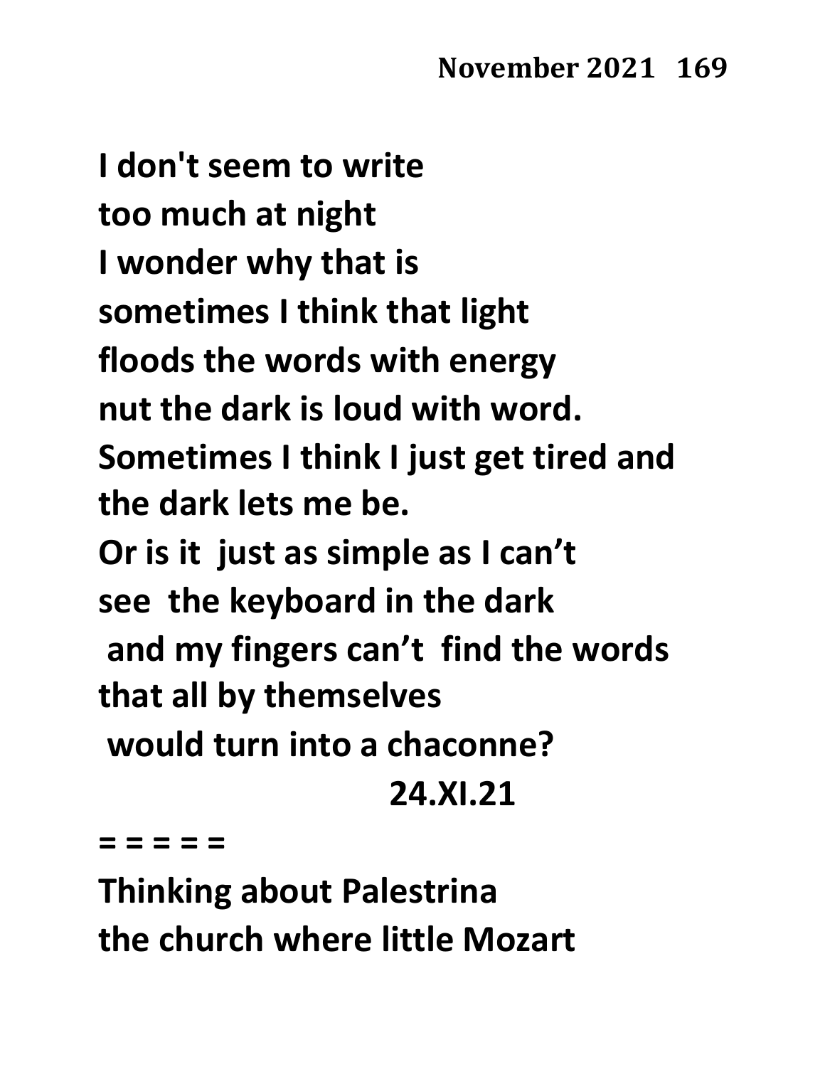**I don't seem to write**
**too much at night**
**I wonder why that is**
**sometimes I think that light**
**floods the words with energy**
**nut the dark is loud with word.**
**Sometimes I think I just get tired and**
**the dark lets me be.**
**Or is it just as simple as I can't**
**see the keyboard in the dark**
**and my fingers can't find the words**
**that all by themselves**
**would turn into a chaconne?**

**24.XI.21**

**= = = = =**

**Thinking about Palestrina**
**the church where little Mozart**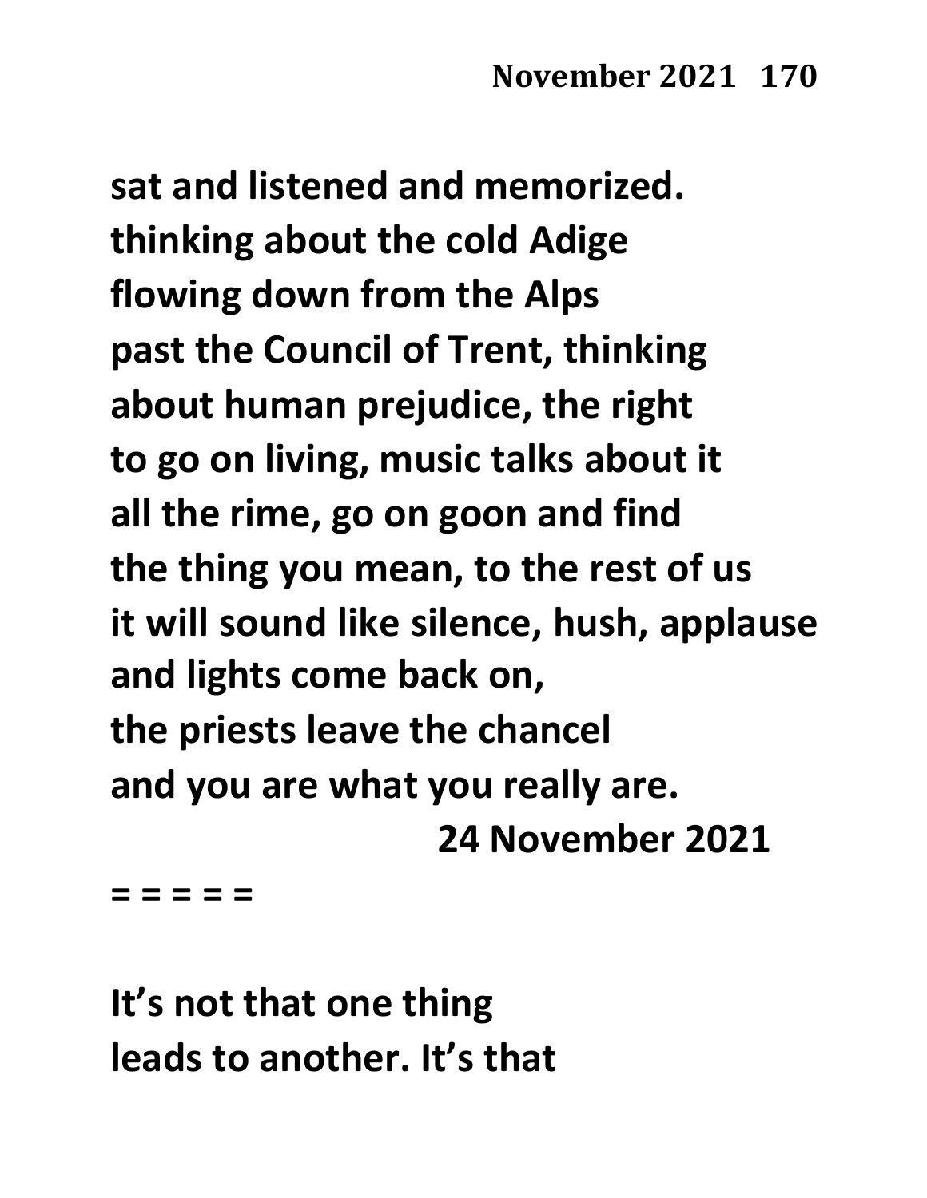**sat and listened and memorized.**
**thinking about the cold Adige**
**flowing down from the Alps**
**past the Council of Trent, thinking**
**about human prejudice, the right**
**to go on living, music talks about it**
**all the rime, go on goon and find**
**the thing you mean, to the rest of us**
**it will sound like silence, hush, applause**
**and lights come back on,**
**the priests leave the chancel**
**and you are what you really are.**

**24 November 2021**

**= = = = =**

**It's not that one thing**
**leads to another. It's that**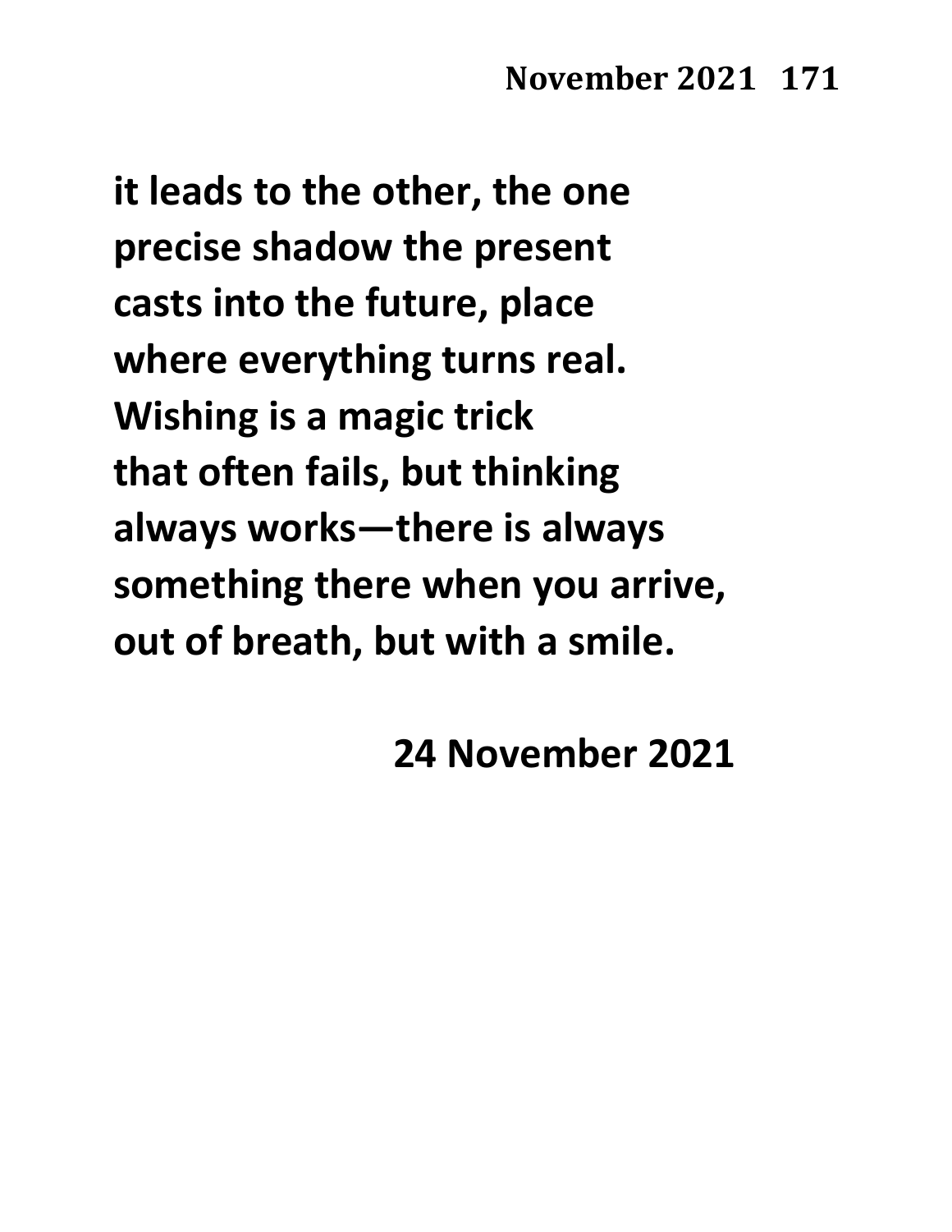**it leads to the other, the one**
**precise shadow the present**
**casts into the future, place**
**where everything turns real.**
**Wishing is a magic trick**
**that often fails, but thinking**
**always works—there is always**
**something there when you arrive,**
**out of breath, but with a smile.**

**24 November 2021**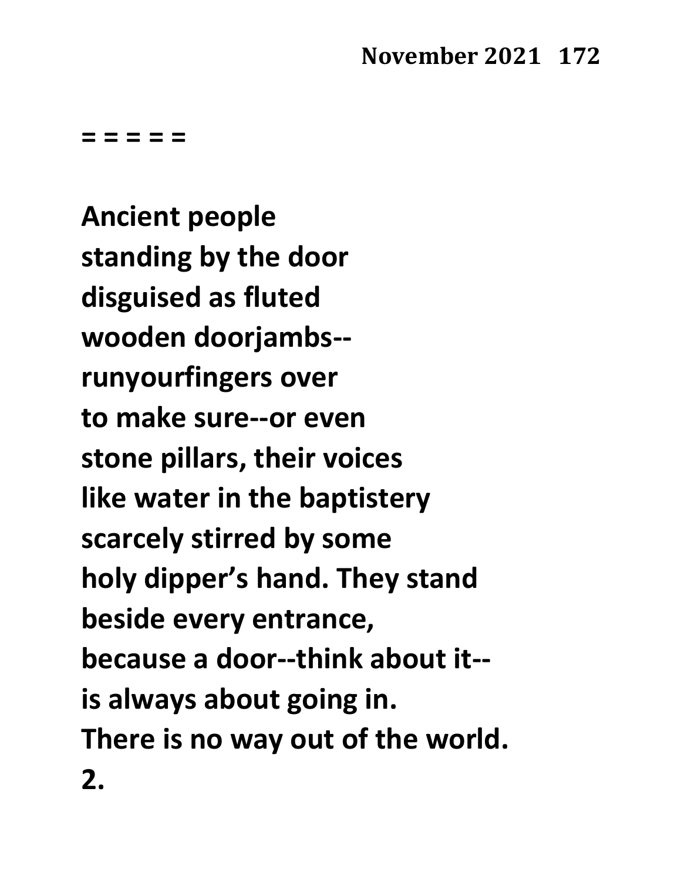= = = = =

**Ancient people**
**standing by the door**
**disguised as fluted**
**wooden doorjambs--**
**runyourfingers over**
**to make sure--or even**
**stone pillars, their voices**
**like water in the baptistery**
**scarcely stirred by some**
**holy dipper's hand. They stand**
**beside every entrance,**
**because a door--think about it--**
**is always about going in.**
**There is no way out of the world.**
**2.**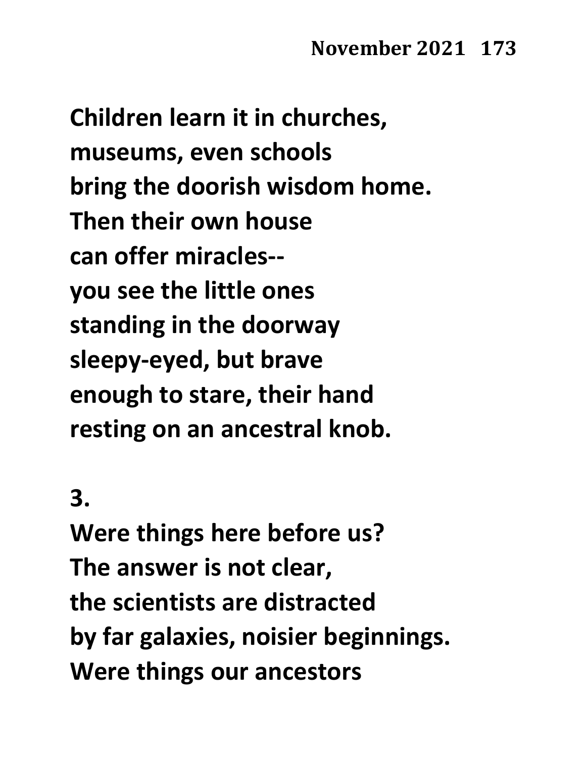Children learn it in churches,
museums, even schools
bring the doorish wisdom home.
Then their own house
can offer miracles--
you see the little ones
standing in the doorway
sleepy-eyed, but brave
enough to stare, their hand
resting on an ancestral knob.

3.

Were things here before us?
The answer is not clear,
the scientists are distracted
by far galaxies, noisier beginnings.
Were things our ancestors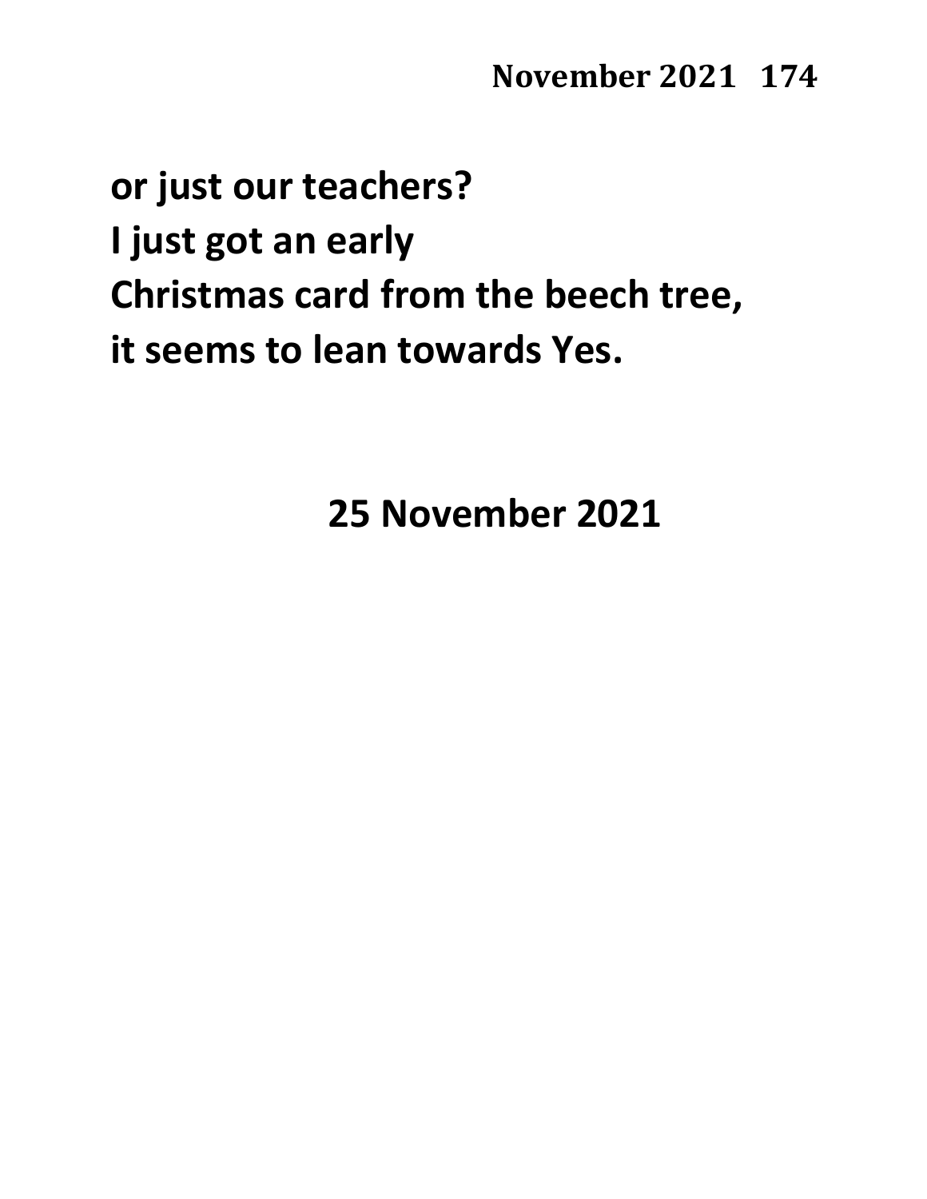**or just our teachers?**
**I just got an early**
**Christmas card from the beech tree,**
**it seems to lean towards Yes.**

**25 November 2021**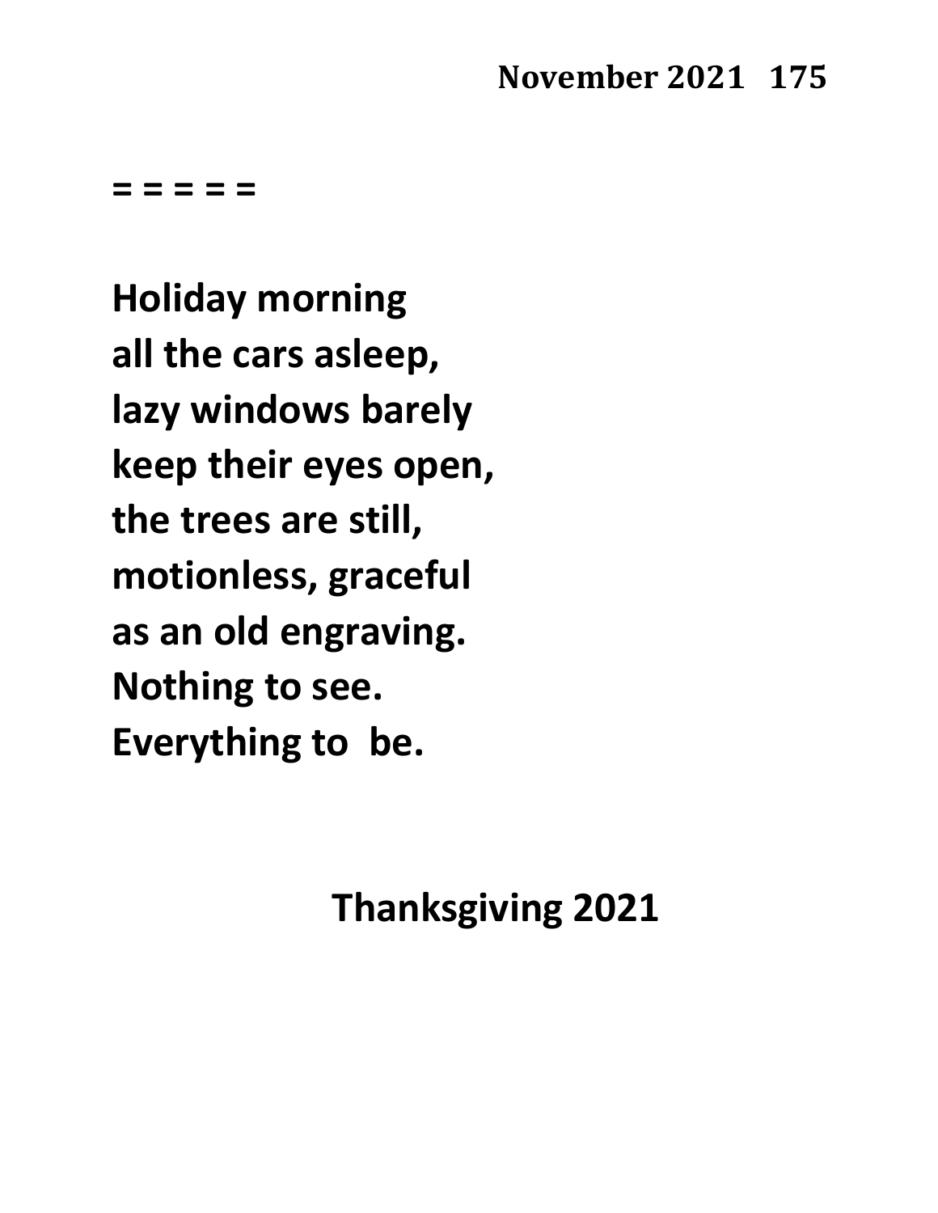= = = = =

Holiday morning
all the cars asleep,
lazy windows barely
keep their eyes open,
the trees are still,
motionless, graceful
as an old engraving.
Nothing to see.
Everything to be.

Thanksgiving 2021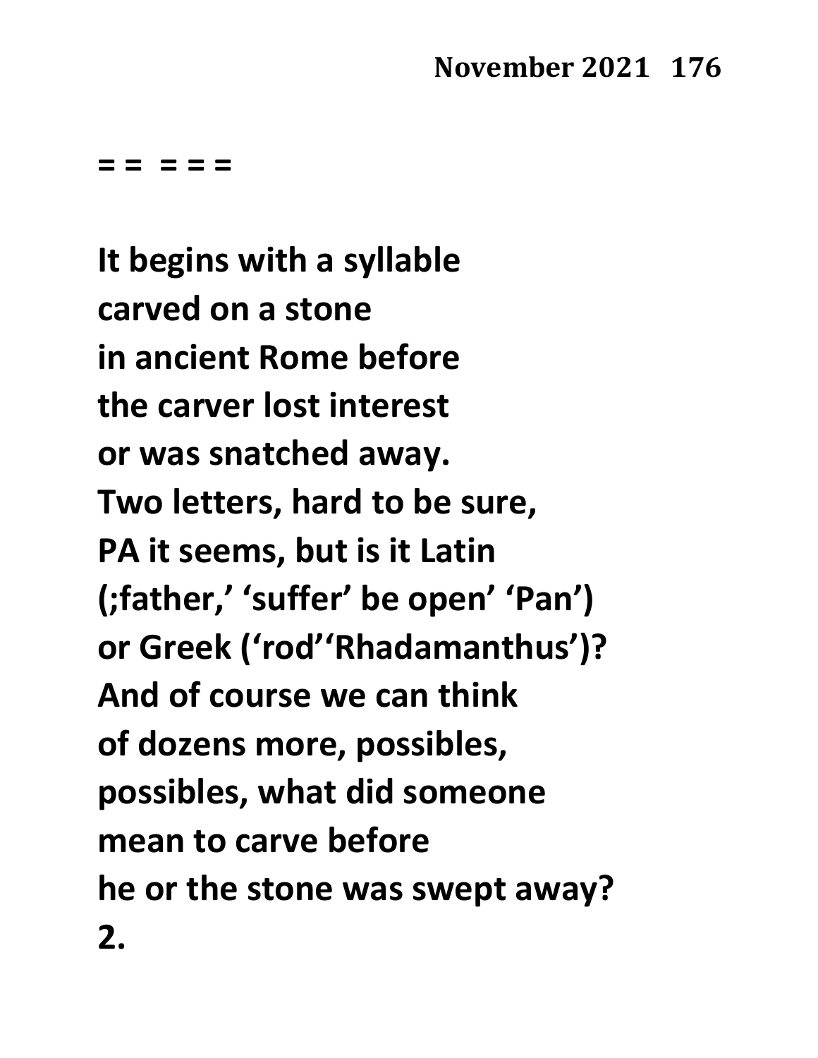= =  = = =

**It begins with a syllable**
**carved on a stone**
**in ancient Rome before**
**the carver lost interest**
**or was snatched away.**
**Two letters, hard to be sure,**
**PA it seems, but is it Latin**
**(;father,' 'suffer' be open' 'Pan')**
**or Greek ('rod''Rhadamanthus')?**
**And of course we can think**
**of dozens more, possibles,**
**possibles, what did someone**
**mean to carve before**
**he or the stone was swept away?**
**2.**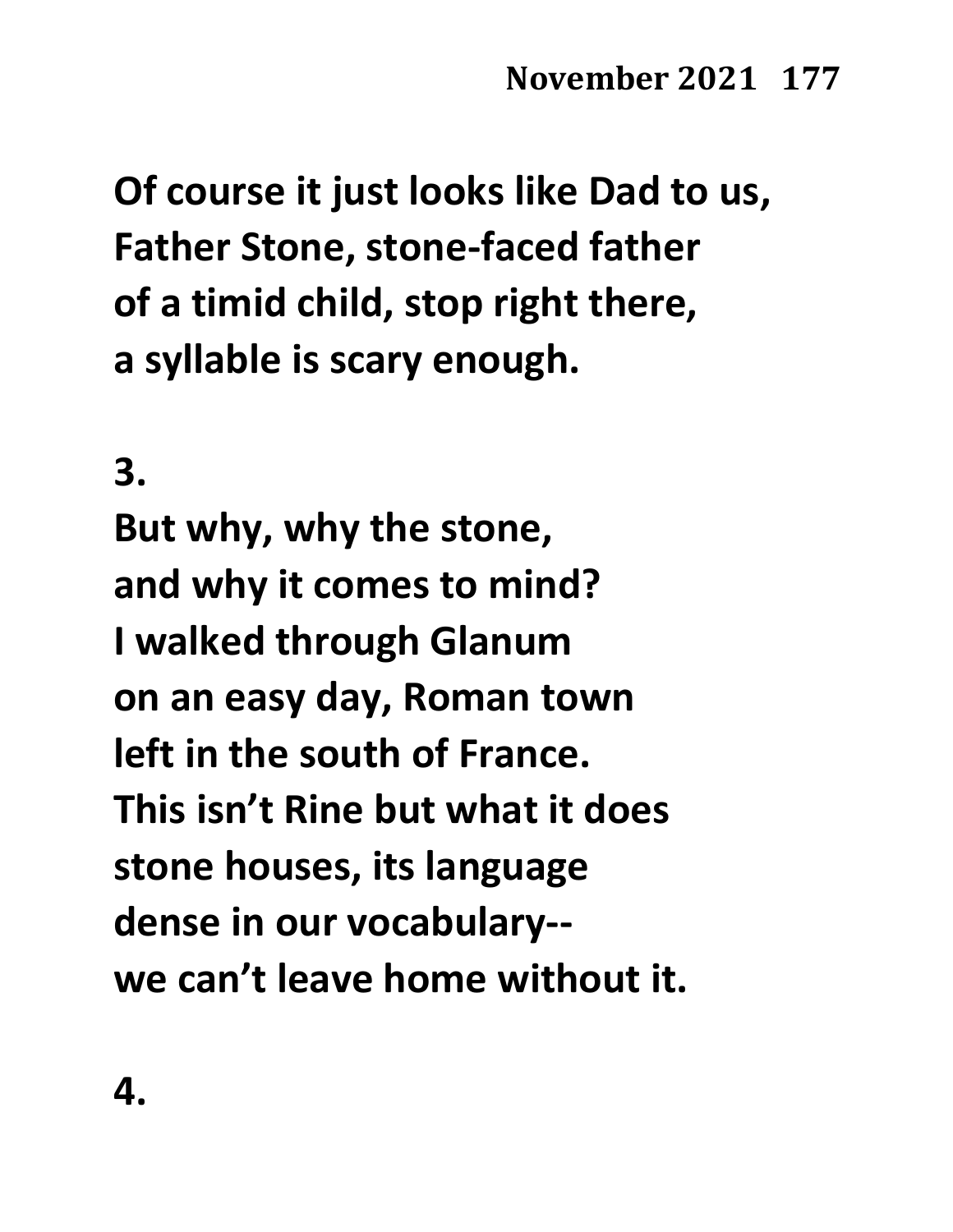Of course it just looks like Dad to us,
Father Stone, stone-faced father
of a timid child, stop right there,
a syllable is scary enough.

3.
But why, why the stone,
and why it comes to mind?
I walked through Glanum
on an easy day, Roman town
left in the south of France.
This isn't Rine but what it does
stone houses, its language
dense in our vocabulary--
we can't leave home without it.

4.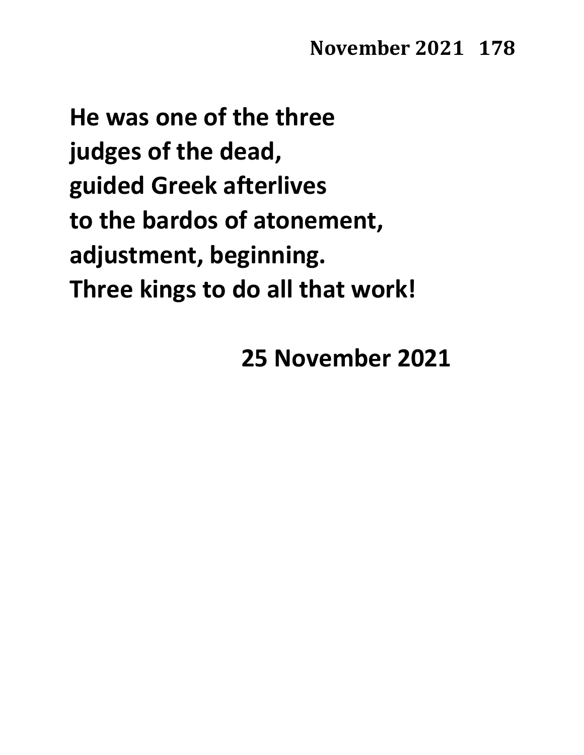**He was one of the three**
**judges of the dead,**
**guided Greek afterlives**
**to the bardos of atonement,**
**adjustment, beginning.**
**Three kings to do all that work!**

**25 November 2021**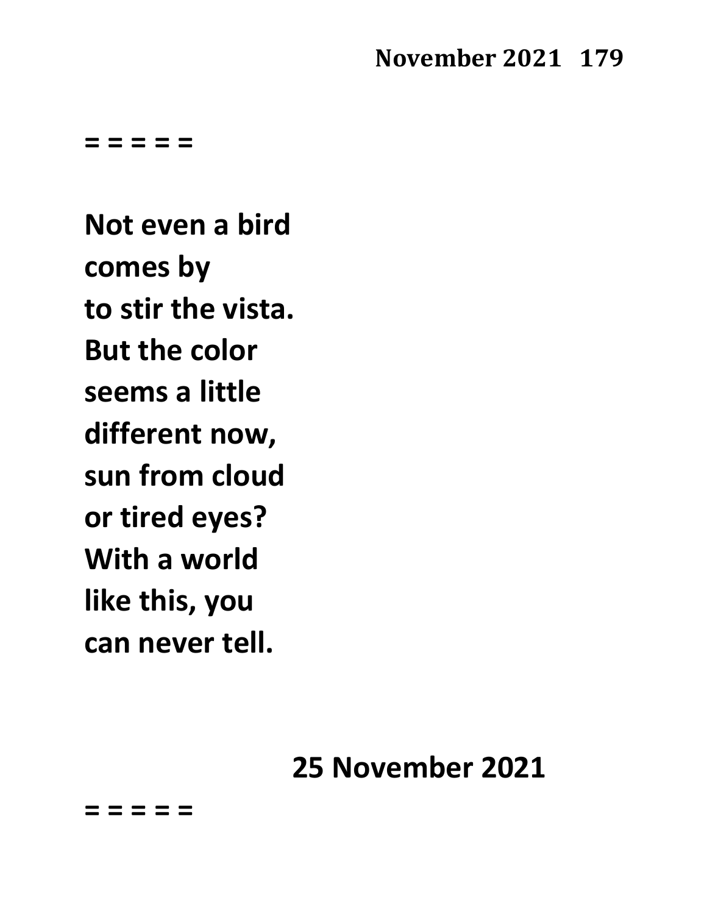= = = = =

**Not even a bird**
**comes by**
**to stir the vista.**
**But the color**
**seems a little**
**different now,**
**sun from cloud**
**or tired eyes?**
**With a world**
**like this, you**
**can never tell.**

**25 November 2021**

= = = = =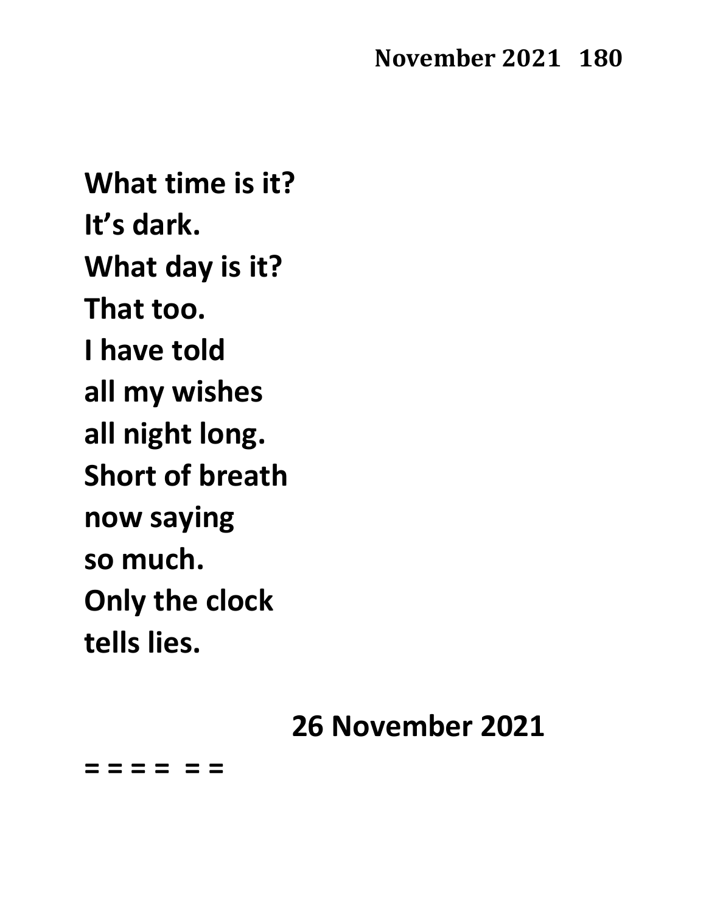**What time is it?**
**It's dark.**
**What day is it?**
**That too.**
**I have told**
**all my wishes**
**all night long.**
**Short of breath**
**now saying**
**so much.**
**Only the clock**
**tells lies.**

**26 November 2021**

**= = = =  = =**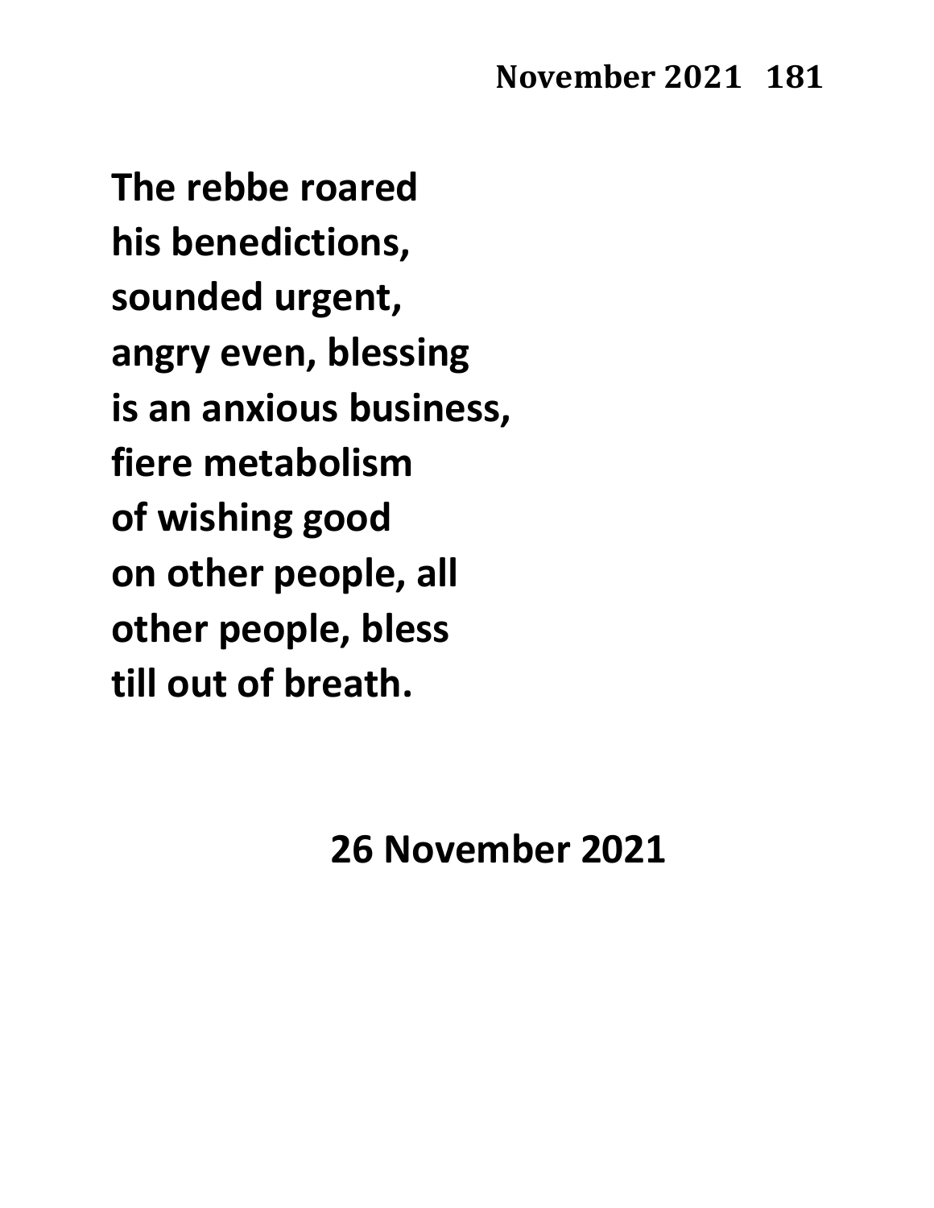**The rebbe roared**
**his benedictions,**
**sounded urgent,**
**angry even, blessing**
**is an anxious business,**
**fiere metabolism**
**of wishing good**
**on other people, all**
**other people, bless**
**till out of breath.**

**26 November 2021**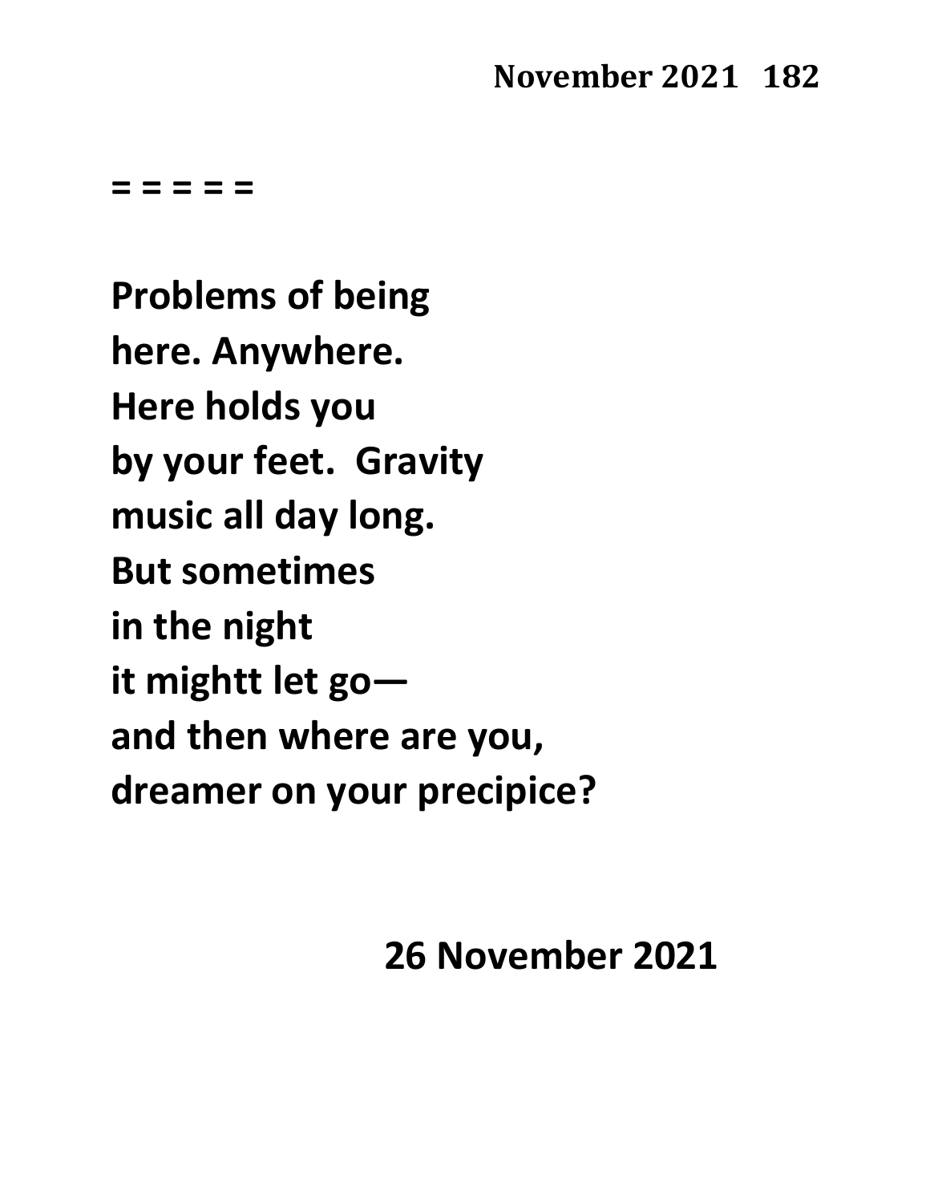= = = = =

**Problems of being**
**here. Anywhere.**
**Here holds you**
**by your feet.  Gravity**
**music all day long.**
**But sometimes**
**in the night**
**it mightt let go—**
**and then where are you,**
**dreamer on your precipice?**

**26 November 2021**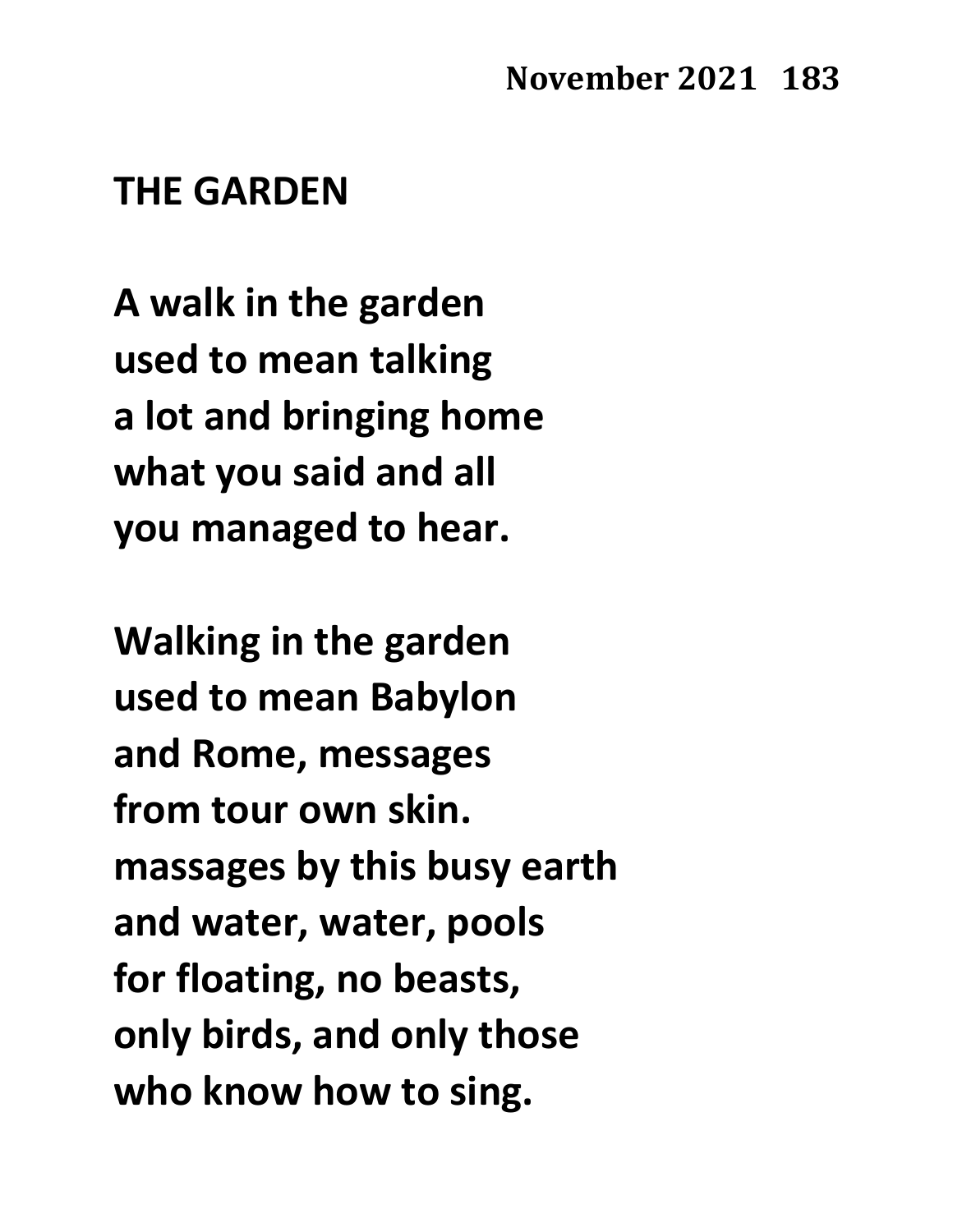## THE GARDEN

A walk in the garden
used to mean talking
a lot and bringing home
what you said and all
you managed to hear.

Walking in the garden
used to mean Babylon
and Rome, messages
from tour own skin.
massages by this busy earth
and water, water, pools
for floating, no beasts,
only birds, and only those
who know how to sing.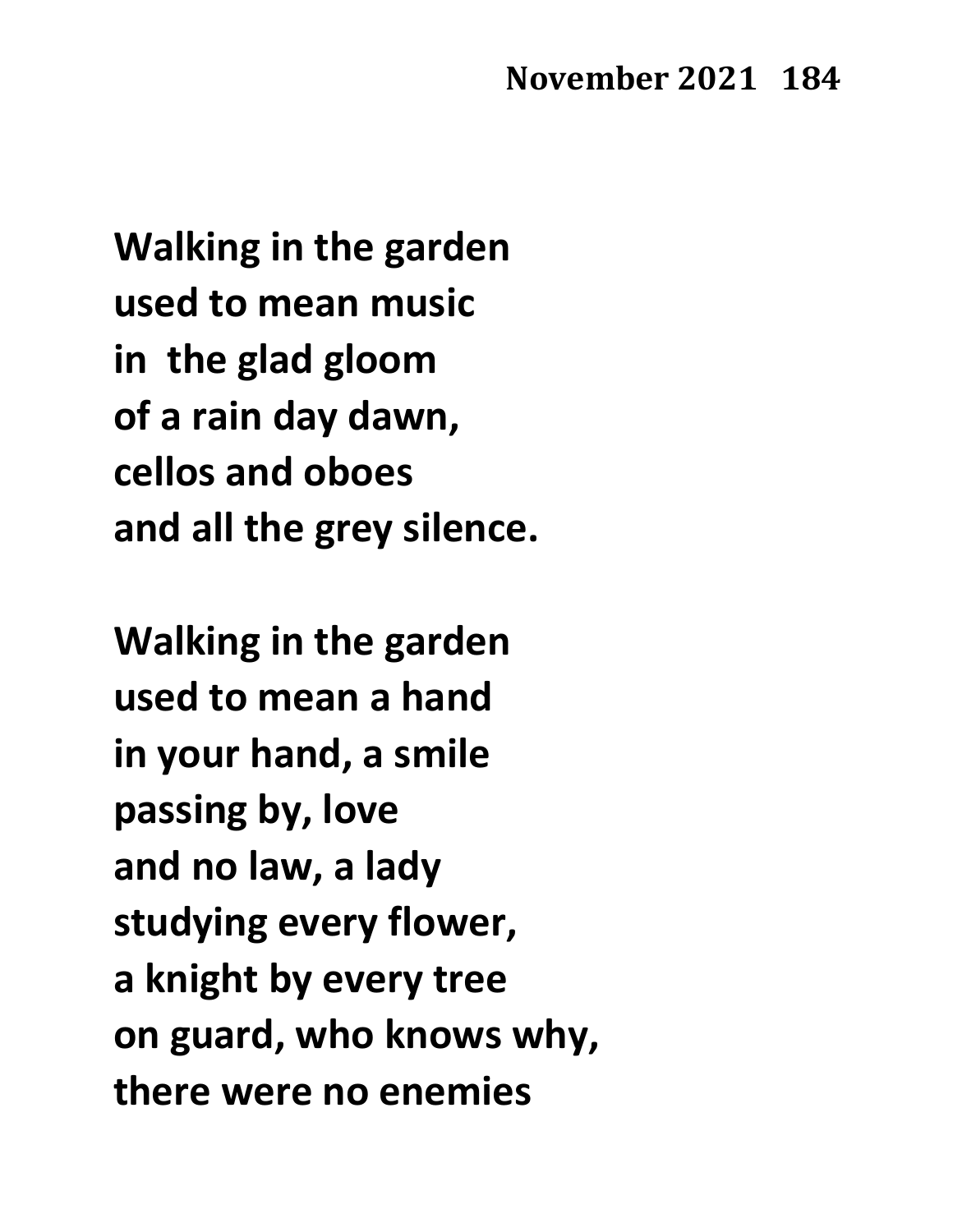Walking in the garden
used to mean music
in the glad gloom
of a rain day dawn,
cellos and oboes
and all the grey silence.

Walking in the garden
used to mean a hand
in your hand, a smile
passing by, love
and no law, a lady
studying every flower,
a knight by every tree
on guard, who knows why,
there were no enemies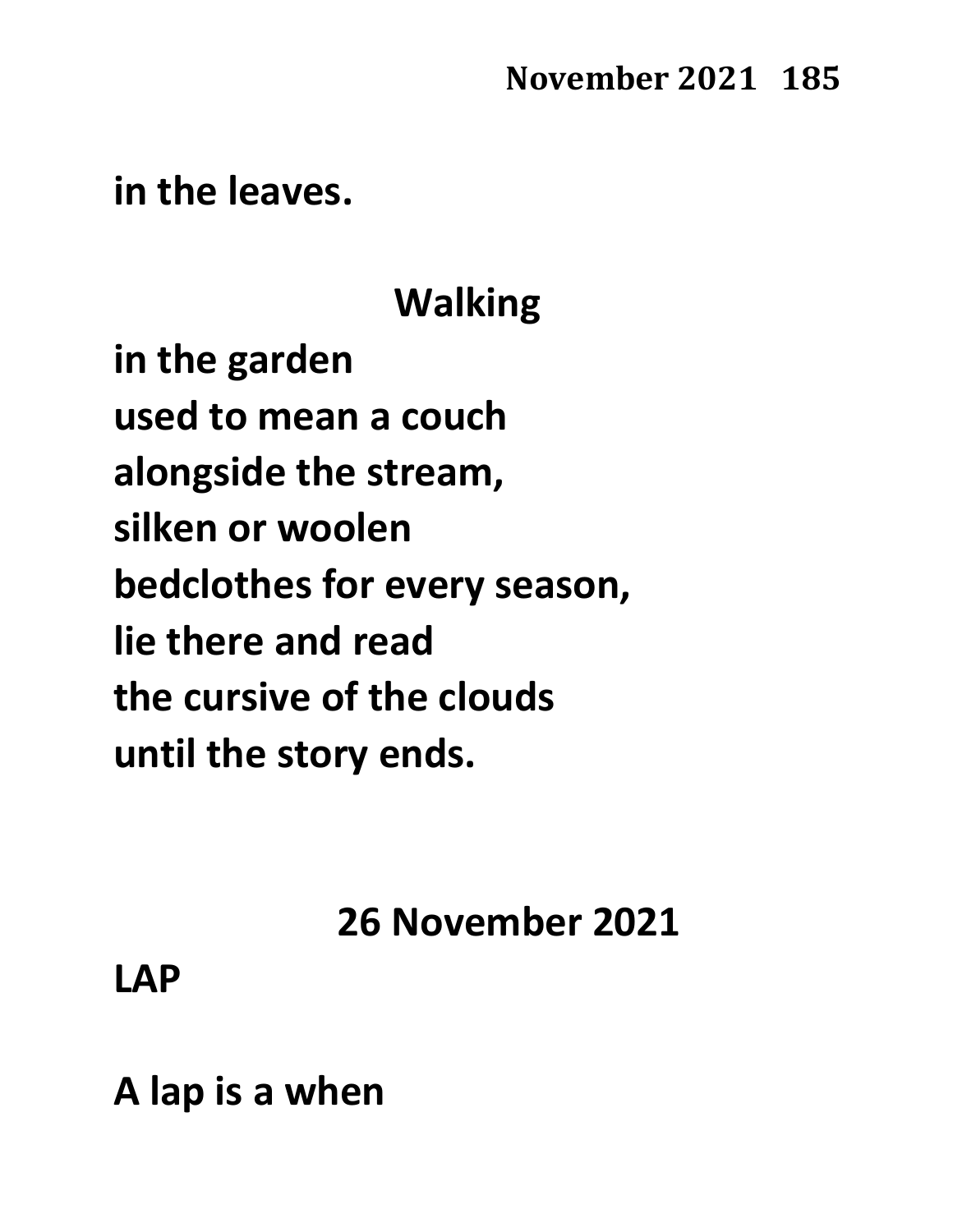in the leaves.

Walking

in the garden
used to mean a couch
alongside the stream,
silken or woolen
bedclothes for every season,
lie there and read
the cursive of the clouds
until the story ends.

## 26 November 2021

LAP

A lap is a when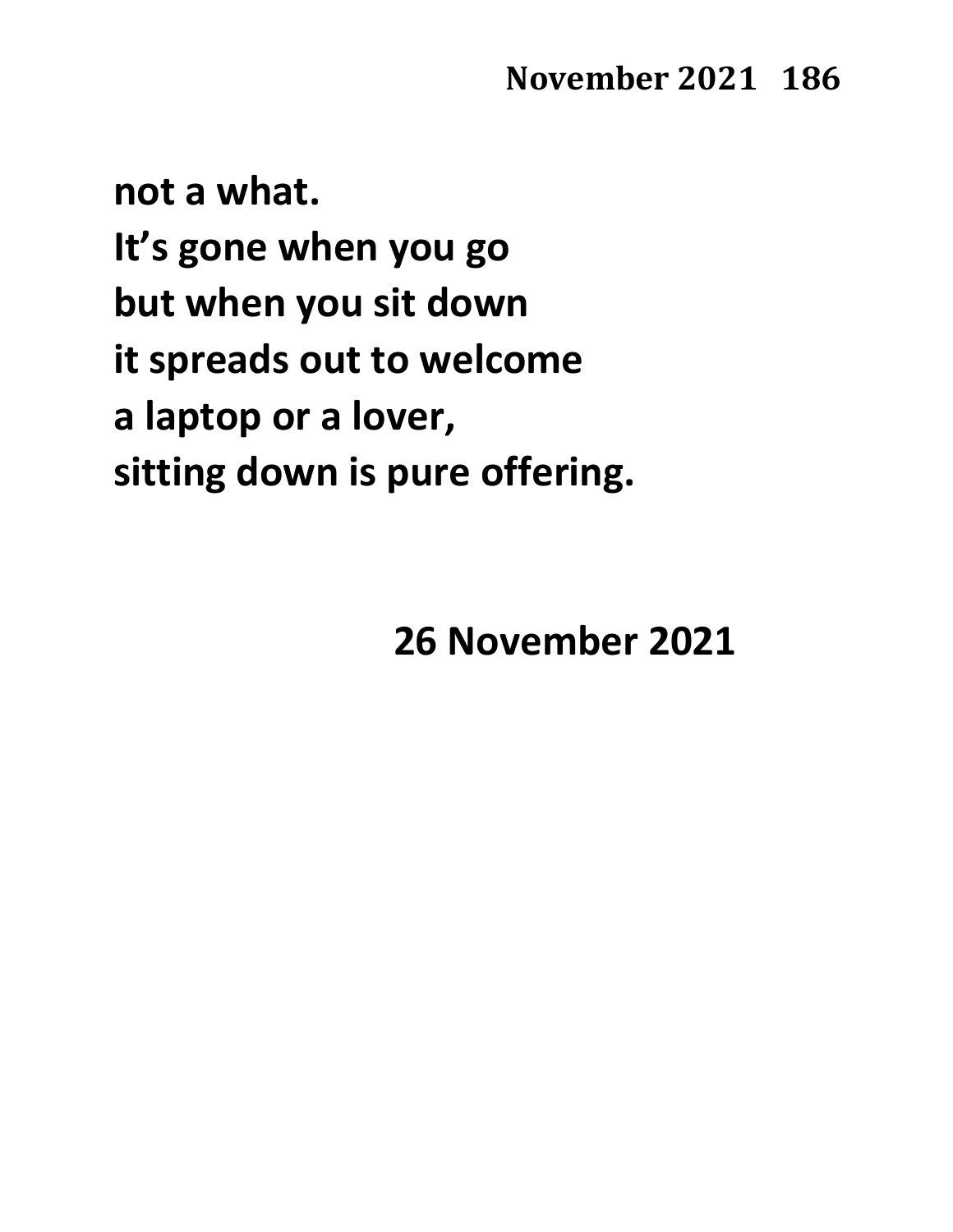**not a what.**
**It's gone when you go**
**but when you sit down**
**it spreads out to welcome**
**a laptop or a lover,**
**sitting down is pure offering.**

**26 November 2021**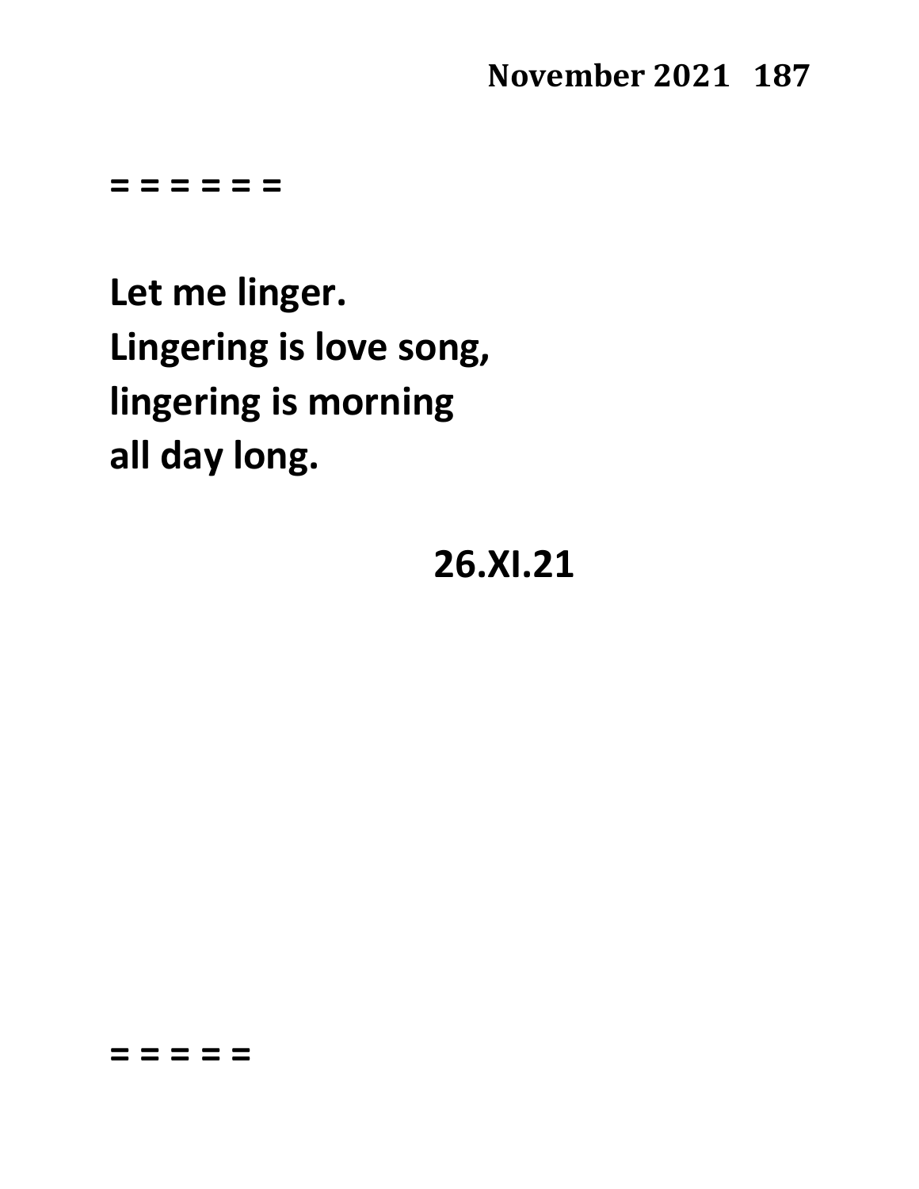= = = = = =

**Let me linger.**
**Lingering is love song,**
**lingering is morning**
**all day long.**

**26.XI.21**

= = = = =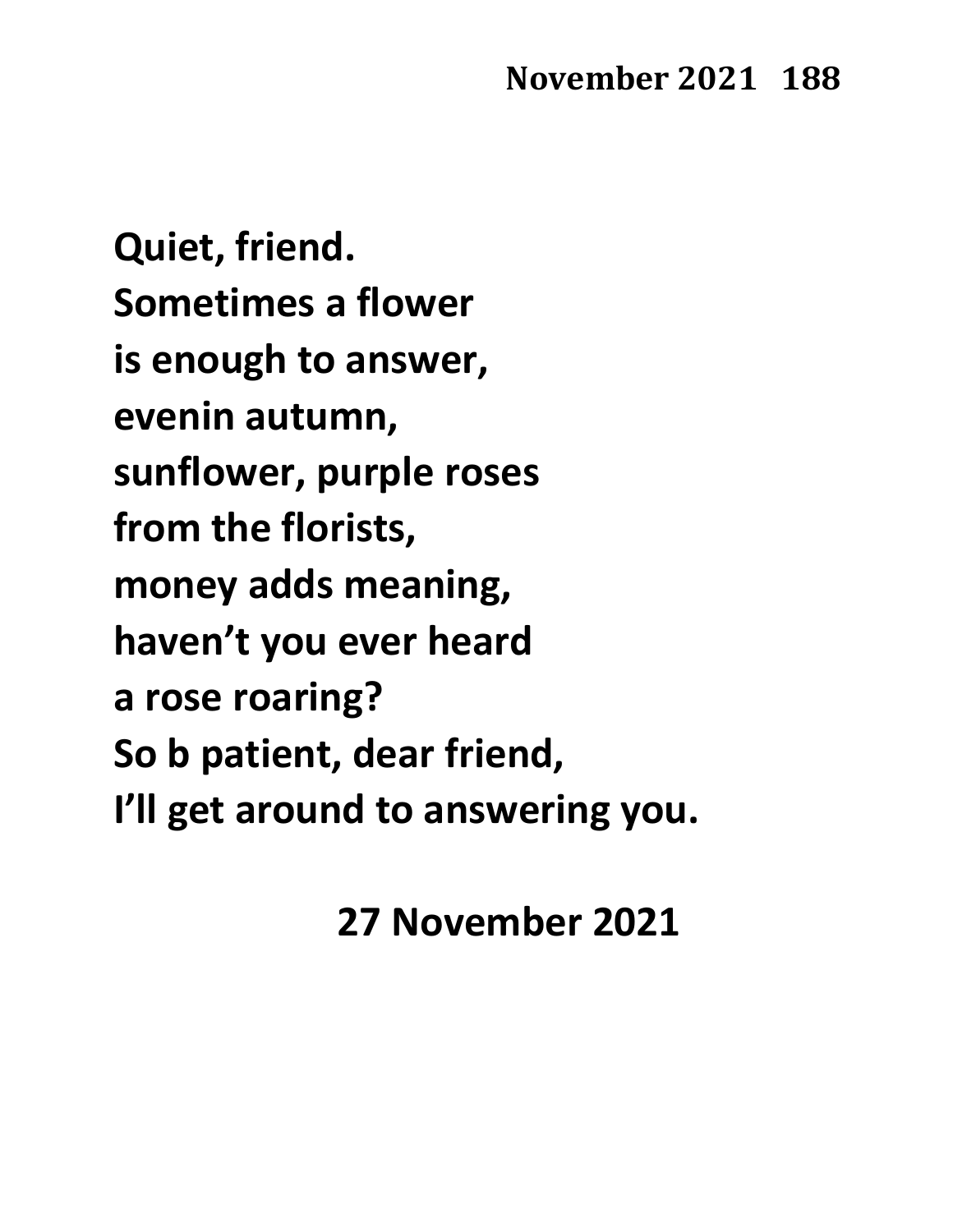Quiet, friend.
Sometimes a flower
is enough to answer,
evenin autumn,
sunflower, purple roses
from the florists,
money adds meaning,
haven't you ever heard
a rose roaring?
So b patient, dear friend,
I'll get around to answering you.

27 November 2021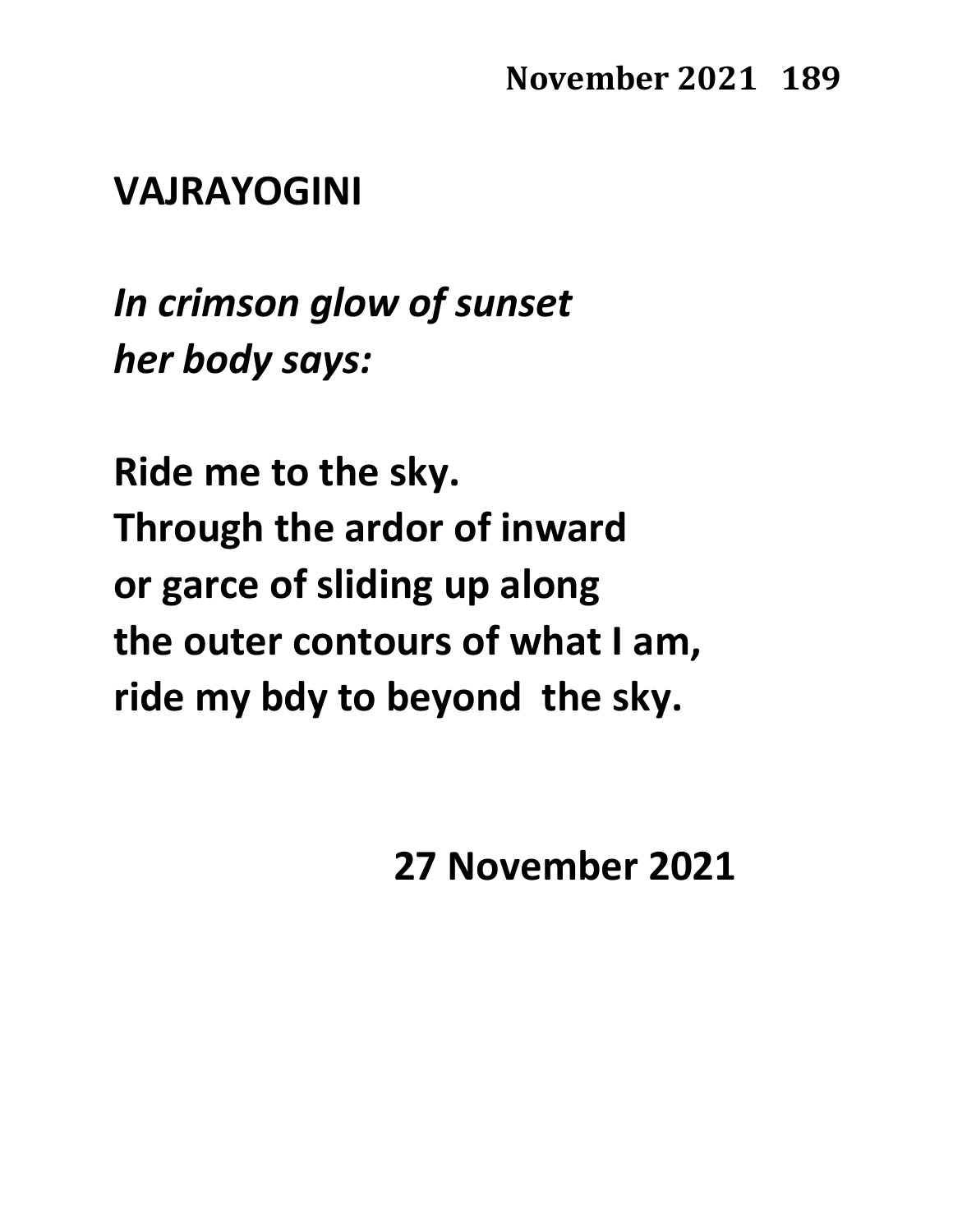## VAJRAYOGINI

*In crimson glow of sunset*
*her body says:*

**Ride me to the sky.**
**Through the ardor of inward**
**or garce of sliding up along**
**the outer contours of what I am,**
**ride my bdy to beyond the sky.**

**27 November 2021**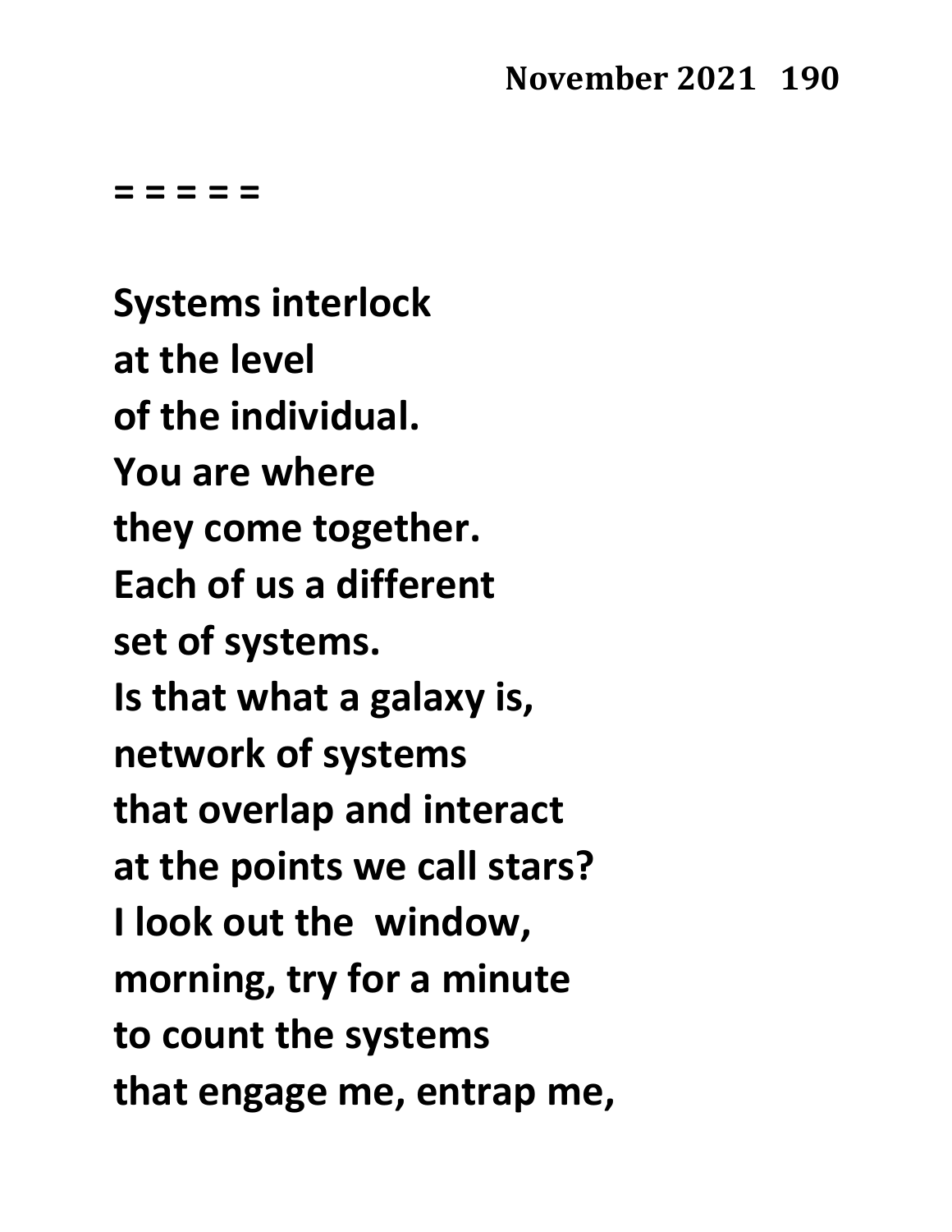= = = = =

Systems interlock
at the level
of the individual.
You are where
they come together.
Each of us a different
set of systems.
Is that what a galaxy is,
network of systems
that overlap and interact
at the points we call stars?
I look out the window,
morning, try for a minute
to count the systems
that engage me, entrap me,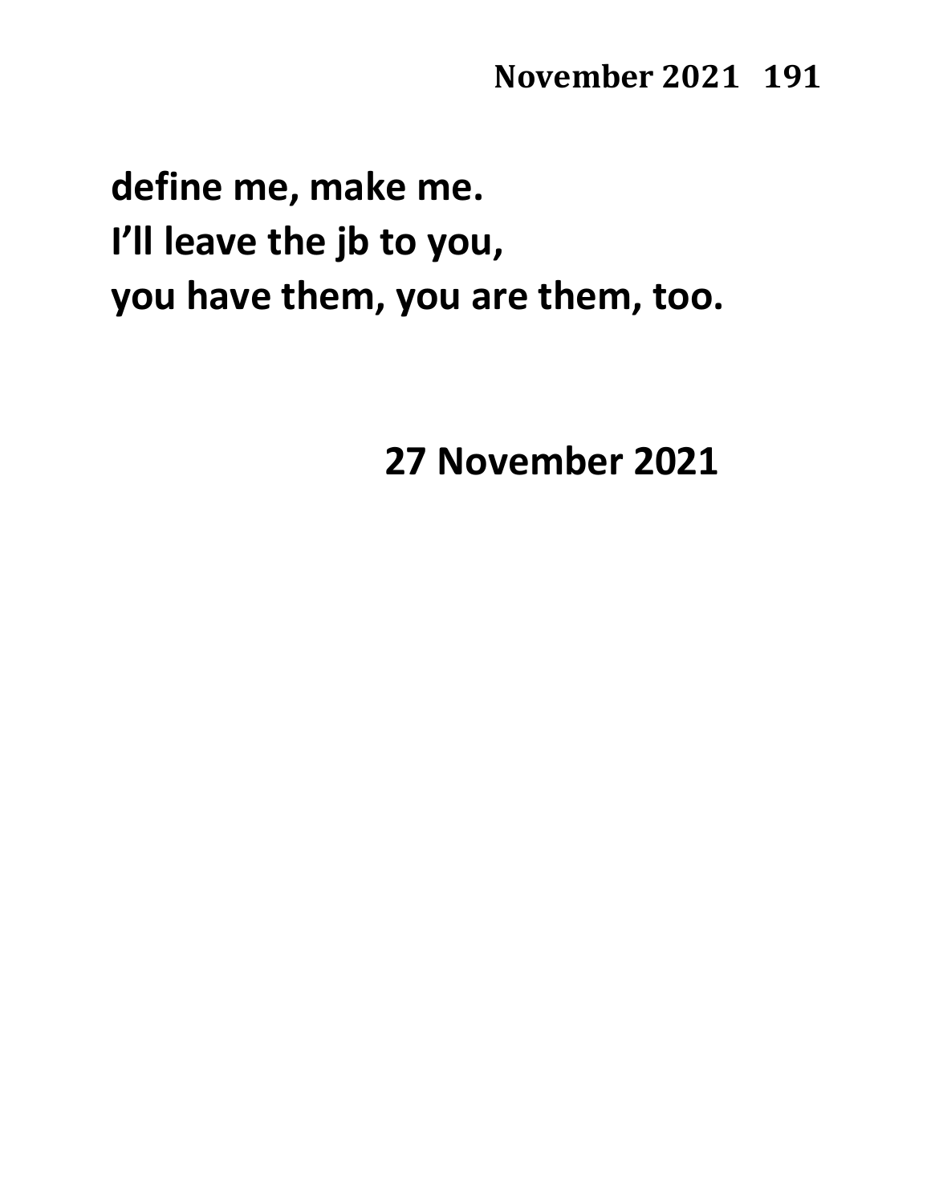**define me, make me.**
**I'll leave the jb to you,**
**you have them, you are them, too.**

**27 November 2021**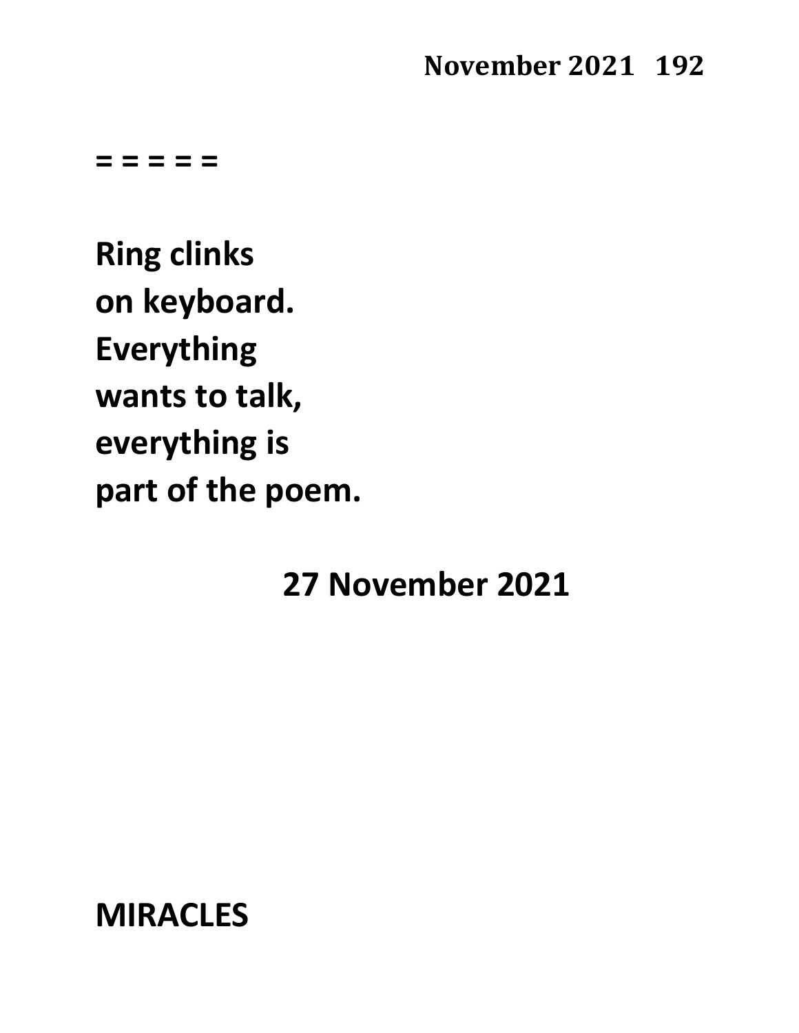= = = = =

**Ring clinks**
**on keyboard.**
**Everything**
**wants to talk,**
**everything is**
**part of the poem.**

**27 November 2021**

## MIRACLES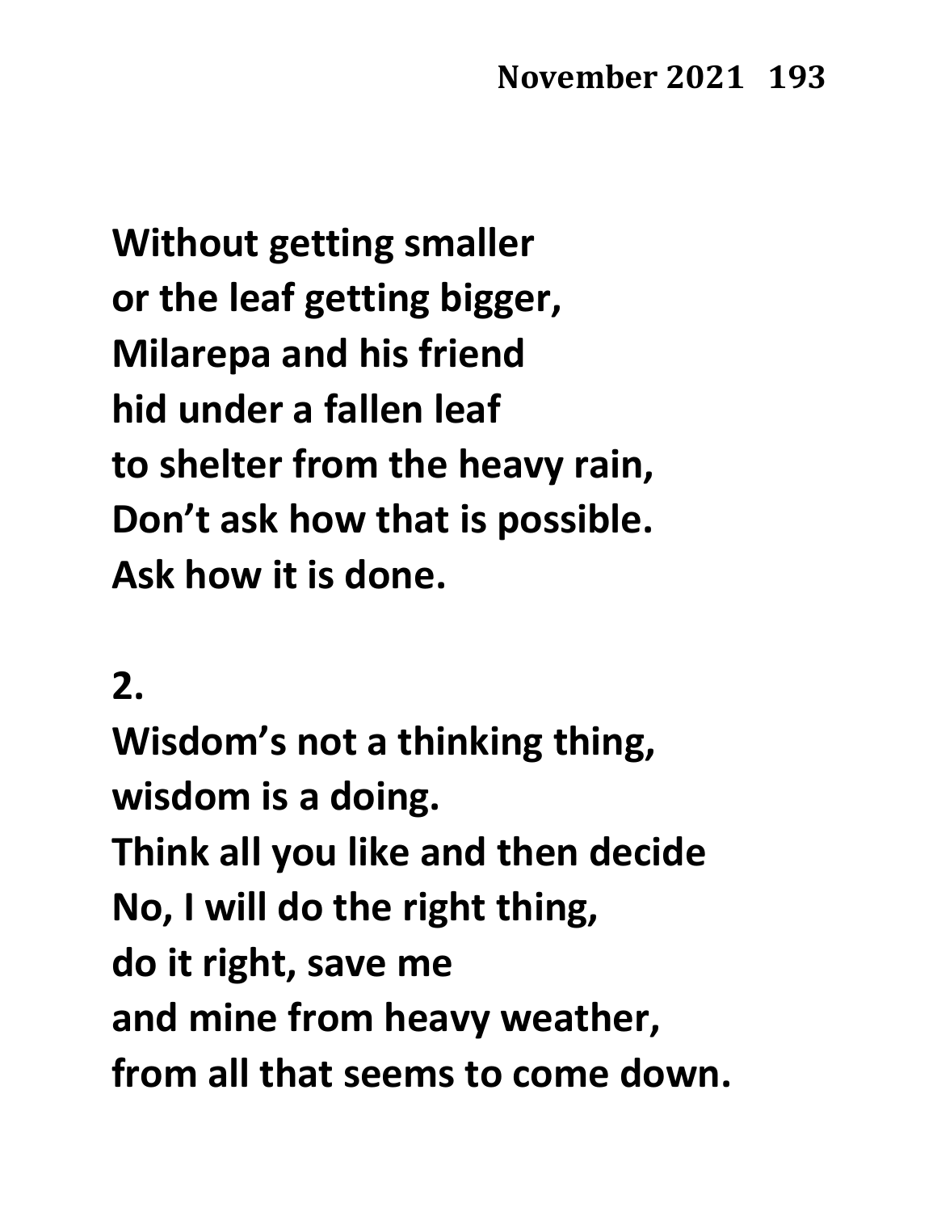**Without getting smaller**
**or the leaf getting bigger,**
**Milarepa and his friend**
**hid under a fallen leaf**
**to shelter from the heavy rain,**
**Don't ask how that is possible.**
**Ask how it is done.**

**2.**

**Wisdom's not a thinking thing,**
**wisdom is a doing.**
**Think all you like and then decide**
**No, I will do the right thing,**
**do it right, save me**
**and mine from heavy weather,**
**from all that seems to come down.**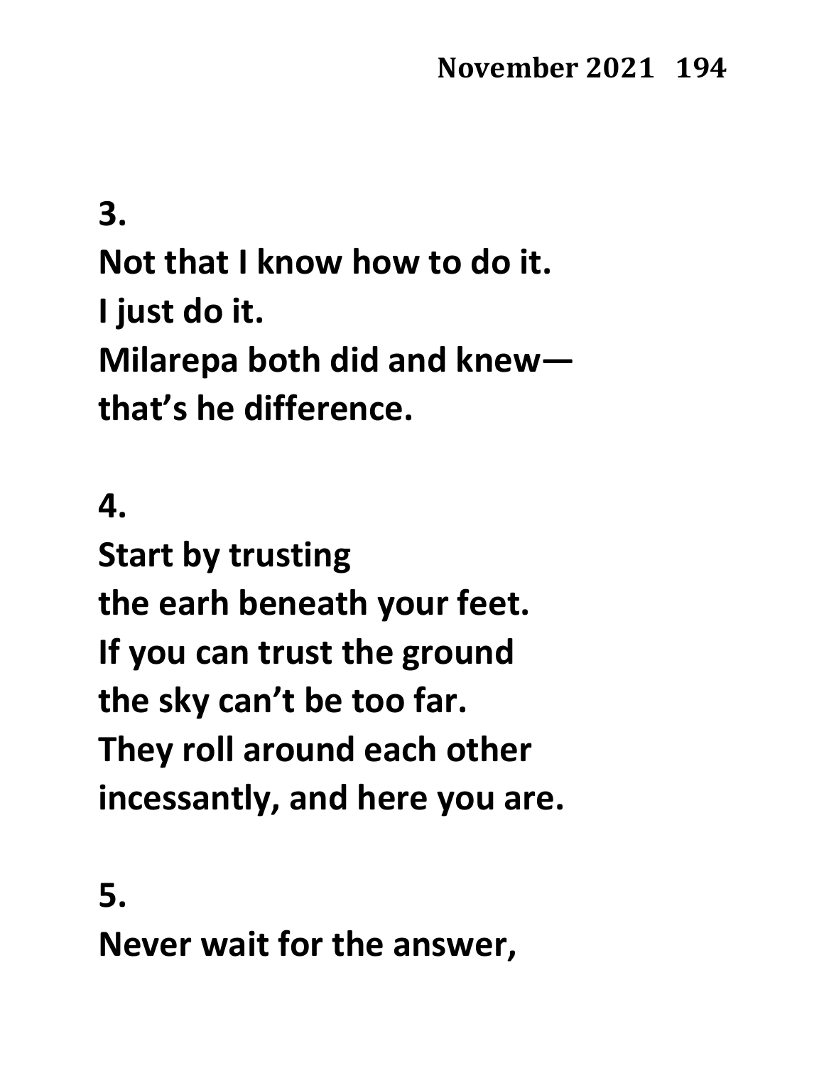**3.**

**Not that I know how to do it.**
**I just do it.**
**Milarepa both did and knew—**
**that's he difference.**

**4.**

**Start by trusting**
**the earh beneath your feet.**
**If you can trust the ground**
**the sky can't be too far.**
**They roll around each other**
**incessantly, and here you are.**

**5.**

**Never wait for the answer,**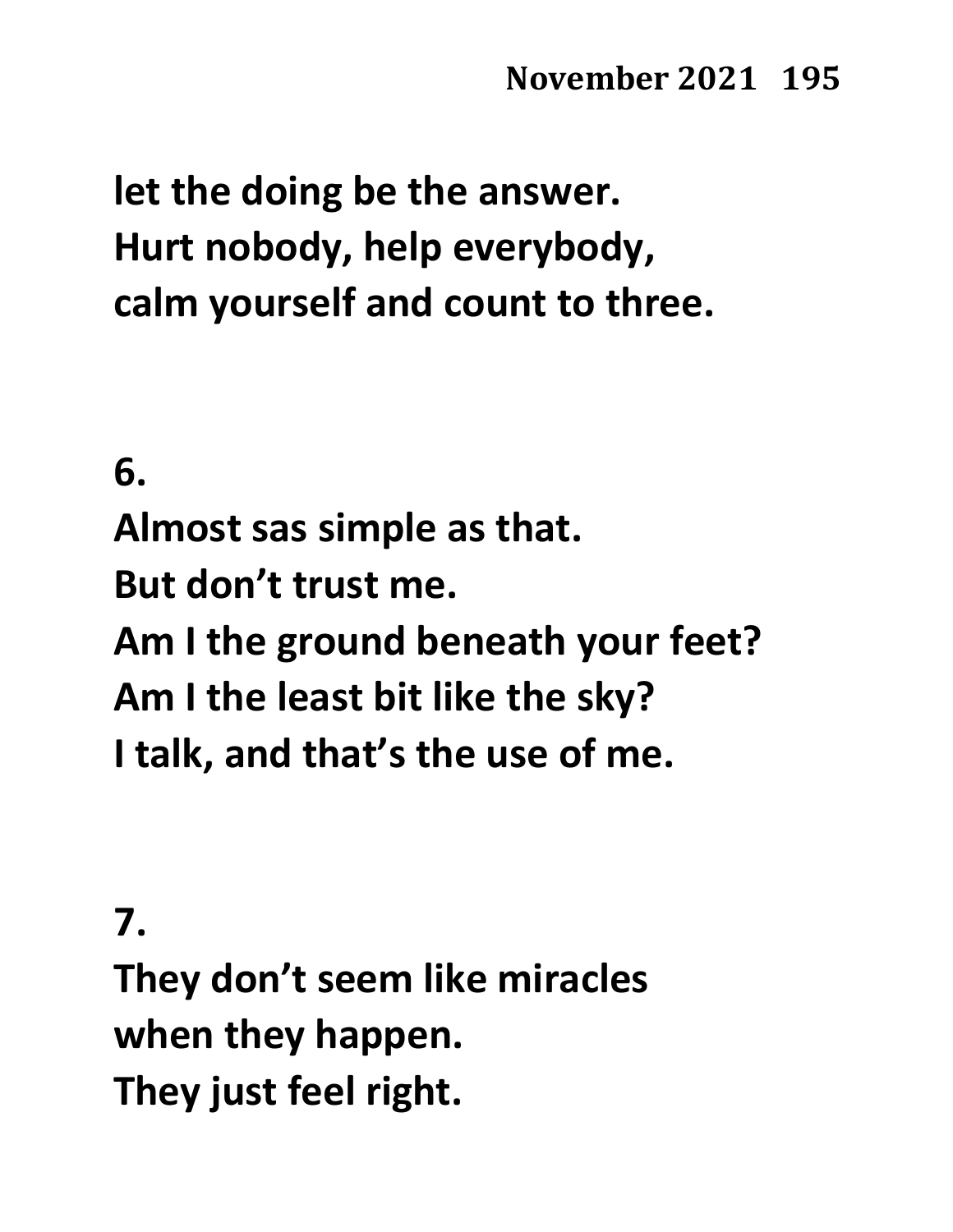**let the doing be the answer.**
**Hurt nobody, help everybody,**
**calm yourself and count to three.**

**6.**

**Almost sas simple as that.**
**But don't trust me.**
**Am I the ground beneath your feet?**
**Am I the least bit like the sky?**
**I talk, and that's the use of me.**

**7.**

**They don't seem like miracles**
**when they happen.**
**They just feel right.**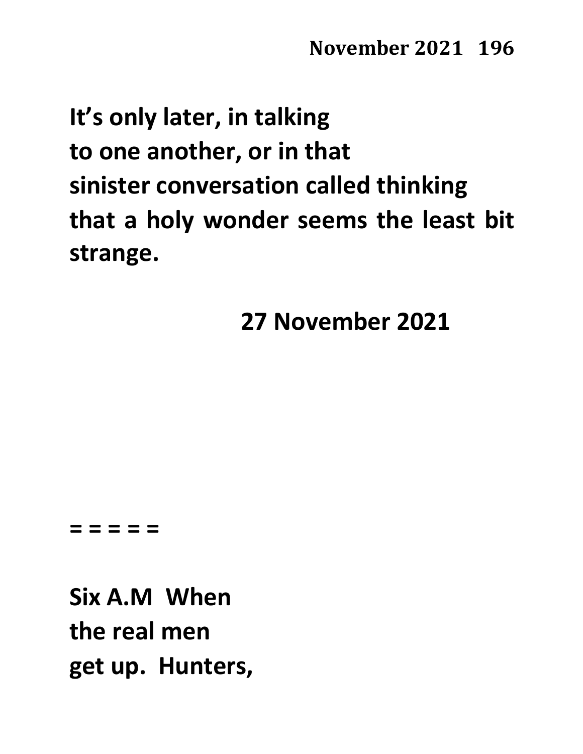**It's only later, in talking**
**to one another, or in that**
**sinister conversation called thinking**
**that a holy wonder seems the least bit strange.**

**27 November 2021**

**= = = = =**

**Six A.M  When**
**the real men**
**get up.  Hunters,**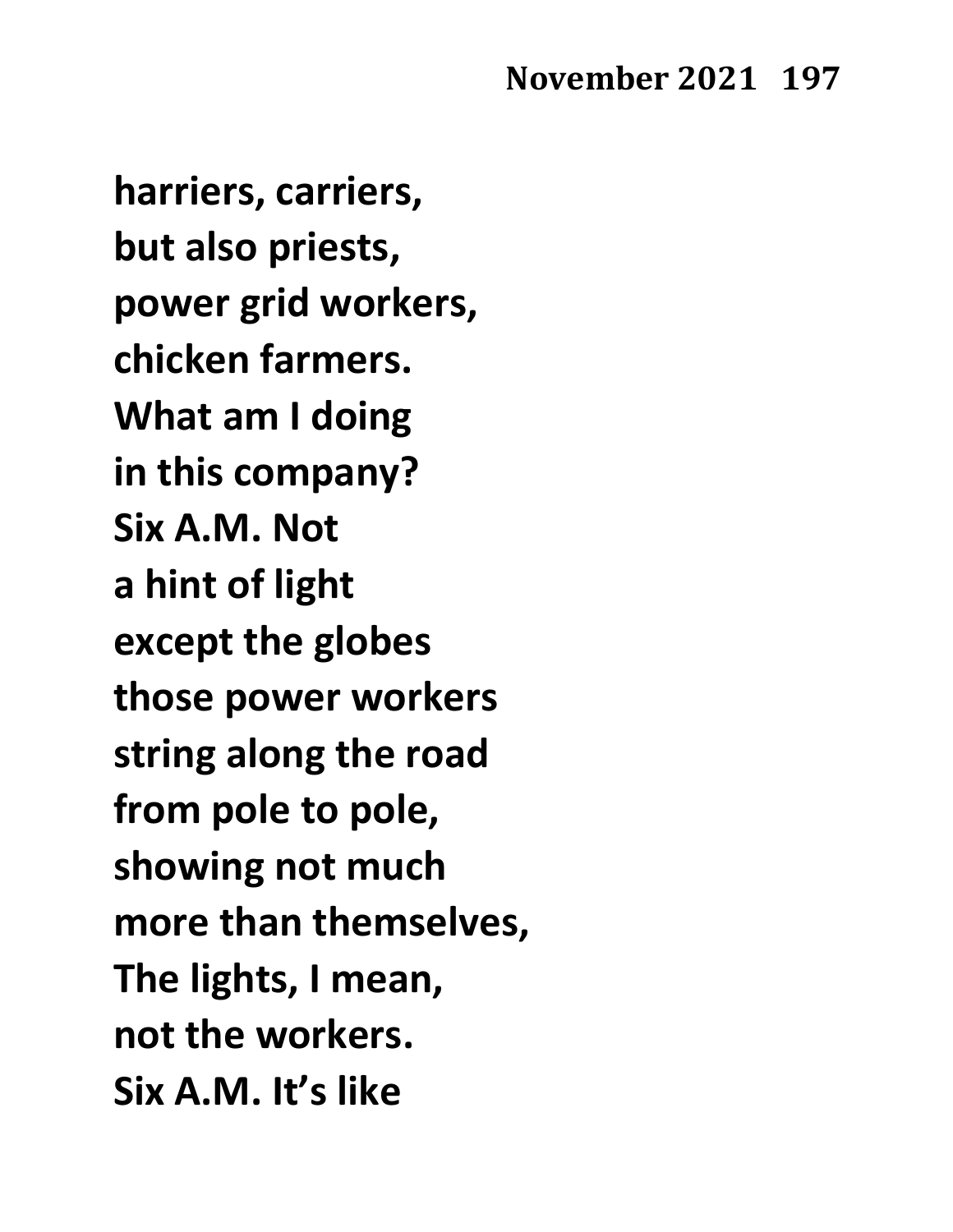harriers, carriers,
but also priests,
power grid workers,
chicken farmers.
What am I doing
in this company?
Six A.M. Not
a hint of light
except the globes
those power workers
string along the road
from pole to pole,
showing not much
more than themselves,
The lights, I mean,
not the workers.
Six A.M. It's like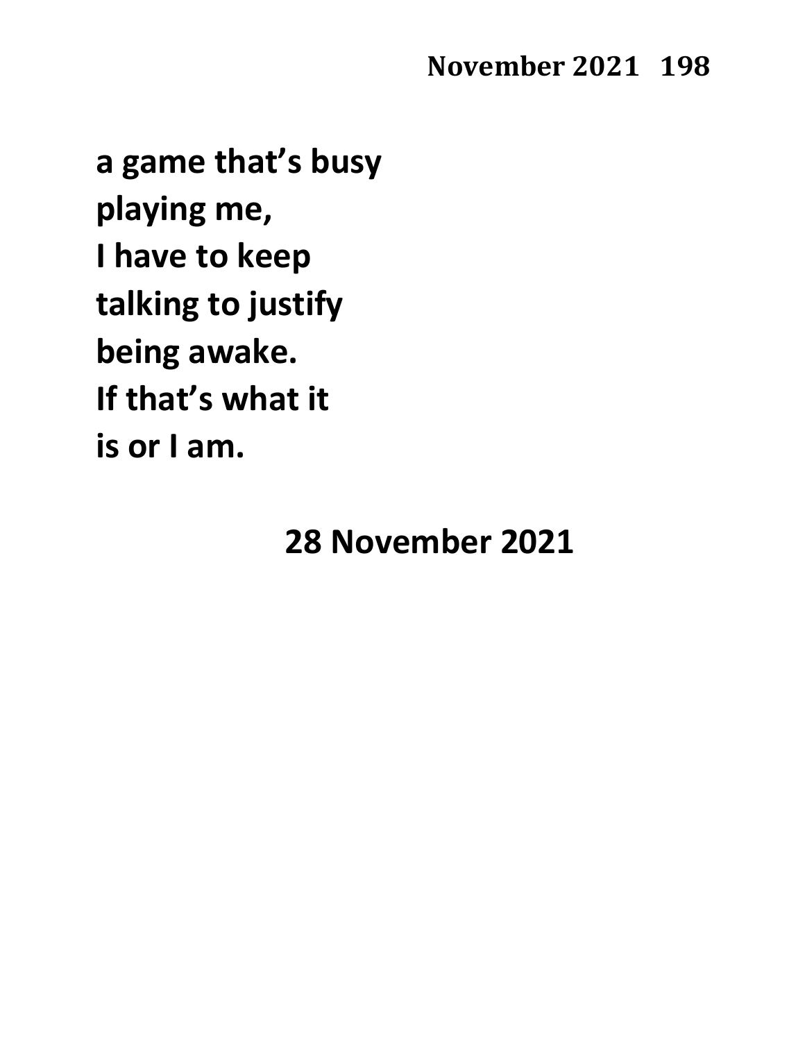**a game that's busy**
**playing me,**
**I have to keep**
**talking to justify**
**being awake.**
**If that's what it**
**is or I am.**

**28 November 2021**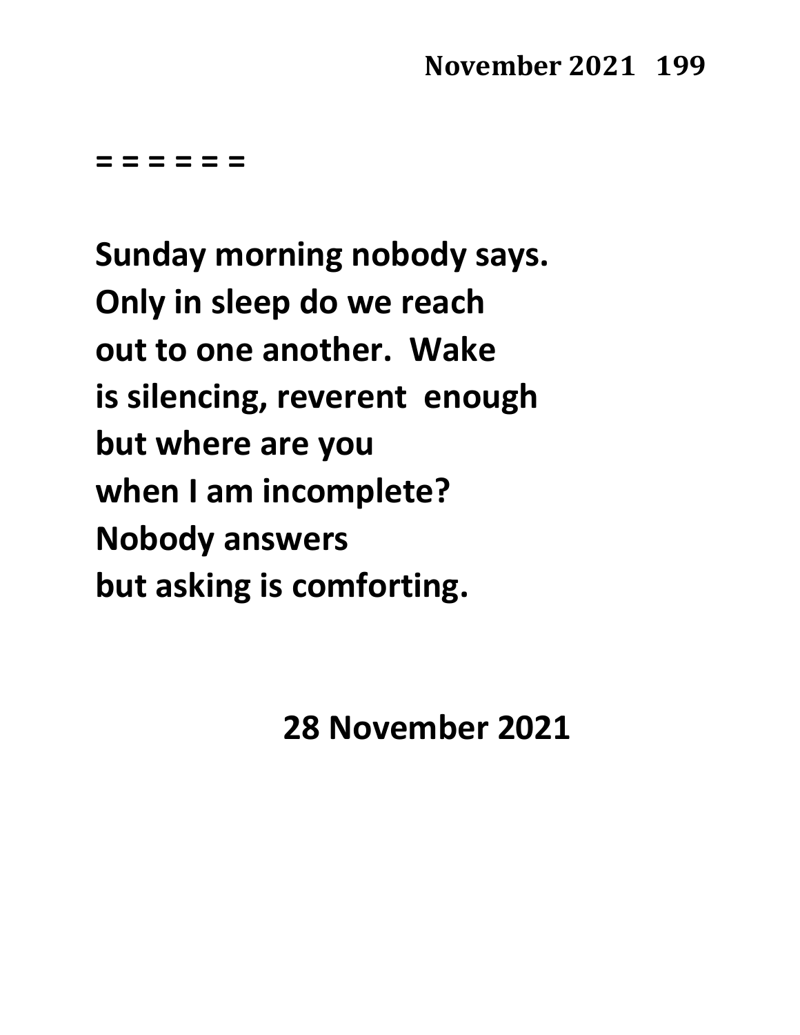= = = = = =

**Sunday morning nobody says.**
**Only in sleep do we reach**
**out to one another.  Wake**
**is silencing, reverent  enough**
**but where are you**
**when I am incomplete?**
**Nobody answers**
**but asking is comforting.**

**28 November 2021**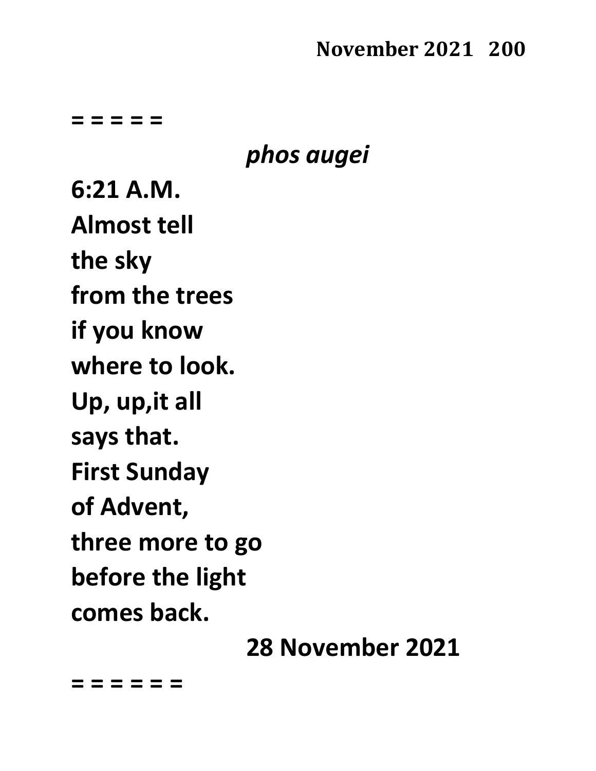= = = = =

*phos augei*

**6:21 A.M.**
**Almost tell**
**the sky**
**from the trees**
**if you know**
**where to look.**
**Up, up,it all**
**says that.**
**First Sunday**
**of Advent,**
**three more to go**
**before the light**
**comes back.**

**28 November 2021**

= = = = = =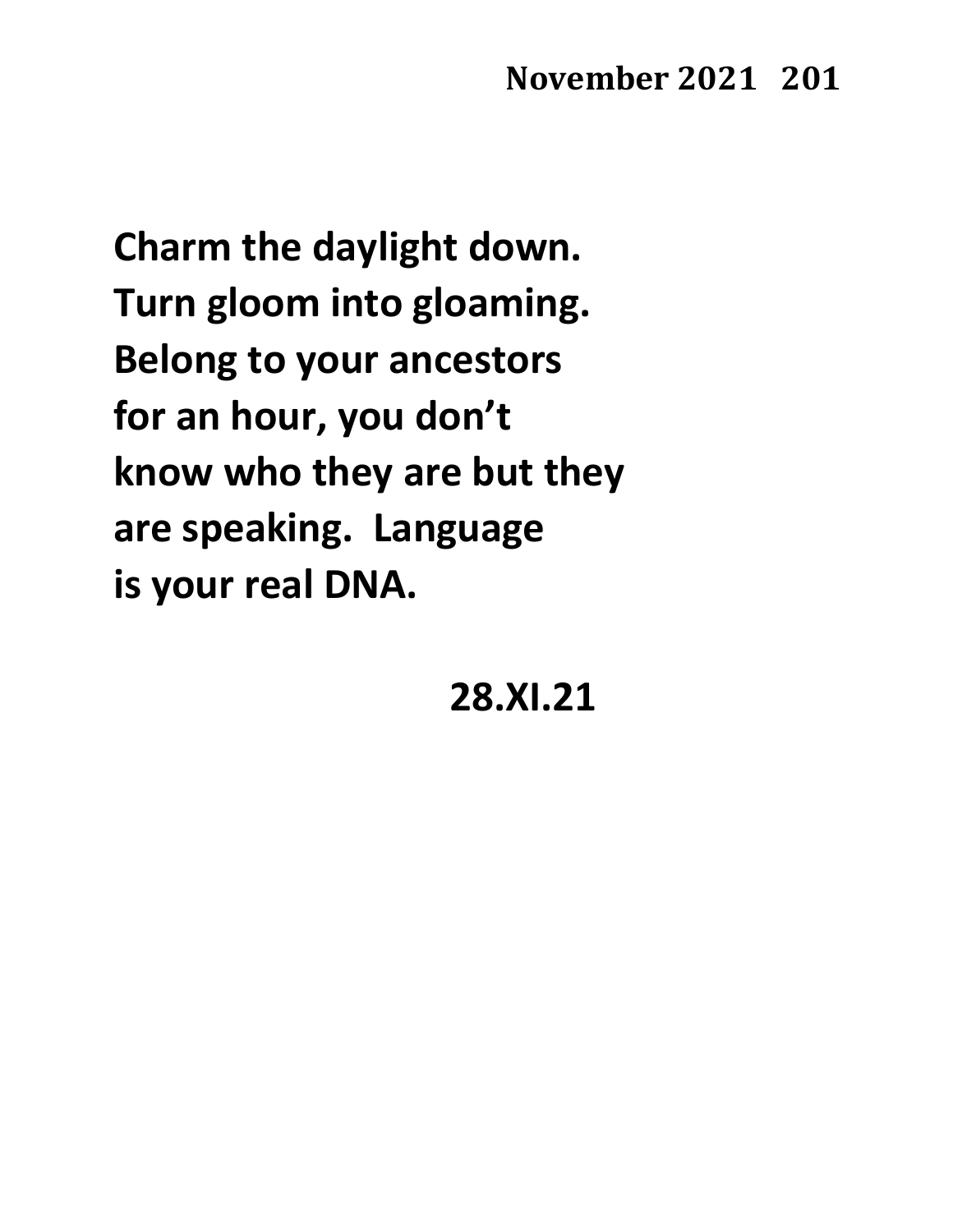**Charm the daylight down.**
**Turn gloom into gloaming.**
**Belong to your ancestors**
**for an hour, you don't**
**know who they are but they**
**are speaking. Language**
**is your real DNA.**

**28.XI.21**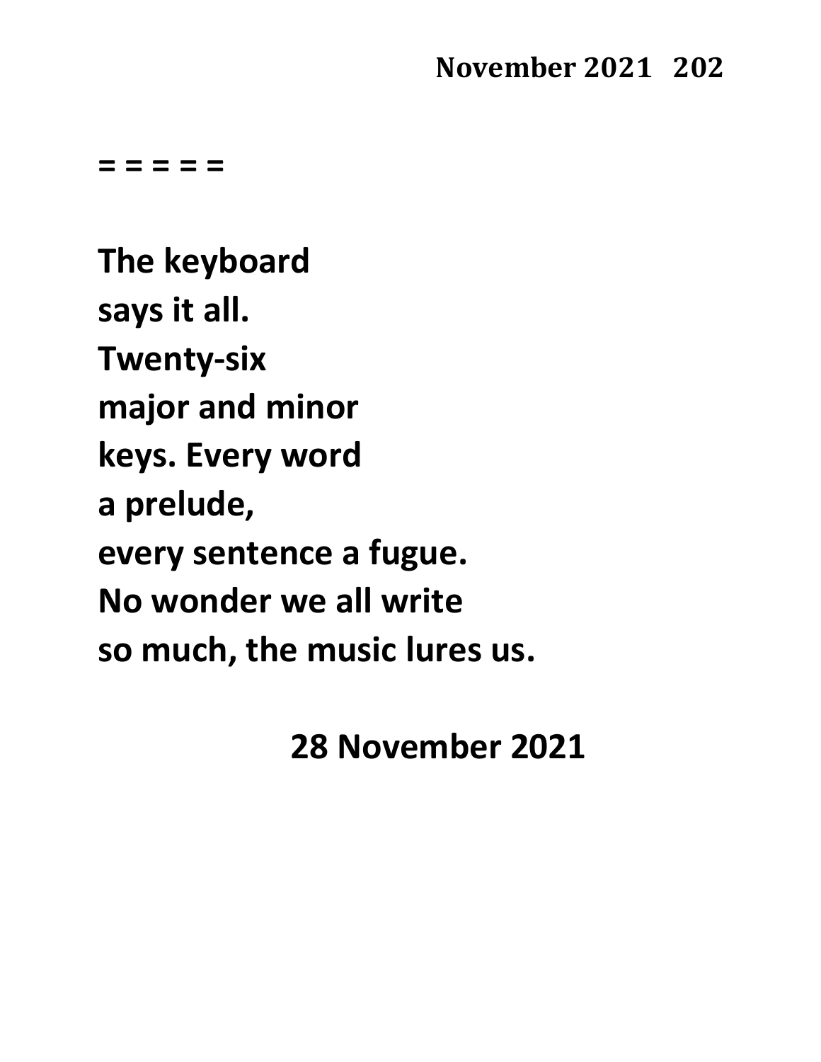= = = = =

**The keyboard**
**says it all.**
**Twenty-six**
**major and minor**
**keys. Every word**
**a prelude,**
**every sentence a fugue.**
**No wonder we all write**
**so much, the music lures us.**

**28 November 2021**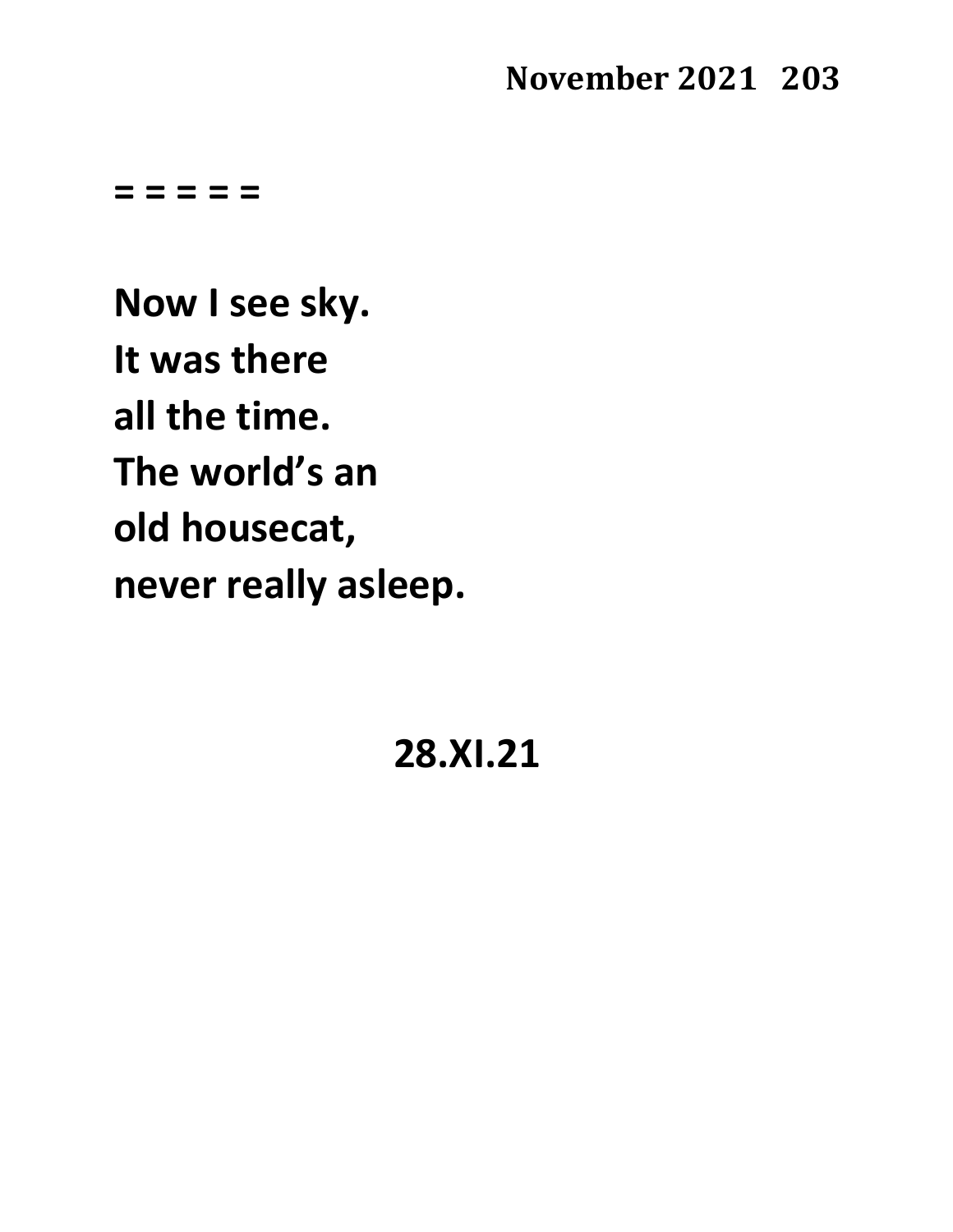= = = = =

**Now I see sky.**
**It was there**
**all the time.**
**The world's an**
**old housecat,**
**never really asleep.**

**28.XI.21**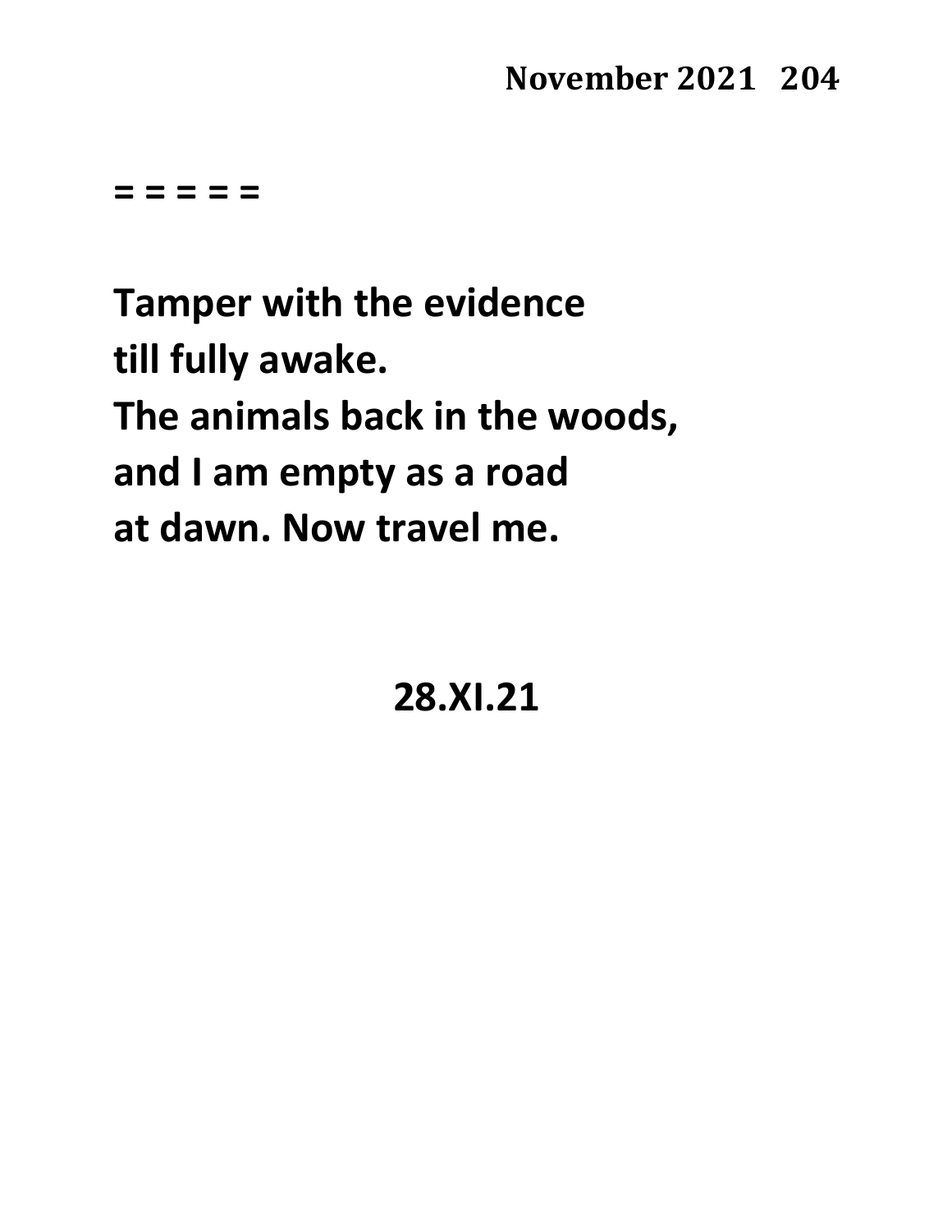= = = = =

**Tamper with the evidence**
**till fully awake.**
**The animals back in the woods,**
**and I am empty as a road**
**at dawn. Now travel me.**

**28.XI.21**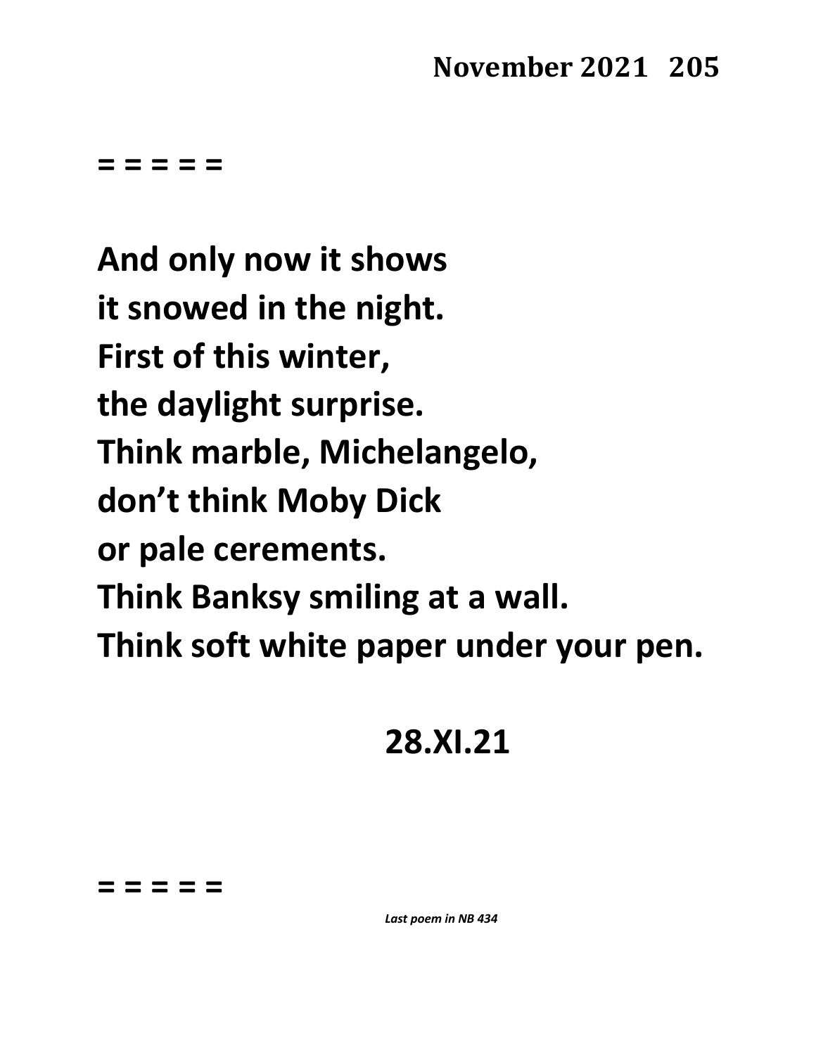= = = = =

**And only now it shows**  
**it snowed in the night.**  
**First of this winter,**  
**the daylight surprise.**  
**Think marble, Michelangelo,**  
**don't think Moby Dick**  
**or pale cerements.**  
**Think Banksy smiling at a wall.**  
**Think soft white paper under your pen.**

**28.XI.21**

= = = = =

***Last poem in NB 434***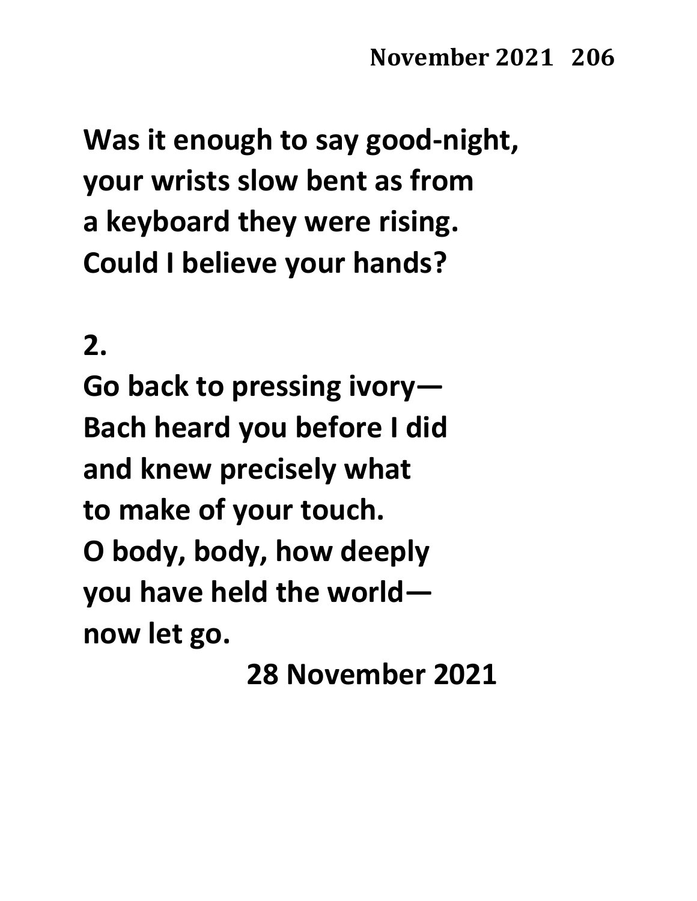**Was it enough to say good-night,**
**your wrists slow bent as from**
**a keyboard they were rising.**
**Could I believe your hands?**

**2.**

**Go back to pressing ivory—**
**Bach heard you before I did**
**and knew precisely what**
**to make of your touch.**
**O body, body, how deeply**
**you have held the world—**
**now let go.**

**28 November 2021**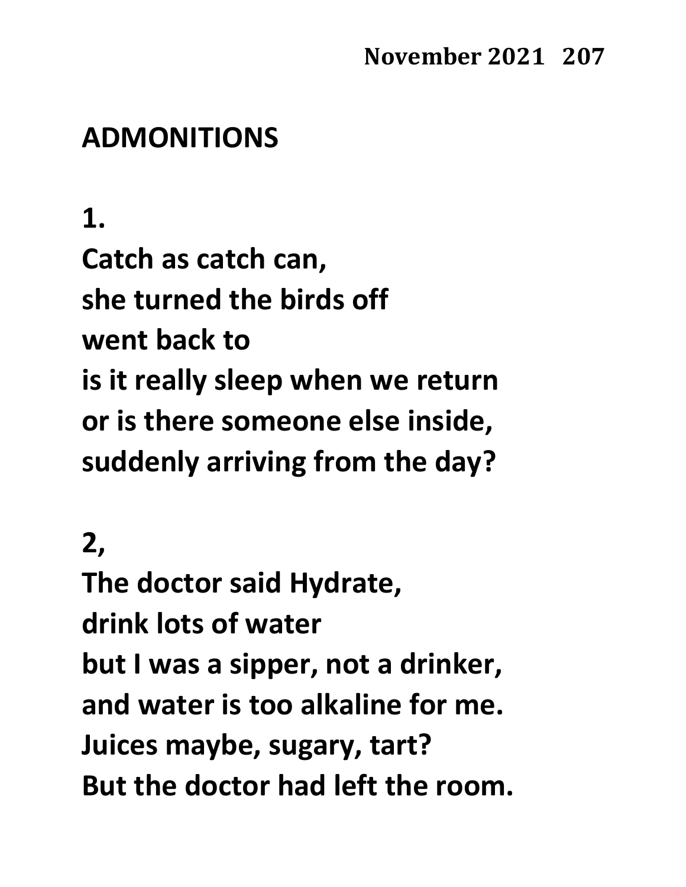# ADMONITIONS

**1.**

**Catch as catch can,**
**she turned the birds off**
**went back to**
**is it really sleep when we return**
**or is there someone else inside,**
**suddenly arriving from the day?**

**2,**

**The doctor said Hydrate,**
**drink lots of water**
**but I was a sipper, not a drinker,**
**and water is too alkaline for me.**
**Juices maybe, sugary, tart?**
**But the doctor had left the room.**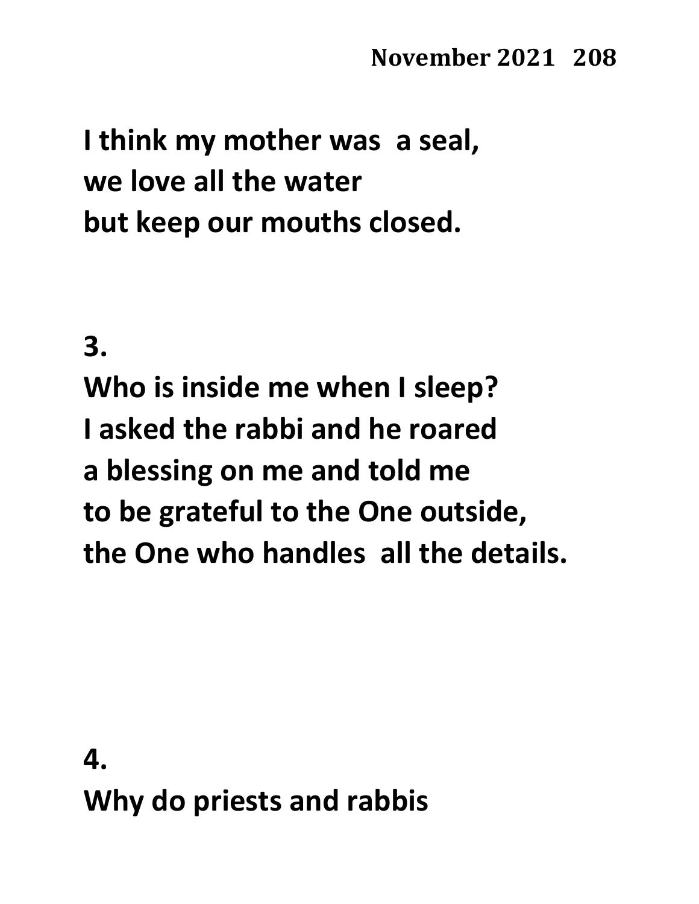**I think my mother was a seal,**
**we love all the water**
**but keep our mouths closed.**

**3.**

**Who is inside me when I sleep?**
**I asked the rabbi and he roared**
**a blessing on me and told me**
**to be grateful to the One outside,**
**the One who handles all the details.**

**4.**

**Why do priests and rabbis**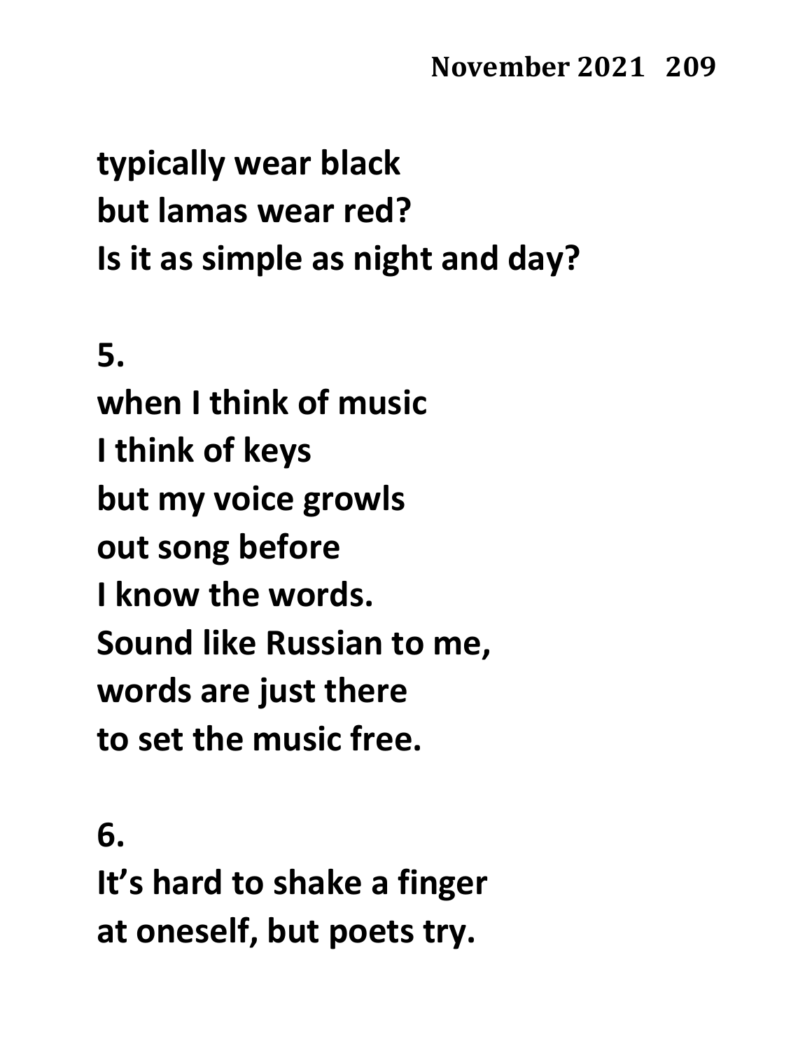**typically wear black**
**but lamas wear red?**
**Is it as simple as night and day?**

**5.**
**when I think of music**
**I think of keys**
**but my voice growls**
**out song before**
**I know the words.**
**Sound like Russian to me,**
**words are just there**
**to set the music free.**

**6.**
**It's hard to shake a finger**
**at oneself, but poets try.**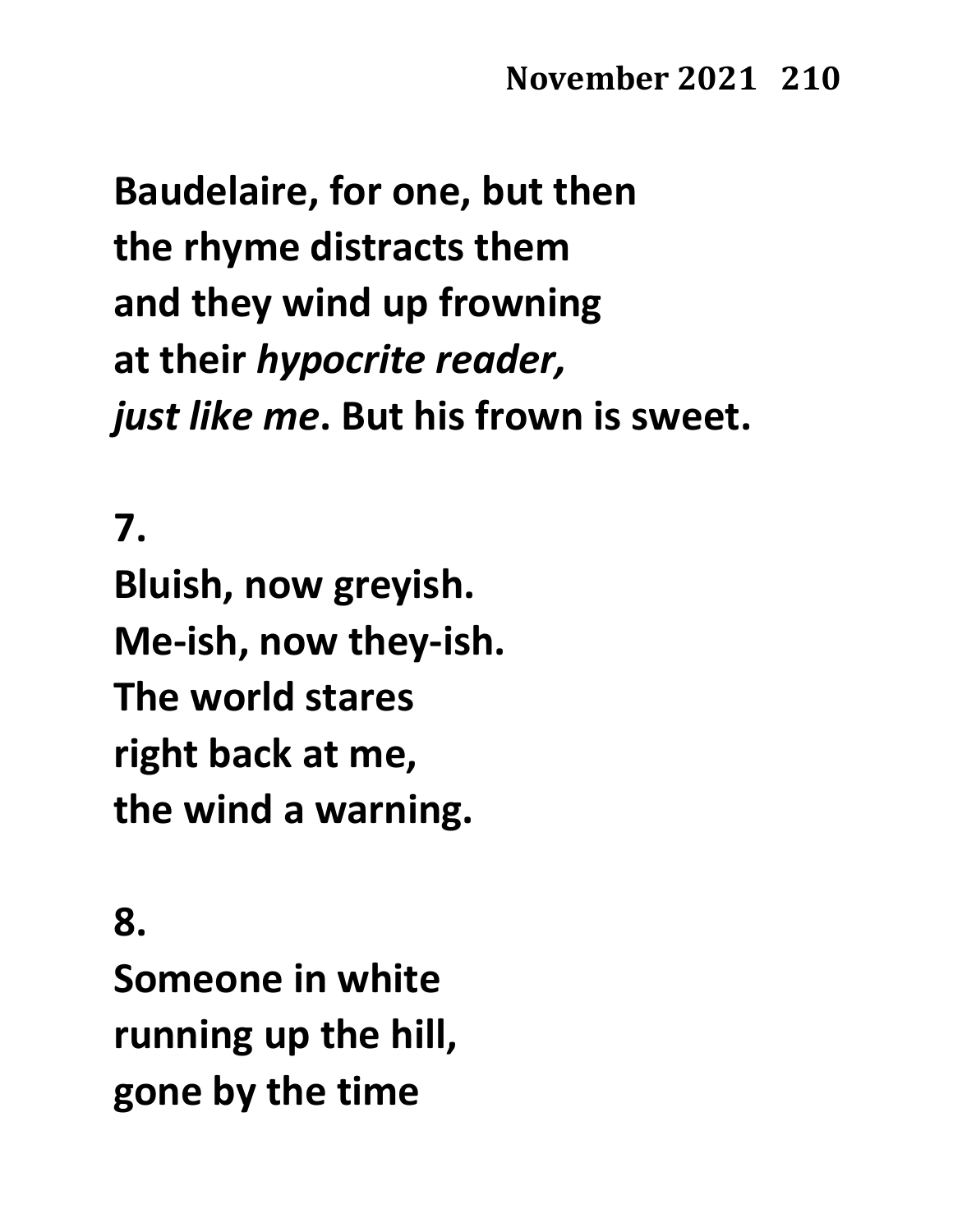**Baudelaire, for one, but then**
**the rhyme distracts them**
**and they wind up frowning**
**at their *hypocrite reader,***
***just like me*. But his frown is sweet.**

**7.**
**Bluish, now greyish.**
**Me-ish, now they-ish.**
**The world stares**
**right back at me,**
**the wind a warning.**

**8.**
**Someone in white**
**running up the hill,**
**gone by the time**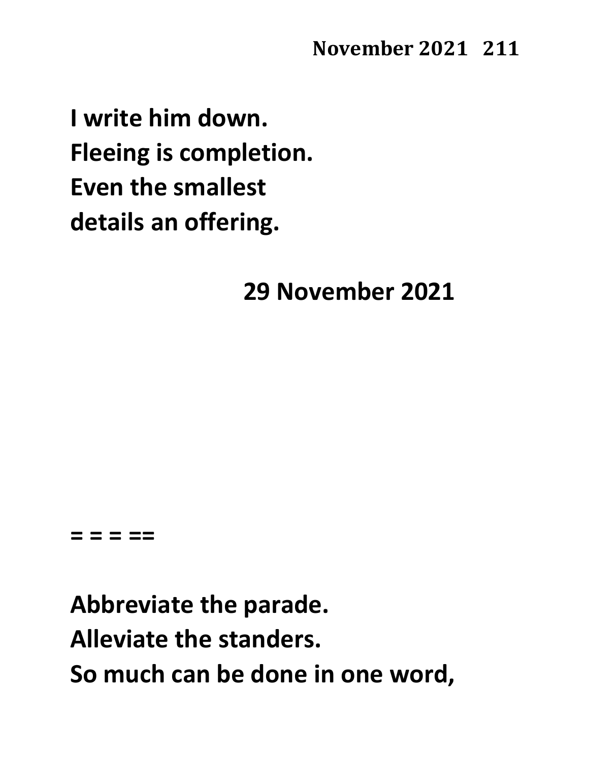**I write him down.**
**Fleeing is completion.**
**Even the smallest**
**details an offering.**

**29 November 2021**

**= = = ==**

**Abbreviate the parade.**
**Alleviate the standers.**
**So much can be done in one word,**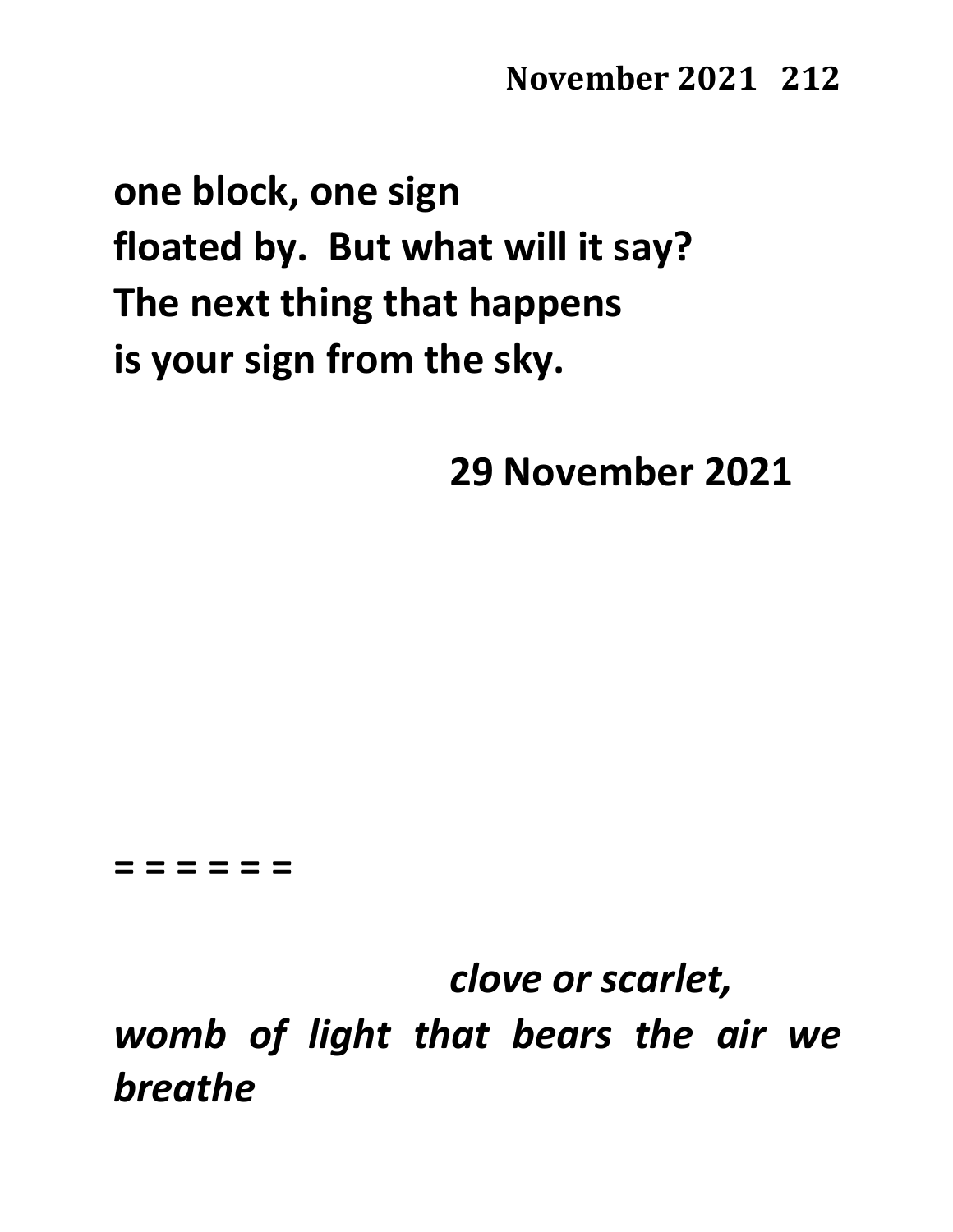**one block, one sign**
**floated by.  But what will it say?**
**The next thing that happens**
**is your sign from the sky.**

**29 November 2021**

**= = = = = =**

***clove or scarlet,***
***womb of light that bears the air we breathe***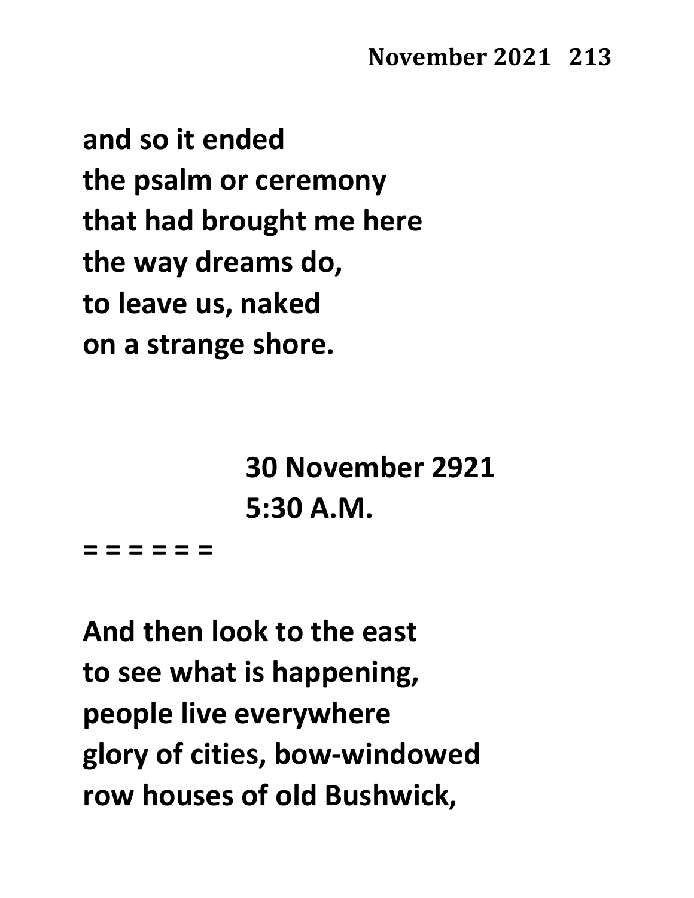**and so it ended**
**the psalm or ceremony**
**that had brought me here**
**the way dreams do,**
**to leave us, naked**
**on a strange shore.**

**30 November 2921**
**5:30 A.M.**

**= = = = = =**

**And then look to the east**
**to see what is happening,**
**people live everywhere**
**glory of cities, bow-windowed**
**row houses of old Bushwick,**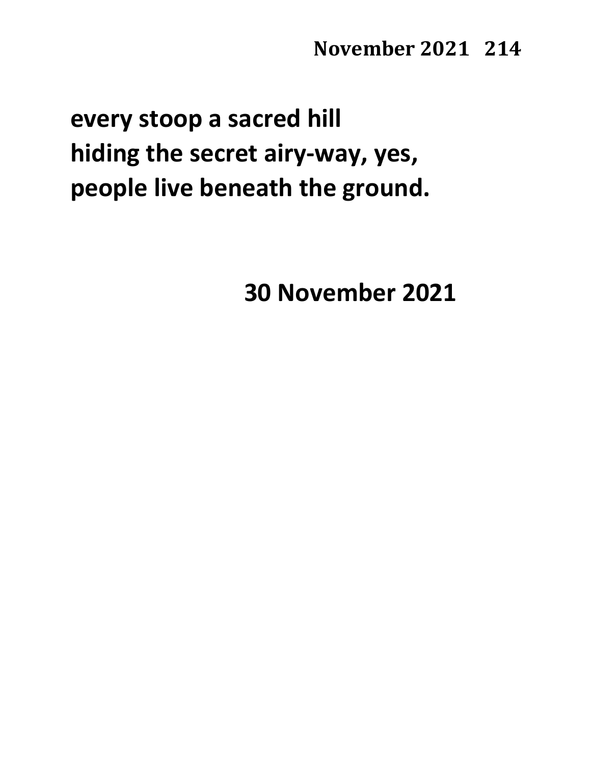**every stoop a sacred hill**
**hiding the secret airy-way, yes,**
**people live beneath the ground.**

**30 November 2021**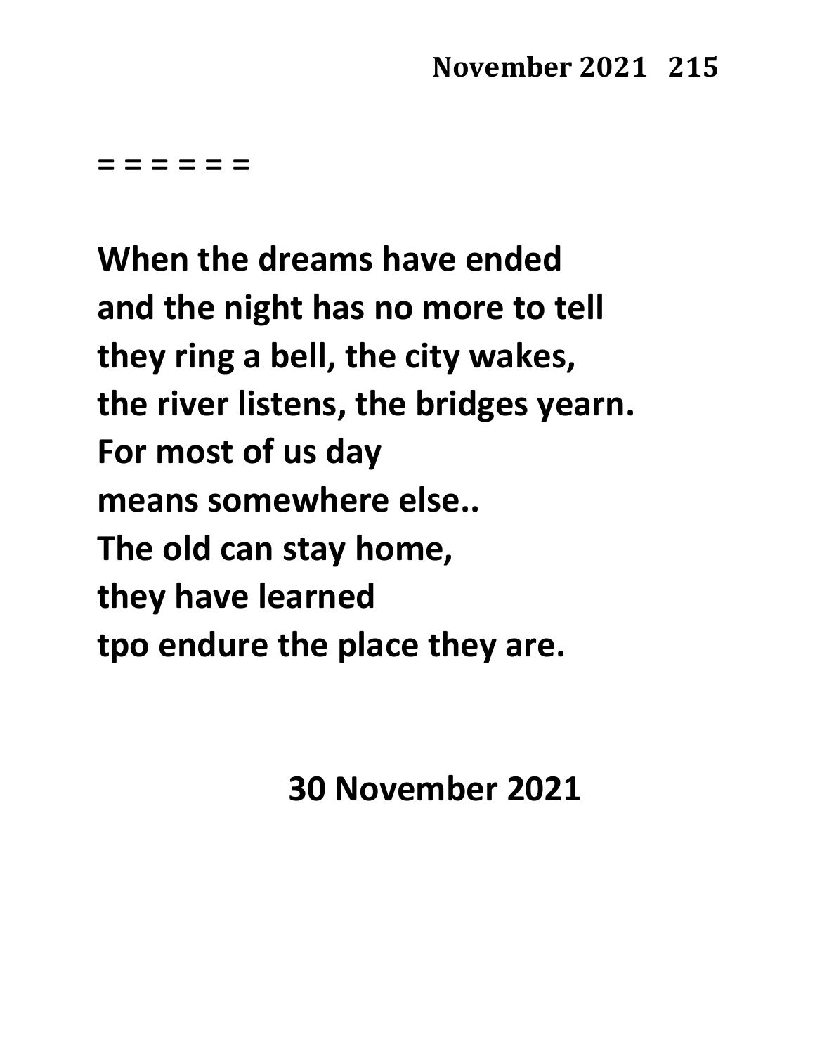= = = = = =

**When the dreams have ended**
**and the night has no more to tell**
**they ring a bell, the city wakes,**
**the river listens, the bridges yearn.**
**For most of us day**
**means somewhere else..**
**The old can stay home,**
**they have learned**
**tpo endure the place they are.**

**30 November 2021**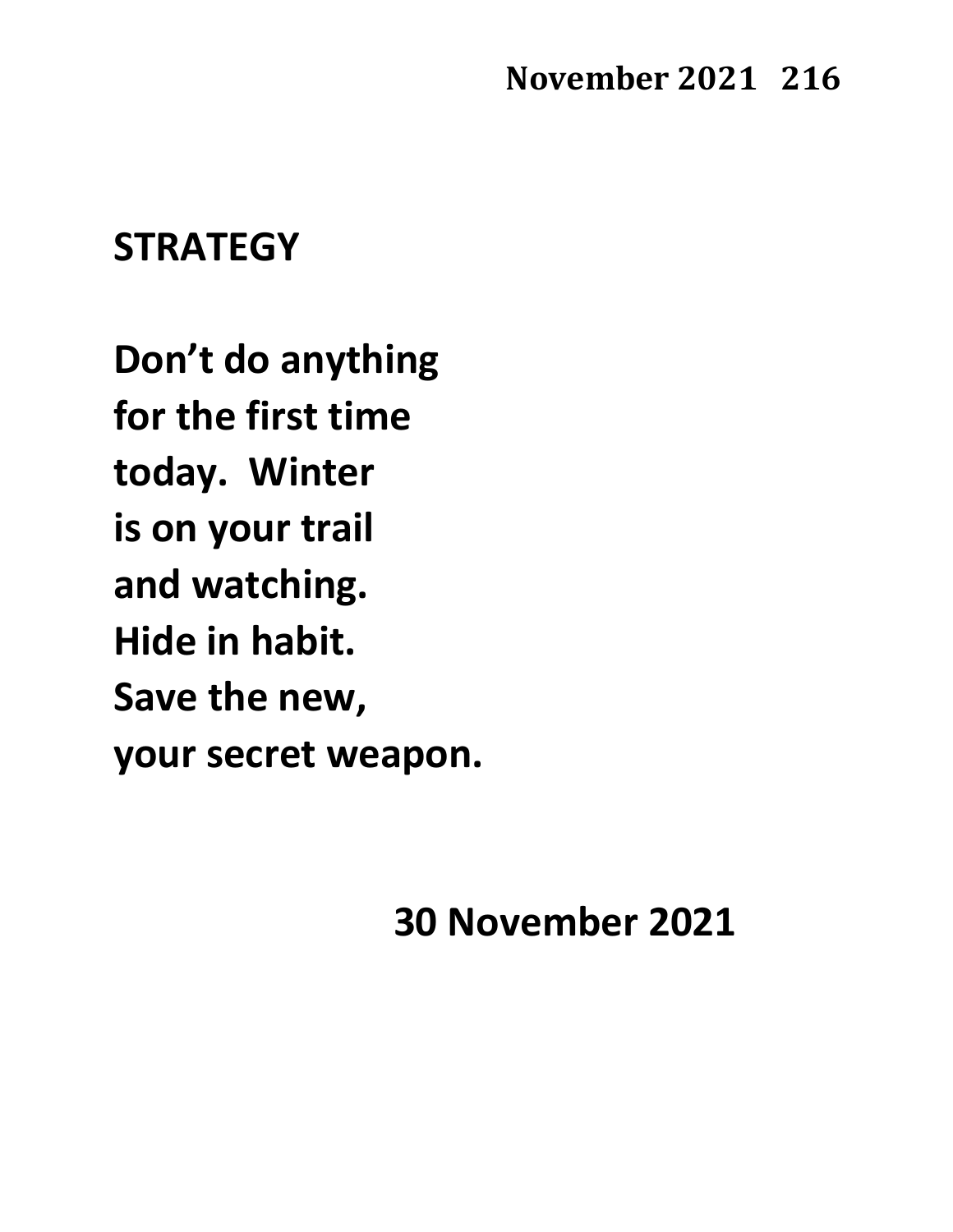## STRATEGY

**Don't do anything**
**for the first time**
**today.  Winter**
**is on your trail**
**and watching.**
**Hide in habit.**
**Save the new,**
**your secret weapon.**

**30 November 2021**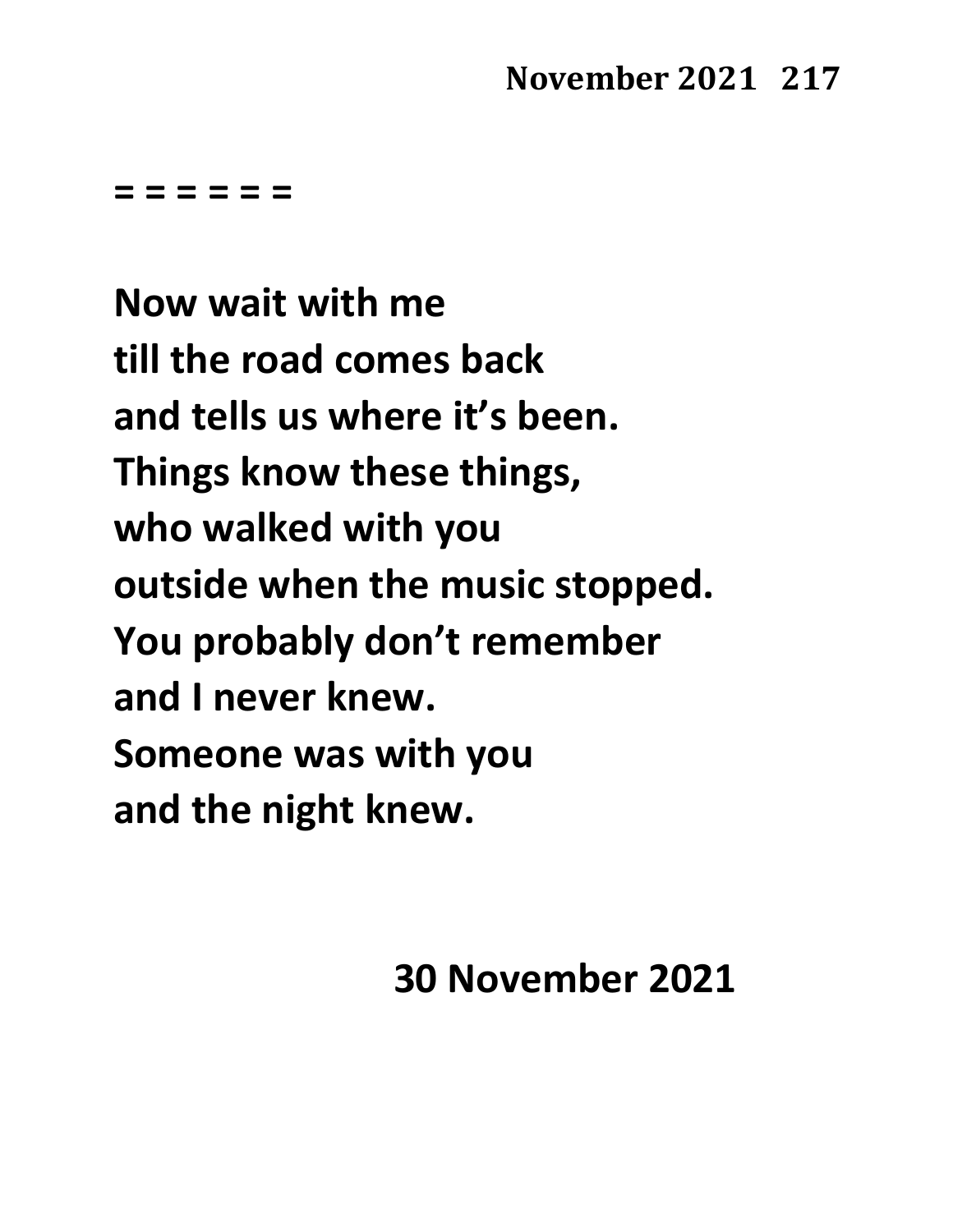= = = = = =

**Now wait with me**
**till the road comes back**
**and tells us where it's been.**
**Things know these things,**
**who walked with you**
**outside when the music stopped.**
**You probably don't remember**
**and I never knew.**
**Someone was with you**
**and the night knew.**

**30 November 2021**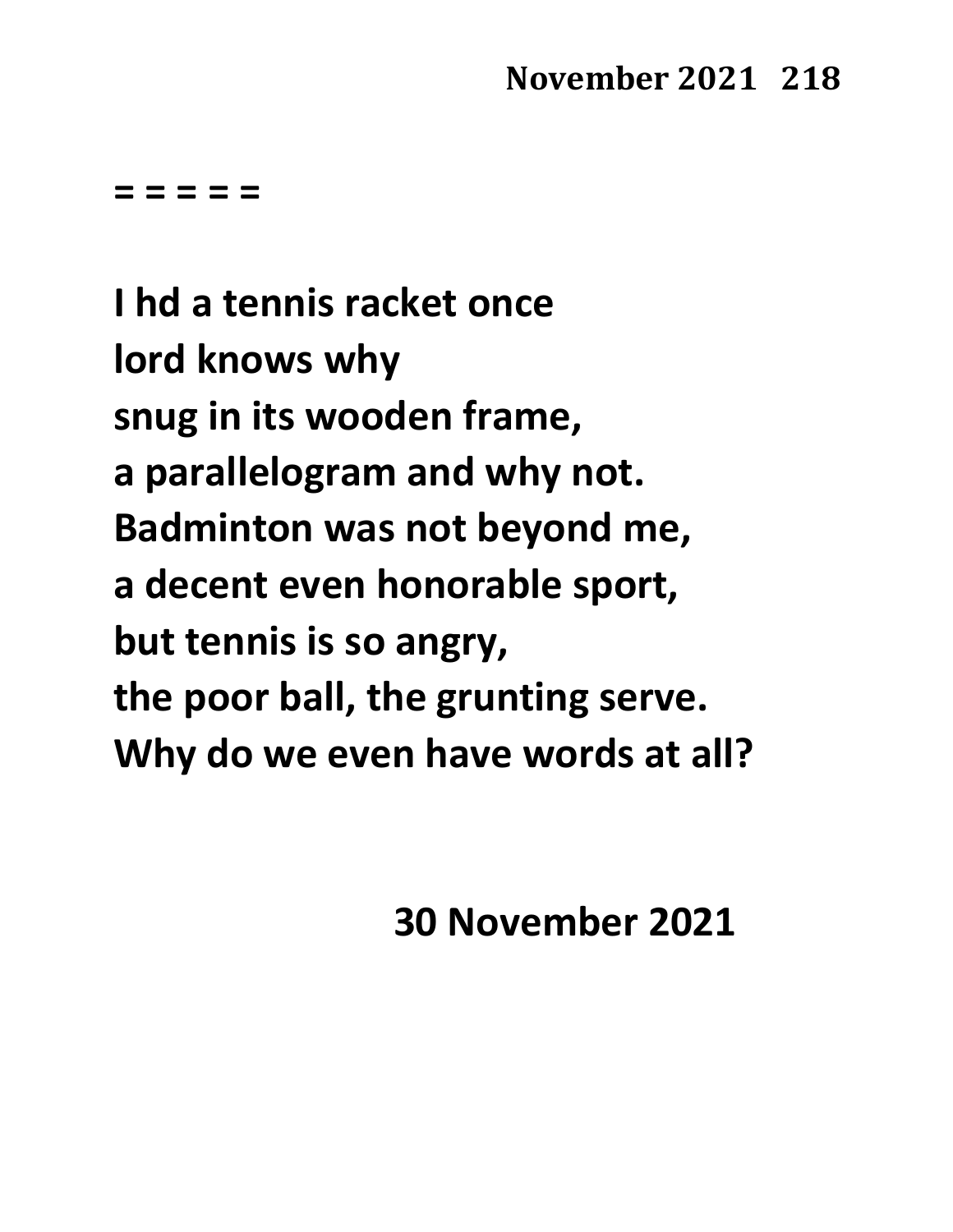= = = = =

**I hd a tennis racket once**
**lord knows why**
**snug in its wooden frame,**
**a parallelogram and why not.**
**Badminton was not beyond me,**
**a decent even honorable sport,**
**but tennis is so angry,**
**the poor ball, the grunting serve.**
**Why do we even have words at all?**

**30 November 2021**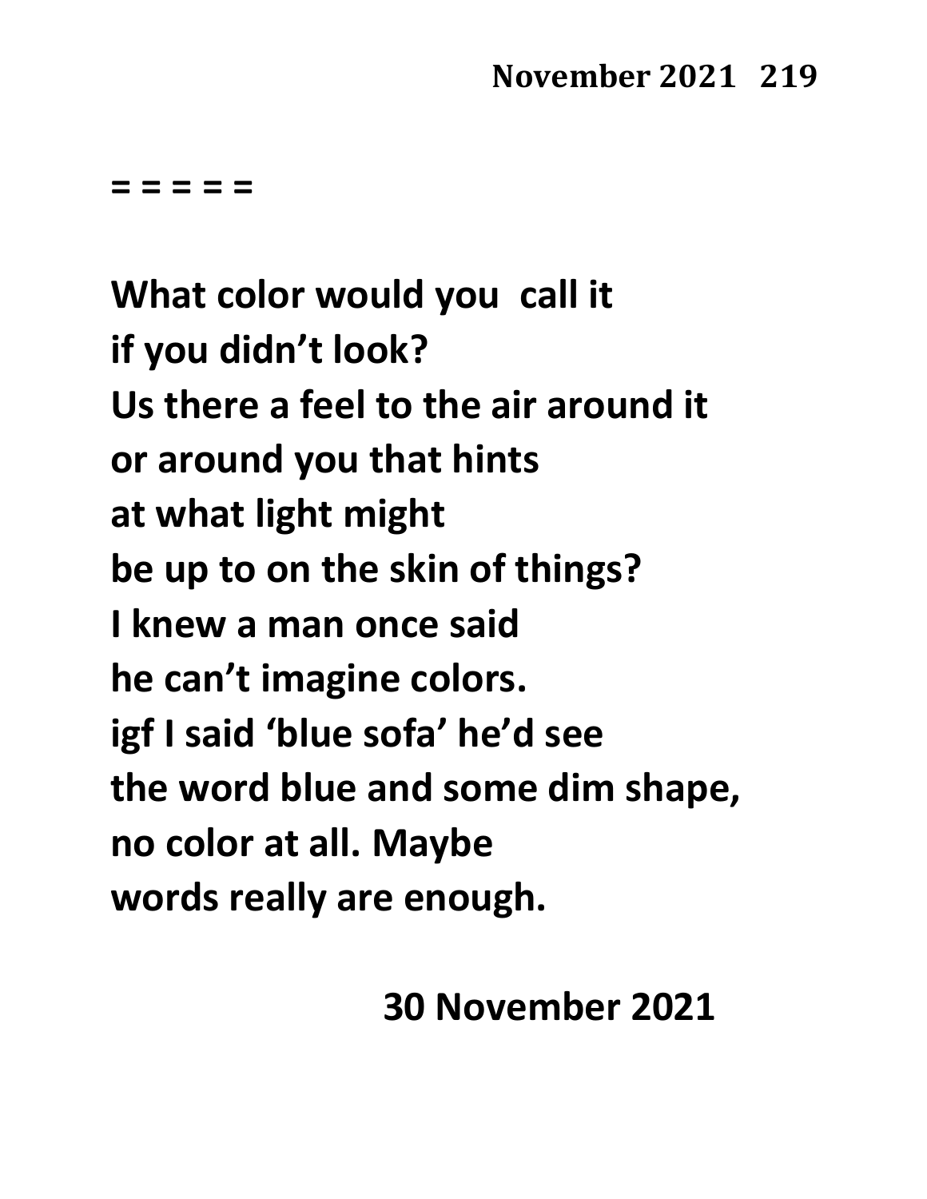= = = = =

What color would you  call it  
if you didn't look?  
Us there a feel to the air around it  
or around you that hints  
at what light might  
be up to on the skin of things?  
I knew a man once said  
he can't imagine colors.  
igf I said 'blue sofa' he'd see  
the word blue and some dim shape,  
no color at all. Maybe  
words really are enough.

30 November 2021